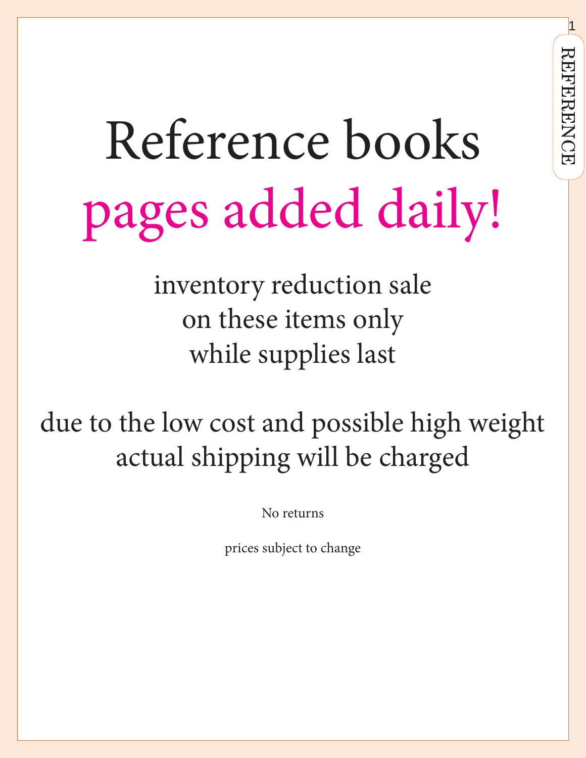# Reference books
# pages added daily!

inventory reduction sale
on these items only
while supplies last

due to the low cost and possible high weight
actual shipping will be charged

No returns

prices subject to change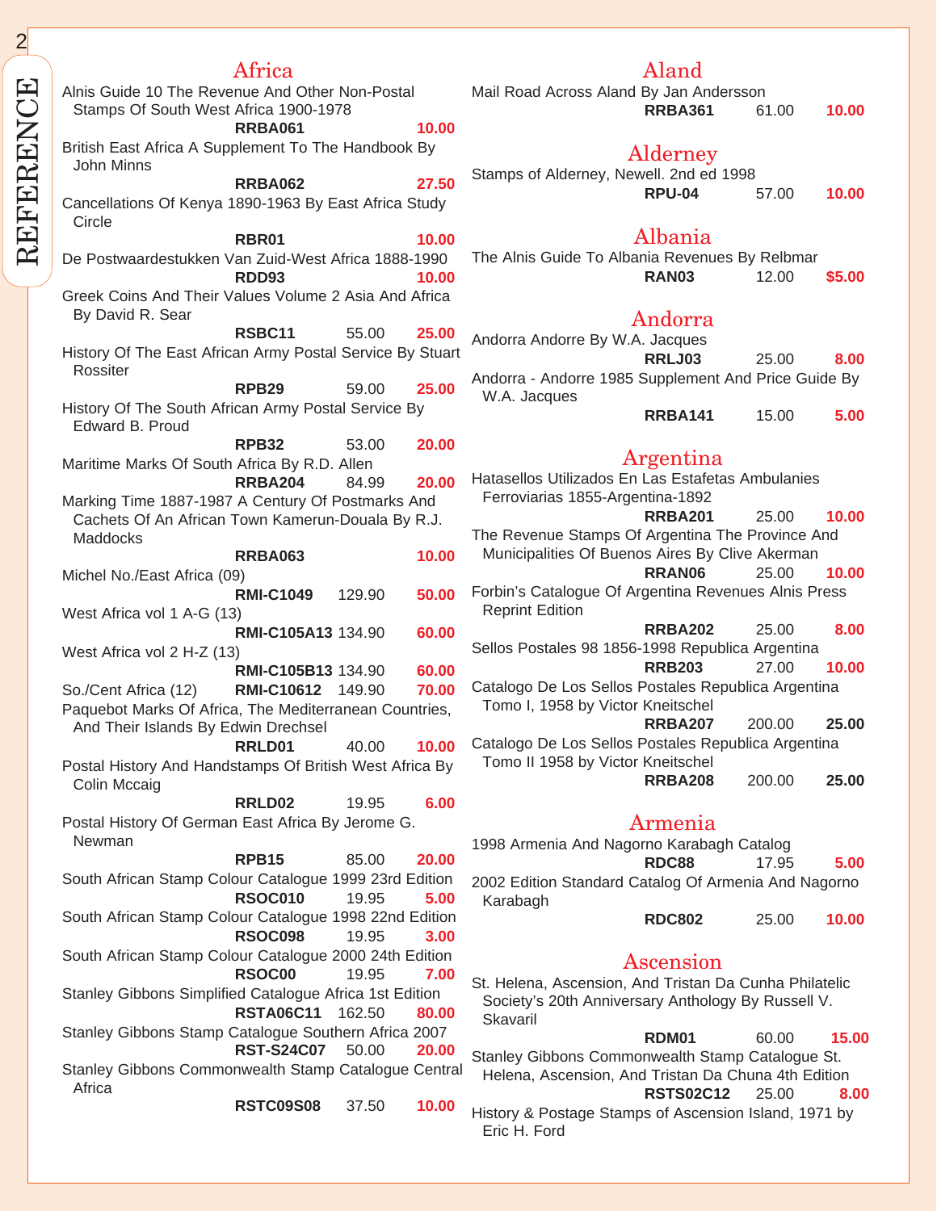## Africa

Alnis Guide 10 The Revenue And Other Non-Postal Stamps Of South West Africa 1900-1978
**RRBA061** **10.00**

British East Africa A Supplement To The Handbook By John Minns
**RRBA062** **27.50**

Cancellations Of Kenya 1890-1963 By East Africa Study Circle
**RBR01** **10.00**

De Postwaardestukken Van Zuid-West Africa 1888-1990
**RDD93** **10.00**

Greek Coins And Their Values Volume 2 Asia And Africa By David R. Sear
**RSBC11** 55.00 **25.00**

History Of The East African Army Postal Service By Stuart Rossiter
**RPB29** 59.00 **25.00**

History Of The South African Army Postal Service By Edward B. Proud
**RPB32** 53.00 **20.00**

Maritime Marks Of South Africa By R.D. Allen
**RRBA204** 84.99 **20.00**

Marking Time 1887-1987 A Century Of Postmarks And Cachets Of An African Town Kamerun-Douala By R.J. Maddocks
**RRBA063** **10.00**

Michel No./East Africa (09)
**RMI-C1049** 129.90 **50.00**

West Africa vol 1 A-G (13)
**RMI-C105A13** 134.90 **60.00**

West Africa vol 2 H-Z (13)
**RMI-C105B13** 134.90 **60.00**

So./Cent Africa (12) **RMI-C10612** 149.90 **70.00**

Paquebot Marks Of Africa, The Mediterranean Countries, And Their Islands By Edwin Drechsel
**RRLD01** 40.00 **10.00**

Postal History And Handstamps Of British West Africa By Colin Mccaig
**RRLD02** 19.95 **6.00**

Postal History Of German East Africa By Jerome G. Newman
**RPB15** 85.00 **20.00**

South African Stamp Colour Catalogue 1999 23rd Edition
**RSOC010** 19.95 **5.00**

South African Stamp Colour Catalogue 1998 22nd Edition
**RSOC098** 19.95 **3.00**

South African Stamp Colour Catalogue 2000 24th Edition
**RSOC00** 19.95 **7.00**

Stanley Gibbons Simplified Catalogue Africa 1st Edition
**RSTA06C11** 162.50 **80.00**

Stanley Gibbons Stamp Catalogue Southern Africa 2007
**RST-S24C07** 50.00 **20.00**

Stanley Gibbons Commonwealth Stamp Catalogue Central Africa
**RSTC09S08** 37.50 **10.00**

## Aland

Mail Road Across Aland By Jan Andersson
**RRBA361** 61.00 **10.00**

## Alderney

Stamps of Alderney, Newell. 2nd ed 1998
**RPU-04** 57.00 **10.00**

## Albania

The Alnis Guide To Albania Revenues By Relbmar
**RAN03** 12.00 **$5.00**

## Andorra

Andorra Andorre By W.A. Jacques
**RRLJ03** 25.00 **8.00**

Andorra - Andorre 1985 Supplement And Price Guide By W.A. Jacques
**RRBA141** 15.00 **5.00**

## Argentina

Hatasellos Utilizados En Las Estafetas Ambulanies Ferroviarias 1855-Argentina-1892
**RRBA201** 25.00 **10.00**

The Revenue Stamps Of Argentina The Province And Municipalities Of Buenos Aires By Clive Akerman
**RRAN06** 25.00 **10.00**

Forbin's Catalogue Of Argentina Revenues Alnis Press Reprint Edition
**RRBA202** 25.00 **8.00**

Sellos Postales 98 1856-1998 Republica Argentina
**RRB203** 27.00 **10.00**

Catalogo De Los Sellos Postales Republica Argentina Tomo I, 1958 by Victor Kneitschel
**RRBA207** 200.00 **25.00**

Catalogo De Los Sellos Postales Republica Argentina Tomo II 1958 by Victor Kneitschel
**RRBA208** 200.00 **25.00**

## Armenia

1998 Armenia And Nagorno Karabagh Catalog
**RDC88** 17.95 **5.00**

2002 Edition Standard Catalog Of Armenia And Nagorno Karabagh
**RDC802** 25.00 **10.00**

## Ascension

St. Helena, Ascension, And Tristan Da Cunha Philatelic Society's 20th Anniversary Anthology By Russell V. Skavaril
**RDM01** 60.00 **15.00**

Stanley Gibbons Commonwealth Stamp Catalogue St. Helena, Ascension, And Tristan Da Chuna 4th Edition
**RSTS02C12** 25.00 **8.00**

History & Postage Stamps of Ascension Island, 1971 by Eric H. Ford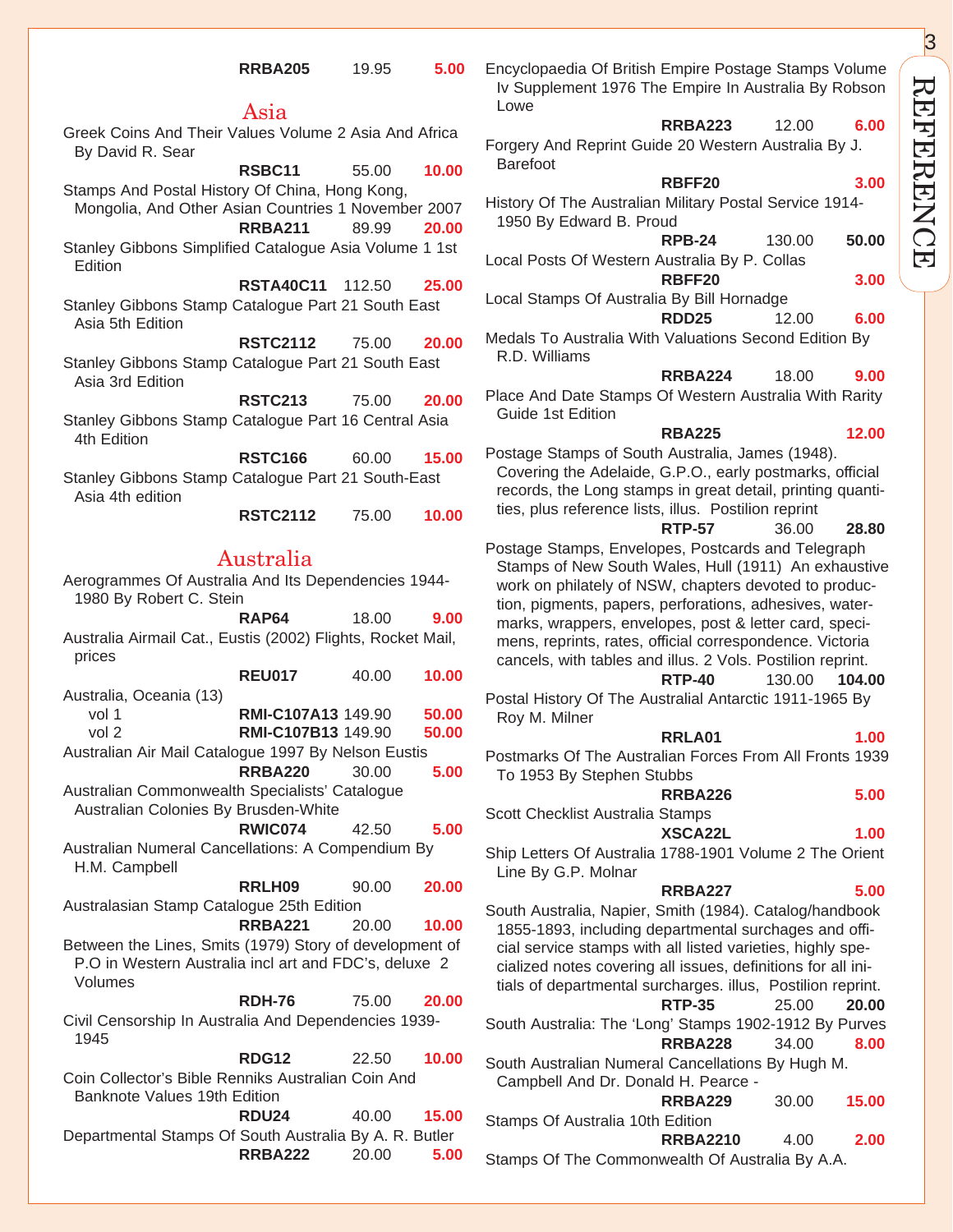| | | |
|---|---|---|
| **RRBA205** | 19.95 | **5.00** |

## Asia

Greek Coins And Their Values Volume 2 Asia And Africa By David R. Sear

| | | |
|---|---|---|
| **RSBC11** | 55.00 | **10.00** |

Stamps And Postal History Of China, Hong Kong, Mongolia, And Other Asian Countries 1 November 2007

| | | |
|---|---|---|
| **RRBA211** | 89.99 | **20.00** |

Stanley Gibbons Simplified Catalogue Asia Volume 1 1st Edition

| | | |
|---|---|---|
| **RSTA40C11** | 112.50 | **25.00** |

Stanley Gibbons Stamp Catalogue Part 21 South East Asia 5th Edition

| | | |
|---|---|---|
| **RSTC2112** | 75.00 | **20.00** |

Stanley Gibbons Stamp Catalogue Part 21 South East Asia 3rd Edition

| | | |
|---|---|---|
| **RSTC213** | 75.00 | **20.00** |

Stanley Gibbons Stamp Catalogue Part 16 Central Asia 4th Edition

| | | |
|---|---|---|
| **RSTC166** | 60.00 | **15.00** |

Stanley Gibbons Stamp Catalogue Part 21 South-East Asia 4th edition

| | | |
|---|---|---|
| **RSTC2112** | 75.00 | **10.00** |

## Australia

Aerogrammes Of Australia And Its Dependencies 1944-1980 By Robert C. Stein

| | | |
|---|---|---|
| **RAP64** | 18.00 | **9.00** |

Australia Airmail Cat., Eustis (2002) Flights, Rocket Mail, prices

| | | |
|---|---|---|
| **REU017** | 40.00 | **10.00** |

Australia, Oceania (13)

| | | | |
|---|---|---|---|
| vol 1 | **RMI-C107A13** | 149.90 | **50.00** |
| vol 2 | **RMI-C107B13** | 149.90 | **50.00** |

Australian Air Mail Catalogue 1997 By Nelson Eustis

| | | |
|---|---|---|
| **RRBA220** | 30.00 | **5.00** |

Australian Commonwealth Specialists' Catalogue Australian Colonies By Brusden-White

| | | |
|---|---|---|
| **RWIC074** | 42.50 | **5.00** |

Australian Numeral Cancellations: A Compendium By H.M. Campbell

| | | |
|---|---|---|
| **RRLH09** | 90.00 | **20.00** |

Australasian Stamp Catalogue 25th Edition

| | | |
|---|---|---|
| **RRBA221** | 20.00 | **10.00** |

Between the Lines, Smits (1979) Story of development of P.O in Western Australia incl art and FDC's, deluxe 2 Volumes

| | | |
|---|---|---|
| **RDH-76** | 75.00 | **20.00** |

Civil Censorship In Australia And Dependencies 1939-1945

| | | |
|---|---|---|
| **RDG12** | 22.50 | **10.00** |

Coin Collector's Bible Renniks Australian Coin And Banknote Values 19th Edition

| | | |
|---|---|---|
| **RDU24** | 40.00 | **15.00** |

Departmental Stamps Of South Australia By A. R. Butler

| | | |
|---|---|---|
| **RRBA222** | 20.00 | **5.00** |

Encyclopaedia Of British Empire Postage Stamps Volume Iv Supplement 1976 The Empire In Australia By Robson Lowe

| | | |
|---|---|---|
| **RRBA223** | 12.00 | **6.00** |

Forgery And Reprint Guide 20 Western Australia By J. Barefoot

| | | |
|---|---|---|
| **RBFF20** | | **3.00** |

History Of The Australian Military Postal Service 1914-1950 By Edward B. Proud

| | | |
|---|---|---|
| **RPB-24** | 130.00 | **50.00** |

Local Posts Of Western Australia By P. Collas

| | | |
|---|---|---|
| **RBFF20** | | **3.00** |

Local Stamps Of Australia By Bill Hornadge

| | | |
|---|---|---|
| **RDD25** | 12.00 | **6.00** |

Medals To Australia With Valuations Second Edition By R.D. Williams

| | | |
|---|---|---|
| **RRBA224** | 18.00 | **9.00** |

Place And Date Stamps Of Western Australia With Rarity Guide 1st Edition

| | | |
|---|---|---|
| **RBA225** | | **12.00** |

Postage Stamps of South Australia, James (1948). Covering the Adelaide, G.P.O., early postmarks, official records, the Long stamps in great detail, printing quantities, plus reference lists, illus. Postilion reprint

| | | |
|---|---|---|
| **RTP-57** | 36.00 | **28.80** |

Postage Stamps, Envelopes, Postcards and Telegraph Stamps of New South Wales, Hull (1911) An exhaustive work on philately of NSW, chapters devoted to production, pigments, papers, perforations, adhesives, watermarks, wrappers, envelopes, post & letter card, specimens, reprints, rates, official correspondence. Victoria cancels, with tables and illus. 2 Vols. Postilion reprint.

| | | |
|---|---|---|
| **RTP-40** | 130.00 | **104.00** |

Postal History Of The Australial Antarctic 1911-1965 By Roy M. Milner

| | | |
|---|---|---|
| **RRLA01** | | **1.00** |

Postmarks Of The Australian Forces From All Fronts 1939 To 1953 By Stephen Stubbs

| | | |
|---|---|---|
| **RRBA226** | | **5.00** |

Scott Checklist Australia Stamps

| | | |
|---|---|---|
| **XSCA22L** | | **1.00** |

Ship Letters Of Australia 1788-1901 Volume 2 The Orient Line By G.P. Molnar

| | | |
|---|---|---|
| **RRBA227** | | **5.00** |

South Australia, Napier, Smith (1984). Catalog/handbook 1855-1893, including departmental surchages and official service stamps with all listed varieties, highly specialized notes covering all issues, definitions for all initials of departmental surcharges. illus, Postilion reprint.

| | | |
|---|---|---|
| **RTP-35** | 25.00 | **20.00** |

South Australia: The 'Long' Stamps 1902-1912 By Purves

| | | |
|---|---|---|
| **RRBA228** | 34.00 | **8.00** |

South Australian Numeral Cancellations By Hugh M. Campbell And Dr. Donald H. Pearce -

| | | |
|---|---|---|
| **RRBA229** | 30.00 | **15.00** |

Stamps Of Australia 10th Edition

| | | |
|---|---|---|
| **RRBA2210** | 4.00 | **2.00** |

Stamps Of The Commonwealth Of Australia By A.A.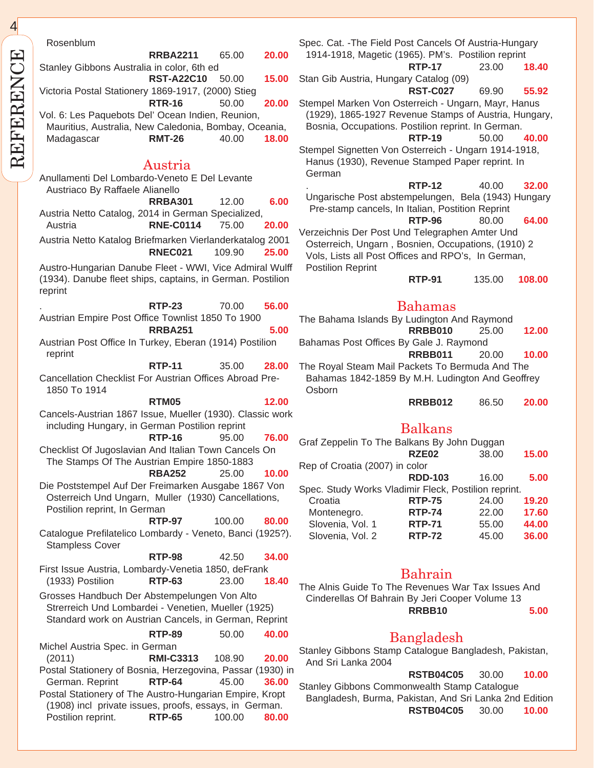Rosenblum
**RRBA2211** 65.00 **20.00**

Stanley Gibbons Australia in color, 6th ed
**RST-A22C10** 50.00 **15.00**

Victoria Postal Stationery 1869-1917, (2000) Stieg
**RTR-16** 50.00 **20.00**

Vol. 6: Les Paquebots Del' Ocean Indien, Reunion, Mauritius, Australia, New Caledonia, Bombay, Oceania, Madagascar **RMT-26** 40.00 **18.00**

## Austria

Anullamenti Del Lombardo-Veneto E Del Levante Austriaco By Raffaele Alianello
**RRBA301** 12.00 **6.00**

Austria Netto Catalog, 2014 in German Specialized, Austria **RNE-C0114** 75.00 **20.00**

Austria Netto Katalog Briefmarken Vierlanderkatalog 2001
**RNEC021** 109.90 **25.00**

Austro-Hungarian Danube Fleet - WWI, Vice Admiral Wulff (1934). Danube fleet ships, captains, in German. Postilion reprint
. **RTP-23** 70.00 **56.00**

Austrian Empire Post Office Townlist 1850 To 1900
**RRBA251** **5.00**

Austrian Post Office In Turkey, Eberan (1914) Postilion reprint
**RTP-11** 35.00 **28.00**

Cancellation Checklist For Austrian Offices Abroad Pre-1850 To 1914
**RTM05** **12.00**

Cancels-Austrian 1867 Issue, Mueller (1930). Classic work including Hungary, in German Postilion reprint
**RTP-16** 95.00 **76.00**

Checklist Of Jugoslavian And Italian Town Cancels On The Stamps Of The Austrian Empire 1850-1883
**RBA252** 25.00 **10.00**

Die Poststempel Auf Der Freimarken Ausgabe 1867 Von Osterreich Und Ungarn, Muller (1930) Cancellations, Postilion reprint, In German
**RTP-97** 100.00 **80.00**

Catalogue Prefilatelico Lombardy - Veneto, Banci (1925?). Stampless Cover
**RTP-98** 42.50 **34.00**

First Issue Austria, Lombardy-Venetia 1850, deFrank (1933) Postilion **RTP-63** 23.00 **18.40**

Grosses Handbuch Der Abstempelungen Von Alto Strerreich Und Lombardei - Venetien, Mueller (1925) Standard work on Austrian Cancels, in German, Reprint
**RTP-89** 50.00 **40.00**

Michel Austria Spec. in German (2011) **RMI-C3313** 108.90 **20.00**

Postal Stationery of Bosnia, Herzegovina, Passar (1930) in German. Reprint **RTP-64** 45.00 **36.00**

Postal Stationery of The Austro-Hungarian Empire, Kropt (1908) incl private issues, proofs, essays, in German. Postilion reprint. **RTP-65** 100.00 **80.00**

Spec. Cat. -The Field Post Cancels Of Austria-Hungary 1914-1918, Magetic (1965). PM's. Postilion reprint
**RTP-17** 23.00 **18.40**

Stan Gib Austria, Hungary Catalog (09)
**RST-C027** 69.90 **55.92**

Stempel Marken Von Osterreich - Ungarn, Mayr, Hanus (1929), 1865-1927 Revenue Stamps of Austria, Hungary, Bosnia, Occupations. Postilion reprint. In German.
**RTP-19** 50.00 **40.00**

Stempel Signetten Von Osterreich - Ungarn 1914-1918, Hanus (1930), Revenue Stamped Paper reprint. In German
. **RTP-12** 40.00 **32.00**

Ungarische Post abstempelungen, Bela (1943) Hungary Pre-stamp cancels, In Italian, Postition Reprint
**RTP-96** 80.00 **64.00**

Verzeichnis Der Post Und Telegraphen Amter Und Osterreich, Ungarn , Bosnien, Occupations, (1910) 2 Vols, Lists all Post Offices and RPO's, In German, Postilion Reprint
**RTP-91** 135.00 **108.00**

## Bahamas

The Bahama Islands By Ludington And Raymond
**RRBB010** 25.00 **12.00**

Bahamas Post Offices By Gale J. Raymond
**RRBB011** 20.00 **10.00**

The Royal Steam Mail Packets To Bermuda And The Bahamas 1842-1859 By M.H. Ludington And Geoffrey Osborn
**RRBB012** 86.50 **20.00**

## Balkans

Graf Zeppelin To The Balkans By John Duggan
**RZE02** 38.00 **15.00**

Rep of Croatia (2007) in color
**RDD-103** 16.00 **5.00**

Spec. Study Works Vladimir Fleck, Postilion reprint.

| | | | |
|---|---|---|---|
| Croatia | **RTP-75** | 24.00 | **19.20** |
| Montenegro. | **RTP-74** | 22.00 | **17.60** |
| Slovenia, Vol. 1 | **RTP-71** | 55.00 | **44.00** |
| Slovenia, Vol. 2 | **RTP-72** | 45.00 | **36.00** |

## Bahrain

The Alnis Guide To The Revenues War Tax Issues And Cinderellas Of Bahrain By Jeri Cooper Volume 13
**RRBB10** **5.00**

## Bangladesh

Stanley Gibbons Stamp Catalogue Bangladesh, Pakistan, And Sri Lanka 2004
**RSTB04C05** 30.00 **10.00**

Stanley Gibbons Commonwealth Stamp Catalogue Bangladesh, Burma, Pakistan, And Sri Lanka 2nd Edition
**RSTB04C05** 30.00 **10.00**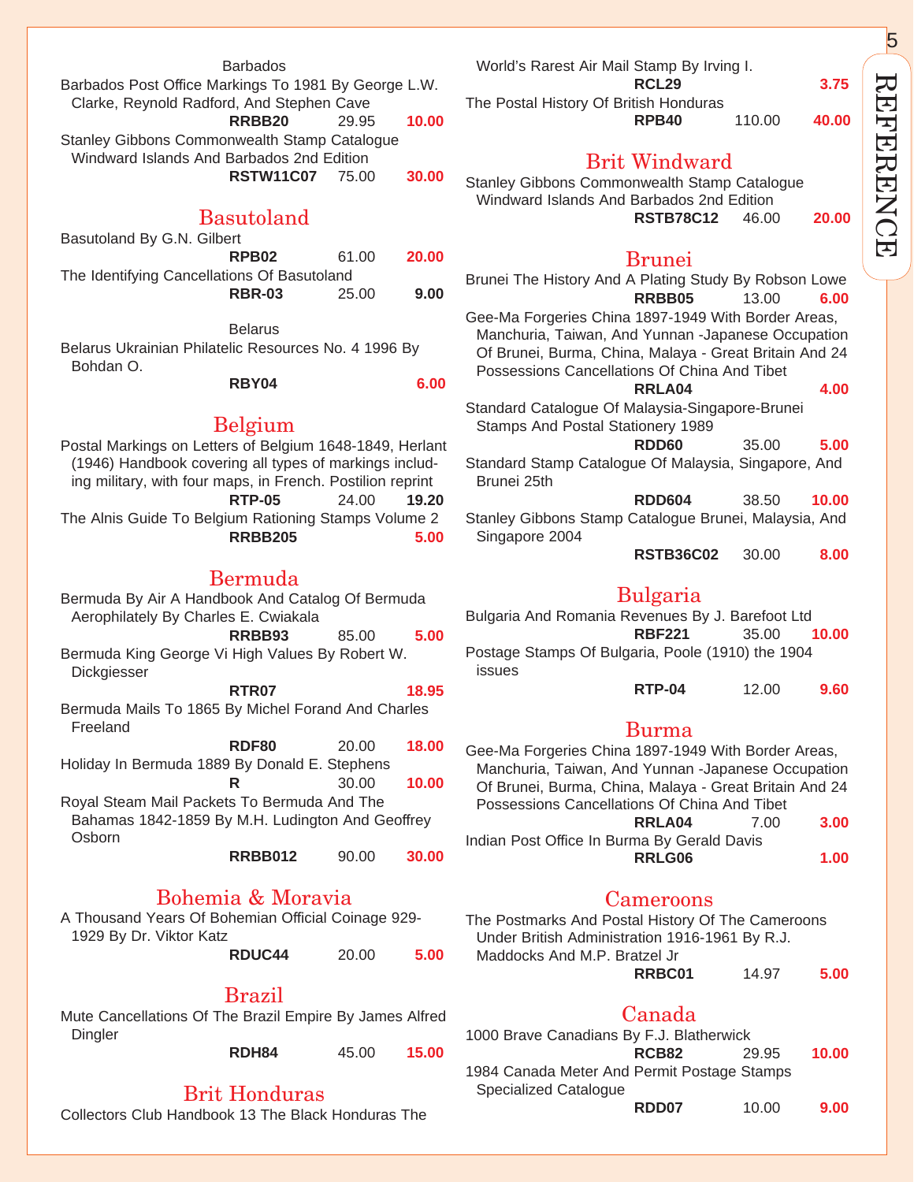## Barbados

Barbados Post Office Markings To 1981 By George L.W. Clarke, Reynold Radford, And Stephen Cave
**RRBB20** 29.95 **10.00**

Stanley Gibbons Commonwealth Stamp Catalogue Windward Islands And Barbados 2nd Edition
**RSTW11C07** 75.00 **30.00**

## Basutoland

Basutoland By G.N. Gilbert
**RPB02** 61.00 **20.00**

The Identifying Cancellations Of Basutoland
**RBR-03** 25.00 **9.00**

## Belarus

Belarus Ukrainian Philatelic Resources No. 4 1996 By Bohdan O.
**RBY04** **6.00**

## Belgium

Postal Markings on Letters of Belgium 1648-1849, Herlant (1946) Handbook covering all types of markings including military, with four maps, in French. Postilion reprint
**RTP-05** 24.00 **19.20**

The Alnis Guide To Belgium Rationing Stamps Volume 2
**RRBB205** **5.00**

## Bermuda

Bermuda By Air A Handbook And Catalog Of Bermuda Aerophilately By Charles E. Cwiakala
**RRBB93** 85.00 **5.00**

Bermuda King George Vi High Values By Robert W. Dickgiesser
**RTR07** **18.95**

Bermuda Mails To 1865 By Michel Forand And Charles Freeland
**RDF80** 20.00 **18.00**

Holiday In Bermuda 1889 By Donald E. Stephens
**R** 30.00 **10.00**

Royal Steam Mail Packets To Bermuda And The Bahamas 1842-1859 By M.H. Ludington And Geoffrey Osborn
**RRBB012** 90.00 **30.00**

## Bohemia & Moravia

A Thousand Years Of Bohemian Official Coinage 929-1929 By Dr. Viktor Katz
**RDUC44** 20.00 **5.00**

## Brazil

Mute Cancellations Of The Brazil Empire By James Alfred Dingler
**RDH84** 45.00 **15.00**

## Brit Honduras

Collectors Club Handbook 13 The Black Honduras The World's Rarest Air Mail Stamp By Irving I.
**RCL29** **3.75**

The Postal History Of British Honduras
**RPB40** 110.00 **40.00**

## Brit Windward

Stanley Gibbons Commonwealth Stamp Catalogue Windward Islands And Barbados 2nd Edition
**RSTB78C12** 46.00 **20.00**

## Brunei

Brunei The History And A Plating Study By Robson Lowe
**RRBB05** 13.00 **6.00**

Gee-Ma Forgeries China 1897-1949 With Border Areas, Manchuria, Taiwan, And Yunnan -Japanese Occupation Of Brunei, Burma, China, Malaya - Great Britain And 24 Possessions Cancellations Of China And Tibet
**RRLA04** **4.00**

Standard Catalogue Of Malaysia-Singapore-Brunei Stamps And Postal Stationery 1989
**RDD60** 35.00 **5.00**

Standard Stamp Catalogue Of Malaysia, Singapore, And Brunei 25th
**RDD604** 38.50 **10.00**

Stanley Gibbons Stamp Catalogue Brunei, Malaysia, And Singapore 2004
**RSTB36C02** 30.00 **8.00**

## Bulgaria

Bulgaria And Romania Revenues By J. Barefoot Ltd
**RBF221** 35.00 **10.00**

Postage Stamps Of Bulgaria, Poole (1910) the 1904 issues
**RTP-04** 12.00 **9.60**

## Burma

Gee-Ma Forgeries China 1897-1949 With Border Areas, Manchuria, Taiwan, And Yunnan -Japanese Occupation Of Brunei, Burma, China, Malaya - Great Britain And 24 Possessions Cancellations Of China And Tibet
**RRLA04** 7.00 **3.00**

Indian Post Office In Burma By Gerald Davis
**RRLG06** **1.00**

## Cameroons

The Postmarks And Postal History Of The Cameroons Under British Administration 1916-1961 By R.J. Maddocks And M.P. Bratzel Jr
**RRBC01** 14.97 **5.00**

## Canada

1000 Brave Canadians By F.J. Blatherwick
**RCB82** 29.95 **10.00**

1984 Canada Meter And Permit Postage Stamps Specialized Catalogue
**RDD07** 10.00 **9.00**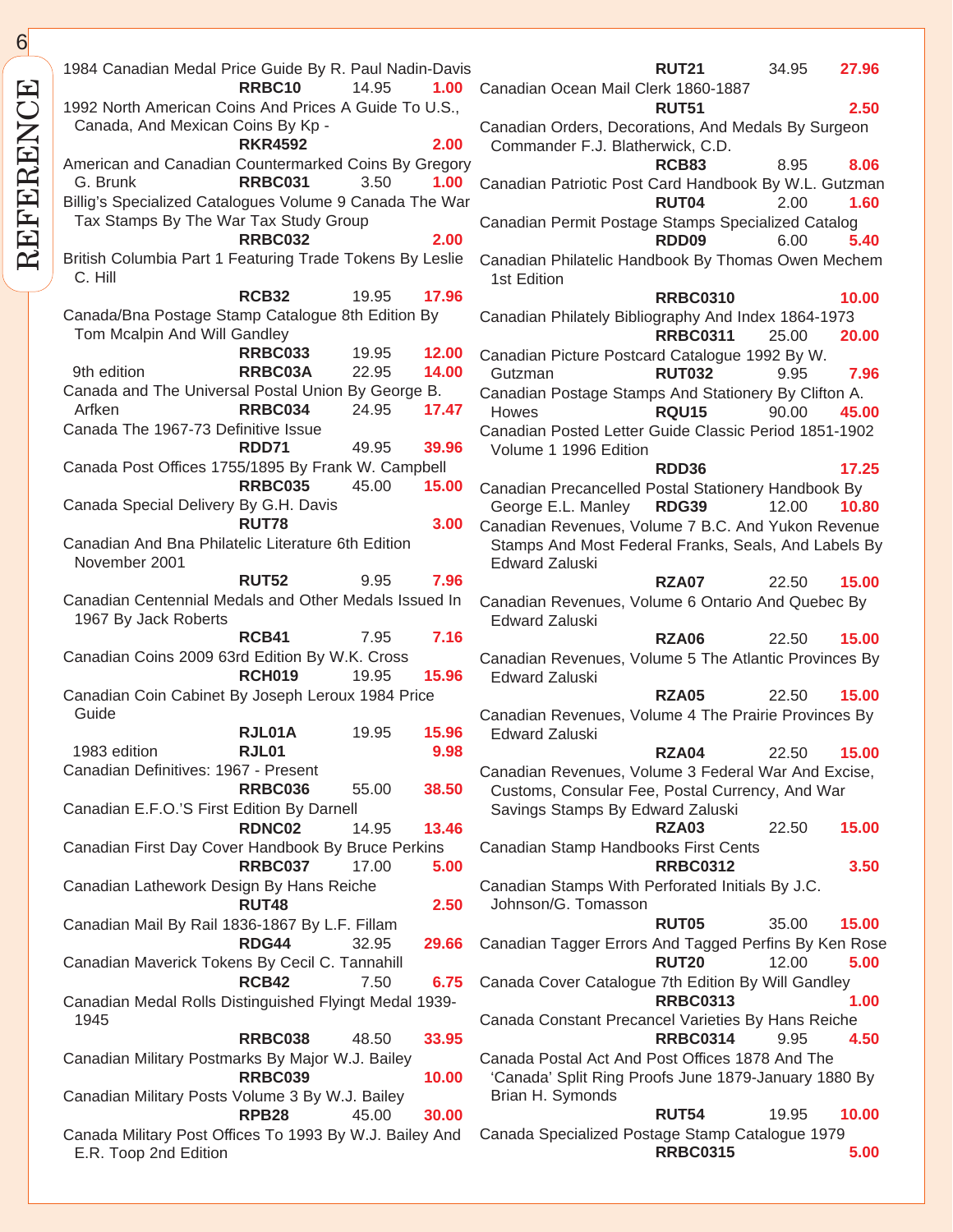1984 Canadian Medal Price Guide By R. Paul Nadin-Davis
**RRBC10** 14.95 **1.00**

1992 North American Coins And Prices A Guide To U.S., Canada, And Mexican Coins By Kp -
**RKR4592** **2.00**

American and Canadian Countermarked Coins By Gregory G. Brunk **RRBC031** 3.50 **1.00**

Billig's Specialized Catalogues Volume 9 Canada The War Tax Stamps By The War Tax Study Group
**RRBC032** **2.00**

British Columbia Part 1 Featuring Trade Tokens By Leslie C. Hill
**RCB32** 19.95 **17.96**

Canada/Bna Postage Stamp Catalogue 8th Edition By Tom Mcalpin And Will Gandley
**RRBC033** 19.95 **12.00**
9th edition **RRBC03A** 22.95 **14.00**

Canada and The Universal Postal Union By George B. Arfken **RRBC034** 24.95 **17.47**

Canada The 1967-73 Definitive Issue
**RDD71** 49.95 **39.96**

Canada Post Offices 1755/1895 By Frank W. Campbell
**RRBC035** 45.00 **15.00**

Canada Special Delivery By G.H. Davis
**RUT78** **3.00**

Canadian And Bna Philatelic Literature 6th Edition November 2001
**RUT52** 9.95 **7.96**

Canadian Centennial Medals and Other Medals Issued In 1967 By Jack Roberts
**RCB41** 7.95 **7.16**

Canadian Coins 2009 63rd Edition By W.K. Cross
**RCH019** 19.95 **15.96**

Canadian Coin Cabinet By Joseph Leroux 1984 Price Guide
**RJL01A** 19.95 **15.96**
1983 edition **RJL01** **9.98**

Canadian Definitives: 1967 - Present
**RRBC036** 55.00 **38.50**

Canadian E.F.O.'S First Edition By Darnell
**RDNC02** 14.95 **13.46**

Canadian First Day Cover Handbook By Bruce Perkins
**RRBC037** 17.00 **5.00**

Canadian Lathework Design By Hans Reiche
**RUT48** **2.50**

Canadian Mail By Rail 1836-1867 By L.F. Fillam
**RDG44** 32.95 **29.66**

Canadian Maverick Tokens By Cecil C. Tannahill
**RCB42** 7.50 **6.75**

Canadian Medal Rolls Distinguished Flyingt Medal 1939-1945
**RRBC038** 48.50 **33.95**

Canadian Military Postmarks By Major W.J. Bailey
**RRBC039** **10.00**

Canadian Military Posts Volume 3 By W.J. Bailey
**RPB28** 45.00 **30.00**

Canada Military Post Offices To 1993 By W.J. Bailey And E.R. Toop 2nd Edition
**RUT21** 34.95 **27.96**

Canadian Ocean Mail Clerk 1860-1887
**RUT51** **2.50**

Canadian Orders, Decorations, And Medals By Surgeon Commander F.J. Blatherwick, C.D.
**RCB83** 8.95 **8.06**

Canadian Patriotic Post Card Handbook By W.L. Gutzman
**RUT04** 2.00 **1.60**

Canadian Permit Postage Stamps Specialized Catalog
**RDD09** 6.00 **5.40**

Canadian Philatelic Handbook By Thomas Owen Mechem 1st Edition
**RRBC0310** **10.00**

Canadian Philately Bibliography And Index 1864-1973
**RRBC0311** 25.00 **20.00**

Canadian Picture Postcard Catalogue 1992 By W. Gutzman **RUT032** 9.95 **7.96**

Canadian Postage Stamps And Stationery By Clifton A. Howes **RQU15** 90.00 **45.00**

Canadian Posted Letter Guide Classic Period 1851-1902 Volume 1 1996 Edition
**RDD36** **17.25**

Canadian Precancelled Postal Stationery Handbook By George E.L. Manley **RDG39** 12.00 **10.80**

Canadian Revenues, Volume 7 B.C. And Yukon Revenue Stamps And Most Federal Franks, Seals, And Labels By Edward Zaluski
**RZA07** 22.50 **15.00**

Canadian Revenues, Volume 6 Ontario And Quebec By Edward Zaluski
**RZA06** 22.50 **15.00**

Canadian Revenues, Volume 5 The Atlantic Provinces By Edward Zaluski
**RZA05** 22.50 **15.00**

Canadian Revenues, Volume 4 The Prairie Provinces By Edward Zaluski
**RZA04** 22.50 **15.00**

Canadian Revenues, Volume 3 Federal War And Excise, Customs, Consular Fee, Postal Currency, And War Savings Stamps By Edward Zaluski
**RZA03** 22.50 **15.00**

Canadian Stamp Handbooks First Cents
**RRBC0312** **3.50**

Canadian Stamps With Perforated Initials By J.C. Johnson/G. Tomasson
**RUT05** 35.00 **15.00**

Canadian Tagger Errors And Tagged Perfins By Ken Rose
**RUT20** 12.00 **5.00**

Canada Cover Catalogue 7th Edition By Will Gandley
**RRBC0313** **1.00**

Canada Constant Precancel Varieties By Hans Reiche
**RRBC0314** 9.95 **4.50**

Canada Postal Act And Post Offices 1878 And The 'Canada' Split Ring Proofs June 1879-January 1880 By Brian H. Symonds
**RUT54** 19.95 **10.00**

Canada Specialized Postage Stamp Catalogue 1979
**RRBC0315** **5.00**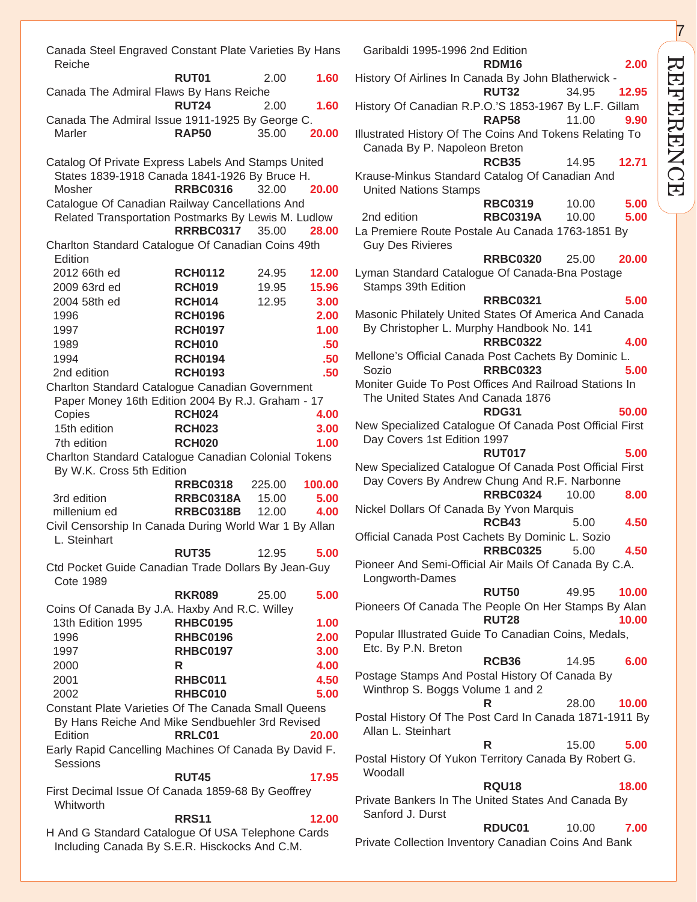Canada Steel Engraved Constant Plate Varieties By Hans Reiche

| | Code | Price | Sale |
|---|---|---|---|
| | RUT01 | 2.00 | 1.60 |

Canada The Admiral Flaws By Hans Reiche

| | Code | Price | Sale |
|---|---|---|---|
| | RUT24 | 2.00 | 1.60 |

Canada The Admiral Issue 1911-1925 By George C. Marler

| | Code | Price | Sale |
|---|---|---|---|
| | RAP50 | 35.00 | 20.00 |

Catalog Of Private Express Labels And Stamps United States 1839-1918 Canada 1841-1926 By Bruce H. Mosher

| | Code | Price | Sale |
|---|---|---|---|
| | RRBC0316 | 32.00 | 20.00 |

Catalogue Of Canadian Railway Cancellations And Related Transportation Postmarks By Lewis M. Ludlow

| | Code | Price | Sale |
|---|---|---|---|
| | RRRBC0317 | 35.00 | 28.00 |

Charlton Standard Catalogue Of Canadian Coins 49th Edition

| | Code | Price | Sale |
|---|---|---|---|
| 2012 66th ed | RCH0112 | 24.95 | 12.00 |
| 2009 63rd ed | RCH019 | 19.95 | 15.96 |
| 2004 58th ed | RCH014 | 12.95 | 3.00 |
| 1996 | RCH0196 | | 2.00 |
| 1997 | RCH0197 | | 1.00 |
| 1989 | RCH010 | | .50 |
| 1994 | RCH0194 | | .50 |
| 2nd edition | RCH0193 | | .50 |

Charlton Standard Catalogue Canadian Government Paper Money 16th Edition 2004 By R.J. Graham - 17 Copies

| | Code | Price | Sale |
|---|---|---|---|
| | RCH024 | | 4.00 |
| 15th edition | RCH023 | | 3.00 |
| 7th edition | RCH020 | | 1.00 |

Charlton Standard Catalogue Canadian Colonial Tokens By W.K. Cross 5th Edition

| | Code | Price | Sale |
|---|---|---|---|
| | RRBC0318 | 225.00 | 100.00 |
| 3rd edition | RRBC0318A | 15.00 | 5.00 |
| millenium ed | RRBC0318B | 12.00 | 4.00 |

Civil Censorship In Canada During World War 1 By Allan L. Steinhart

| | Code | Price | Sale |
|---|---|---|---|
| | RUT35 | 12.95 | 5.00 |

Ctd Pocket Guide Canadian Trade Dollars By Jean-Guy Cote 1989

| | Code | Price | Sale |
|---|---|---|---|
| | RKR089 | 25.00 | 5.00 |

Coins Of Canada By J.A. Haxby And R.C. Willey

| | Code | Price | Sale |
|---|---|---|---|
| 13th Edition 1995 | RHBC0195 | | 1.00 |
| 1996 | RHBC0196 | | 2.00 |
| 1997 | RHBC0197 | | 3.00 |
| 2000 | R | | 4.00 |
| 2001 | RHBC011 | | 4.50 |
| 2002 | RHBC010 | | 5.00 |

Constant Plate Varieties Of The Canada Small Queens By Hans Reiche And Mike Sendbuehler 3rd Revised Edition

| | Code | Price | Sale |
|---|---|---|---|
| | RRLC01 | | 20.00 |

Early Rapid Cancelling Machines Of Canada By David F. Sessions

| | Code | Price | Sale |
|---|---|---|---|
| | RUT45 | | 17.95 |

First Decimal Issue Of Canada 1859-68 By Geoffrey Whitworth

| | Code | Price | Sale |
|---|---|---|---|
| | RRS11 | | 12.00 |

H And G Standard Catalogue Of USA Telephone Cards Including Canada By S.E.R. Hisckocks And C.M. Garibaldi 1995-1996 2nd Edition

| | Code | Price | Sale |
|---|---|---|---|
| | RDM16 | | 2.00 |

History Of Airlines In Canada By John Blatherwick -

| | Code | Price | Sale |
|---|---|---|---|
| | RUT32 | 34.95 | 12.95 |

History Of Canadian R.P.O.'S 1853-1967 By L.F. Gillam

| | Code | Price | Sale |
|---|---|---|---|
| | RAP58 | 11.00 | 9.90 |

Illustrated History Of The Coins And Tokens Relating To Canada By P. Napoleon Breton

| | Code | Price | Sale |
|---|---|---|---|
| | RCB35 | 14.95 | 12.71 |

Krause-Minkus Standard Catalog Of Canadian And United Nations Stamps

| | Code | Price | Sale |
|---|---|---|---|
| | RBC0319 | 10.00 | 5.00 |
| 2nd edition | RBC0319A | 10.00 | 5.00 |

La Premiere Route Postale Au Canada 1763-1851 By Guy Des Rivieres

| | Code | Price | Sale |
|---|---|---|---|
| | RRBC0320 | 25.00 | 20.00 |

Lyman Standard Catalogue Of Canada-Bna Postage Stamps 39th Edition

| | Code | Price | Sale |
|---|---|---|---|
| | RRBC0321 | | 5.00 |

Masonic Philately United States Of America And Canada By Christopher L. Murphy Handbook No. 141

| | Code | Price | Sale |
|---|---|---|---|
| | RRBC0322 | | 4.00 |

Mellone's Official Canada Post Cachets By Dominic L. Sozio

| | Code | Price | Sale |
|---|---|---|---|
| | RRBC0323 | | 5.00 |

Moniter Guide To Post Offices And Railroad Stations In The United States And Canada 1876

| | Code | Price | Sale |
|---|---|---|---|
| | RDG31 | | 50.00 |

New Specialized Catalogue Of Canada Post Official First Day Covers 1st Edition 1997

| | Code | Price | Sale |
|---|---|---|---|
| | RUT017 | | 5.00 |

New Specialized Catalogue Of Canada Post Official First Day Covers By Andrew Chung And R.F. Narbonne

| | Code | Price | Sale |
|---|---|---|---|
| | RRBC0324 | 10.00 | 8.00 |

Nickel Dollars Of Canada By Yvon Marquis

| | Code | Price | Sale |
|---|---|---|---|
| | RCB43 | 5.00 | 4.50 |

Official Canada Post Cachets By Dominic L. Sozio

| | Code | Price | Sale |
|---|---|---|---|
| | RRBC0325 | 5.00 | 4.50 |

Pioneer And Semi-Official Air Mails Of Canada By C.A. Longworth-Dames

| | Code | Price | Sale |
|---|---|---|---|
| | RUT50 | 49.95 | 10.00 |

Pioneers Of Canada The People On Her Stamps By Alan

| | Code | Price | Sale |
|---|---|---|---|
| | RUT28 | | 10.00 |

Popular Illustrated Guide To Canadian Coins, Medals, Etc. By P.N. Breton

| | Code | Price | Sale |
|---|---|---|---|
| | RCB36 | 14.95 | 6.00 |

Postage Stamps And Postal History Of Canada By Winthrop S. Boggs Volume 1 and 2

| | Code | Price | Sale |
|---|---|---|---|
| | R | 28.00 | 10.00 |

Postal History Of The Post Card In Canada 1871-1911 By Allan L. Steinhart

| | Code | Price | Sale |
|---|---|---|---|
| | R | 15.00 | 5.00 |

Postal History Of Yukon Territory Canada By Robert G. Woodall

| | Code | Price | Sale |
|---|---|---|---|
| | RQU18 | | 18.00 |

Private Bankers In The United States And Canada By Sanford J. Durst

| | Code | Price | Sale |
|---|---|---|---|
| | RDUC01 | 10.00 | 7.00 |

Private Collection Inventory Canadian Coins And Bank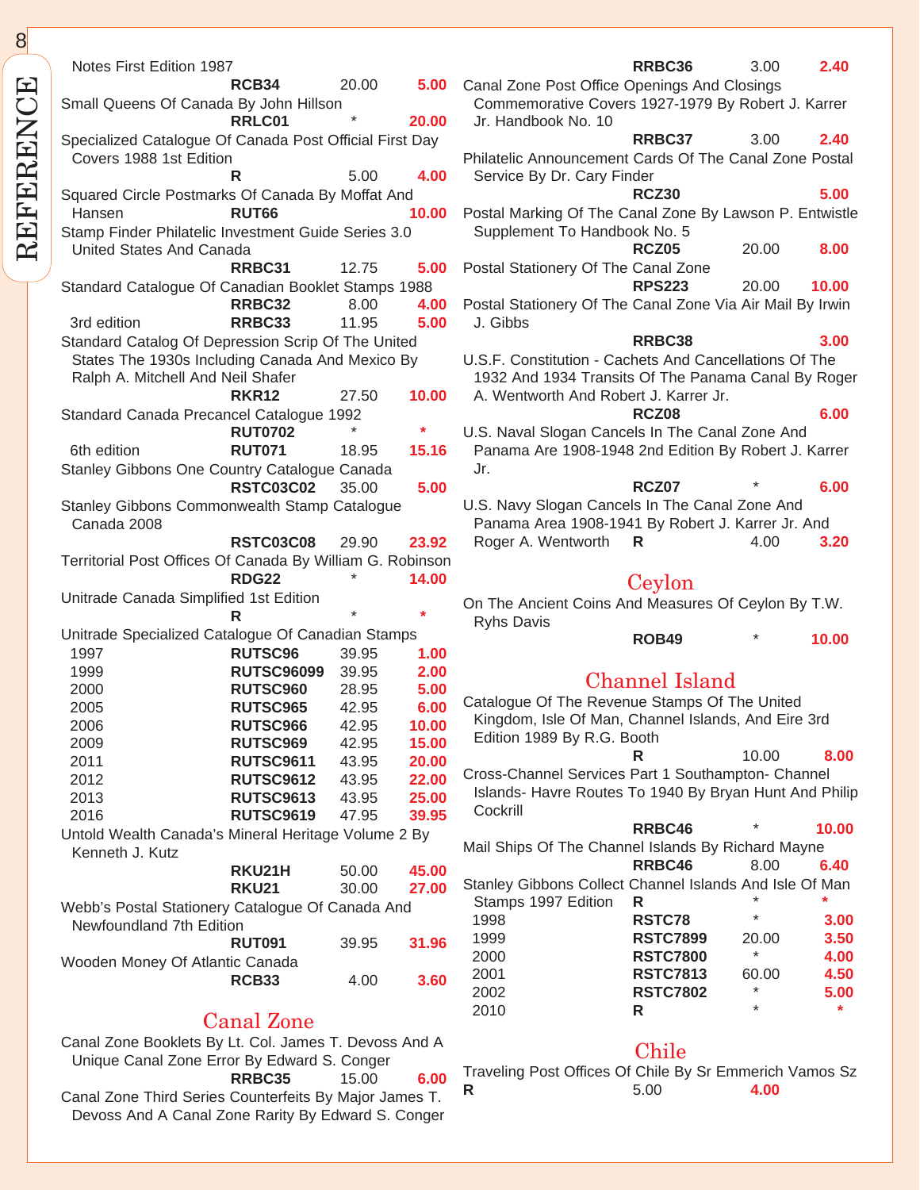Notes First Edition 1987
**RCB34** 20.00 **5.00**

Small Queens Of Canada By John Hillson
**RRLC01** * **20.00**

Specialized Catalogue Of Canada Post Official First Day Covers 1988 1st Edition
**R** 5.00 **4.00**

Squared Circle Postmarks Of Canada By Moffat And Hansen **RUT66** **10.00**

Stamp Finder Philatelic Investment Guide Series 3.0 United States And Canada
**RRBC31** 12.75 **5.00**

Standard Catalogue Of Canadian Booklet Stamps 1988
**RRBC32** 8.00 **4.00**

3rd edition **RRBC33** 11.95 **5.00**

Standard Catalog Of Depression Scrip Of The United States The 1930s Including Canada And Mexico By Ralph A. Mitchell And Neil Shafer
**RKR12** 27.50 **10.00**

Standard Canada Precancel Catalogue 1992
**RUT0702** * *

6th edition **RUT071** 18.95 **15.16**

Stanley Gibbons One Country Catalogue Canada
**RSTC03C02** 35.00 **5.00**

Stanley Gibbons Commonwealth Stamp Catalogue Canada 2008
**RSTC03C08** 29.90 **23.92**

Territorial Post Offices Of Canada By William G. Robinson
**RDG22** * **14.00**

Unitrade Canada Simplified 1st Edition
**R** * *

Unitrade Specialized Catalogue Of Canadian Stamps

| Year | Code | Price | Sale |
|---|---|---|---|
| 1997 | **RUTSC96** | 39.95 | **1.00** |
| 1999 | **RUTSC96099** | 39.95 | **2.00** |
| 2000 | **RUTSC960** | 28.95 | **5.00** |
| 2005 | **RUTSC965** | 42.95 | **6.00** |
| 2006 | **RUTSC966** | 42.95 | **10.00** |
| 2009 | **RUTSC969** | 42.95 | **15.00** |
| 2011 | **RUTSC9611** | 43.95 | **20.00** |
| 2012 | **RUTSC9612** | 43.95 | **22.00** |
| 2013 | **RUTSC9613** | 43.95 | **25.00** |
| 2016 | **RUTSC9619** | 47.95 | **39.95** |

Untold Wealth Canada's Mineral Heritage Volume 2 By Kenneth J. Kutz
**RKU21H** 50.00 **45.00**
**RKU21** 30.00 **27.00**

Webb's Postal Stationery Catalogue Of Canada And Newfoundland 7th Edition
**RUT091** 39.95 **31.96**

Wooden Money Of Atlantic Canada
**RCB33** 4.00 **3.60**

## Canal Zone

Canal Zone Booklets By Lt. Col. James T. Devoss And A Unique Canal Zone Error By Edward S. Conger
**RRBC35** 15.00 **6.00**

Canal Zone Third Series Counterfeits By Major James T. Devoss And A Canal Zone Rarity By Edward S. Conger
**RRBC36** 3.00 **2.40**

Canal Zone Post Office Openings And Closings Commemorative Covers 1927-1979 By Robert J. Karrer Jr. Handbook No. 10
**RRBC37** 3.00 **2.40**

Philatelic Announcement Cards Of The Canal Zone Postal Service By Dr. Cary Finder
**RCZ30** **5.00**

Postal Marking Of The Canal Zone By Lawson P. Entwistle Supplement To Handbook No. 5
**RCZ05** 20.00 **8.00**

Postal Stationery Of The Canal Zone
**RPS223** 20.00 **10.00**

Postal Stationery Of The Canal Zone Via Air Mail By Irwin J. Gibbs
**RRBC38** **3.00**

U.S.F. Constitution - Cachets And Cancellations Of The 1932 And 1934 Transits Of The Panama Canal By Roger A. Wentworth And Robert J. Karrer Jr.
**RCZ08** **6.00**

U.S. Naval Slogan Cancels In The Canal Zone And Panama Are 1908-1948 2nd Edition By Robert J. Karrer Jr.
**RCZ07** * **6.00**

U.S. Navy Slogan Cancels In The Canal Zone And Panama Area 1908-1941 By Robert J. Karrer Jr. And Roger A. Wentworth **R** 4.00 **3.20**

## Ceylon

On The Ancient Coins And Measures Of Ceylon By T.W. Ryhs Davis
**ROB49** * **10.00**

## Channel Island

Catalogue Of The Revenue Stamps Of The United Kingdom, Isle Of Man, Channel Islands, And Eire 3rd Edition 1989 By R.G. Booth
**R** 10.00 **8.00**

Cross-Channel Services Part 1 Southampton- Channel Islands- Havre Routes To 1940 By Bryan Hunt And Philip Cockrill
**RRBC46** * **10.00**

Mail Ships Of The Channel Islands By Richard Mayne
**RRBC46** 8.00 **6.40**

Stanley Gibbons Collect Channel Islands And Isle Of Man

| Year | Code | Price | Sale |
|---|---|---|---|
| Stamps 1997 Edition | **R** | * | * |
| 1998 | **RSTC78** | * | **3.00** |
| 1999 | **RSTC7899** | 20.00 | **3.50** |
| 2000 | **RSTC7800** | * | **4.00** |
| 2001 | **RSTC7813** | 60.00 | **4.50** |
| 2002 | **RSTC7802** | * | **5.00** |
| 2010 | **R** | * | * |

## Chile

Traveling Post Offices Of Chile By Sr Emmerich Vamos Sz
**R** 5.00 **4.00**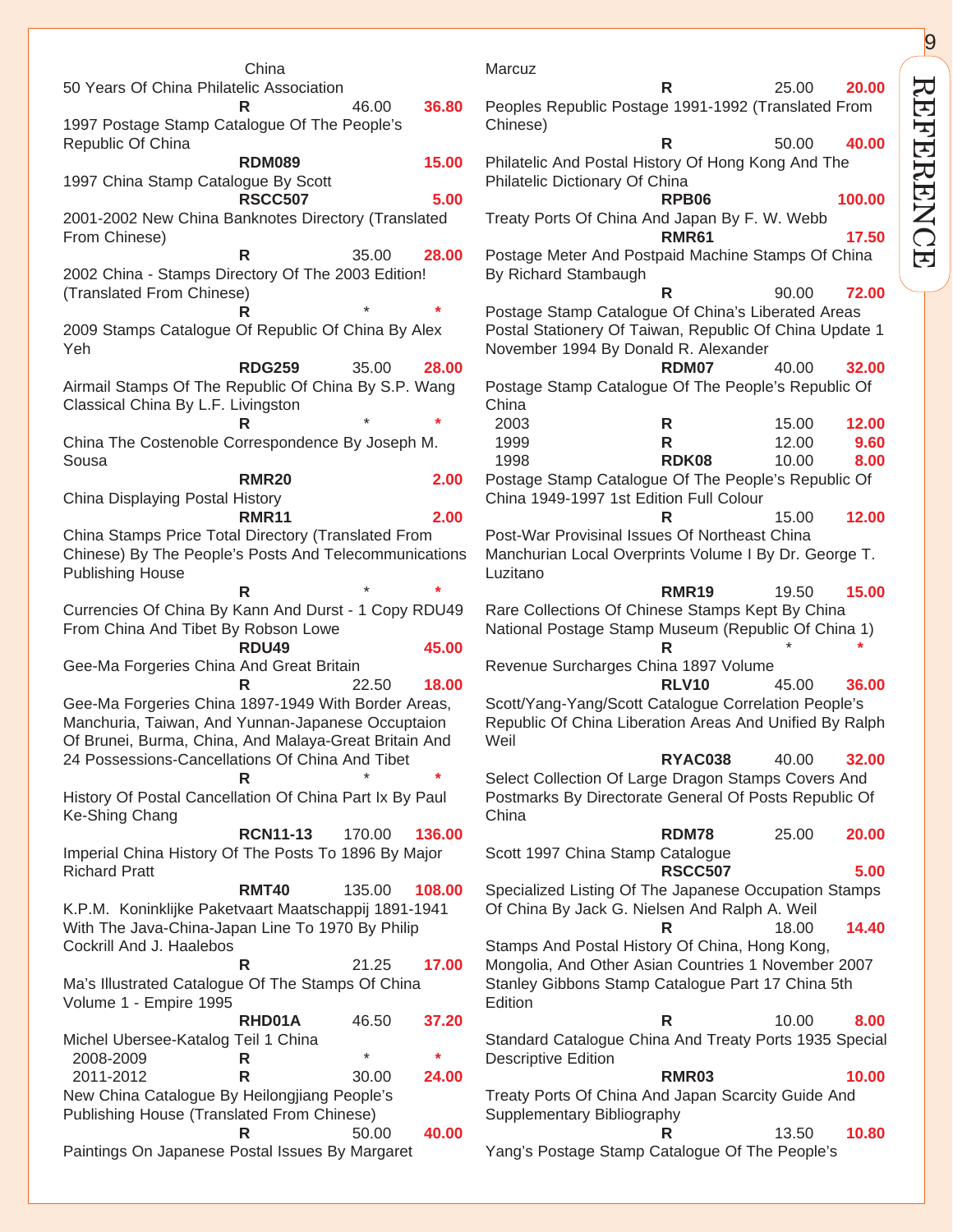## China

50 Years Of China Philatelic Association

| | | |
|---|---|---|
| R | 46.00 | 36.80 |

1997 Postage Stamp Catalogue Of The People's Republic Of China

| | | |
|---|---|---|
| RDM089 | | 15.00 |

1997 China Stamp Catalogue By Scott

| | | |
|---|---|---|
| RSCC507 | | 5.00 |

2001-2002 New China Banknotes Directory (Translated From Chinese)

| | | |
|---|---|---|
| R | 35.00 | 28.00 |

2002 China - Stamps Directory Of The 2003 Edition! (Translated From Chinese)

| | | |
|---|---|---|
| R | * | * |

2009 Stamps Catalogue Of Republic Of China By Alex Yeh

| | | |
|---|---|---|
| RDG259 | 35.00 | 28.00 |

Airmail Stamps Of The Republic Of China By S.P. Wang
Classical China By L.F. Livingston

| | | |
|---|---|---|
| R | * | * |

China The Costenoble Correspondence By Joseph M. Sousa

| | | |
|---|---|---|
| RMR20 | | 2.00 |

China Displaying Postal History

| | | |
|---|---|---|
| RMR11 | | 2.00 |

China Stamps Price Total Directory (Translated From Chinese) By The People's Posts And Telecommunications Publishing House

| | | |
|---|---|---|
| R | * | * |

Currencies Of China By Kann And Durst - 1 Copy RDU49
From China And Tibet By Robson Lowe

| | | |
|---|---|---|
| RDU49 | | 45.00 |

Gee-Ma Forgeries China And Great Britain

| | | |
|---|---|---|
| R | 22.50 | 18.00 |

Gee-Ma Forgeries China 1897-1949 With Border Areas, Manchuria, Taiwan, And Yunnan-Japanese Occuptaion Of Brunei, Burma, China, And Malaya-Great Britain And 24 Possessions-Cancellations Of China And Tibet

| | | |
|---|---|---|
| R | * | * |

History Of Postal Cancellation Of China Part Ix By Paul Ke-Shing Chang

| | | |
|---|---|---|
| RCN11-13 | 170.00 | 136.00 |

Imperial China History Of The Posts To 1896 By Major Richard Pratt

| | | |
|---|---|---|
| RMT40 | 135.00 | 108.00 |

K.P.M. Koninklijke Paketvaart Maatschappij 1891-1941 With The Java-China-Japan Line To 1970 By Philip Cockrill And J. Haalebos

| | | |
|---|---|---|
| R | 21.25 | 17.00 |

Ma's Illustrated Catalogue Of The Stamps Of China Volume 1 - Empire 1995

| | | |
|---|---|---|
| RHD01A | 46.50 | 37.20 |

Michel Ubersee-Katalog Teil 1 China

| | | | |
|---|---|---|---|
| 2008-2009 | R | * | * |
| 2011-2012 | R | 30.00 | 24.00 |

New China Catalogue By Heilongjiang People's Publishing House (Translated From Chinese)

| | | |
|---|---|---|
| R | 50.00 | 40.00 |

Paintings On Japanese Postal Issues By Margaret Marcuz

| | | |
|---|---|---|
| R | 25.00 | 20.00 |

Peoples Republic Postage 1991-1992 (Translated From Chinese)

| | | |
|---|---|---|
| R | 50.00 | 40.00 |

Philatelic And Postal History Of Hong Kong And The Philatelic Dictionary Of China

| | | |
|---|---|---|
| RPB06 | | 100.00 |

Treaty Ports Of China And Japan By F. W. Webb

| | | |
|---|---|---|
| RMR61 | | 17.50 |

Postage Meter And Postpaid Machine Stamps Of China By Richard Stambaugh

| | | |
|---|---|---|
| R | 90.00 | 72.00 |

Postage Stamp Catalogue Of China's Liberated Areas
Postal Stationery Of Taiwan, Republic Of China Update 1 November 1994 By Donald R. Alexander

| | | |
|---|---|---|
| RDM07 | 40.00 | 32.00 |

Postage Stamp Catalogue Of The People's Republic Of China

| | | | |
|---|---|---|---|
| 2003 | R | 15.00 | 12.00 |
| 1999 | R | 12.00 | 9.60 |
| 1998 | RDK08 | 10.00 | 8.00 |

Postage Stamp Catalogue Of The People's Republic Of China 1949-1997 1st Edition Full Colour

| | | |
|---|---|---|
| R | 15.00 | 12.00 |

Post-War Provisinal Issues Of Northeast China Manchurian Local Overprints Volume I By Dr. George T. Luzitano

| | | |
|---|---|---|
| RMR19 | 19.50 | 15.00 |

Rare Collections Of Chinese Stamps Kept By China National Postage Stamp Museum (Republic Of China 1)

| | | |
|---|---|---|
| R | * | * |

Revenue Surcharges China 1897 Volume

| | | |
|---|---|---|
| RLV10 | 45.00 | 36.00 |

Scott/Yang-Yang/Scott Catalogue Correlation People's Republic Of China Liberation Areas And Unified By Ralph Weil

| | | |
|---|---|---|
| RYAC038 | 40.00 | 32.00 |

Select Collection Of Large Dragon Stamps Covers And Postmarks By Directorate General Of Posts Republic Of China

| | | |
|---|---|---|
| RDM78 | 25.00 | 20.00 |

Scott 1997 China Stamp Catalogue

| | | |
|---|---|---|
| RSCC507 | | 5.00 |

Specialized Listing Of The Japanese Occupation Stamps Of China By Jack G. Nielsen And Ralph A. Weil

| | | |
|---|---|---|
| R | 18.00 | 14.40 |

Stamps And Postal History Of China, Hong Kong, Mongolia, And Other Asian Countries 1 November 2007
Stanley Gibbons Stamp Catalogue Part 17 China 5th Edition

| | | |
|---|---|---|
| R | 10.00 | 8.00 |

Standard Catalogue China And Treaty Ports 1935 Special Descriptive Edition

| | | |
|---|---|---|
| RMR03 | | 10.00 |

Treaty Ports Of China And Japan Scarcity Guide And Supplementary Bibliography

| | | |
|---|---|---|
| R | 13.50 | 10.80 |

Yang's Postage Stamp Catalogue Of The People's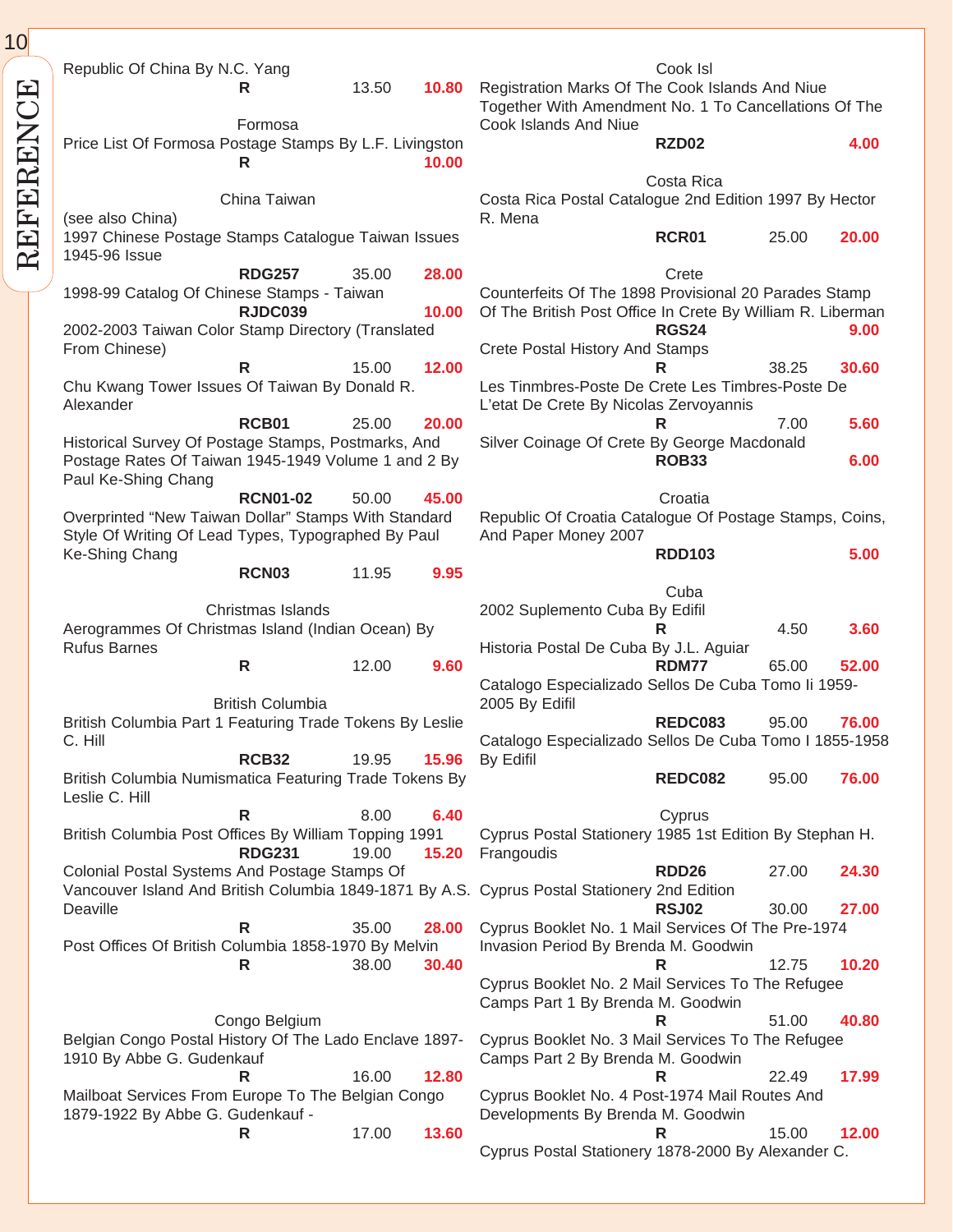Republic Of China By N.C. Yang

**R** 13.50 **10.80**

### Formosa

Price List Of Formosa Postage Stamps By L.F. Livingston

**R** **10.00**

### China Taiwan

(see also China)

1997 Chinese Postage Stamps Catalogue Taiwan Issues 1945-96 Issue

**RDG257** 35.00 **28.00**

1998-99 Catalog Of Chinese Stamps - Taiwan

**RJDC039** **10.00**

2002-2003 Taiwan Color Stamp Directory (Translated From Chinese)

**R** 15.00 **12.00**

Chu Kwang Tower Issues Of Taiwan By Donald R. Alexander

**RCB01** 25.00 **20.00**

Historical Survey Of Postage Stamps, Postmarks, And Postage Rates Of Taiwan 1945-1949 Volume 1 and 2 By Paul Ke-Shing Chang

**RCN01-02** 50.00 **45.00**

Overprinted “New Taiwan Dollar” Stamps With Standard Style Of Writing Of Lead Types, Typographed By Paul Ke-Shing Chang

**RCN03** 11.95 **9.95**

### Christmas Islands

Aerogrammes Of Christmas Island (Indian Ocean) By Rufus Barnes

**R** 12.00 **9.60**

### British Columbia

British Columbia Part 1 Featuring Trade Tokens By Leslie C. Hill

**RCB32** 19.95 **15.96**

British Columbia Numismatica Featuring Trade Tokens By Leslie C. Hill

**R** 8.00 **6.40**

British Columbia Post Offices By William Topping 1991

**RDG231** 19.00 **15.20**

Colonial Postal Systems And Postage Stamps Of Vancouver Island And British Columbia 1849-1871 By A.S. Deaville

**R** 35.00 **28.00**

Post Offices Of British Columbia 1858-1970 By Melvin

**R** 38.00 **30.40**

### Congo Belgium

Belgian Congo Postal History Of The Lado Enclave 1897-1910 By Abbe G. Gudenkauf

**R** 16.00 **12.80**

Mailboat Services From Europe To The Belgian Congo 1879-1922 By Abbe G. Gudenkauf -

**R** 17.00 **13.60**

### Cook Isl

Registration Marks Of The Cook Islands And Niue Together With Amendment No. 1 To Cancellations Of The Cook Islands And Niue

**RZD02** **4.00**

### Costa Rica

Costa Rica Postal Catalogue 2nd Edition 1997 By Hector R. Mena

**RCR01** 25.00 **20.00**

### Crete

Counterfeits Of The 1898 Provisional 20 Parades Stamp Of The British Post Office In Crete By William R. Liberman

**RGS24** **9.00**

Crete Postal History And Stamps

**R** 38.25 **30.60**

Les Tinmbres-Poste De Crete Les Timbres-Poste De L’etat De Crete By Nicolas Zervoyannis

**R** 7.00 **5.60**

Silver Coinage Of Crete By George Macdonald

**ROB33** **6.00**

### Croatia

Republic Of Croatia Catalogue Of Postage Stamps, Coins, And Paper Money 2007

**RDD103** **5.00**

### Cuba

2002 Suplemento Cuba By Edifil

**R** 4.50 **3.60**

Historia Postal De Cuba By J.L. Aguiar

**RDM77** 65.00 **52.00**

Catalogo Especializado Sellos De Cuba Tomo Ii 1959-2005 By Edifil

**REDC083** 95.00 **76.00**

Catalogo Especializado Sellos De Cuba Tomo I 1855-1958 By Edifil

**REDC082** 95.00 **76.00**

### Cyprus

Cyprus Postal Stationery 1985 1st Edition By Stephan H. Frangoudis

**RDD26** 27.00 **24.30**

Cyprus Postal Stationery 2nd Edition

**RSJ02** 30.00 **27.00**

Cyprus Booklet No. 1 Mail Services Of The Pre-1974 Invasion Period By Brenda M. Goodwin

**R** 12.75 **10.20**

Cyprus Booklet No. 2 Mail Services To The Refugee Camps Part 1 By Brenda M. Goodwin

**R** 51.00 **40.80**

Cyprus Booklet No. 3 Mail Services To The Refugee Camps Part 2 By Brenda M. Goodwin

**R** 22.49 **17.99**

Cyprus Booklet No. 4 Post-1974 Mail Routes And Developments By Brenda M. Goodwin

**R** 15.00 **12.00**

Cyprus Postal Stationery 1878-2000 By Alexander C.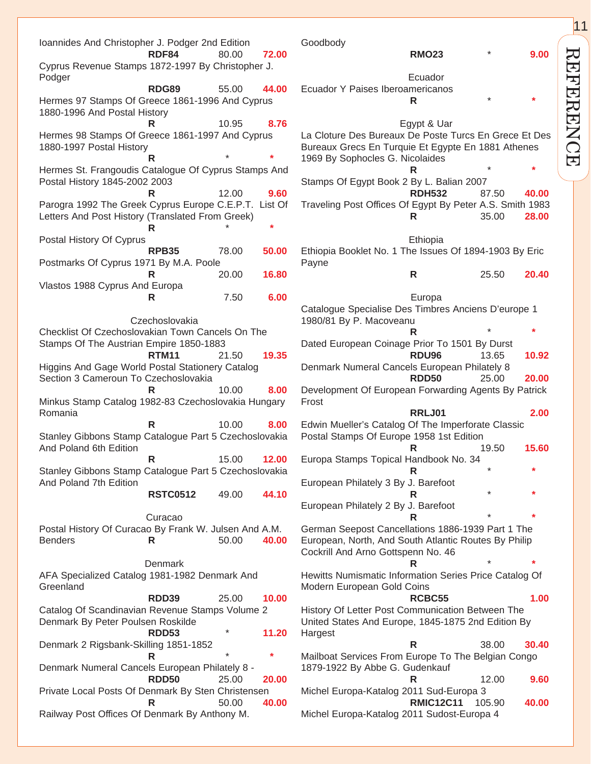Ioannides And Christopher J. Podger 2nd Edition
**RDF84** 80.00 **72.00**

Cyprus Revenue Stamps 1872-1997 By Christopher J. Podger
**RDG89** 55.00 **44.00**

Hermes 97 Stamps Of Greece 1861-1996 And Cyprus 1880-1996 And Postal History
**R** 10.95 **8.76**

Hermes 98 Stamps Of Greece 1861-1997 And Cyprus 1880-1997 Postal History
**R** * *

Hermes St. Frangoudis Catalogue Of Cyprus Stamps And Postal History 1845-2002 2003
**R** 12.00 **9.60**

Parogra 1992 The Greek Cyprus Europe C.E.P.T. List Of Letters And Post History (Translated From Greek)
**R** * *

Postal History Of Cyprus
**RPB35** 78.00 **50.00**

Postmarks Of Cyprus 1971 By M.A. Poole
**R** 20.00 **16.80**

Vlastos 1988 Cyprus And Europa
**R** 7.50 **6.00**

## Czechoslovakia

Checklist Of Czechoslovakian Town Cancels On The Stamps Of The Austrian Empire 1850-1883
**RTM11** 21.50 **19.35**

Higgins And Gage World Postal Stationery Catalog Section 3 Cameroun To Czechoslovakia
**R** 10.00 **8.00**

Minkus Stamp Catalog 1982-83 Czechoslovakia Hungary Romania
**R** 10.00 **8.00**

Stanley Gibbons Stamp Catalogue Part 5 Czechoslovakia And Poland 6th Edition
**R** 15.00 **12.00**

Stanley Gibbons Stamp Catalogue Part 5 Czechoslovakia And Poland 7th Edition
**RSTC0512** 49.00 **44.10**

## Curacao

Postal History Of Curacao By Frank W. Julsen And A.M. Benders
**R** 50.00 **40.00**

## Denmark

AFA Specialized Catalog 1981-1982 Denmark And Greenland
**RDD39** 25.00 **10.00**

Catalog Of Scandinavian Revenue Stamps Volume 2 Denmark By Peter Poulsen Roskilde
**RDD53** * **11.20**

Denmark 2 Rigsbank-Skilling 1851-1852
**R** * *

Denmark Numeral Cancels European Philately 8 -
**RDD50** 25.00 **20.00**

Private Local Posts Of Denmark By Sten Christensen
**R** 50.00 **40.00**

Railway Post Offices Of Denmark By Anthony M. Goodbody
**RMO23** * **9.00**

## Ecuador

Ecuador Y Paises Iberoamericanos
**R** * *

## Egypt & Uar

La Cloture Des Bureaux De Poste Turcs En Grece Et Des Bureaux Grecs En Turquie Et Egypte En 1881 Athenes 1969 By Sophocles G. Nicolaides
**R** * *

Stamps Of Egypt Book 2 By L. Balian 2007
**RDH532** 87.50 **40.00**

Traveling Post Offices Of Egypt By Peter A.S. Smith 1983
**R** 35.00 **28.00**

## Ethiopia

Ethiopia Booklet No. 1 The Issues Of 1894-1903 By Eric Payne
**R** 25.50 **20.40**

## Europa

Catalogue Specialise Des Timbres Anciens D'europe 1 1980/81 By P. Macoveanu
**R** * *

Dated European Coinage Prior To 1501 By Durst
**RDU96** 13.65 **10.92**

Denmark Numeral Cancels European Philately 8
**RDD50** 25.00 **20.00**

Development Of European Forwarding Agents By Patrick Frost
**RRLJ01** **2.00**

Edwin Mueller's Catalog Of The Imperforate Classic Postal Stamps Of Europe 1958 1st Edition
**R** 19.50 **15.60**

Europa Stamps Topical Handbook No. 34
**R** * *

European Philately 3 By J. Barefoot
**R** * *

European Philately 2 By J. Barefoot
**R** * *

German Seepost Cancellations 1886-1939 Part 1 The European, North, And South Atlantic Routes By Philip Cockrill And Arno Gottspenn No. 46
**R** * *

Hewitts Numismatic Information Series Price Catalog Of Modern European Gold Coins
**RCBC55** **1.00**

History Of Letter Post Communication Between The United States And Europe, 1845-1875 2nd Edition By Hargest
**R** 38.00 **30.40**

Mailboat Services From Europe To The Belgian Congo 1879-1922 By Abbe G. Gudenkauf
**R** 12.00 **9.60**

Michel Europa-Katalog 2011 Sud-Europa 3
**RMIC12C11** 105.90 **40.00**

Michel Europa-Katalog 2011 Sudost-Europa 4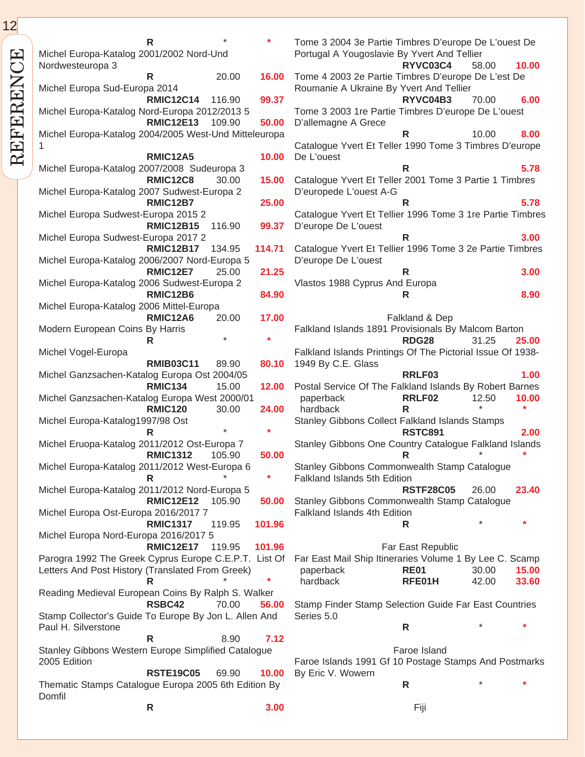| Title | Code | Price | Sale |
|---|---|---|---|
| (continued) | R | * | * |
| Michel Europa-Katalog 2001/2002 Nord-Und Nordwesteuropa 3 | R | 20.00 | 16.00 |
| Michel Europa Sud-Europa 2014 | RMIC12C14 | 116.90 | 99.37 |
| Michel Europa-Katalog Nord-Europa 2012/2013 5 | RMIC12E13 | 109.90 | 50.00 |
| Michel Europa-Katalog 2004/2005 West-Und Mitteleuropa 1 | RMIC12A5 | | 10.00 |
| Michel Europa-Katalog 2007/2008 Sudeuropa 3 | RMIC12C8 | 30.00 | 15.00 |
| Michel Europa-Katalog 2007 Sudwest-Europa 2 | RMIC12B7 | | 25.00 |
| Michel Europa Sudwest-Europa 2015 2 | RMIC12B15 | 116.90 | 99.37 |
| Michel Europa Sudwest-Europa 2017 2 | RMIC12B17 | 134.95 | 114.71 |
| Michel Europa-Katalog 2006/2007 Nord-Europa 5 | RMIC12E7 | 25.00 | 21.25 |
| Michel Europa-Katalog 2006 Sudwest-Europa 2 | RMIC12B6 | | 84.90 |
| Michel Europa-Katalog 2006 Mittel-Europa | RMIC12A6 | 20.00 | 17.00 |
| Modern European Coins By Harris | R | * | * |
| Michel Vogel-Europa | RMIB03C11 | 89.90 | 80.10 |
| Michel Ganzsachen-Katalog Europa Ost 2004/05 | RMIC134 | 15.00 | 12.00 |
| Michel Ganzsachen-Katalog Europa West 2000/01 | RMIC120 | 30.00 | 24.00 |
| Michel Europa-Katalog1997/98 Ost | R | * | * |
| Michel Eruopa-Katalog 2011/2012 Ost-Europa 7 | RMIC1312 | 105.90 | 50.00 |
| Michel Europa-Katalog 2011/2012 West-Europa 6 | R | * | * |
| Michel Europa-Katalog 2011/2012 Nord-Europa 5 | RMIC12E12 | 105.90 | 50.00 |
| Michel Europa Ost-Europa 2016/2017 7 | RMIC1317 | 119.95 | 101.96 |
| Michel Europa Nord-Europa 2016/2017 5 | RMIC12E17 | 119.95 | 101.96 |
| Parogra 1992 The Greek Cyprus Europe C.E.P.T. List Of Letters And Post History (Translated From Greek) | R | * | * |
| Reading Medieval European Coins By Ralph S. Walker | RSBC42 | 70.00 | 56.00 |
| Stamp Collector's Guide To Europe By Jon L. Allen And Paul H. Silverstone | R | 8.90 | 7.12 |
| Stanley Gibbons Western Europe Simplified Catalogue 2005 Edition | RSTE19C05 | 69.90 | 10.00 |
| Thematic Stamps Catalogue Europa 2005 6th Edition By Domfil | R | | 3.00 |
| Tome 3 2004 3e Partie Timbres D'europe De L'ouest De Portugal A Yougoslavie By Yvert And Tellier | RYVC03C4 | 58.00 | 10.00 |
| Tome 4 2003 2e Partie Timbres D'europe De L'est De Roumanie A Ukraine By Yvert And Tellier | RYVC04B3 | 70.00 | 6.00 |
| Tome 3 2003 1re Partie Timbres D'europe De L'ouest D'allemagne A Grece | R | 10.00 | 8.00 |
| Catalogue Yvert Et Teller 1990 Tome 3 Timbres D'europe De L'ouest | R | | 5.78 |
| Catalogue Yvert Et Teller 2001 Tome 3 Partie 1 Timbres D'europede L'ouest A-G | R | | 5.78 |
| Catalogue Yvert Et Tellier 1996 Tome 3 1re Partie Timbres D'europe De L'ouest | R | | 3.00 |
| Catalogue Yvert Et Tellier 1996 Tome 3 2e Partie Timbres D'europe De L'ouest | R | | 3.00 |
| Vlastos 1988 Cyprus And Europa | R | | 8.90 |

## Falkland & Dep

| Title | Code | Price | Sale |
|---|---|---|---|
| Falkland Islands 1891 Provisionals By Malcom Barton | RDG28 | 31.25 | 25.00 |
| Falkland Islands Printings Of The Pictorial Issue Of 1938-1949 By C.E. Glass | RRLF03 | | 1.00 |
| Postal Service Of The Falkland Islands By Robert Barnes — paperback | RRLF02 | 12.50 | 10.00 |
| hardback | R | * | * |
| Stanley Gibbons Collect Falkland Islands Stamps | RSTC891 | | 2.00 |
| Stanley Gibbons One Country Catalogue Falkland Islands | R | * | * |
| Stanley Gibbons Commonwealth Stamp Catalogue Falkland Islands 5th Edition | RSTF28C05 | 26.00 | 23.40 |
| Stanley Gibbons Commonwealth Stamp Catalogue Falkland Islands 4th Edition | R | * | * |

## Far East Republic

| Title | Code | Price | Sale |
|---|---|---|---|
| Far East Mail Ship Itineraries Volume 1 By Lee C. Scamp — paperback | RE01 | 30.00 | 15.00 |
| hardback | RFE01H | 42.00 | 33.60 |
| Stamp Finder Stamp Selection Guide Far East Countries Series 5.0 | R | * | * |

## Faroe Island

| Title | Code | Price | Sale |
|---|---|---|---|
| Faroe Islands 1991 Gf 10 Postage Stamps And Postmarks By Eric V. Wowern | R | * | * |

## Fiji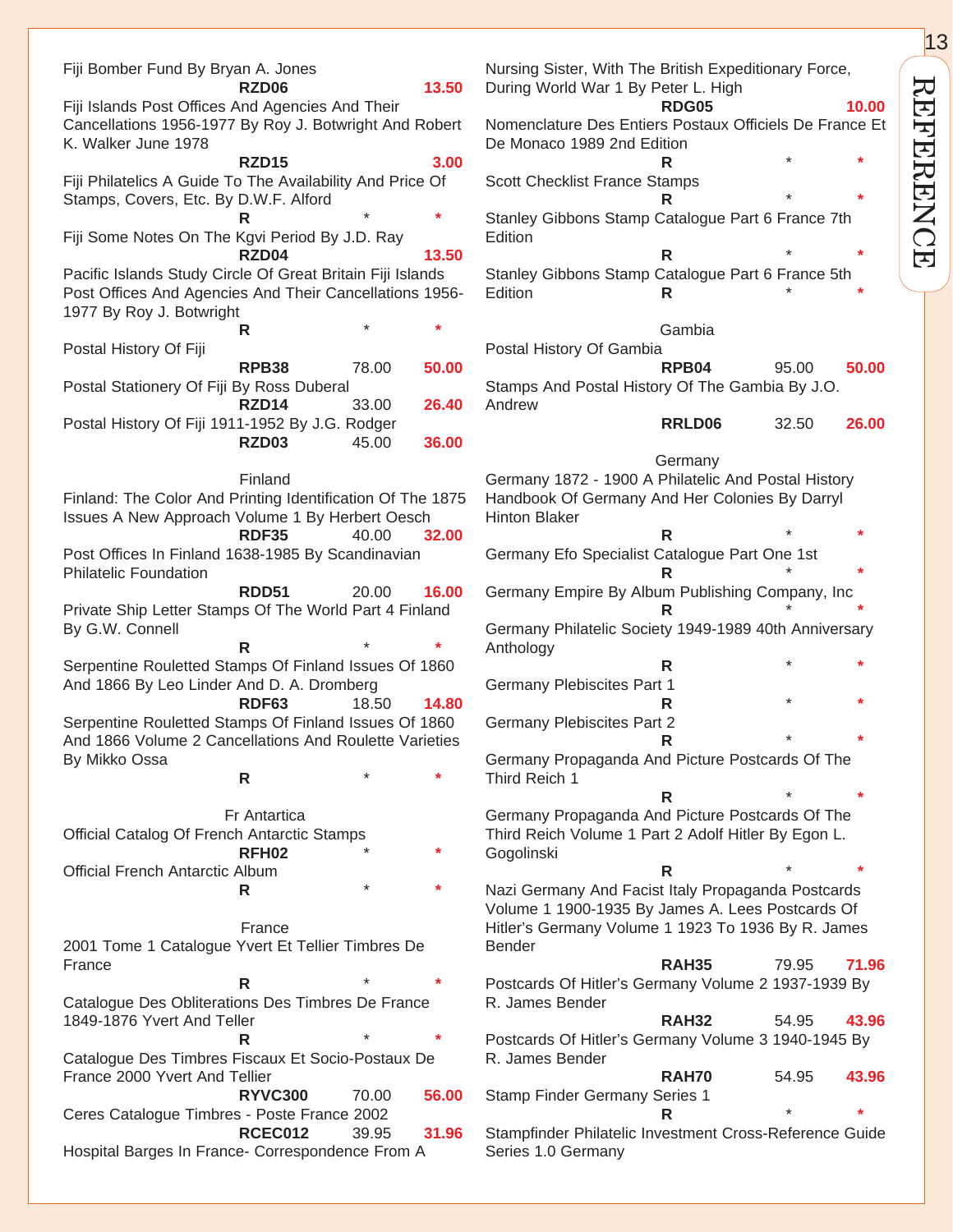Fiji Bomber Fund By Bryan A. Jones
**RZD06** **13.50**

Fiji Islands Post Offices And Agencies And Their Cancellations 1956-1977 By Roy J. Botwright And Robert K. Walker June 1978
**RZD15** **3.00**

Fiji Philatelics A Guide To The Availability And Price Of Stamps, Covers, Etc. By D.W.F. Alford
**R** * *

Fiji Some Notes On The Kgvi Period By J.D. Ray
**RZD04** **13.50**

Pacific Islands Study Circle Of Great Britain Fiji Islands Post Offices And Agencies And Their Cancellations 1956-1977 By Roy J. Botwright
**R** * *

Postal History Of Fiji
**RPB38** 78.00 **50.00**

Postal Stationery Of Fiji By Ross Duberal
**RZD14** 33.00 **26.40**

Postal History Of Fiji 1911-1952 By J.G. Rodger
**RZD03** 45.00 **36.00**

## Finland

Finland: The Color And Printing Identification Of The 1875 Issues A New Approach Volume 1 By Herbert Oesch
**RDF35** 40.00 **32.00**

Post Offices In Finland 1638-1985 By Scandinavian Philatelic Foundation
**RDD51** 20.00 **16.00**

Private Ship Letter Stamps Of The World Part 4 Finland By G.W. Connell
**R** * *

Serpentine Rouletted Stamps Of Finland Issues Of 1860 And 1866 By Leo Linder And D. A. Dromberg
**RDF63** 18.50 **14.80**

Serpentine Rouletted Stamps Of Finland Issues Of 1860 And 1866 Volume 2 Cancellations And Roulette Varieties By Mikko Ossa
**R** * *

## Fr Antartica

Official Catalog Of French Antarctic Stamps
**RFH02** * *

Official French Antarctic Album
**R** * *

## France

2001 Tome 1 Catalogue Yvert Et Tellier Timbres De France
**R** * *

Catalogue Des Obliterations Des Timbres De France 1849-1876 Yvert And Teller
**R** * *

Catalogue Des Timbres Fiscaux Et Socio-Postaux De France 2000 Yvert And Tellier
**RYVC300** 70.00 **56.00**

Ceres Catalogue Timbres - Poste France 2002
**RCEC012** 39.95 **31.96**

Hospital Barges In France- Correspondence From A Nursing Sister, With The British Expeditionary Force, During World War 1 By Peter L. High
**RDG05** **10.00**

Nomenclature Des Entiers Postaux Officiels De France Et De Monaco 1989 2nd Edition
**R** * *

Scott Checklist France Stamps
**R** * *

Stanley Gibbons Stamp Catalogue Part 6 France 7th Edition
**R** * *

Stanley Gibbons Stamp Catalogue Part 6 France 5th Edition
**R** * *

## Gambia

Postal History Of Gambia
**RPB04** 95.00 **50.00**

Stamps And Postal History Of The Gambia By J.O. Andrew
**RRLD06** 32.50 **26.00**

## Germany

Germany 1872 - 1900 A Philatelic And Postal History Handbook Of Germany And Her Colonies By Darryl Hinton Blaker
**R** * *

Germany Efo Specialist Catalogue Part One 1st
**R** * *

Germany Empire By Album Publishing Company, Inc
**R** * *

Germany Philatelic Society 1949-1989 40th Anniversary Anthology
**R** * *

Germany Plebiscites Part 1
**R** * *

Germany Plebiscites Part 2
**R** * *

Germany Propaganda And Picture Postcards Of The Third Reich 1
**R** * *

Germany Propaganda And Picture Postcards Of The Third Reich Volume 1 Part 2 Adolf Hitler By Egon L. Gogolinski
**R** * *

Nazi Germany And Facist Italy Propaganda Postcards Volume 1 1900-1935 By James A. Lees Postcards Of Hitler's Germany Volume 1 1923 To 1936 By R. James Bender
**RAH35** 79.95 **71.96**

Postcards Of Hitler's Germany Volume 2 1937-1939 By R. James Bender
**RAH32** 54.95 **43.96**

Postcards Of Hitler's Germany Volume 3 1940-1945 By R. James Bender
**RAH70** 54.95 **43.96**

Stamp Finder Germany Series 1
**R** * *

Stampfinder Philatelic Investment Cross-Reference Guide Series 1.0 Germany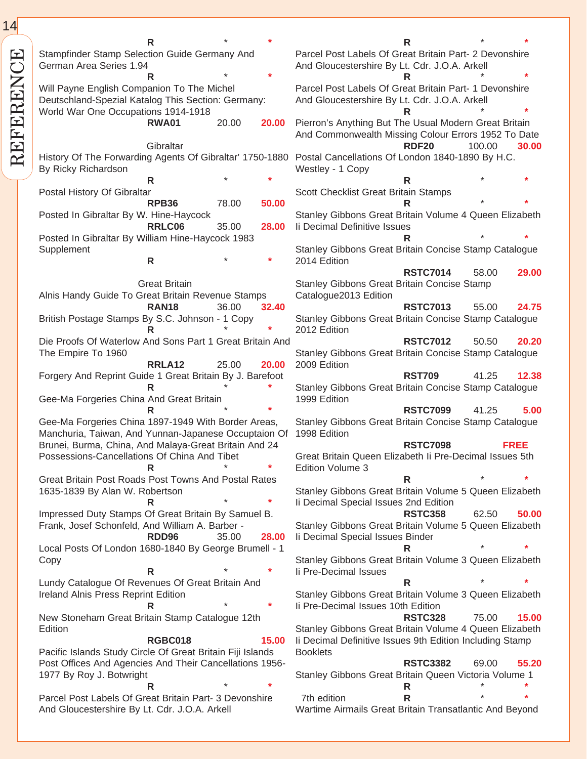| Title | Code | Price | Sale |
|---|---|---|---|
| Stampfinder Stamp Selection Guide Germany And German Area Series 1.94 | R | * | * |
| Will Payne English Companion To The Michel Deutschland-Spezial Katalog This Section: Germany: World War One Occupations 1914-1918 | RWA01 | 20.00 | 20.00 |

## Gibraltar

| Title | Code | Price | Sale |
|---|---|---|---|
| History Of The Forwarding Agents Of Gibraltar' 1750-1880 By Ricky Richardson | R | * | * |
| Postal History Of Gibraltar | RPB36 | 78.00 | 50.00 |
| Posted In Gibraltar By W. Hine-Haycock | RRLC06 | 35.00 | 28.00 |
| Posted In Gibraltar By William Hine-Haycock 1983 Supplement | R | * | * |

## Great Britain

| Title | Code | Price | Sale |
|---|---|---|---|
| Alnis Handy Guide To Great Britain Revenue Stamps | RAN18 | 36.00 | 32.40 |
| British Postage Stamps By S.C. Johnson - 1 Copy | R | * | * |
| Die Proofs Of Waterlow And Sons Part 1 Great Britain And The Empire To 1960 | RRLA12 | 25.00 | 20.00 |
| Forgery And Reprint Guide 1 Great Britain By J. Barefoot | R | * | * |
| Gee-Ma Forgeries China And Great Britain | R | * | * |
| Gee-Ma Forgeries China 1897-1949 With Border Areas, Manchuria, Taiwan, And Yunnan-Japanese Occuptaion Of Brunei, Burma, China, And Malaya-Great Britain And 24 Possessions-Cancellations Of China And Tibet | R | * | * |
| Great Britain Post Roads Post Towns And Postal Rates 1635-1839 By Alan W. Robertson | R | * | * |
| Impressed Duty Stamps Of Great Britain By Samuel B. Frank, Josef Schonfeld, And William A. Barber - | RDD96 | 35.00 | 28.00 |
| Local Posts Of London 1680-1840 By George Brumell - 1 Copy | R | * | * |
| Lundy Catalogue Of Revenues Of Great Britain And Ireland Alnis Press Reprint Edition | R | * | * |
| New Stoneham Great Britain Stamp Catalogue 12th Edition | RGBC018 | | 15.00 |
| Pacific Islands Study Circle Of Great Britain Fiji Islands Post Offices And Agencies And Their Cancellations 1956-1977 By Roy J. Botwright | R | * | * |
| Parcel Post Labels Of Great Britain Part- 3 Devonshire And Gloucestershire By Lt. Cdr. J.O.A. Arkell | R | * | * |
| Parcel Post Labels Of Great Britain Part- 2 Devonshire And Gloucestershire By Lt. Cdr. J.O.A. Arkell | R | * | * |
| Parcel Post Labels Of Great Britain Part- 1 Devonshire And Gloucestershire By Lt. Cdr. J.O.A. Arkell | R | * | * |
| Pierron's Anything But The Usual Modern Great Britain And Commonwealth Missing Colour Errors 1952 To Date | RDF20 | 100.00 | 30.00 |
| Postal Cancellations Of London 1840-1890 By H.C. Westley - 1 Copy | R | * | * |
| Scott Checklist Great Britain Stamps | R | * | * |
| Stanley Gibbons Great Britain Volume 4 Queen Elizabeth Ii Decimal Definitive Issues | R | * | * |
| Stanley Gibbons Great Britain Concise Stamp Catalogue 2014 Edition | RSTC7014 | 58.00 | 29.00 |
| Stanley Gibbons Great Britain Concise Stamp Catalogue2013 Edition | RSTC7013 | 55.00 | 24.75 |
| Stanley Gibbons Great Britain Concise Stamp Catalogue 2012 Edition | RSTC7012 | 50.50 | 20.20 |
| Stanley Gibbons Great Britain Concise Stamp Catalogue 2009 Edition | RST709 | 41.25 | 12.38 |
| Stanley Gibbons Great Britain Concise Stamp Catalogue 1999 Edition | RSTC7099 | 41.25 | 5.00 |
| Stanley Gibbons Great Britain Concise Stamp Catalogue 1998 Edition | RSTC7098 | | FREE |
| Great Britain Queen Elizabeth Ii Pre-Decimal Issues 5th Edition Volume 3 | R | * | * |
| Stanley Gibbons Great Britain Volume 5 Queen Elizabeth Ii Decimal Special Issues 2nd Edition | RSTC358 | 62.50 | 50.00 |
| Stanley Gibbons Great Britain Volume 5 Queen Elizabeth Ii Decimal Special Issues Binder | R | * | * |
| Stanley Gibbons Great Britain Volume 3 Queen Elizabeth Ii Pre-Decimal Issues | R | * | * |
| Stanley Gibbons Great Britain Volume 3 Queen Elizabeth Ii Pre-Decimal Issues 10th Edition | RSTC328 | 75.00 | 15.00 |
| Stanley Gibbons Great Britain Volume 4 Queen Elizabeth Ii Decimal Definitive Issues 9th Edition Including Stamp Booklets | RSTC3382 | 69.00 | 55.20 |
| Stanley Gibbons Great Britain Queen Victoria Volume 1 | R | * | * |
| 7th edition | R | * | * |
| Wartime Airmails Great Britain Transatlantic And Beyond | | | |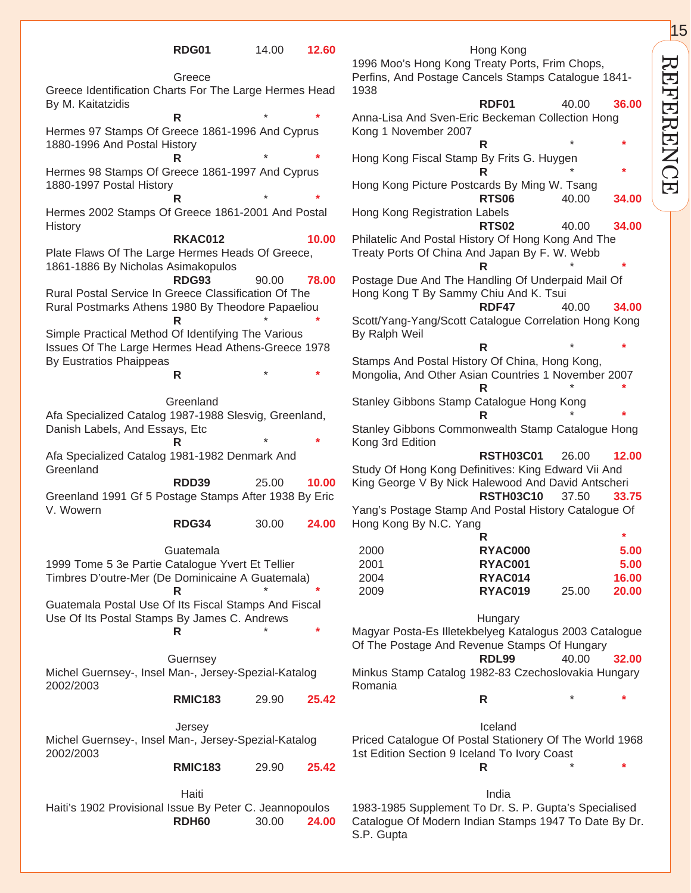| | | |
|---|---|---|
| **RDG01** | 14.00 | **12.60** |

## Greece

Greece Identification Charts For The Large Hermes Head By M. Kaitatzidis

| | | |
|---|---|---|
| **R** | * | * |

Hermes 97 Stamps Of Greece 1861-1996 And Cyprus 1880-1996 And Postal History

| | | |
|---|---|---|
| **R** | * | * |

Hermes 98 Stamps Of Greece 1861-1997 And Cyprus 1880-1997 Postal History

| | | |
|---|---|---|
| **R** | * | * |

Hermes 2002 Stamps Of Greece 1861-2001 And Postal History

| | | |
|---|---|---|
| **RKAC012** | | **10.00** |

Plate Flaws Of The Large Hermes Heads Of Greece, 1861-1886 By Nicholas Asimakopulos

| | | |
|---|---|---|
| **RDG93** | 90.00 | **78.00** |

Rural Postal Service In Greece Classification Of The Rural Postmarks Athens 1980 By Theodore Papaeliou

| | | |
|---|---|---|
| **R** | * | * |

Simple Practical Method Of Identifying The Various Issues Of The Large Hermes Head Athens-Greece 1978 By Eustratios Phaippeas

| | | |
|---|---|---|
| **R** | * | * |

## Greenland

Afa Specialized Catalog 1987-1988 Slesvig, Greenland, Danish Labels, And Essays, Etc

| | | |
|---|---|---|
| **R** | * | * |

Afa Specialized Catalog 1981-1982 Denmark And Greenland

| | | |
|---|---|---|
| **RDD39** | 25.00 | **10.00** |

Greenland 1991 Gf 5 Postage Stamps After 1938 By Eric V. Wowern

| | | |
|---|---|---|
| **RDG34** | 30.00 | **24.00** |

## Guatemala

1999 Tome 5 3e Partie Catalogue Yvert Et Tellier Timbres D'outre-Mer (De Dominicaine A Guatemala)

| | | |
|---|---|---|
| **R** | * | * |

Guatemala Postal Use Of Its Fiscal Stamps And Fiscal Use Of Its Postal Stamps By James C. Andrews

| | | |
|---|---|---|
| **R** | * | * |

## Guernsey

Michel Guernsey-, Insel Man-, Jersey-Spezial-Katalog 2002/2003

| | | |
|---|---|---|
| **RMIC183** | 29.90 | **25.42** |

## Jersey

Michel Guernsey-, Insel Man-, Jersey-Spezial-Katalog 2002/2003

| | | |
|---|---|---|
| **RMIC183** | 29.90 | **25.42** |

## Haiti

Haiti's 1902 Provisional Issue By Peter C. Jeannopoulos

| | | |
|---|---|---|
| **RDH60** | 30.00 | **24.00** |

## Hong Kong

1996 Moo's Hong Kong Treaty Ports, Frim Chops, Perfins, And Postage Cancels Stamps Catalogue 1841-1938

| | | |
|---|---|---|
| **RDF01** | 40.00 | **36.00** |

Anna-Lisa And Sven-Eric Beckeman Collection Hong Kong 1 November 2007

| | | |
|---|---|---|
| **R** | * | * |

Hong Kong Fiscal Stamp By Frits G. Huygen

| | | |
|---|---|---|
| **R** | * | * |

Hong Kong Picture Postcards By Ming W. Tsang

| | | |
|---|---|---|
| **RTS06** | 40.00 | **34.00** |

Hong Kong Registration Labels

| | | |
|---|---|---|
| **RTS02** | 40.00 | **34.00** |

Philatelic And Postal History Of Hong Kong And The Treaty Ports Of China And Japan By F. W. Webb

| | | |
|---|---|---|
| **R** | * | * |

Postage Due And The Handling Of Underpaid Mail Of Hong Kong T By Sammy Chiu And K. Tsui

| | | |
|---|---|---|
| **RDF47** | 40.00 | **34.00** |

Scott/Yang-Yang/Scott Catalogue Correlation Hong Kong By Ralph Weil

| | | |
|---|---|---|
| **R** | * | * |

Stamps And Postal History Of China, Hong Kong, Mongolia, And Other Asian Countries 1 November 2007

| | | |
|---|---|---|
| **R** | * | * |

Stanley Gibbons Stamp Catalogue Hong Kong

| | | |
|---|---|---|
| **R** | * | * |

Stanley Gibbons Commonwealth Stamp Catalogue Hong Kong 3rd Edition

| | | |
|---|---|---|
| **RSTH03C01** | 26.00 | **12.00** |

Study Of Hong Kong Definitives: King Edward Vii And King George V By Nick Halewood And David Antscheri

| | | |
|---|---|---|
| **RSTH03C10** | 37.50 | **33.75** |

Yang's Postage Stamp And Postal History Catalogue Of Hong Kong By N.C. Yang

| | | | |
|---|---|---|---|
| | **R** | | * |
| 2000 | **RYAC000** | | **5.00** |
| 2001 | **RYAC001** | | **5.00** |
| 2004 | **RYAC014** | | **16.00** |
| 2009 | **RYAC019** | 25.00 | **20.00** |

## Hungary

Magyar Posta-Es Illetekbelyeg Katalogus 2003 Catalogue Of The Postage And Revenue Stamps Of Hungary

| | | |
|---|---|---|
| **RDL99** | 40.00 | **32.00** |

Minkus Stamp Catalog 1982-83 Czechoslovakia Hungary Romania

| | | |
|---|---|---|
| **R** | * | * |

## Iceland

Priced Catalogue Of Postal Stationery Of The World 1968 1st Edition Section 9 Iceland To Ivory Coast

| | | |
|---|---|---|
| **R** | * | * |

## India

1983-1985 Supplement To Dr. S. P. Gupta's Specialised Catalogue Of Modern Indian Stamps 1947 To Date By Dr. S.P. Gupta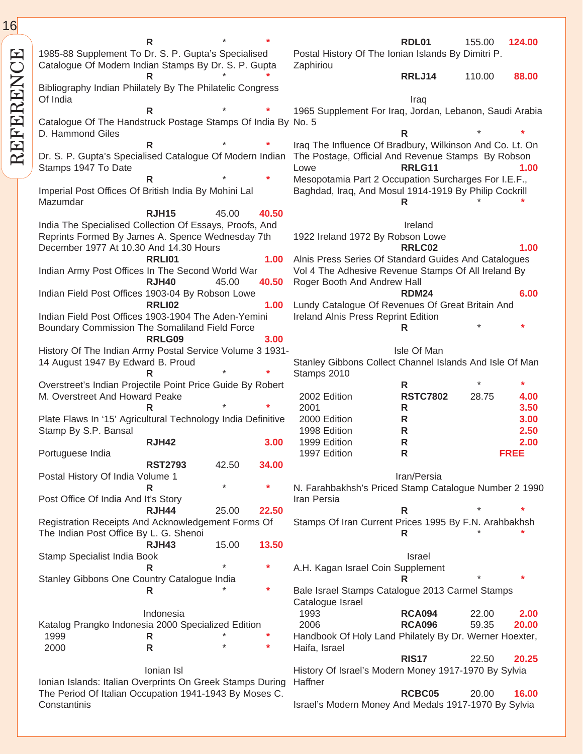| | | | |
|---|---|---|---|
| | R | * | * |

1985-88 Supplement To Dr. S. P. Gupta's Specialised Catalogue Of Modern Indian Stamps By Dr. S. P. Gupta

| R | * | * |
|---|---|---|

Bibliography Indian Phiilately By The Philatelic Congress Of India

| R | * | * |
|---|---|---|

Catalogue Of The Handstruck Postage Stamps Of India By D. Hammond Giles

| R | * | * |
|---|---|---|

Dr. S. P. Gupta's Specialised Catalogue Of Modern Indian Stamps 1947 To Date

| R | * | * |
|---|---|---|

Imperial Post Offices Of British India By Mohini Lal Mazumdar

| RJH15 | 45.00 | 40.50 |
|---|---|---|

India The Specialised Collection Of Essays, Proofs, And Reprints Formed By James A. Spence Wednesday 7th December 1977 At 10.30 And 14.30 Hours

| RRLI01 | | 1.00 |
|---|---|---|

Indian Army Post Offices In The Second World War

| RJH40 | 45.00 | 40.50 |
|---|---|---|

Indian Field Post Offices 1903-04 By Robson Lowe

| RRLI02 | | 1.00 |
|---|---|---|

Indian Field Post Offices 1903-1904 The Aden-Yemini Boundary Commission The Somaliland Field Force

| RRLG09 | | 3.00 |
|---|---|---|

History Of The Indian Army Postal Service Volume 3 1931-14 August 1947 By Edward B. Proud

| R | * | * |
|---|---|---|

Overstreet's Indian Projectile Point Price Guide By Robert M. Overstreet And Howard Peake

| R | * | * |
|---|---|---|

Plate Flaws In '15' Agricultural Technology India Definitive Stamp By S.P. Bansal

| RJH42 | | 3.00 |
|---|---|---|

Portuguese India

| RST2793 | 42.50 | 34.00 |
|---|---|---|

Postal History Of India Volume 1

| R | * | * |
|---|---|---|

Post Office Of India And It's Story

| RJH44 | 25.00 | 22.50 |
|---|---|---|

Registration Receipts And Acknowledgement Forms Of The Indian Post Office By L. G. Shenoi

| RJH43 | 15.00 | 13.50 |
|---|---|---|

Stamp Specialist India Book

| R | * | * |
|---|---|---|

Stanley Gibbons One Country Catalogue India

| R | * | * |
|---|---|---|

### Indonesia

Katalog Prangko Indonesia 2000 Specialized Edition

| | | | |
|---|---|---|---|
| 1999 | R | * | * |
| 2000 | R | * | * |

### Ionian Isl

Ionian Islands: Italian Overprints On Greek Stamps During The Period Of Italian Occupation 1941-1943 By Moses C. Constantinis

| RDL01 | 155.00 | 124.00 |
|---|---|---|

Postal History Of The Ionian Islands By Dimitri P. Zaphiriou

| RRLJ14 | 110.00 | 88.00 |
|---|---|---|

### Iraq

1965 Supplement For Iraq, Jordan, Lebanon, Saudi Arabia No. 5

| R | * | * |
|---|---|---|

Iraq The Influence Of Bradbury, Wilkinson And Co. Lt. On The Postage, Official And Revenue Stamps By Robson Lowe

| RRLG11 | | 1.00 |
|---|---|---|

Mesopotamia Part 2 Occupation Surcharges For I.E.F., Baghdad, Iraq, And Mosul 1914-1919 By Philip Cockrill

| R | * | * |
|---|---|---|

### Ireland

1922 Ireland 1972 By Robson Lowe

| RRLC02 | | 1.00 |
|---|---|---|

Alnis Press Series Of Standard Guides And Catalogues Vol 4 The Adhesive Revenue Stamps Of All Ireland By Roger Booth And Andrew Hall

| RDM24 | | 6.00 |
|---|---|---|

Lundy Catalogue Of Revenues Of Great Britain And Ireland Alnis Press Reprint Edition

| R | * | * |
|---|---|---|

### Isle Of Man

Stanley Gibbons Collect Channel Islands And Isle Of Man Stamps 2010

| | | | |
|---|---|---|---|
| | R | * | * |
| 2002 Edition | RSTC7802 | 28.75 | 4.00 |
| 2001 | R | | 3.50 |
| 2000 Edition | R | | 3.00 |
| 1998 Edition | R | | 2.50 |
| 1999 Edition | R | | 2.00 |
| 1997 Edition | R | | FREE |

### Iran/Persia

N. Farahbakhsh's Priced Stamp Catalogue Number 2 1990 Iran Persia

| R | * | * |
|---|---|---|

Stamps Of Iran Current Prices 1995 By F.N. Arahbakhsh

| R | * | * |
|---|---|---|

### Israel

A.H. Kagan Israel Coin Supplement

| R | * | * |
|---|---|---|

Bale Israel Stamps Catalogue 2013 Carmel Stamps Catalogue Israel

| | | | |
|---|---|---|---|
| 1993 | RCA094 | 22.00 | 2.00 |
| 2006 | RCA096 | 59.35 | 20.00 |

Handbook Of Holy Land Philately By Dr. Werner Hoexter, Haifa, Israel

| RIS17 | 22.50 | 20.25 |
|---|---|---|

History Of Israel's Modern Money 1917-1970 By Sylvia Haffner

| RCBC05 | 20.00 | 16.00 |
|---|---|---|

Israel's Modern Money And Medals 1917-1970 By Sylvia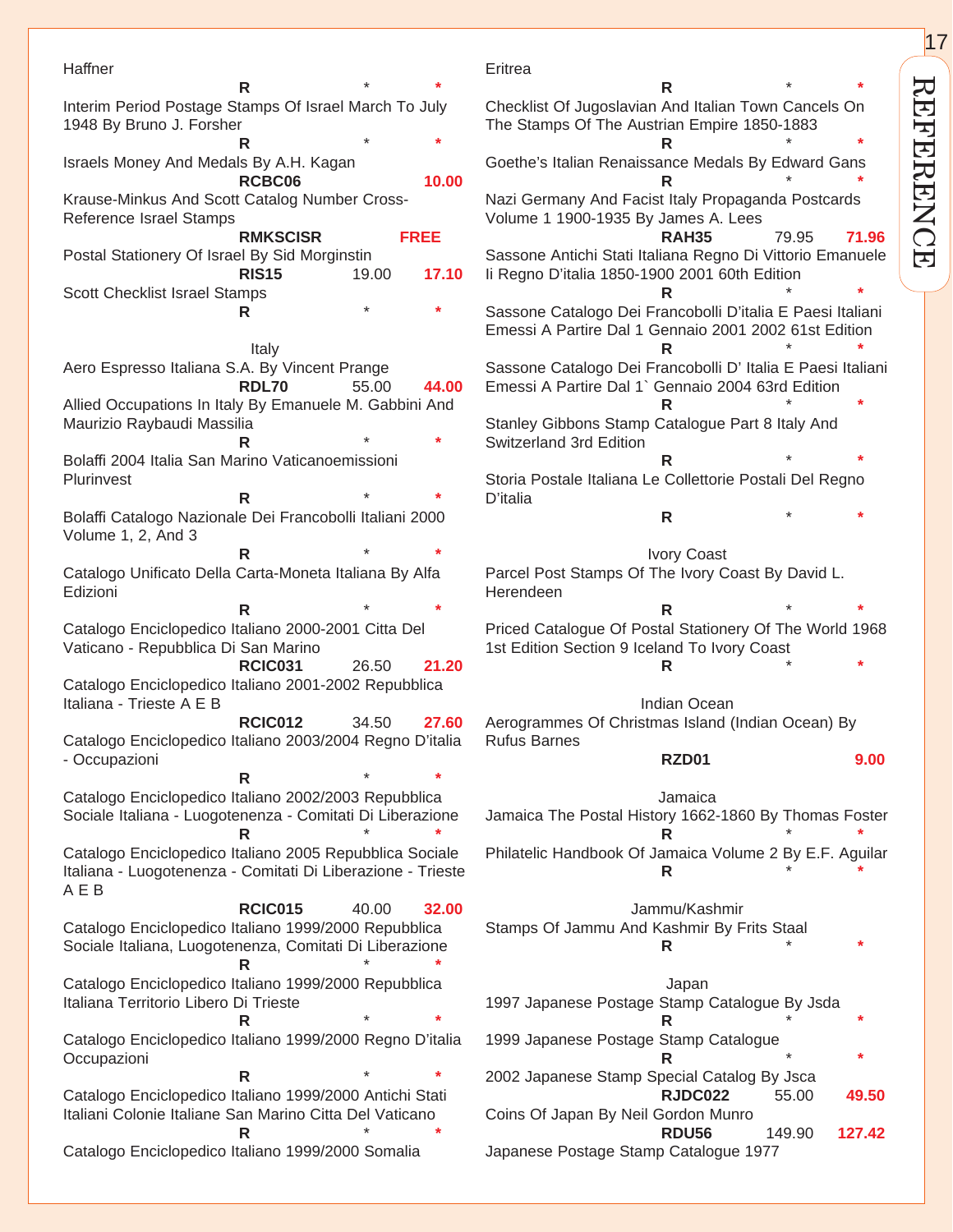Haffner

**R** * *

Interim Period Postage Stamps Of Israel March To July 1948 By Bruno J. Forsher

**R** * *

Israels Money And Medals By A.H. Kagan

**RCBC06** **10.00**

Krause-Minkus And Scott Catalog Number Cross-Reference Israel Stamps

**RMKSCISR** **FREE**

Postal Stationery Of Israel By Sid Morginstin

**RIS15** 19.00 **17.10**

Scott Checklist Israel Stamps

**R** * *

## Italy

Aero Espresso Italiana S.A. By Vincent Prange

**RDL70** 55.00 **44.00**

Allied Occupations In Italy By Emanuele M. Gabbini And Maurizio Raybaudi Massilia

**R** * *

Bolaffi 2004 Italia San Marino Vaticanoemissioni Plurinvest

**R** * *

Bolaffi Catalogo Nazionale Dei Francobolli Italiani 2000 Volume 1, 2, And 3

**R** * *

Catalogo Unificato Della Carta-Moneta Italiana By Alfa Edizioni

**R** * *

Catalogo Enciclopedico Italiano 2000-2001 Citta Del Vaticano - Repubblica Di San Marino

**RCIC031** 26.50 **21.20**

Catalogo Enciclopedico Italiano 2001-2002 Repubblica Italiana - Trieste A E B

**RCIC012** 34.50 **27.60**

Catalogo Enciclopedico Italiano 2003/2004 Regno D'italia - Occupazioni

**R** * *

Catalogo Enciclopedico Italiano 2002/2003 Repubblica Sociale Italiana - Luogotenenza - Comitati Di Liberazione

**R** * *

Catalogo Enciclopedico Italiano 2005 Repubblica Sociale Italiana - Luogotenenza - Comitati Di Liberazione - Trieste A E B

**RCIC015** 40.00 **32.00**

Catalogo Enciclopedico Italiano 1999/2000 Repubblica Sociale Italiana, Luogotenenza, Comitati Di Liberazione

**R** * *

Catalogo Enciclopedico Italiano 1999/2000 Repubblica Italiana Territorio Libero Di Trieste

**R** * *

Catalogo Enciclopedico Italiano 1999/2000 Regno D'italia Occupazioni

**R** * *

Catalogo Enciclopedico Italiano 1999/2000 Antichi Stati Italiani Colonie Italiane San Marino Citta Del Vaticano

**R** * *

Catalogo Enciclopedico Italiano 1999/2000 Somalia Eritrea

**R** * *

Checklist Of Jugoslavian And Italian Town Cancels On The Stamps Of The Austrian Empire 1850-1883

**R** * *

Goethe's Italian Renaissance Medals By Edward Gans

**R** * *

Nazi Germany And Facist Italy Propaganda Postcards Volume 1 1900-1935 By James A. Lees

**RAH35** 79.95 **71.96**

Sassone Antichi Stati Italiana Regno Di Vittorio Emanuele Ii Regno D'italia 1850-1900 2001 60th Edition

**R** * *

Sassone Catalogo Dei Francobolli D'italia E Paesi Italiani Emessi A Partire Dal 1 Gennaio 2001 2002 61st Edition

**R** * *

Sassone Catalogo Dei Francobolli D' Italia E Paesi Italiani Emessi A Partire Dal 1` Gennaio 2004 63rd Edition

**R** * *

Stanley Gibbons Stamp Catalogue Part 8 Italy And Switzerland 3rd Edition

**R** * *

Storia Postale Italiana Le Collettorie Postali Del Regno D'italia

**R** * *

## Ivory Coast

Parcel Post Stamps Of The Ivory Coast By David L. Herendeen

**R** * *

Priced Catalogue Of Postal Stationery Of The World 1968 1st Edition Section 9 Iceland To Ivory Coast

**R** * *

## Indian Ocean

Aerogrammes Of Christmas Island (Indian Ocean) By Rufus Barnes

**RZD01** **9.00**

## Jamaica

Jamaica The Postal History 1662-1860 By Thomas Foster

**R** * *

Philatelic Handbook Of Jamaica Volume 2 By E.F. Aguilar

**R** * *

## Jammu/Kashmir

Stamps Of Jammu And Kashmir By Frits Staal

**R** * *

## Japan

1997 Japanese Postage Stamp Catalogue By Jsda

**R** * *

1999 Japanese Postage Stamp Catalogue

**R** * *

2002 Japanese Stamp Special Catalog By Jsca

**RJDC022** 55.00 **49.50**

Coins Of Japan By Neil Gordon Munro

**RDU56** 149.90 **127.42**

Japanese Postage Stamp Catalogue 1977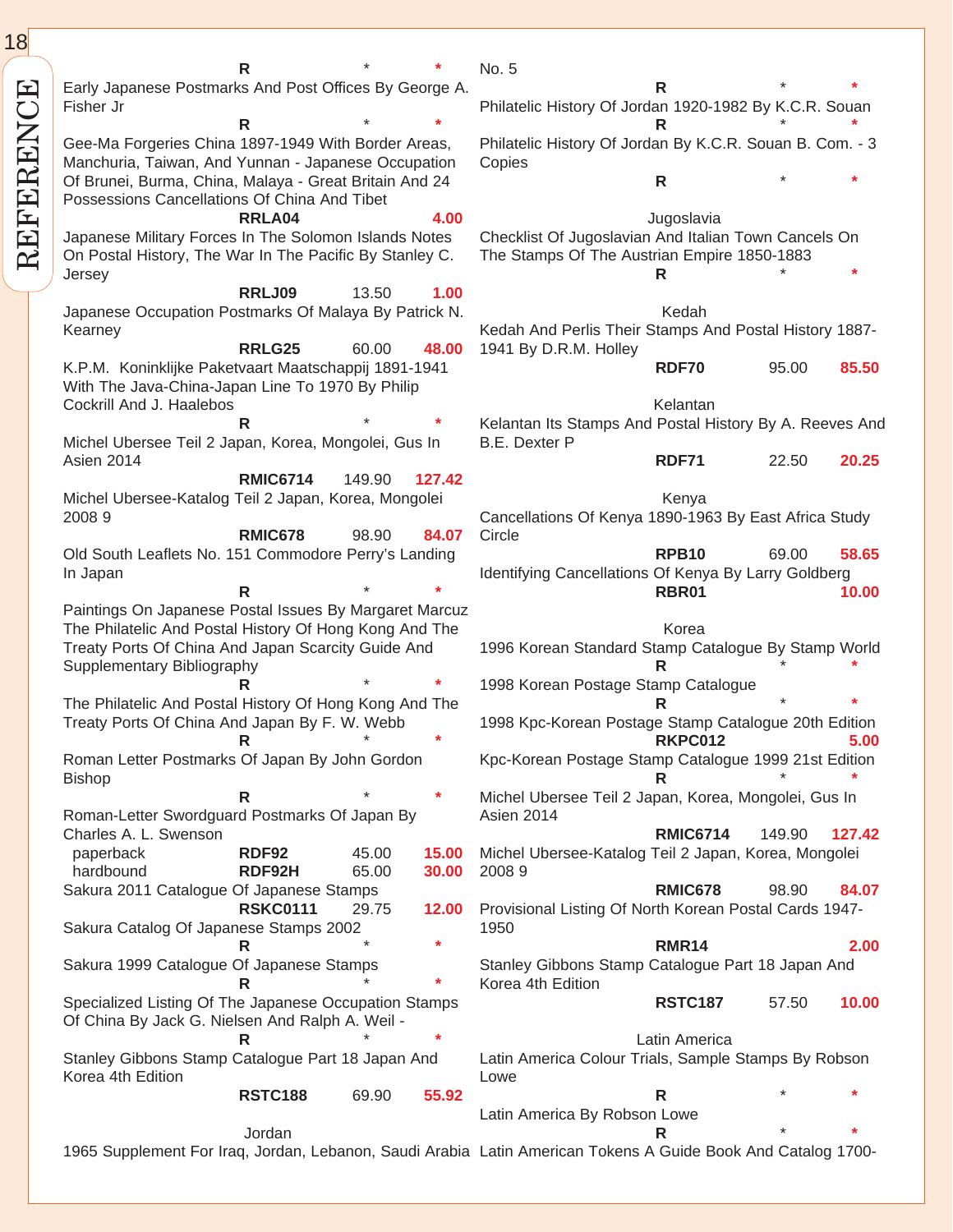| | Code | Price | Sale |
|---|---|---|---|
| | R | * | * |
| Early Japanese Postmarks And Post Offices By George A. Fisher Jr | R | * | * |
| Gee-Ma Forgeries China 1897-1949 With Border Areas, Manchuria, Taiwan, And Yunnan - Japanese Occupation Of Brunei, Burma, China, Malaya - Great Britain And 24 Possessions Cancellations Of China And Tibet | RRLA04 | | 4.00 |
| Japanese Military Forces In The Solomon Islands Notes On Postal History, The War In The Pacific By Stanley C. Jersey | RRLJ09 | 13.50 | 1.00 |
| Japanese Occupation Postmarks Of Malaya By Patrick N. Kearney | RRLG25 | 60.00 | 48.00 |
| K.P.M. Koninklijke Paketvaart Maatschappij 1891-1941 With The Java-China-Japan Line To 1970 By Philip Cockrill And J. Haalebos | R | * | * |
| Michel Ubersee Teil 2 Japan, Korea, Mongolei, Gus In Asien 2014 | RMIC6714 | 149.90 | 127.42 |
| Michel Ubersee-Katalog Teil 2 Japan, Korea, Mongolei 2008 9 | RMIC678 | 98.90 | 84.07 |
| Old South Leaflets No. 151 Commodore Perry's Landing In Japan | R | * | * |
| Paintings On Japanese Postal Issues By Margaret Marcuz | | | |
| The Philatelic And Postal History Of Hong Kong And The Treaty Ports Of China And Japan Scarcity Guide And Supplementary Bibliography | R | * | * |
| The Philatelic And Postal History Of Hong Kong And The Treaty Ports Of China And Japan By F. W. Webb | R | * | * |
| Roman Letter Postmarks Of Japan By John Gordon Bishop | R | * | * |
| Roman-Letter Swordguard Postmarks Of Japan By Charles A. L. Swenson | | | |
| paperback | RDF92 | 45.00 | 15.00 |
| hardbound | RDF92H | 65.00 | 30.00 |
| Sakura 2011 Catalogue Of Japanese Stamps | RSKC0111 | 29.75 | 12.00 |
| Sakura Catalog Of Japanese Stamps 2002 | R | * | * |
| Sakura 1999 Catalogue Of Japanese Stamps | R | * | * |
| Specialized Listing Of The Japanese Occupation Stamps Of China By Jack G. Nielsen And Ralph A. Weil - | R | * | * |
| Stanley Gibbons Stamp Catalogue Part 18 Japan And Korea 4th Edition | RSTC188 | 69.90 | 55.92 |

### Jordan

| | Code | Price | Sale |
|---|---|---|---|
| 1965 Supplement For Iraq, Jordan, Lebanon, Saudi Arabia No. 5 | R | * | * |
| Philatelic History Of Jordan 1920-1982 By K.C.R. Souan | R | * | * |
| Philatelic History Of Jordan By K.C.R. Souan B. Com. - 3 Copies | R | * | * |

### Jugoslavia

| | Code | Price | Sale |
|---|---|---|---|
| Checklist Of Jugoslavian And Italian Town Cancels On The Stamps Of The Austrian Empire 1850-1883 | R | * | * |

### Kedah

| | Code | Price | Sale |
|---|---|---|---|
| Kedah And Perlis Their Stamps And Postal History 1887-1941 By D.R.M. Holley | RDF70 | 95.00 | 85.50 |

### Kelantan

| | Code | Price | Sale |
|---|---|---|---|
| Kelantan Its Stamps And Postal History By A. Reeves And B.E. Dexter P | RDF71 | 22.50 | 20.25 |

### Kenya

| | Code | Price | Sale |
|---|---|---|---|
| Cancellations Of Kenya 1890-1963 By East Africa Study Circle | RPB10 | 69.00 | 58.65 |
| Identifying Cancellations Of Kenya By Larry Goldberg | RBR01 | | 10.00 |

### Korea

| | Code | Price | Sale |
|---|---|---|---|
| 1996 Korean Standard Stamp Catalogue By Stamp World | R | * | * |
| 1998 Korean Postage Stamp Catalogue | R | * | * |
| 1998 Kpc-Korean Postage Stamp Catalogue 20th Edition | RKPC012 | | 5.00 |
| Kpc-Korean Postage Stamp Catalogue 1999 21st Edition | R | * | * |
| Michel Ubersee Teil 2 Japan, Korea, Mongolei, Gus In Asien 2014 | RMIC6714 | 149.90 | 127.42 |
| Michel Ubersee-Katalog Teil 2 Japan, Korea, Mongolei 2008 9 | RMIC678 | 98.90 | 84.07 |
| Provisional Listing Of North Korean Postal Cards 1947-1950 | RMR14 | | 2.00 |
| Stanley Gibbons Stamp Catalogue Part 18 Japan And Korea 4th Edition | RSTC187 | 57.50 | 10.00 |

### Latin America

| | Code | Price | Sale |
|---|---|---|---|
| Latin America Colour Trials, Sample Stamps By Robson Lowe | R | * | * |
| Latin America By Robson Lowe | R | * | * |
| Latin American Tokens A Guide Book And Catalog 1700- | | | |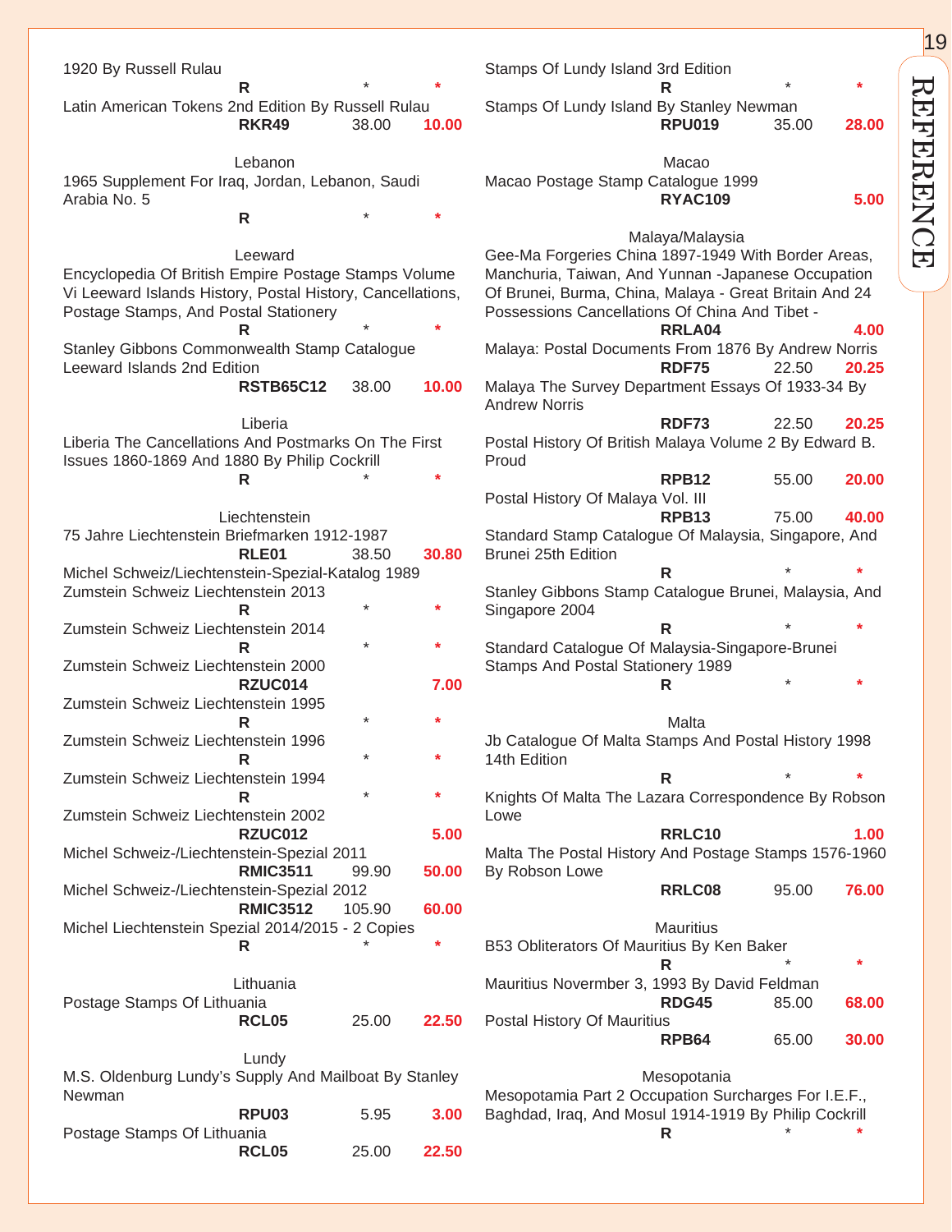1920 By Russell Rulau

| R | * | * |
|---|---|---|

Latin American Tokens 2nd Edition By Russell Rulau

| RKR49 | 38.00 | 10.00 |
|---|---|---|

### Lebanon

1965 Supplement For Iraq, Jordan, Lebanon, Saudi Arabia No. 5

| R | * | * |
|---|---|---|

### Leeward

Encyclopedia Of British Empire Postage Stamps Volume Vi Leeward Islands History, Postal History, Cancellations, Postage Stamps, And Postal Stationery

| R | * | * |
|---|---|---|

Stanley Gibbons Commonwealth Stamp Catalogue Leeward Islands 2nd Edition

| RSTB65C12 | 38.00 | 10.00 |
|---|---|---|

### Liberia

Liberia The Cancellations And Postmarks On The First Issues 1860-1869 And 1880 By Philip Cockrill

| R | * | * |
|---|---|---|

### Liechtenstein

75 Jahre Liechtenstein Briefmarken 1912-1987

| RLE01 | 38.50 | 30.80 |
|---|---|---|

Michel Schweiz/Liechtenstein-Spezial-Katalog 1989

Zumstein Schweiz Liechtenstein 2013

| R | * | * |
|---|---|---|

Zumstein Schweiz Liechtenstein 2014

| R | * | * |
|---|---|---|

Zumstein Schweiz Liechtenstein 2000

| RZUC014 | | 7.00 |
|---|---|---|

Zumstein Schweiz Liechtenstein 1995

| R | * | * |
|---|---|---|

Zumstein Schweiz Liechtenstein 1996

| R | * | * |
|---|---|---|

Zumstein Schweiz Liechtenstein 1994

| R | * | * |
|---|---|---|

Zumstein Schweiz Liechtenstein 2002

| RZUC012 | | 5.00 |
|---|---|---|

Michel Schweiz-/Liechtenstein-Spezial 2011

| RMIC3511 | 99.90 | 50.00 |
|---|---|---|

Michel Schweiz-/Liechtenstein-Spezial 2012

| RMIC3512 | 105.90 | 60.00 |
|---|---|---|

Michel Liechtenstein Spezial 2014/2015 - 2 Copies

| R | * | * |
|---|---|---|

### Lithuania

Postage Stamps Of Lithuania

| RCL05 | 25.00 | 22.50 |
|---|---|---|

### Lundy

M.S. Oldenburg Lundy's Supply And Mailboat By Stanley Newman

| RPU03 | 5.95 | 3.00 |
|---|---|---|

Postage Stamps Of Lithuania

| RCL05 | 25.00 | 22.50 |
|---|---|---|

Stamps Of Lundy Island 3rd Edition

| R | * | * |
|---|---|---|

Stamps Of Lundy Island By Stanley Newman

| RPU019 | 35.00 | 28.00 |
|---|---|---|

### Macao

Macao Postage Stamp Catalogue 1999

| RYAC109 | | 5.00 |
|---|---|---|

### Malaya/Malaysia

Gee-Ma Forgeries China 1897-1949 With Border Areas, Manchuria, Taiwan, And Yunnan -Japanese Occupation Of Brunei, Burma, China, Malaya - Great Britain And 24 Possessions Cancellations Of China And Tibet -

| RRLA04 | | 4.00 |
|---|---|---|

Malaya: Postal Documents From 1876 By Andrew Norris

| RDF75 | 22.50 | 20.25 |
|---|---|---|

Malaya The Survey Department Essays Of 1933-34 By Andrew Norris

| RDF73 | 22.50 | 20.25 |
|---|---|---|

Postal History Of British Malaya Volume 2 By Edward B. Proud

| RPB12 | 55.00 | 20.00 |
|---|---|---|

Postal History Of Malaya Vol. III

| RPB13 | 75.00 | 40.00 |
|---|---|---|

Standard Stamp Catalogue Of Malaysia, Singapore, And Brunei 25th Edition

| R | * | * |
|---|---|---|

Stanley Gibbons Stamp Catalogue Brunei, Malaysia, And Singapore 2004

| R | * | * |
|---|---|---|

Standard Catalogue Of Malaysia-Singapore-Brunei Stamps And Postal Stationery 1989

| R | * | * |
|---|---|---|

### Malta

Jb Catalogue Of Malta Stamps And Postal History 1998 14th Edition

| R | * | * |
|---|---|---|

Knights Of Malta The Lazara Correspondence By Robson Lowe

| RRLC10 | | 1.00 |
|---|---|---|

Malta The Postal History And Postage Stamps 1576-1960 By Robson Lowe

| RRLC08 | 95.00 | 76.00 |
|---|---|---|

### Mauritius

B53 Obliterators Of Mauritius By Ken Baker

| R | * | * |
|---|---|---|

Mauritius Novermber 3, 1993 By David Feldman

| RDG45 | 85.00 | 68.00 |
|---|---|---|

Postal History Of Mauritius

| RPB64 | 65.00 | 30.00 |
|---|---|---|

### Mesopotania

Mesopotamia Part 2 Occupation Surcharges For I.E.F., Baghdad, Iraq, And Mosul 1914-1919 By Philip Cockrill

| R | * | * |
|---|---|---|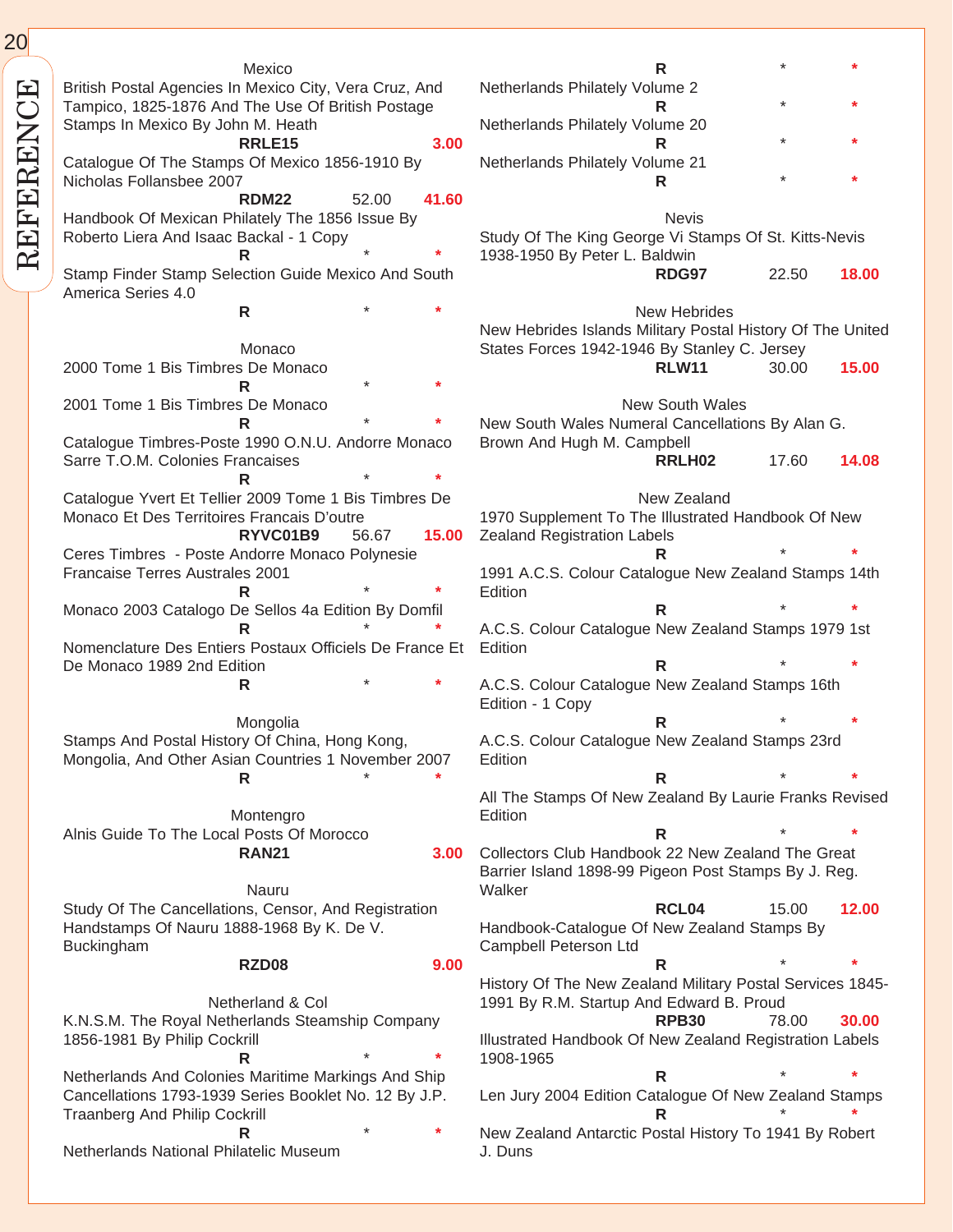### Mexico

British Postal Agencies In Mexico City, Vera Cruz, And Tampico, 1825-1876 And The Use Of British Postage Stamps In Mexico By John M. Heath
**RRLE15** **3.00**

Catalogue Of The Stamps Of Mexico 1856-1910 By Nicholas Follansbee 2007
**RDM22** 52.00 **41.60**

Handbook Of Mexican Philately The 1856 Issue By Roberto Liera And Isaac Backal - 1 Copy
**R** * *

Stamp Finder Stamp Selection Guide Mexico And South America Series 4.0
**R** * *

### Monaco

2000 Tome 1 Bis Timbres De Monaco
**R** * *

2001 Tome 1 Bis Timbres De Monaco
**R** * *

Catalogue Timbres-Poste 1990 O.N.U. Andorre Monaco Sarre T.O.M. Colonies Francaises
**R** * *

Catalogue Yvert Et Tellier 2009 Tome 1 Bis Timbres De Monaco Et Des Territoires Francais D'outre
**RYVC01B9** 56.67 **15.00**

Ceres Timbres - Poste Andorre Monaco Polynesie Francaise Terres Australes 2001
**R** * *

Monaco 2003 Catalogo De Sellos 4a Edition By Domfil
**R** * *

Nomenclature Des Entiers Postaux Officiels De France Et De Monaco 1989 2nd Edition
**R** * *

### Mongolia

Stamps And Postal History Of China, Hong Kong, Mongolia, And Other Asian Countries 1 November 2007
**R** * *

### Montengro

Alnis Guide To The Local Posts Of Morocco
**RAN21** **3.00**

### Nauru

Study Of The Cancellations, Censor, And Registration Handstamps Of Nauru 1888-1968 By K. De V. Buckingham
**RZD08** **9.00**

### Netherland & Col

K.N.S.M. The Royal Netherlands Steamship Company 1856-1981 By Philip Cockrill
**R** * *

Netherlands And Colonies Maritime Markings And Ship Cancellations 1793-1939 Series Booklet No. 12 By J.P. Traanberg And Philip Cockrill
**R** * *

Netherlands National Philatelic Museum
**R** * *

Netherlands Philately Volume 2
**R** * *

Netherlands Philately Volume 20
**R** * *

Netherlands Philately Volume 21
**R** * *

### Nevis

Study Of The King George Vi Stamps Of St. Kitts-Nevis 1938-1950 By Peter L. Baldwin
**RDG97** 22.50 **18.00**

### New Hebrides

New Hebrides Islands Military Postal History Of The United States Forces 1942-1946 By Stanley C. Jersey
**RLW11** 30.00 **15.00**

### New South Wales

New South Wales Numeral Cancellations By Alan G. Brown And Hugh M. Campbell
**RRLH02** 17.60 **14.08**

### New Zealand

1970 Supplement To The Illustrated Handbook Of New Zealand Registration Labels
**R** * *

1991 A.C.S. Colour Catalogue New Zealand Stamps 14th Edition
**R** * *

A.C.S. Colour Catalogue New Zealand Stamps 1979 1st Edition
**R** * *

A.C.S. Colour Catalogue New Zealand Stamps 16th Edition - 1 Copy
**R** * *

A.C.S. Colour Catalogue New Zealand Stamps 23rd Edition
**R** * *

All The Stamps Of New Zealand By Laurie Franks Revised Edition
**R** * *

Collectors Club Handbook 22 New Zealand The Great Barrier Island 1898-99 Pigeon Post Stamps By J. Reg. Walker
**RCL04** 15.00 **12.00**

Handbook-Catalogue Of New Zealand Stamps By Campbell Peterson Ltd
**R** * *

History Of The New Zealand Military Postal Services 1845-1991 By R.M. Startup And Edward B. Proud
**RPB30** 78.00 **30.00**

Illustrated Handbook Of New Zealand Registration Labels 1908-1965
**R** * *

Len Jury 2004 Edition Catalogue Of New Zealand Stamps
**R** * *

New Zealand Antarctic Postal History To 1941 By Robert J. Duns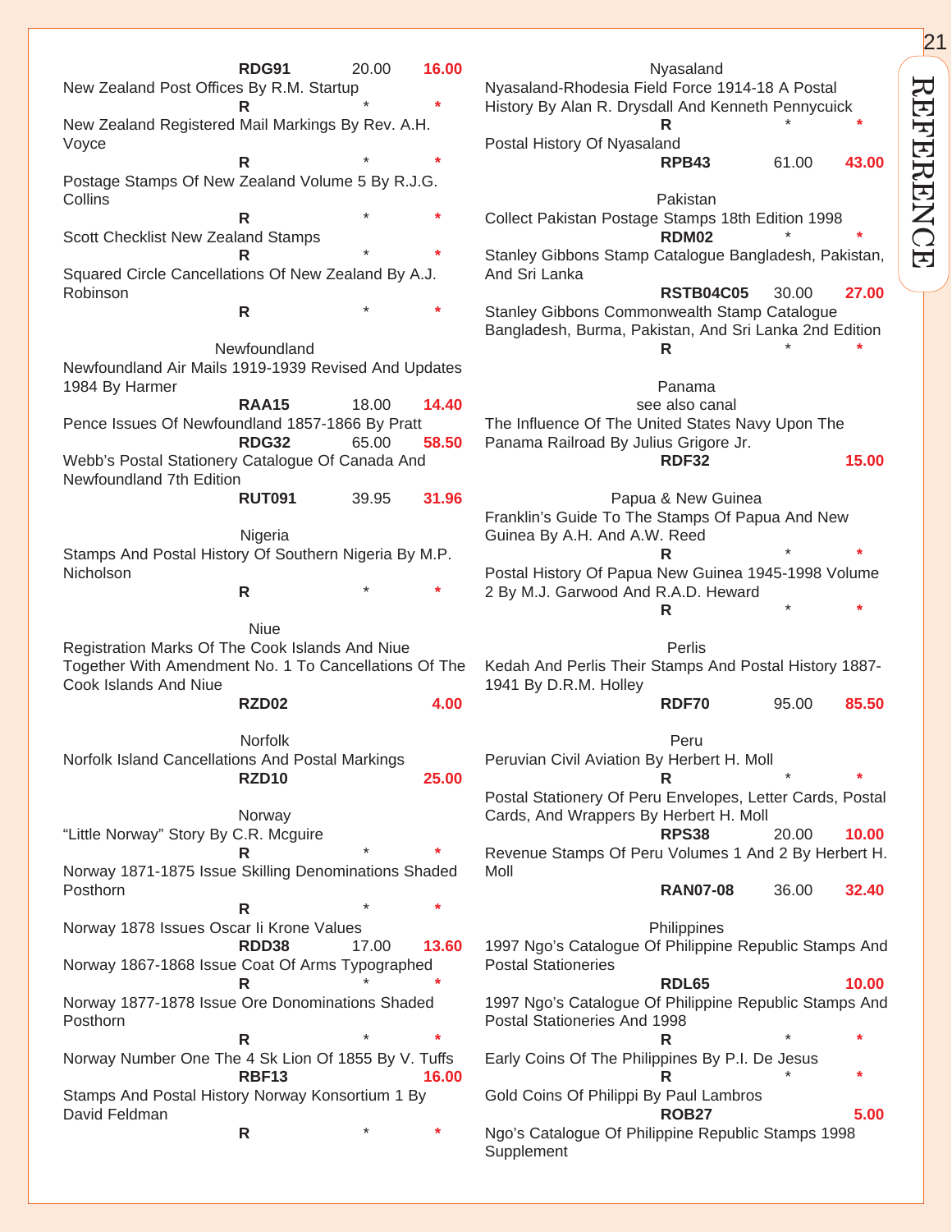**RDG91** 20.00 **16.00**

New Zealand Post Offices By R.M. Startup

**R** * *

New Zealand Registered Mail Markings By Rev. A.H. Voyce

**R** * *

Postage Stamps Of New Zealand Volume 5 By R.J.G. Collins

**R** * *

Scott Checklist New Zealand Stamps

**R** * *

Squared Circle Cancellations Of New Zealand By A.J. Robinson

**R** * *

### Newfoundland

Newfoundland Air Mails 1919-1939 Revised And Updates 1984 By Harmer

**RAA15** 18.00 **14.40**

Pence Issues Of Newfoundland 1857-1866 By Pratt

**RDG32** 65.00 **58.50**

Webb's Postal Stationery Catalogue Of Canada And Newfoundland 7th Edition

**RUT091** 39.95 **31.96**

### Nigeria

Stamps And Postal History Of Southern Nigeria By M.P. Nicholson

**R** * *

### Niue

Registration Marks Of The Cook Islands And Niue Together With Amendment No. 1 To Cancellations Of The Cook Islands And Niue

**RZD02** **4.00**

### Norfolk

Norfolk Island Cancellations And Postal Markings

**RZD10** **25.00**

### Norway

"Little Norway" Story By C.R. Mcguire

**R** * *

Norway 1871-1875 Issue Skilling Denominations Shaded Posthorn

**R** * *

Norway 1878 Issues Oscar Ii Krone Values

**RDD38** 17.00 **13.60**

Norway 1867-1868 Issue Coat Of Arms Typographed

**R** * *

Norway 1877-1878 Issue Ore Donominations Shaded Posthorn

**R** * *

Norway Number One The 4 Sk Lion Of 1855 By V. Tuffs

**RBF13** **16.00**

Stamps And Postal History Norway Konsortium 1 By David Feldman

**R** * *

### Nyasaland

Nyasaland-Rhodesia Field Force 1914-18 A Postal History By Alan R. Drysdall And Kenneth Pennycuick

**R** * *

Postal History Of Nyasaland

**RPB43** 61.00 **43.00**

### Pakistan

Collect Pakistan Postage Stamps 18th Edition 1998

**RDM02** * *

Stanley Gibbons Stamp Catalogue Bangladesh, Pakistan, And Sri Lanka

**RSTB04C05** 30.00 **27.00**

Stanley Gibbons Commonwealth Stamp Catalogue Bangladesh, Burma, Pakistan, And Sri Lanka 2nd Edition

**R** * *

### Panama

see also canal

The Influence Of The United States Navy Upon The Panama Railroad By Julius Grigore Jr.

**RDF32** **15.00**

### Papua & New Guinea

Franklin's Guide To The Stamps Of Papua And New Guinea By A.H. And A.W. Reed

**R** * *

Postal History Of Papua New Guinea 1945-1998 Volume 2 By M.J. Garwood And R.A.D. Heward

**R** * *

### Perlis

Kedah And Perlis Their Stamps And Postal History 1887-1941 By D.R.M. Holley

**RDF70** 95.00 **85.50**

### Peru

Peruvian Civil Aviation By Herbert H. Moll

**R** * *

Postal Stationery Of Peru Envelopes, Letter Cards, Postal Cards, And Wrappers By Herbert H. Moll

**RPS38** 20.00 **10.00**

Revenue Stamps Of Peru Volumes 1 And 2 By Herbert H. Moll

**RAN07-08** 36.00 **32.40**

### Philippines

1997 Ngo's Catalogue Of Philippine Republic Stamps And Postal Stationeries

**RDL65** **10.00**

1997 Ngo's Catalogue Of Philippine Republic Stamps And Postal Stationeries And 1998

**R** * *

Early Coins Of The Philippines By P.I. De Jesus

**R** * *

Gold Coins Of Philippi By Paul Lambros

**ROB27** **5.00**

Ngo's Catalogue Of Philippine Republic Stamps 1998 Supplement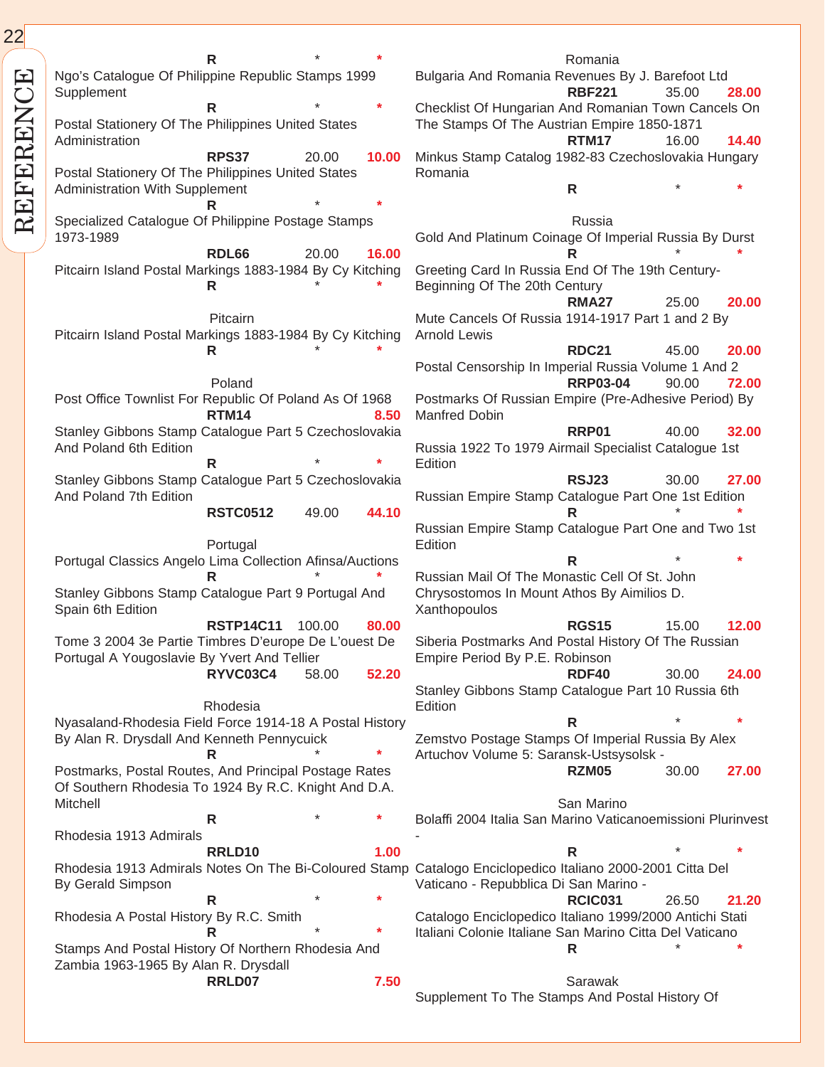| | | |
|---|---|---|
| R | * | * |

Ngo's Catalogue Of Philippine Republic Stamps 1999 Supplement

| | | |
|---|---|---|
| R | * | * |

Postal Stationery Of The Philippines United States Administration

| | | |
|---|---|---|
| RPS37 | 20.00 | 10.00 |

Postal Stationery Of The Philippines United States Administration With Supplement

| | | |
|---|---|---|
| R | * | * |

Specialized Catalogue Of Philippine Postage Stamps 1973-1989

| | | |
|---|---|---|
| RDL66 | 20.00 | 16.00 |

Pitcairn Island Postal Markings 1883-1984 By Cy Kitching

| | | |
|---|---|---|
| R | * | * |

## Pitcairn

Pitcairn Island Postal Markings 1883-1984 By Cy Kitching

| | | |
|---|---|---|
| R | * | * |

## Poland

Post Office Townlist For Republic Of Poland As Of 1968

| | | |
|---|---|---|
| RTM14 | | 8.50 |

Stanley Gibbons Stamp Catalogue Part 5 Czechoslovakia And Poland 6th Edition

| | | |
|---|---|---|
| R | * | * |

Stanley Gibbons Stamp Catalogue Part 5 Czechoslovakia And Poland 7th Edition

| | | |
|---|---|---|
| RSTC0512 | 49.00 | 44.10 |

## Portugal

Portugal Classics Angelo Lima Collection Afinsa/Auctions

| | | |
|---|---|---|
| R | * | * |

Stanley Gibbons Stamp Catalogue Part 9 Portugal And Spain 6th Edition

| | | |
|---|---|---|
| RSTP14C11 | 100.00 | 80.00 |

Tome 3 2004 3e Partie Timbres D'europe De L'ouest De Portugal A Yougoslavie By Yvert And Tellier

| | | |
|---|---|---|
| RYVC03C4 | 58.00 | 52.20 |

## Rhodesia

Nyasaland-Rhodesia Field Force 1914-18 A Postal History By Alan R. Drysdall And Kenneth Pennycuick

| | | |
|---|---|---|
| R | * | * |

Postmarks, Postal Routes, And Principal Postage Rates Of Southern Rhodesia To 1924 By R.C. Knight And D.A. Mitchell

| | | |
|---|---|---|
| R | * | * |

Rhodesia 1913 Admirals

| | | |
|---|---|---|
| RRLD10 | | 1.00 |

Rhodesia 1913 Admirals Notes On The Bi-Coloured Stamp By Gerald Simpson

| | | |
|---|---|---|
| R | * | * |

Rhodesia A Postal History By R.C. Smith

| | | |
|---|---|---|
| R | * | * |

Stamps And Postal History Of Northern Rhodesia And Zambia 1963-1965 By Alan R. Drysdall

| | | |
|---|---|---|
| RRLD07 | | 7.50 |

## Romania

Bulgaria And Romania Revenues By J. Barefoot Ltd

| | | |
|---|---|---|
| RBF221 | 35.00 | 28.00 |

Checklist Of Hungarian And Romanian Town Cancels On The Stamps Of The Austrian Empire 1850-1871

| | | |
|---|---|---|
| RTM17 | 16.00 | 14.40 |

Minkus Stamp Catalog 1982-83 Czechoslovakia Hungary Romania

| | | |
|---|---|---|
| R | * | * |

## Russia

Gold And Platinum Coinage Of Imperial Russia By Durst

| | | |
|---|---|---|
| R | * | * |

Greeting Card In Russia End Of The 19th Century-Beginning Of The 20th Century

| | | |
|---|---|---|
| RMA27 | 25.00 | 20.00 |

Mute Cancels Of Russia 1914-1917 Part 1 and 2 By Arnold Lewis

| | | |
|---|---|---|
| RDC21 | 45.00 | 20.00 |

Postal Censorship In Imperial Russia Volume 1 And 2

| | | |
|---|---|---|
| RRP03-04 | 90.00 | 72.00 |

Postmarks Of Russian Empire (Pre-Adhesive Period) By Manfred Dobin

| | | |
|---|---|---|
| RRP01 | 40.00 | 32.00 |

Russia 1922 To 1979 Airmail Specialist Catalogue 1st Edition

| | | |
|---|---|---|
| RSJ23 | 30.00 | 27.00 |

Russian Empire Stamp Catalogue Part One 1st Edition

| | | |
|---|---|---|
| R | * | * |

Russian Empire Stamp Catalogue Part One and Two 1st Edition

| | | |
|---|---|---|
| R | * | * |

Russian Mail Of The Monastic Cell Of St. John Chrysostomos In Mount Athos By Aimilios D. Xanthopoulos

| | | |
|---|---|---|
| RGS15 | 15.00 | 12.00 |

Siberia Postmarks And Postal History Of The Russian Empire Period By P.E. Robinson

| | | |
|---|---|---|
| RDF40 | 30.00 | 24.00 |

Stanley Gibbons Stamp Catalogue Part 10 Russia 6th Edition

| | | |
|---|---|---|
| R | * | * |

Zemstvo Postage Stamps Of Imperial Russia By Alex Artuchov Volume 5: Saransk-Ustsysolsk -

| | | |
|---|---|---|
| RZM05 | 30.00 | 27.00 |

## San Marino

Bolaffi 2004 Italia San Marino Vaticanoemissioni Plurinvest -

| | | |
|---|---|---|
| R | * | * |

Catalogo Enciclopedico Italiano 2000-2001 Citta Del Vaticano - Repubblica Di San Marino -

| | | |
|---|---|---|
| RCIC031 | 26.50 | 21.20 |

Catalogo Enciclopedico Italiano 1999/2000 Antichi Stati Italiani Colonie Italiane San Marino Citta Del Vaticano

| | | |
|---|---|---|
| R | * | * |

## Sarawak

Supplement To The Stamps And Postal History Of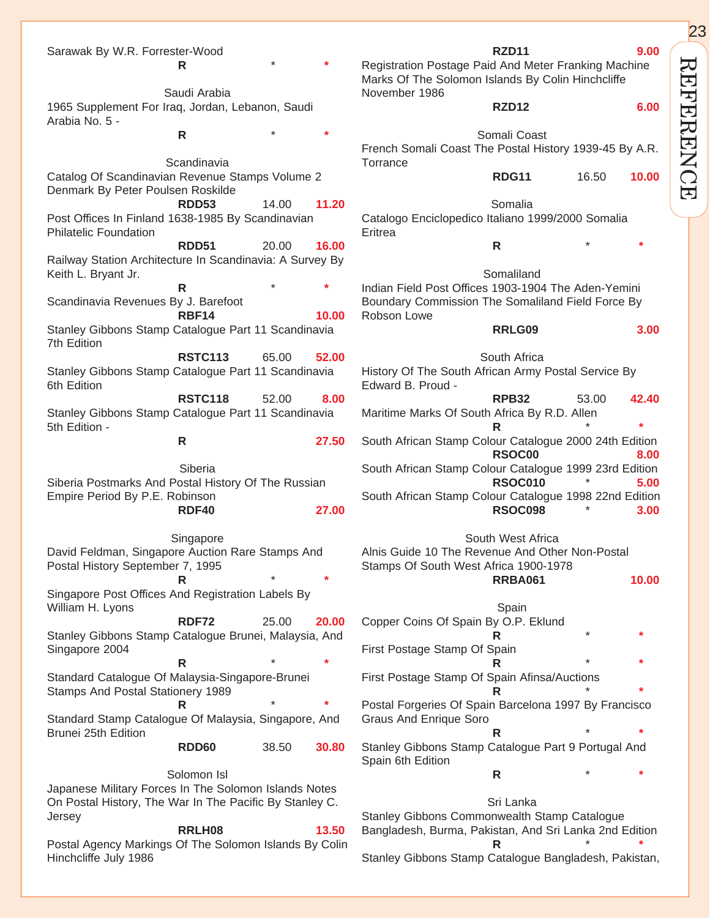Sarawak By W.R. Forrester-Wood

R * *

## Saudi Arabia

1965 Supplement For Iraq, Jordan, Lebanon, Saudi Arabia No. 5 -

R * *

## Scandinavia

Catalog Of Scandinavian Revenue Stamps Volume 2 Denmark By Peter Poulsen Roskilde

**RDD53** 14.00 **11.20**

Post Offices In Finland 1638-1985 By Scandinavian Philatelic Foundation

**RDD51** 20.00 **16.00**

Railway Station Architecture In Scandinavia: A Survey By Keith L. Bryant Jr.

**R** * *

Scandinavia Revenues By J. Barefoot

**RBF14** **10.00**

Stanley Gibbons Stamp Catalogue Part 11 Scandinavia 7th Edition

**RSTC113** 65.00 **52.00**

Stanley Gibbons Stamp Catalogue Part 11 Scandinavia 6th Edition

**RSTC118** 52.00 **8.00**

Stanley Gibbons Stamp Catalogue Part 11 Scandinavia 5th Edition -

**R** **27.50**

## Siberia

Siberia Postmarks And Postal History Of The Russian Empire Period By P.E. Robinson

**RDF40** **27.00**

## Singapore

David Feldman, Singapore Auction Rare Stamps And Postal History September 7, 1995

**R** * *

Singapore Post Offices And Registration Labels By William H. Lyons

**RDF72** 25.00 **20.00**

Stanley Gibbons Stamp Catalogue Brunei, Malaysia, And Singapore 2004

**R** * *

Standard Catalogue Of Malaysia-Singapore-Brunei Stamps And Postal Stationery 1989

**R** * *

Standard Stamp Catalogue Of Malaysia, Singapore, And Brunei 25th Edition

**RDD60** 38.50 **30.80**

## Solomon Isl

Japanese Military Forces In The Solomon Islands Notes On Postal History, The War In The Pacific By Stanley C. Jersey

**RRLH08** **13.50**

Postal Agency Markings Of The Solomon Islands By Colin Hinchcliffe July 1986

**RZD11** **9.00**

Registration Postage Paid And Meter Franking Machine Marks Of The Solomon Islands By Colin Hinchcliffe November 1986

**RZD12** **6.00**

## Somali Coast

French Somali Coast The Postal History 1939-45 By A.R. Torrance

**RDG11** 16.50 **10.00**

## Somalia

Catalogo Enciclopedico Italiano 1999/2000 Somalia Eritrea

**R** * *

## Somaliland

Indian Field Post Offices 1903-1904 The Aden-Yemini Boundary Commission The Somaliland Field Force By Robson Lowe

**RRLG09** **3.00**

## South Africa

History Of The South African Army Postal Service By Edward B. Proud -

**RPB32** 53.00 **42.40**

Maritime Marks Of South Africa By R.D. Allen

**R** * *

South African Stamp Colour Catalogue 2000 24th Edition

**RSOC00** **8.00**

South African Stamp Colour Catalogue 1999 23rd Edition

**RSOC010** * **5.00**

South African Stamp Colour Catalogue 1998 22nd Edition

**RSOC098** * **3.00**

## South West Africa

Alnis Guide 10 The Revenue And Other Non-Postal Stamps Of South West Africa 1900-1978

**RRBA061** **10.00**

## Spain

Copper Coins Of Spain By O.P. Eklund

**R** * *

First Postage Stamp Of Spain

**R** * *

First Postage Stamp Of Spain Afinsa/Auctions

**R** * *

Postal Forgeries Of Spain Barcelona 1997 By Francisco Graus And Enrique Soro

**R** * *

Stanley Gibbons Stamp Catalogue Part 9 Portugal And Spain 6th Edition

**R** * *

## Sri Lanka

Stanley Gibbons Commonwealth Stamp Catalogue Bangladesh, Burma, Pakistan, And Sri Lanka 2nd Edition

**R** * *

Stanley Gibbons Stamp Catalogue Bangladesh, Pakistan,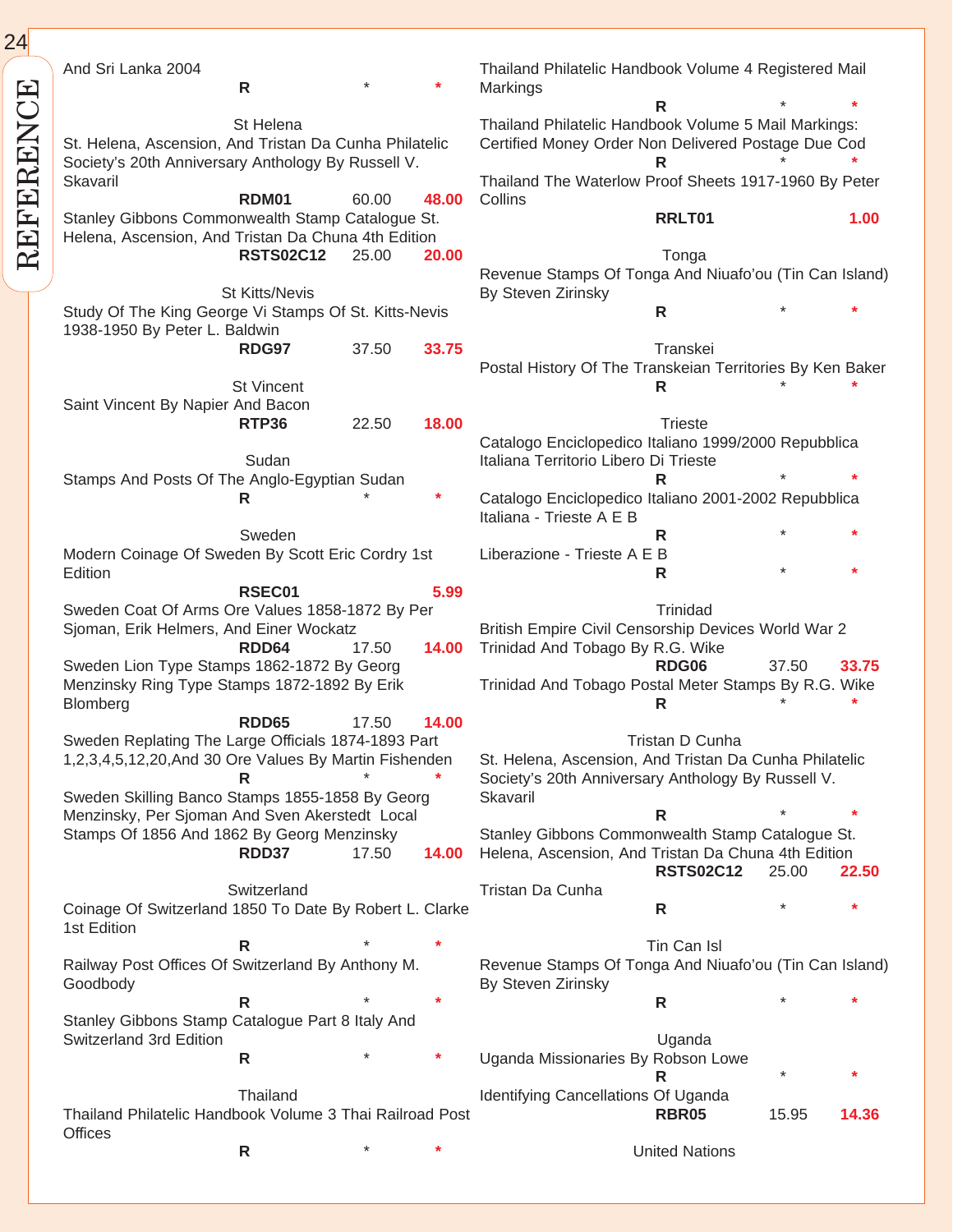And Sri Lanka 2004

**R** * *

### St Helena

St. Helena, Ascension, And Tristan Da Cunha Philatelic Society's 20th Anniversary Anthology By Russell V. Skavaril

**RDM01** 60.00 **48.00**

Stanley Gibbons Commonwealth Stamp Catalogue St. Helena, Ascension, And Tristan Da Chuna 4th Edition

**RSTS02C12** 25.00 **20.00**

### St Kitts/Nevis

Study Of The King George Vi Stamps Of St. Kitts-Nevis 1938-1950 By Peter L. Baldwin

**RDG97** 37.50 **33.75**

### St Vincent

Saint Vincent By Napier And Bacon

**RTP36** 22.50 **18.00**

### Sudan

Stamps And Posts Of The Anglo-Egyptian Sudan

**R** * *

### Sweden

Modern Coinage Of Sweden By Scott Eric Cordry 1st Edition

**RSEC01** **5.99**

Sweden Coat Of Arms Ore Values 1858-1872 By Per Sjoman, Erik Helmers, And Einer Wockatz

**RDD64** 17.50 **14.00**

Sweden Lion Type Stamps 1862-1872 By Georg Menzinsky Ring Type Stamps 1872-1892 By Erik Blomberg

**RDD65** 17.50 **14.00**

Sweden Replating The Large Officials 1874-1893 Part 1,2,3,4,5,12,20,And 30 Ore Values By Martin Fishenden

**R** * *

Sweden Skilling Banco Stamps 1855-1858 By Georg Menzinsky, Per Sjoman And Sven Akerstedt Local Stamps Of 1856 And 1862 By Georg Menzinsky

**RDD37** 17.50 **14.00**

### Switzerland

Coinage Of Switzerland 1850 To Date By Robert L. Clarke 1st Edition

**R** * *

Railway Post Offices Of Switzerland By Anthony M. Goodbody

**R** * *

Stanley Gibbons Stamp Catalogue Part 8 Italy And Switzerland 3rd Edition

**R** * *

### Thailand

Thailand Philatelic Handbook Volume 3 Thai Railroad Post Offices

**R** * *

Thailand Philatelic Handbook Volume 4 Registered Mail Markings

**R** * *

Thailand Philatelic Handbook Volume 5 Mail Markings: Certified Money Order Non Delivered Postage Due Cod

**R** * *

Thailand The Waterlow Proof Sheets 1917-1960 By Peter Collins

**RRLT01** **1.00**

### Tonga

Revenue Stamps Of Tonga And Niuafo'ou (Tin Can Island) By Steven Zirinsky

**R** * *

### Transkei

Postal History Of The Transkeian Territories By Ken Baker

**R** * *

### Trieste

Catalogo Enciclopedico Italiano 1999/2000 Repubblica Italiana Territorio Libero Di Trieste

**R** * *

Catalogo Enciclopedico Italiano 2001-2002 Repubblica Italiana - Trieste A E B

**R** * *

Liberazione - Trieste A E B

**R** * *

### Trinidad

British Empire Civil Censorship Devices World War 2 Trinidad And Tobago By R.G. Wike

**RDG06** 37.50 **33.75**

Trinidad And Tobago Postal Meter Stamps By R.G. Wike

**R** * *

### Tristan D Cunha

St. Helena, Ascension, And Tristan Da Cunha Philatelic Society's 20th Anniversary Anthology By Russell V. Skavaril

**R** * *

Stanley Gibbons Commonwealth Stamp Catalogue St. Helena, Ascension, And Tristan Da Chuna 4th Edition

**RSTS02C12** 25.00 **22.50**

Tristan Da Cunha

**R** * *

### Tin Can Isl

Revenue Stamps Of Tonga And Niuafo'ou (Tin Can Island) By Steven Zirinsky

**R** * *

### Uganda

Uganda Missionaries By Robson Lowe

**R** * *

Identifying Cancellations Of Uganda

**RBR05** 15.95 **14.36**

### United Nations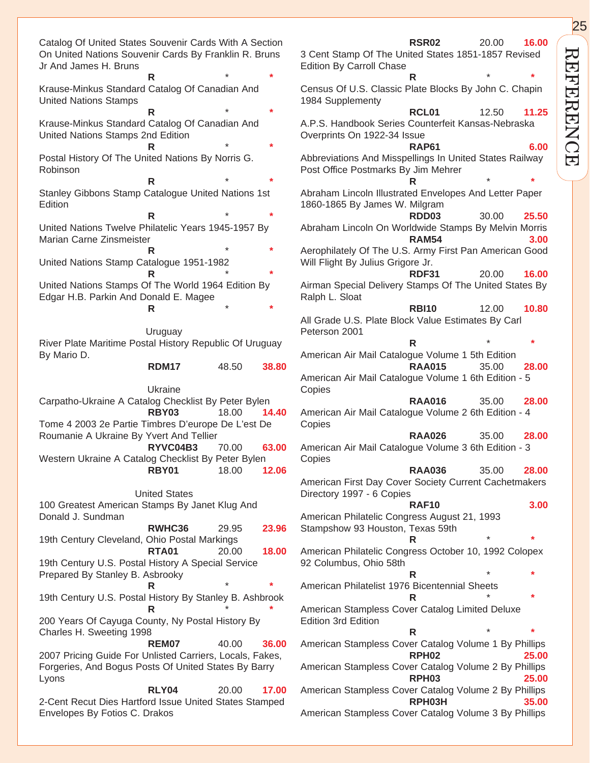Catalog Of United States Souvenir Cards With A Section On United Nations Souvenir Cards By Franklin R. Bruns Jr And James H. Bruns

**R** * *

Krause-Minkus Standard Catalog Of Canadian And United Nations Stamps

**R** * *

Krause-Minkus Standard Catalog Of Canadian And United Nations Stamps 2nd Edition

**R** * *

Postal History Of The United Nations By Norris G. Robinson

**R** * *

Stanley Gibbons Stamp Catalogue United Nations 1st Edition

**R** * *

United Nations Twelve Philatelic Years 1945-1957 By Marian Carne Zinsmeister

**R** * *

United Nations Stamp Catalogue 1951-1982

**R** * *

United Nations Stamps Of The World 1964 Edition By Edgar H.B. Parkin And Donald E. Magee

**R** * *

## Uruguay

River Plate Maritime Postal History Republic Of Uruguay By Mario D.

**RDM17** 48.50 **38.80**

## Ukraine

Carpatho-Ukraine A Catalog Checklist By Peter Bylen

**RBY03** 18.00 **14.40**

Tome 4 2003 2e Partie Timbres D’europe De L’est De Roumanie A Ukraine By Yvert And Tellier

**RYVC04B3** 70.00 **63.00**

Western Ukraine A Catalog Checklist By Peter Bylen

**RBY01** 18.00 **12.06**

## United States

100 Greatest American Stamps By Janet Klug And Donald J. Sundman

**RWHC36** 29.95 **23.96**

19th Century Cleveland, Ohio Postal Markings

**RTA01** 20.00 **18.00**

19th Century U.S. Postal History A Special Service Prepared By Stanley B. Asbrooky

**R** * *

19th Century U.S. Postal History By Stanley B. Ashbrook

**R** * *

200 Years Of Cayuga County, Ny Postal History By Charles H. Sweeting 1998

**REM07** 40.00 **36.00**

2007 Pricing Guide For Unlisted Carriers, Locals, Fakes, Forgeries, And Bogus Posts Of United States By Barry Lyons

**RLY04** 20.00 **17.00**

2-Cent Recut Dies Hartford Issue United States Stamped Envelopes By Fotios C. Drakos

**RSR02** 20.00 **16.00**

3 Cent Stamp Of The United States 1851-1857 Revised Edition By Carroll Chase

**R** * *

Census Of U.S. Classic Plate Blocks By John C. Chapin 1984 Supplementy

**RCL01** 12.50 **11.25**

A.P.S. Handbook Series Counterfeit Kansas-Nebraska Overprints On 1922-34 Issue

**RAP61** **6.00**

Abbreviations And Misspellings In United States Railway Post Office Postmarks By Jim Mehrer

**R** * *

Abraham Lincoln Illustrated Envelopes And Letter Paper 1860-1865 By James W. Milgram

**RDD03** 30.00 **25.50**

Abraham Lincoln On Worldwide Stamps By Melvin Morris

**RAM54** **3.00**

Aerophilately Of The U.S. Army First Pan American Good Will Flight By Julius Grigore Jr.

**RDF31** 20.00 **16.00**

Airman Special Delivery Stamps Of The United States By Ralph L. Sloat

**RBI10** 12.00 **10.80**

All Grade U.S. Plate Block Value Estimates By Carl Peterson 2001

**R** * *

American Air Mail Catalogue Volume 1 5th Edition

**RAA015** 35.00 **28.00**

American Air Mail Catalogue Volume 1 6th Edition - 5 Copies

**RAA016** 35.00 **28.00**

American Air Mail Catalogue Volume 2 6th Edition - 4 Copies

**RAA026** 35.00 **28.00**

American Air Mail Catalogue Volume 3 6th Edition - 3 Copies

**RAA036** 35.00 **28.00**

American First Day Cover Society Current Cachetmakers Directory 1997 - 6 Copies

**RAF10** **3.00**

American Philatelic Congress August 21, 1993 Stampshow 93 Houston, Texas 59th

**R** * *

American Philatelic Congress October 10, 1992 Colopex 92 Columbus, Ohio 58th

**R** * *

American Philatelist 1976 Bicentennial Sheets

**R** * *

American Stampless Cover Catalog Limited Deluxe Edition 3rd Edition

**R** * *

American Stampless Cover Catalog Volume 1 By Phillips

**RPH02** **25.00**

American Stampless Cover Catalog Volume 2 By Phillips

**RPH03** **25.00**

American Stampless Cover Catalog Volume 2 By Phillips

**RPH03H** **35.00**

American Stampless Cover Catalog Volume 3 By Phillips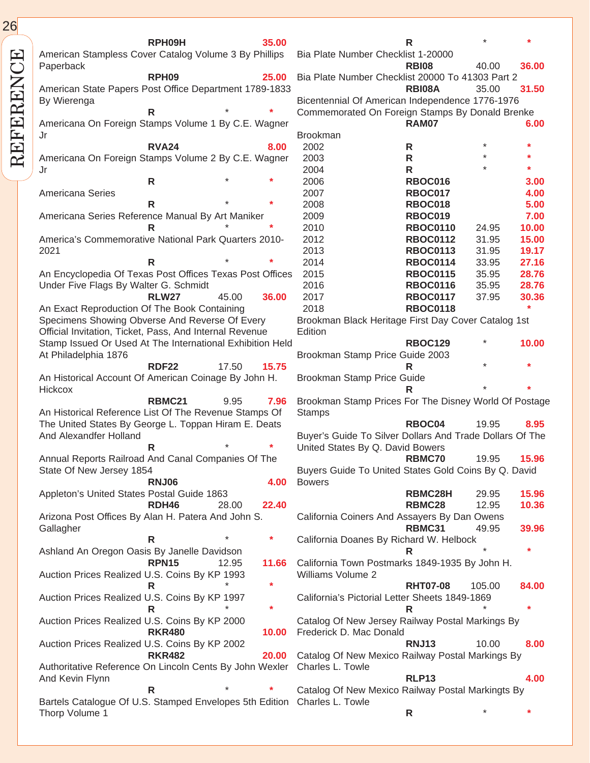| Title | Code | Retail | Price |
|---|---|---|---|
| | RPH09H | | 35.00 |
| American Stampless Cover Catalog Volume 3 By Phillips Paperback | RPH09 | | 25.00 |
| American State Papers Post Office Department 1789-1833 By Wierenga | R | * | * |
| Americana On Foreign Stamps Volume 1 By C.E. Wagner Jr | RVA24 | | 8.00 |
| Americana On Foreign Stamps Volume 2 By C.E. Wagner Jr | R | * | * |
| Americana Series | R | * | * |
| Americana Series Reference Manual By Art Maniker | R | * | * |
| America's Commemorative National Park Quarters 2010-2021 | R | * | * |
| An Encyclopedia Of Texas Post Offices Texas Post Offices Under Five Flags By Walter G. Schmidt | RLW27 | 45.00 | 36.00 |
| An Exact Reproduction Of The Book Containing Specimens Showing Obverse And Reverse Of Every Official Invitation, Ticket, Pass, And Internal Revenue Stamp Issued Or Used At The International Exhibition Held At Philadelphia 1876 | RDF22 | 17.50 | 15.75 |
| An Historical Account Of American Coinage By John H. Hickcox | RBMC21 | 9.95 | 7.96 |
| An Historical Reference List Of The Revenue Stamps Of The United States By George L. Toppan Hiram E. Deats And Alexandfer Holland | R | * | * |
| Annual Reports Railroad And Canal Companies Of The State Of New Jersey 1854 | RNJ06 | | 4.00 |
| Appleton's United States Postal Guide 1863 | RDH46 | 28.00 | 22.40 |
| Arizona Post Offices By Alan H. Patera And John S. Gallagher | R | * | * |
| Ashland An Oregon Oasis By Janelle Davidson | RPN15 | 12.95 | 11.66 |
| Auction Prices Realized U.S. Coins By KP 1993 | R | * | * |
| Auction Prices Realized U.S. Coins By KP 1997 | R | * | * |
| Auction Prices Realized U.S. Coins By KP 2000 | RKR480 | | 10.00 |
| Auction Prices Realized U.S. Coins By KP 2002 | RKR482 | | 20.00 |
| Authoritative Reference On Lincoln Cents By John Wexler And Kevin Flynn | R | * | * |
| Bartels Catalogue Of U.S. Stamped Envelopes 5th Edition Thorp Volume 1 | R | * | * |
| Bia Plate Number Checklist 1-20000 | RBI08 | 40.00 | 36.00 |
| Bia Plate Number Checklist 20000 To 41303 Part 2 | RBI08A | 35.00 | 31.50 |
| Bicentennial Of American Independence 1776-1976 Commemorated On Foreign Stamps By Donald Brenke | RAM07 | | 6.00 |
| Brookman | | | |
| 2002 | R | * | * |
| 2003 | R | * | * |
| 2004 | R | * | * |
| 2006 | RBOC016 | | 3.00 |
| 2007 | RBOC017 | | 4.00 |
| 2008 | RBOC018 | | 5.00 |
| 2009 | RBOC019 | | 7.00 |
| 2010 | RBOC0110 | 24.95 | 10.00 |
| 2012 | RBOC0112 | 31.95 | 15.00 |
| 2013 | RBOC0113 | 31.95 | 19.17 |
| 2014 | RBOC0114 | 33.95 | 27.16 |
| 2015 | RBOC0115 | 35.95 | 28.76 |
| 2016 | RBOC0116 | 35.95 | 28.76 |
| 2017 | RBOC0117 | 37.95 | 30.36 |
| 2018 | RBOC0118 | | * |
| Brookman Black Heritage First Day Cover Catalog 1st Edition | RBOC129 | * | 10.00 |
| Brookman Stamp Price Guide 2003 | R | * | * |
| Brookman Stamp Price Guide | R | * | * |
| Brookman Stamp Prices For The Disney World Of Postage Stamps | RBOC04 | 19.95 | 8.95 |
| Buyer's Guide To Silver Dollars And Trade Dollars Of The United States By Q. David Bowers | RBMC70 | 19.95 | 15.96 |
| Buyers Guide To United States Gold Coins By Q. David Bowers | RBMC28H | 29.95 | 15.96 |
| | RBMC28 | 12.95 | 10.36 |
| California Coiners And Assayers By Dan Owens | RBMC31 | 49.95 | 39.96 |
| California Doanes By Richard W. Helbock | R | * | * |
| California Town Postmarks 1849-1935 By John H. Williams Volume 2 | RHT07-08 | 105.00 | 84.00 |
| California's Pictorial Letter Sheets 1849-1869 | R | * | * |
| Catalog Of New Jersey Railway Postal Markings By Frederick D. Mac Donald | RNJ13 | 10.00 | 8.00 |
| Catalog Of New Mexico Railway Postal Markings By Charles L. Towle | RLP13 | | 4.00 |
| Catalog Of New Mexico Railway Postal Markingts By Charles L. Towle | R | * | * |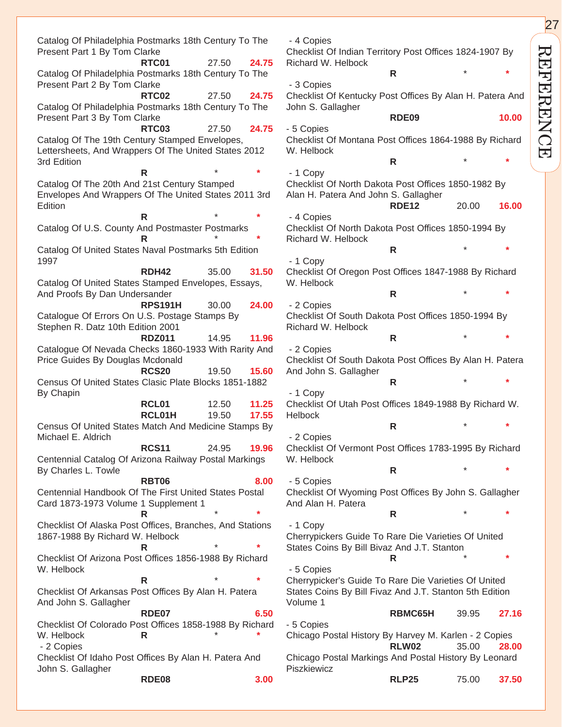Catalog Of Philadelphia Postmarks 18th Century To The Present Part 1 By Tom Clarke
**RTC01** 27.50 **24.75**

Catalog Of Philadelphia Postmarks 18th Century To The Present Part 2 By Tom Clarke
**RTC02** 27.50 **24.75**

Catalog Of Philadelphia Postmarks 18th Century To The Present Part 3 By Tom Clarke
**RTC03** 27.50 **24.75**

Catalog Of The 19th Century Stamped Envelopes, Lettersheets, And Wrappers Of The United States 2012 3rd Edition
**R** * *

Catalog Of The 20th And 21st Century Stamped Envelopes And Wrappers Of The United States 2011 3rd Edition
**R** * *

Catalog Of U.S. County And Postmaster Postmarks
**R** * *

Catalog Of United States Naval Postmarks 5th Edition 1997
**RDH42** 35.00 **31.50**

Catalog Of United States Stamped Envelopes, Essays, And Proofs By Dan Undersander
**RPS191H** 30.00 **24.00**

Catalogue Of Errors On U.S. Postage Stamps By Stephen R. Datz 10th Edition 2001
**RDZ011** 14.95 **11.96**

Catalogue Of Nevada Checks 1860-1933 With Rarity And Price Guides By Douglas Mcdonald
**RCS20** 19.50 **15.60**

Census Of United States Clasic Plate Blocks 1851-1882 By Chapin
**RCL01** 12.50 **11.25**
**RCL01H** 19.50 **17.55**

Census Of United States Match And Medicine Stamps By Michael E. Aldrich
**RCS11** 24.95 **19.96**

Centennial Catalog Of Arizona Railway Postal Markings By Charles L. Towle
**RBT06** **8.00**

Centennial Handbook Of The First United States Postal Card 1873-1973 Volume 1 Supplement 1
**R** * *

Checklist Of Alaska Post Offices, Branches, And Stations 1867-1988 By Richard W. Helbock
**R** * *

Checklist Of Arizona Post Offices 1856-1988 By Richard W. Helbock
**R** * *

Checklist Of Arkansas Post Offices By Alan H. Patera And John S. Gallagher
**RDE07** **6.50**

Checklist Of Colorado Post Offices 1858-1988 By Richard W. Helbock **R** * *
- 2 Copies

Checklist Of Idaho Post Offices By Alan H. Patera And John S. Gallagher
**RDE08** **3.00**
- 4 Copies

Checklist Of Indian Territory Post Offices 1824-1907 By Richard W. Helbock
**R** * *
- 3 Copies

Checklist Of Kentucky Post Offices By Alan H. Patera And John S. Gallagher
**RDE09** **10.00**
- 5 Copies

Checklist Of Montana Post Offices 1864-1988 By Richard W. Helbock
**R** * *
- 1 Copy

Checklist Of North Dakota Post Offices 1850-1982 By Alan H. Patera And John S. Gallagher
**RDE12** 20.00 **16.00**
- 4 Copies

Checklist Of North Dakota Post Offices 1850-1994 By Richard W. Helbock
**R** * *
- 1 Copy

Checklist Of Oregon Post Offices 1847-1988 By Richard W. Helbock
**R** * *
- 2 Copies

Checklist Of South Dakota Post Offices 1850-1994 By Richard W. Helbock
**R** * *
- 2 Copies

Checklist Of South Dakota Post Offices By Alan H. Patera And John S. Gallagher
**R** * *
- 1 Copy

Checklist Of Utah Post Offices 1849-1988 By Richard W. Helbock
**R** * *
- 2 Copies

Checklist Of Vermont Post Offices 1783-1995 By Richard W. Helbock
**R** * *
- 5 Copies

Checklist Of Wyoming Post Offices By John S. Gallagher And Alan H. Patera
**R** * *
- 1 Copy

Cherrypickers Guide To Rare Die Varieties Of United States Coins By Bill Bivaz And J.T. Stanton
**R** * *
- 5 Copies

Cherrypicker's Guide To Rare Die Varieties Of United States Coins By Bill Fivaz And J.T. Stanton 5th Edition Volume 1
**RBMC65H** 39.95 **27.16**
- 5 Copies

Chicago Postal History By Harvey M. Karlen - 2 Copies
**RLW02** 35.00 **28.00**

Chicago Postal Markings And Postal History By Leonard Piszkiewicz
**RLP25** 75.00 **37.50**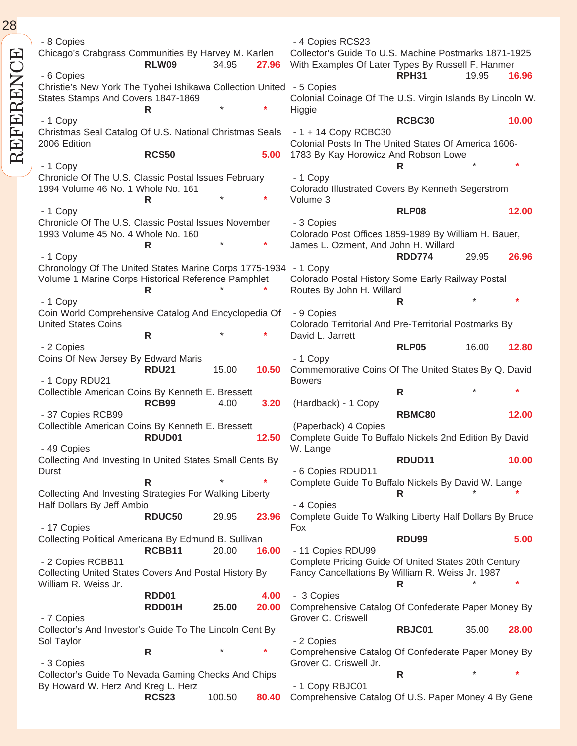- 8 Copies
Chicago's Crabgrass Communities By Harvey M. Karlen
RLW09 34.95 **27.96**
- 6 Copies
Christie's New York The Tyohei Ishikawa Collection United States Stamps And Covers 1847-1869
R * *
- 1 Copy
Christmas Seal Catalog Of U.S. National Christmas Seals 2006 Edition
RCS50 **5.00**
- 1 Copy
Chronicle Of The U.S. Classic Postal Issues February 1994 Volume 46 No. 1 Whole No. 161
R * *
- 1 Copy
Chronicle Of The U.S. Classic Postal Issues November 1993 Volume 45 No. 4 Whole No. 160
R * *
- 1 Copy
Chronology Of The United States Marine Corps 1775-1934 Volume 1 Marine Corps Historical Reference Pamphlet
R * *
- 1 Copy
Coin World Comprehensive Catalog And Encyclopedia Of United States Coins
R * *
- 2 Copies
Coins Of New Jersey By Edward Maris
RDU21 15.00 **10.50**
- 1 Copy RDU21
Collectible American Coins By Kenneth E. Bressett
RCB99 4.00 **3.20**
- 37 Copies RCB99
Collectible American Coins By Kenneth E. Bressett
RDUD01 **12.50**
- 49 Copies
Collecting And Investing In United States Small Cents By Durst
R * *
Collecting And Investing Strategies For Walking Liberty Half Dollars By Jeff Ambio
RDUC50 29.95 **23.96**
- 17 Copies
Collecting Political Americana By Edmund B. Sullivan
RCBB11 20.00 **16.00**
- 2 Copies RCBB11
Collecting United States Covers And Postal History By William R. Weiss Jr.
RDD01 **4.00**
RDD01H 25.00 **20.00**
- 7 Copies
Collector's And Investor's Guide To The Lincoln Cent By Sol Taylor
R * *
- 3 Copies
Collector's Guide To Nevada Gaming Checks And Chips By Howard W. Herz And Kreg L. Herz
RCS23 100.50 **80.40**
- 4 Copies RCS23
Collector's Guide To U.S. Machine Postmarks 1871-1925 With Examples Of Later Types By Russell F. Hanmer
RPH31 19.95 **16.96**
- 5 Copies
Colonial Coinage Of The U.S. Virgin Islands By Lincoln W. Higgie
RCBC30 **10.00**
- 1 + 14 Copy RCBC30
Colonial Posts In The United States Of America 1606-1783 By Kay Horowicz And Robson Lowe
R * *
- 1 Copy
Colorado Illustrated Covers By Kenneth Segerstrom Volume 3
RLP08 **12.00**
- 3 Copies
Colorado Post Offices 1859-1989 By William H. Bauer, James L. Ozment, And John H. Willard
RDD774 29.95 **26.96**
- 1 Copy
Colorado Postal History Some Early Railway Postal Routes By John H. Willard
R * *
- 9 Copies
Colorado Territorial And Pre-Territorial Postmarks By David L. Jarrett
RLP05 16.00 **12.80**
- 1 Copy
Commemorative Coins Of The United States By Q. David Bowers
R * *
(Hardback) - 1 Copy
RBMC80 **12.00**
(Paperback) 4 Copies
Complete Guide To Buffalo Nickels 2nd Edition By David W. Lange
RDUD11 **10.00**
- 6 Copies RDUD11
Complete Guide To Buffalo Nickels By David W. Lange
R * *
- 4 Copies
Complete Guide To Walking Liberty Half Dollars By Bruce Fox
RDU99 **5.00**
- 11 Copies RDU99
Complete Pricing Guide Of United States 20th Century Fancy Cancellations By William R. Weiss Jr. 1987
R * *
- 3 Copies
Comprehensive Catalog Of Confederate Paper Money By Grover C. Criswell
RBJC01 35.00 **28.00**
- 2 Copies
Comprehensive Catalog Of Confederate Paper Money By Grover C. Criswell Jr.
R * *
- 1 Copy RBJC01
Comprehensive Catalog Of U.S. Paper Money 4 By Gene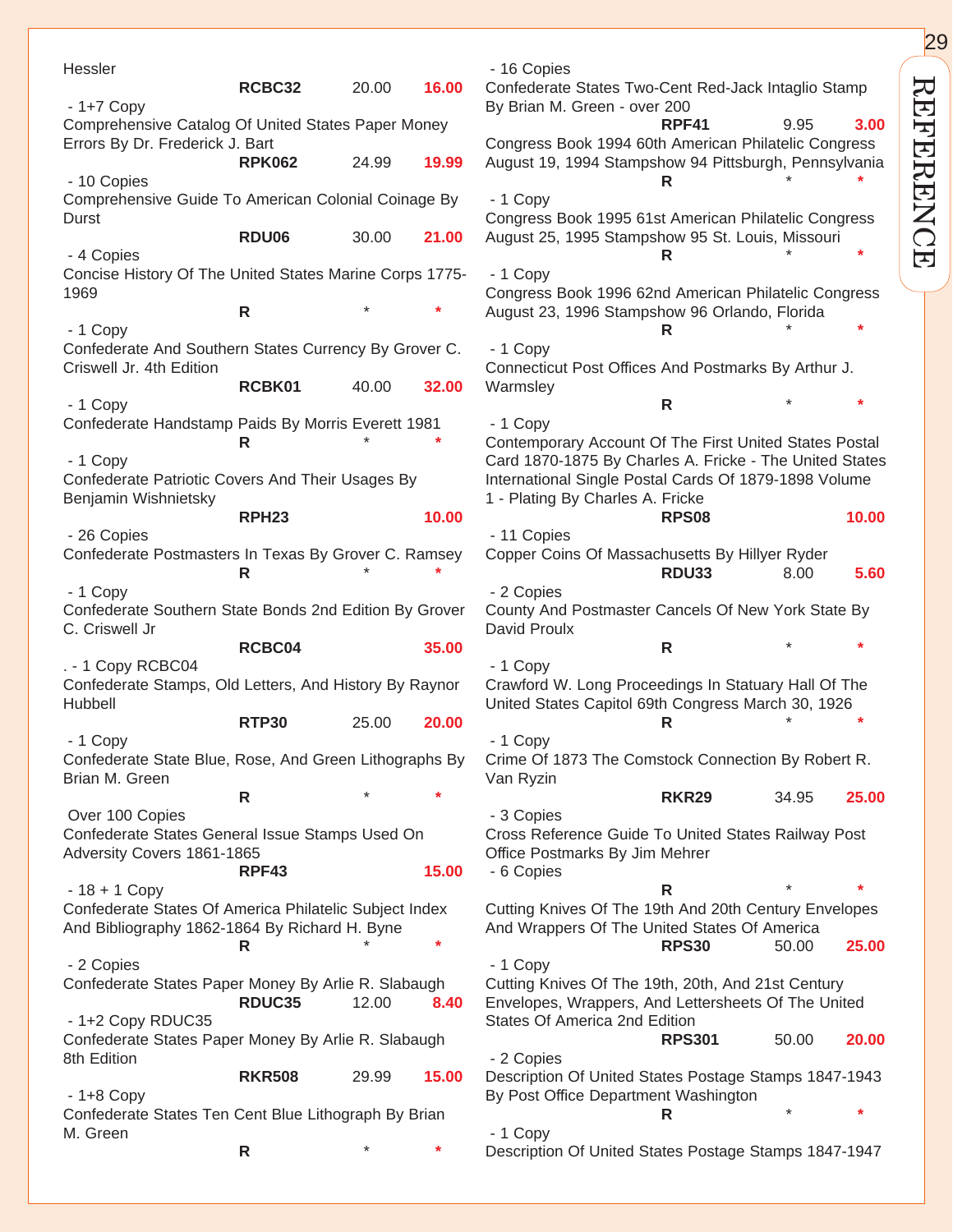Hessler
RCBC32 20.00 16.00
- 1+7 Copy

Comprehensive Catalog Of United States Paper Money Errors By Dr. Frederick J. Bart
RPK062 24.99 19.99
- 10 Copies

Comprehensive Guide To American Colonial Coinage By Durst
RDU06 30.00 21.00
- 4 Copies

Concise History Of The United States Marine Corps 1775-1969
R * *
- 1 Copy

Confederate And Southern States Currency By Grover C. Criswell Jr. 4th Edition
RCBK01 40.00 32.00
- 1 Copy

Confederate Handstamp Paids By Morris Everett 1981
R * *
- 1 Copy

Confederate Patriotic Covers And Their Usages By Benjamin Wishnietsky
RPH23 10.00
- 26 Copies

Confederate Postmasters In Texas By Grover C. Ramsey
R * *
- 1 Copy

Confederate Southern State Bonds 2nd Edition By Grover C. Criswell Jr
RCBC04 35.00
. - 1 Copy RCBC04

Confederate Stamps, Old Letters, And History By Raynor Hubbell
RTP30 25.00 20.00
- 1 Copy

Confederate State Blue, Rose, And Green Lithographs By Brian M. Green
R * *
Over 100 Copies

Confederate States General Issue Stamps Used On Adversity Covers 1861-1865
RPF43 15.00
- 18 + 1 Copy

Confederate States Of America Philatelic Subject Index And Bibliography 1862-1864 By Richard H. Byne
R * *
- 2 Copies

Confederate States Paper Money By Arlie R. Slabaugh
RDUC35 12.00 8.40
- 1+2 Copy RDUC35

Confederate States Paper Money By Arlie R. Slabaugh 8th Edition
RKR508 29.99 15.00
- 1+8 Copy

Confederate States Ten Cent Blue Lithograph By Brian M. Green
R * *
- 16 Copies

Confederate States Two-Cent Red-Jack Intaglio Stamp By Brian M. Green - over 200
RPF41 9.95 3.00

Congress Book 1994 60th American Philatelic Congress August 19, 1994 Stampshow 94 Pittsburgh, Pennsylvania
R * *
- 1 Copy

Congress Book 1995 61st American Philatelic Congress August 25, 1995 Stampshow 95 St. Louis, Missouri
R * *
- 1 Copy

Congress Book 1996 62nd American Philatelic Congress August 23, 1996 Stampshow 96 Orlando, Florida
R * *
- 1 Copy

Connecticut Post Offices And Postmarks By Arthur J. Warmsley
R * *
- 1 Copy

Contemporary Account Of The First United States Postal Card 1870-1875 By Charles A. Fricke - The United States International Single Postal Cards Of 1879-1898 Volume 1 - Plating By Charles A. Fricke
RPS08 10.00
- 11 Copies

Copper Coins Of Massachusetts By Hillyer Ryder
RDU33 8.00 5.60
- 2 Copies

County And Postmaster Cancels Of New York State By David Proulx
R * *
- 1 Copy

Crawford W. Long Proceedings In Statuary Hall Of The United States Capitol 69th Congress March 30, 1926
R * *
- 1 Copy

Crime Of 1873 The Comstock Connection By Robert R. Van Ryzin
RKR29 34.95 25.00
- 3 Copies

Cross Reference Guide To United States Railway Post Office Postmarks By Jim Mehrer
- 6 Copies
R * *

Cutting Knives Of The 19th And 20th Century Envelopes And Wrappers Of The United States Of America
RPS30 50.00 25.00
- 1 Copy

Cutting Knives Of The 19th, 20th, And 21st Century Envelopes, Wrappers, And Lettersheets Of The United States Of America 2nd Edition
RPS301 50.00 20.00
- 2 Copies

Description Of United States Postage Stamps 1847-1943 By Post Office Department Washington
R * *
- 1 Copy

Description Of United States Postage Stamps 1847-1947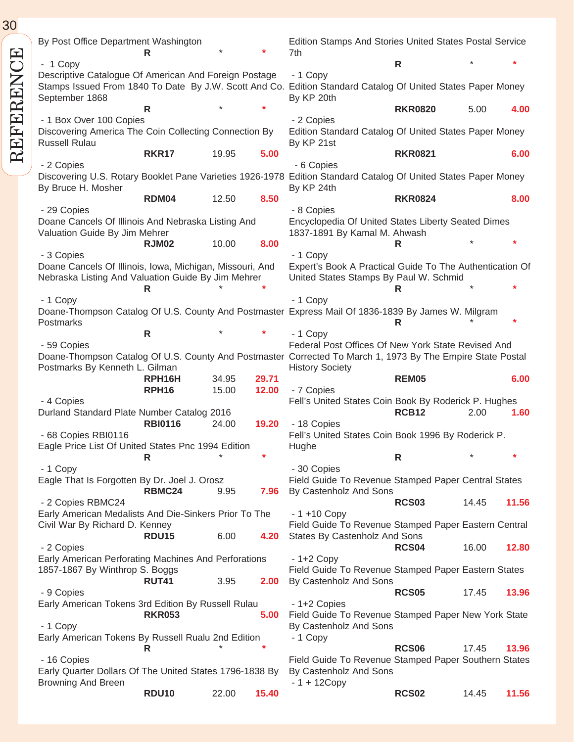By Post Office Department Washington

R * *

- 1 Copy

Descriptive Catalogue Of American And Foreign Postage Stamps Issued From 1840 To Date By J.W. Scott And Co. September 1868

R * *

- 1 Box Over 100 Copies

Discovering America The Coin Collecting Connection By Russell Rulau

RKR17 19.95 5.00

- 2 Copies

Discovering U.S. Rotary Booklet Pane Varieties 1926-1978 By Bruce H. Mosher

RDM04 12.50 8.50

- 29 Copies

Doane Cancels Of Illinois And Nebraska Listing And Valuation Guide By Jim Mehrer

RJM02 10.00 8.00

- 3 Copies

Doane Cancels Of Illinois, Iowa, Michigan, Missouri, And Nebraska Listing And Valuation Guide By Jim Mehrer

R * *

- 1 Copy

Doane-Thompson Catalog Of U.S. County And Postmaster Postmarks

R * *

- 59 Copies

Doane-Thompson Catalog Of U.S. County And Postmaster Postmarks By Kenneth L. Gilman

RPH16H 34.95 29.71

RPH16 15.00 12.00

- 4 Copies

Durland Standard Plate Number Catalog 2016

RBI0116 24.00 19.20

- 68 Copies RBI0116

Eagle Price List Of United States Pnc 1994 Edition

R * *

- 1 Copy

Eagle That Is Forgotten By Dr. Joel J. Orosz

RBMC24 9.95 7.96

- 2 Copies RBMC24

Early American Medalists And Die-Sinkers Prior To The Civil War By Richard D. Kenney

RDU15 6.00 4.20

- 2 Copies

Early American Perforating Machines And Perforations 1857-1867 By Winthrop S. Boggs

RUT41 3.95 2.00

- 9 Copies

Early American Tokens 3rd Edition By Russell Rulau

RKR053 5.00

- 1 Copy

Early American Tokens By Russell Rualu 2nd Edition

R * *

- 16 Copies

Early Quarter Dollars Of The United States 1796-1838 By Browning And Breen

RDU10 22.00 15.40

Edition Stamps And Stories United States Postal Service 7th

R * *

- 1 Copy

Edition Standard Catalog Of United States Paper Money By KP 20th

RKR0820 5.00 4.00

- 2 Copies

Edition Standard Catalog Of United States Paper Money By KP 21st

RKR0821 6.00

- 6 Copies

Edition Standard Catalog Of United States Paper Money By KP 24th

RKR0824 8.00

- 8 Copies

Encyclopedia Of United States Liberty Seated Dimes 1837-1891 By Kamal M. Ahwash

R * *

- 1 Copy

Expert's Book A Practical Guide To The Authentication Of United States Stamps By Paul W. Schmid

R * *

- 1 Copy

Express Mail Of 1836-1839 By James W. Milgram

R * *

- 1 Copy

Federal Post Offices Of New York State Revised And Corrected To March 1, 1973 By The Empire State Postal History Society

REM05 6.00

- 7 Copies

Fell's United States Coin Book By Roderick P. Hughes

RCB12 2.00 1.60

- 18 Copies

Fell's United States Coin Book 1996 By Roderick P. Hughe

R * *

- 30 Copies

Field Guide To Revenue Stamped Paper Central States By Castenholz And Sons

RCS03 14.45 11.56

- 1 +10 Copy

Field Guide To Revenue Stamped Paper Eastern Central States By Castenholz And Sons

RCS04 16.00 12.80

- 1+2 Copy

Field Guide To Revenue Stamped Paper Eastern States By Castenholz And Sons

RCS05 17.45 13.96

- 1+2 Copies

Field Guide To Revenue Stamped Paper New York State By Castenholz And Sons

- 1 Copy

RCS06 17.45 13.96

Field Guide To Revenue Stamped Paper Southern States By Castenholz And Sons

- 1 + 12Copy

RCS02 14.45 11.56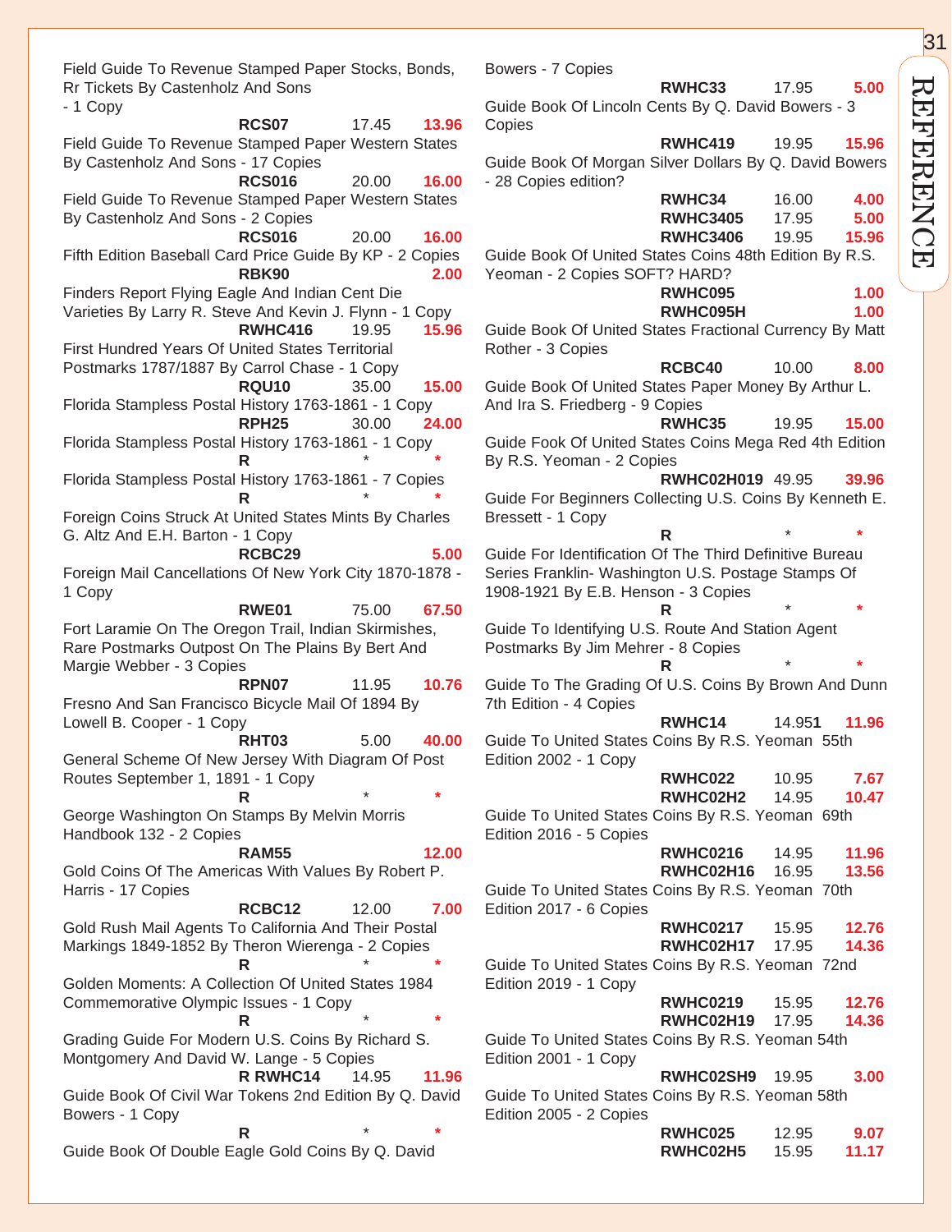Field Guide To Revenue Stamped Paper Stocks, Bonds, Rr Tickets By Castenholz And Sons - 1 Copy

**RCS07** 17.45 **13.96**

Field Guide To Revenue Stamped Paper Western States By Castenholz And Sons - 17 Copies

**RCS016** 20.00 **16.00**

Field Guide To Revenue Stamped Paper Western States By Castenholz And Sons - 2 Copies

**RCS016** 20.00 **16.00**

Fifth Edition Baseball Card Price Guide By KP - 2 Copies

**RBK90** **2.00**

Finders Report Flying Eagle And Indian Cent Die Varieties By Larry R. Steve And Kevin J. Flynn - 1 Copy

**RWHC416** 19.95 **15.96**

First Hundred Years Of United States Territorial Postmarks 1787/1887 By Carrol Chase - 1 Copy

**RQU10** 35.00 **15.00**

Florida Stampless Postal History 1763-1861 - 1 Copy

**RPH25** 30.00 **24.00**

Florida Stampless Postal History 1763-1861 - 1 Copy

**R** * *

Florida Stampless Postal History 1763-1861 - 7 Copies

**R** * *

Foreign Coins Struck At United States Mints By Charles G. Altz And E.H. Barton - 1 Copy

**RCBC29** **5.00**

Foreign Mail Cancellations Of New York City 1870-1878 - 1 Copy

**RWE01** 75.00 **67.50**

Fort Laramie On The Oregon Trail, Indian Skirmishes, Rare Postmarks Outpost On The Plains By Bert And Margie Webber - 3 Copies

**RPN07** 11.95 **10.76**

Fresno And San Francisco Bicycle Mail Of 1894 By Lowell B. Cooper - 1 Copy

**RHT03** 5.00 **40.00**

General Scheme Of New Jersey With Diagram Of Post Routes September 1, 1891 - 1 Copy

**R** * *

George Washington On Stamps By Melvin Morris Handbook 132 - 2 Copies

**RAM55** **12.00**

Gold Coins Of The Americas With Values By Robert P. Harris - 17 Copies

**RCBC12** 12.00 **7.00**

Gold Rush Mail Agents To California And Their Postal Markings 1849-1852 By Theron Wierenga - 2 Copies

**R** * *

Golden Moments: A Collection Of United States 1984 Commemorative Olympic Issues - 1 Copy

**R** * *

Grading Guide For Modern U.S. Coins By Richard S. Montgomery And David W. Lange - 5 Copies

**R RWHC14** 14.95 **11.96**

Guide Book Of Civil War Tokens 2nd Edition By Q. David Bowers - 1 Copy

**R** * *

Guide Book Of Double Eagle Gold Coins By Q. David Bowers - 7 Copies

**RWHC33** 17.95 **5.00**

Guide Book Of Lincoln Cents By Q. David Bowers - 3 Copies

**RWHC419** 19.95 **15.96**

Guide Book Of Morgan Silver Dollars By Q. David Bowers - 28 Copies edition?

**RWHC34** 16.00 **4.00**
**RWHC3405** 17.95 **5.00**
**RWHC3406** 19.95 **15.96**

Guide Book Of United States Coins 48th Edition By R.S. Yeoman - 2 Copies SOFT? HARD?

**RWHC095** **1.00**
**RWHC095H** **1.00**

Guide Book Of United States Fractional Currency By Matt Rother - 3 Copies

**RCBC40** 10.00 **8.00**

Guide Book Of United States Paper Money By Arthur L. And Ira S. Friedberg - 9 Copies

**RWHC35** 19.95 **15.00**

Guide Fook Of United States Coins Mega Red 4th Edition By R.S. Yeoman - 2 Copies

**RWHC02H019** 49.95 **39.96**

Guide For Beginners Collecting U.S. Coins By Kenneth E. Bressett - 1 Copy

**R** * *

Guide For Identification Of The Third Definitive Bureau Series Franklin- Washington U.S. Postage Stamps Of 1908-1921 By E.B. Henson - 3 Copies

**R** * *

Guide To Identifying U.S. Route And Station Agent Postmarks By Jim Mehrer - 8 Copies

**R** * *

Guide To The Grading Of U.S. Coins By Brown And Dunn 7th Edition - 4 Copies

**RWHC14** 14.95**1** **11.96**

Guide To United States Coins By R.S. Yeoman 55th Edition 2002 - 1 Copy

**RWHC022** 10.95 **7.67**
**RWHC02H2** 14.95 **10.47**

Guide To United States Coins By R.S. Yeoman 69th Edition 2016 - 5 Copies

**RWHC0216** 14.95 **11.96**
**RWHC02H16** 16.95 **13.56**

Guide To United States Coins By R.S. Yeoman 70th Edition 2017 - 6 Copies

**RWHC0217** 15.95 **12.76**
**RWHC02H17** 17.95 **14.36**

Guide To United States Coins By R.S. Yeoman 72nd Edition 2019 - 1 Copy

**RWHC0219** 15.95 **12.76**
**RWHC02H19** 17.95 **14.36**

Guide To United States Coins By R.S. Yeoman 54th Edition 2001 - 1 Copy

**RWHC02SH9** 19.95 **3.00**

Guide To United States Coins By R.S. Yeoman 58th Edition 2005 - 2 Copies

**RWHC025** 12.95 **9.07**
**RWHC02H5** 15.95 **11.17**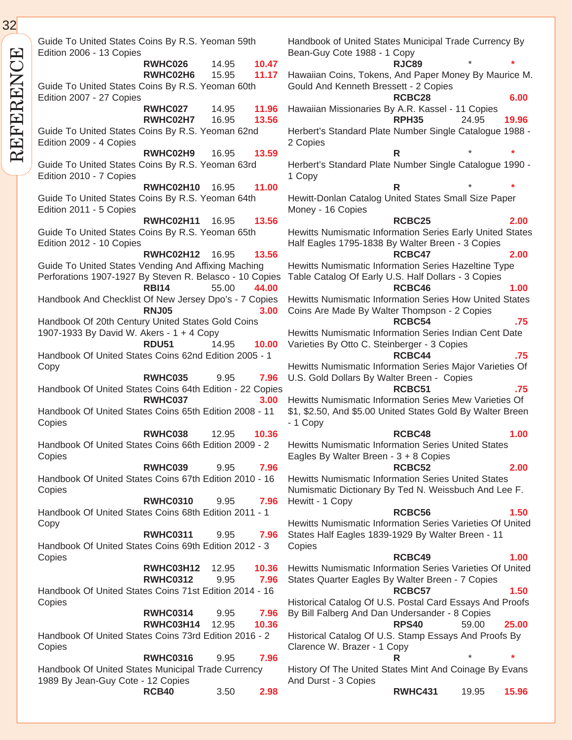Guide To United States Coins By R.S. Yeoman 59th Edition 2006 - 13 Copies

| | | |
|---|---|---|
| RWHC026 | 14.95 | 10.47 |
| RWHC02H6 | 15.95 | 11.17 |

Guide To United States Coins By R.S. Yeoman 60th Edition 2007 - 27 Copies

| | | |
|---|---|---|
| RWHC027 | 14.95 | 11.96 |
| RWHC02H7 | 16.95 | 13.56 |

Guide To United States Coins By R.S. Yeoman 62nd Edition 2009 - 4 Copies

**RWHC02H9** 16.95 **13.59**

Guide To United States Coins By R.S. Yeoman 63rd Edition 2010 - 7 Copies

**RWHC02H10** 16.95 **11.00**

Guide To United States Coins By R.S. Yeoman 64th Edition 2011 - 5 Copies

**RWHC02H11** 16.95 **13.56**

Guide To United States Coins By R.S. Yeoman 65th Edition 2012 - 10 Copies

**RWHC02H12** 16.95 **13.56**

Guide To United States Vending And Affixing Maching Perforations 1907-1927 By Steven R. Belasco - 10 Copies

**RBI14** 55.00 **44.00**

Handbook And Checklist Of New Jersey Dpo's - 7 Copies

**RNJ05** **3.00**

Handbook Of 20th Century United States Gold Coins 1907-1933 By David W. Akers - 1 + 4 Copy

**RDU51** 14.95 **10.00**

Handbook Of United States Coins 62nd Edition 2005 - 1 Copy

**RWHC035** 9.95 **7.96**

Handbook Of United States Coins 64th Edition - 22 Copies

**RWHC037** **3.00**

Handbook Of United States Coins 65th Edition 2008 - 11 Copies

**RWHC038** 12.95 **10.36**

Handbook Of United States Coins 66th Edition 2009 - 2 Copies

**RWHC039** 9.95 **7.96**

Handbook Of United States Coins 67th Edition 2010 - 16 Copies

**RWHC0310** 9.95 **7.96**

Handbook Of United States Coins 68th Edition 2011 - 1 Copy

**RWHC0311** 9.95 **7.96**

Handbook Of United States Coins 69th Edition 2012 - 3 Copies

| | | |
|---|---|---|
| RWHC03H12 | 12.95 | 10.36 |
| RWHC0312 | 9.95 | 7.96 |

Handbook Of United States Coins 71st Edition 2014 - 16 Copies

| | | |
|---|---|---|
| RWHC0314 | 9.95 | 7.96 |
| RWHC03H14 | 12.95 | 10.36 |

Handbook Of United States Coins 73rd Edition 2016 - 2 Copies

**RWHC0316** 9.95 **7.96**

Handbook Of United States Municipal Trade Currency 1989 By Jean-Guy Cote - 12 Copies

**RCB40** 3.50 **2.98**

Handbook of United States Municipal Trade Currency By Bean-Guy Cote 1988 - 1 Copy

**RJC89** * **\***

Hawaiian Coins, Tokens, And Paper Money By Maurice M. Gould And Kenneth Bressett - 2 Copies

**RCBC28** **6.00**

Hawaiian Missionaries By A.R. Kassel - 11 Copies

**RPH35** 24.95 **19.96**

Herbert's Standard Plate Number Single Catalogue 1988 - 2 Copies

**R** * **\***

Herbert's Standard Plate Number Single Catalogue 1990 - 1 Copy

**R** * **\***

Hewitt-Donlan Catalog United States Small Size Paper Money - 16 Copies

**RCBC25** **2.00**

Hewitts Numismatic Information Series Early United States Half Eagles 1795-1838 By Walter Breen - 3 Copies

**RCBC47** **2.00**

Hewitts Numismatic Information Series Hazeltine Type Table Catalog Of Early U.S. Half Dollars - 3 Copies

**RCBC46** **1.00**

Hewitts Numismatic Information Series How United States Coins Are Made By Walter Thompson - 2 Copies

**RCBC54** **.75**

Hewitts Numismatic Information Series Indian Cent Date Varieties By Otto C. Steinberger - 3 Copies

**RCBC44** **.75**

Hewitts Numismatic Information Series Major Varieties Of U.S. Gold Dollars By Walter Breen - Copies

**RCBC51** **.75**

Hewitts Numismatic Information Series Mew Varieties Of $1, $2.50, And $5.00 United States Gold By Walter Breen - 1 Copy

**RCBC48** **1.00**

Hewitts Numismatic Information Series United States Eagles By Walter Breen - 3 + 8 Copies

**RCBC52** **2.00**

Hewitts Numismatic Information Series United States Numismatic Dictionary By Ted N. Weissbuch And Lee F. Hewitt - 1 Copy

**RCBC56** **1.50**

Hewitts Numismatic Information Series Varieties Of United States Half Eagles 1839-1929 By Walter Breen - 11 Copies

**RCBC49** **1.00**

Hewitts Numismatic Information Series Varieties Of United States Quarter Eagles By Walter Breen - 7 Copies

**RCBC57** **1.50**

Historical Catalog Of U.S. Postal Card Essays And Proofs By Bill Falberg And Dan Undersander - 8 Copies

**RPS40** 59.00 **25.00**

Historical Catalog Of U.S. Stamp Essays And Proofs By Clarence W. Brazer - 1 Copy

**R** * **\***

History Of The United States Mint And Coinage By Evans And Durst - 3 Copies

**RWHC431** 19.95 **15.96**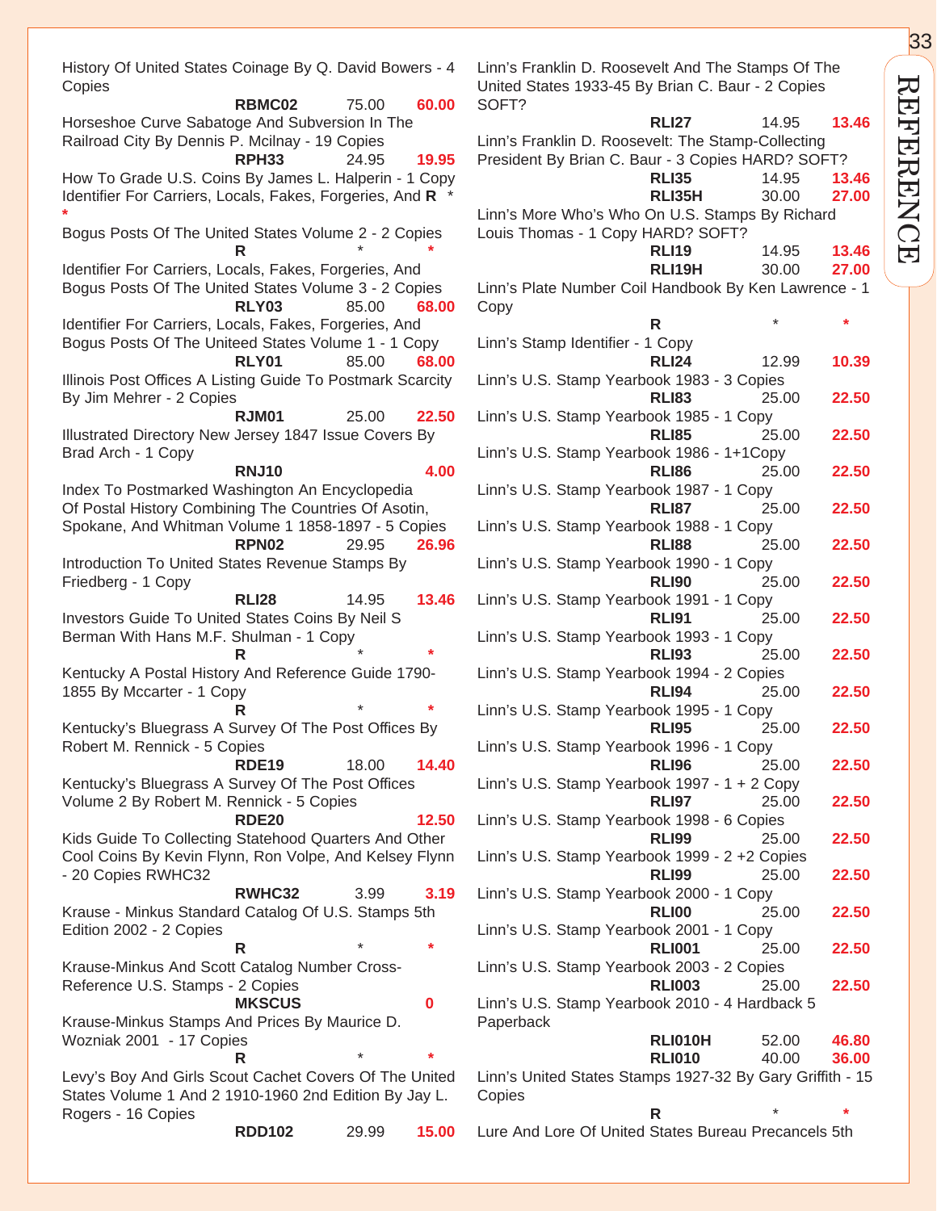History Of United States Coinage By Q. David Bowers - 4 Copies

**RBMC02** 75.00 **60.00**

Horseshoe Curve Sabatoge And Subversion In The Railroad City By Dennis P. Mcilnay - 19 Copies

**RPH33** 24.95 **19.95**

How To Grade U.S. Coins By James L. Halperin - 1 Copy

Identifier For Carriers, Locals, Fakes, Forgeries, And **R** * *

Bogus Posts Of The United States Volume 2 - 2 Copies

**R** * *

Identifier For Carriers, Locals, Fakes, Forgeries, And Bogus Posts Of The United States Volume 3 - 2 Copies

**RLY03** 85.00 **68.00**

Identifier For Carriers, Locals, Fakes, Forgeries, And Bogus Posts Of The Uniteed States Volume 1 - 1 Copy

**RLY01** 85.00 **68.00**

Illinois Post Offices A Listing Guide To Postmark Scarcity By Jim Mehrer - 2 Copies

**RJM01** 25.00 **22.50**

Illustrated Directory New Jersey 1847 Issue Covers By Brad Arch - 1 Copy

**RNJ10** **4.00**

Index To Postmarked Washington An Encyclopedia Of Postal History Combining The Countries Of Asotin, Spokane, And Whitman Volume 1 1858-1897 - 5 Copies

**RPN02** 29.95 **26.96**

Introduction To United States Revenue Stamps By Friedberg - 1 Copy

**RLI28** 14.95 **13.46**

Investors Guide To United States Coins By Neil S Berman With Hans M.F. Shulman - 1 Copy

**R** * *

Kentucky A Postal History And Reference Guide 1790-1855 By Mccarter - 1 Copy

**R** * *

Kentucky's Bluegrass A Survey Of The Post Offices By Robert M. Rennick - 5 Copies

**RDE19** 18.00 **14.40**

Kentucky's Bluegrass A Survey Of The Post Offices Volume 2 By Robert M. Rennick - 5 Copies

**RDE20** **12.50**

Kids Guide To Collecting Statehood Quarters And Other Cool Coins By Kevin Flynn, Ron Volpe, And Kelsey Flynn - 20 Copies RWHC32

**RWHC32** 3.99 **3.19**

Krause - Minkus Standard Catalog Of U.S. Stamps 5th Edition 2002 - 2 Copies

**R** * *

Krause-Minkus And Scott Catalog Number Cross-Reference U.S. Stamps - 2 Copies

**MKSCUS** **0**

Krause-Minkus Stamps And Prices By Maurice D. Wozniak 2001 - 17 Copies

**R** * *

Levy's Boy And Girls Scout Cachet Covers Of The United States Volume 1 And 2 1910-1960 2nd Edition By Jay L. Rogers - 16 Copies

**RDD102** 29.99 **15.00**

Linn's Franklin D. Roosevelt And The Stamps Of The United States 1933-45 By Brian C. Baur - 2 Copies SOFT?

**RLI27** 14.95 **13.46**

Linn's Franklin D. Roosevelt: The Stamp-Collecting President By Brian C. Baur - 3 Copies HARD? SOFT?

**RLI35** 14.95 **13.46**
**RLI35H** 30.00 **27.00**

Linn's More Who's Who On U.S. Stamps By Richard Louis Thomas - 1 Copy HARD? SOFT?

**RLI19** 14.95 **13.46**
**RLI19H** 30.00 **27.00**

Linn's Plate Number Coil Handbook By Ken Lawrence - 1 Copy

**R** * *

Linn's Stamp Identifier - 1 Copy

**RLI24** 12.99 **10.39**

Linn's U.S. Stamp Yearbook 1983 - 3 Copies

**RLI83** 25.00 **22.50**

Linn's U.S. Stamp Yearbook 1985 - 1 Copy

**RLI85** 25.00 **22.50**

Linn's U.S. Stamp Yearbook 1986 - 1+1Copy

**RLI86** 25.00 **22.50**

Linn's U.S. Stamp Yearbook 1987 - 1 Copy

**RLI87** 25.00 **22.50**

Linn's U.S. Stamp Yearbook 1988 - 1 Copy

**RLI88** 25.00 **22.50**

Linn's U.S. Stamp Yearbook 1990 - 1 Copy

**RLI90** 25.00 **22.50**

Linn's U.S. Stamp Yearbook 1991 - 1 Copy

**RLI91** 25.00 **22.50**

Linn's U.S. Stamp Yearbook 1993 - 1 Copy

**RLI93** 25.00 **22.50**

Linn's U.S. Stamp Yearbook 1994 - 2 Copies

**RLI94** 25.00 **22.50**

Linn's U.S. Stamp Yearbook 1995 - 1 Copy

**RLI95** 25.00 **22.50**

Linn's U.S. Stamp Yearbook 1996 - 1 Copy

**RLI96** 25.00 **22.50**

Linn's U.S. Stamp Yearbook 1997 - 1 + 2 Copy

**RLI97** 25.00 **22.50**

Linn's U.S. Stamp Yearbook 1998 - 6 Copies

**RLI99** 25.00 **22.50**

Linn's U.S. Stamp Yearbook 1999 - 2 +2 Copies

**RLI99** 25.00 **22.50**

Linn's U.S. Stamp Yearbook 2000 - 1 Copy

**RLI00** 25.00 **22.50**

Linn's U.S. Stamp Yearbook 2001 - 1 Copy

**RLI001** 25.00 **22.50**

Linn's U.S. Stamp Yearbook 2003 - 2 Copies

**RLI003** 25.00 **22.50**

Linn's U.S. Stamp Yearbook 2010 - 4 Hardback 5 Paperback

**RLI010H** 52.00 **46.80**
**RLI010** 40.00 **36.00**

Linn's United States Stamps 1927-32 By Gary Griffith - 15 Copies

**R** * *

Lure And Lore Of United States Bureau Precancels 5th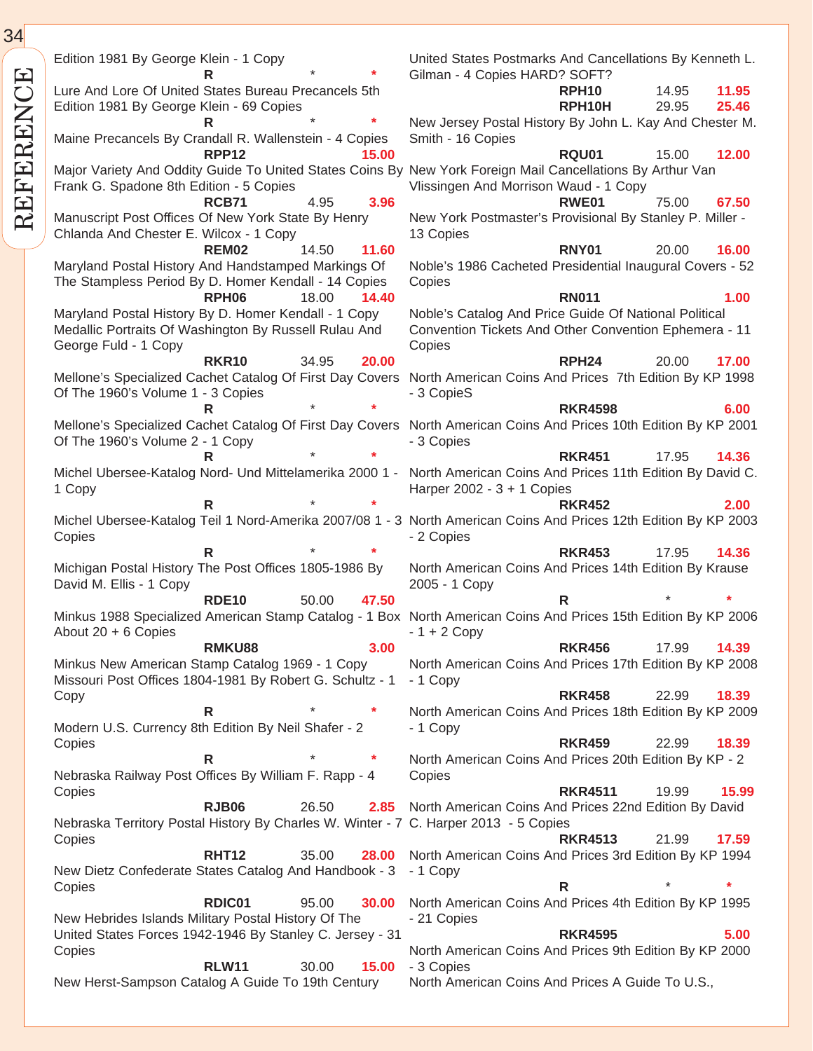Edition 1981 By George Klein - 1 Copy
**R** * *

Lure And Lore Of United States Bureau Precancels 5th Edition 1981 By George Klein - 69 Copies
**R** * *

Maine Precancels By Crandall R. Wallenstein - 4 Copies
**RPP12** 15.00

Major Variety And Oddity Guide To United States Coins By Frank G. Spadone 8th Edition - 5 Copies
**RCB71** 4.95 3.96

Manuscript Post Offices Of New York State By Henry Chlanda And Chester E. Wilcox - 1 Copy
**REM02** 14.50 11.60

Maryland Postal History And Handstamped Markings Of The Stampless Period By D. Homer Kendall - 14 Copies
**RPH06** 18.00 14.40

Maryland Postal History By D. Homer Kendall - 1 Copy

Medallic Portraits Of Washington By Russell Rulau And George Fuld - 1 Copy
**RKR10** 34.95 20.00

Mellone's Specialized Cachet Catalog Of First Day Covers Of The 1960's Volume 1 - 3 Copies
**R** * *

Mellone's Specialized Cachet Catalog Of First Day Covers Of The 1960's Volume 2 - 1 Copy
**R** * *

Michel Ubersee-Katalog Nord- Und Mittelamerika 2000 1 - 1 Copy
**R** * *

Michel Ubersee-Katalog Teil 1 Nord-Amerika 2007/08 1 - 3 Copies
**R** * *

Michigan Postal History The Post Offices 1805-1986 By David M. Ellis - 1 Copy
**RDE10** 50.00 47.50

Minkus 1988 Specialized American Stamp Catalog - 1 Box About 20 + 6 Copies
**RMKU88** 3.00

Minkus New American Stamp Catalog 1969 - 1 Copy

Missouri Post Offices 1804-1981 By Robert G. Schultz - 1 Copy
**R** * *

Modern U.S. Currency 8th Edition By Neil Shafer - 2 Copies
**R** * *

Nebraska Railway Post Offices By William F. Rapp - 4 Copies
**RJB06** 26.50 2.85

Nebraska Territory Postal History By Charles W. Winter - 7 Copies
**RHT12** 35.00 28.00

New Dietz Confederate States Catalog And Handbook - 3 Copies
**RDIC01** 95.00 30.00

New Hebrides Islands Military Postal History Of The United States Forces 1942-1946 By Stanley C. Jersey - 31 Copies
**RLW11** 30.00 15.00

New Herst-Sampson Catalog A Guide To 19th Century United States Postmarks And Cancellations By Kenneth L. Gilman - 4 Copies HARD? SOFT?
**RPH10** 14.95 11.95
**RPH10H** 29.95 25.46

New Jersey Postal History By John L. Kay And Chester M. Smith - 16 Copies
**RQU01** 15.00 12.00

New York Foreign Mail Cancellations By Arthur Van Vlissingen And Morrison Waud - 1 Copy
**RWE01** 75.00 67.50

New York Postmaster's Provisional By Stanley P. Miller - 13 Copies
**RNY01** 20.00 16.00

Noble's 1986 Cacheted Presidential Inaugural Covers - 52 Copies
**RN011** 1.00

Noble's Catalog And Price Guide Of National Political Convention Tickets And Other Convention Ephemera - 11 Copies
**RPH24** 20.00 17.00

North American Coins And Prices 7th Edition By KP 1998 - 3 CopieS
**RKR4598** 6.00

North American Coins And Prices 10th Edition By KP 2001 - 3 Copies
**RKR451** 17.95 14.36

North American Coins And Prices 11th Edition By David C. Harper 2002 - 3 + 1 Copies
**RKR452** 2.00

North American Coins And Prices 12th Edition By KP 2003 - 2 Copies
**RKR453** 17.95 14.36

North American Coins And Prices 14th Edition By Krause 2005 - 1 Copy
**R** * *

North American Coins And Prices 15th Edition By KP 2006 - 1 + 2 Copy
**RKR456** 17.99 14.39

North American Coins And Prices 17th Edition By KP 2008 - 1 Copy
**RKR458** 22.99 18.39

North American Coins And Prices 18th Edition By KP 2009 - 1 Copy
**RKR459** 22.99 18.39

North American Coins And Prices 20th Edition By KP - 2 Copies
**RKR4511** 19.99 15.99

North American Coins And Prices 22nd Edition By David C. Harper 2013 - 5 Copies
**RKR4513** 21.99 17.59

North American Coins And Prices 3rd Edition By KP 1994 - 1 Copy
**R** * *

North American Coins And Prices 4th Edition By KP 1995 - 21 Copies
**RKR4595** 5.00

North American Coins And Prices 9th Edition By KP 2000 - 3 Copies

North American Coins And Prices A Guide To U.S.,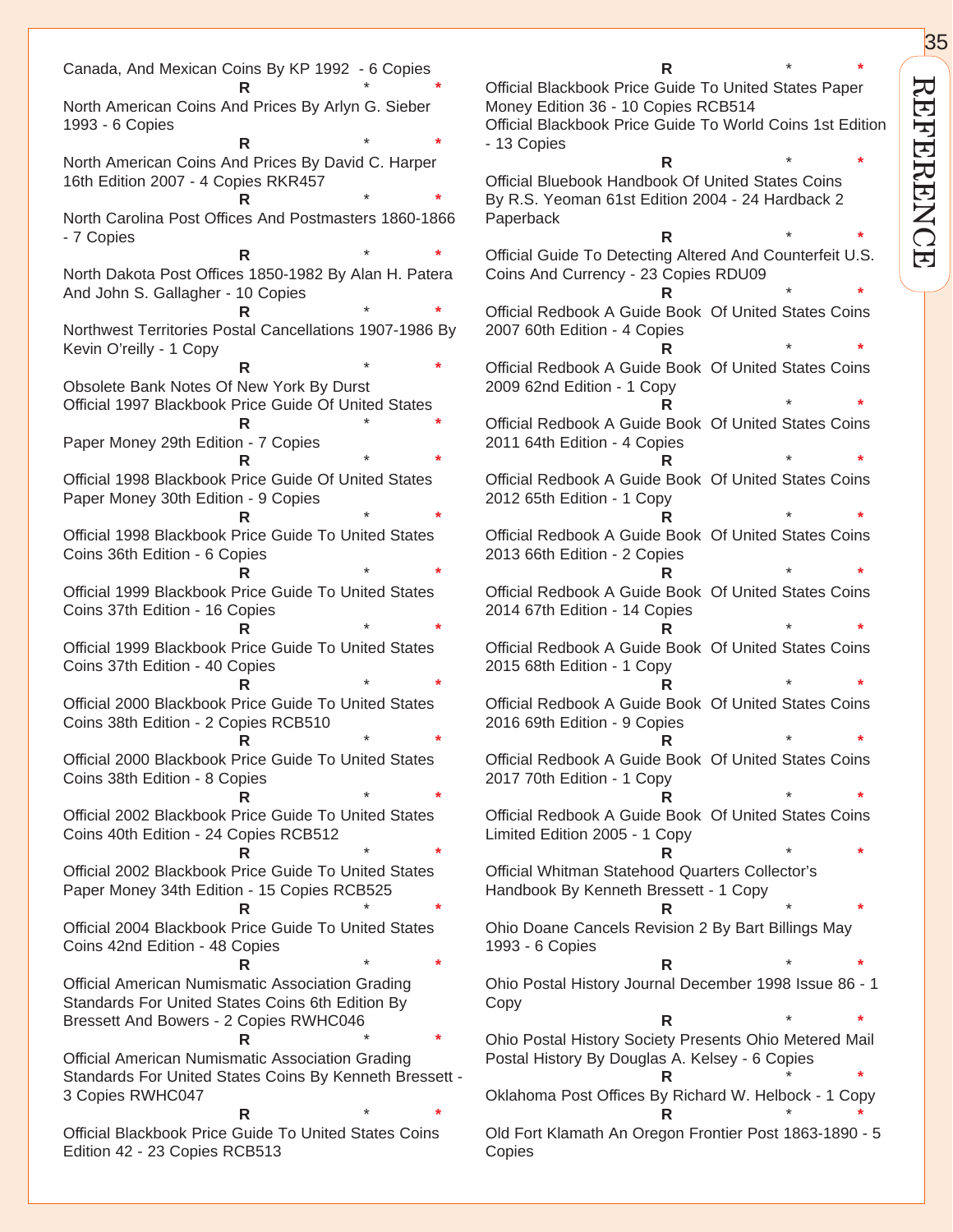Canada, And Mexican Coins By KP 1992 - 6 Copies
R * *

North American Coins And Prices By Arlyn G. Sieber 1993 - 6 Copies
R * *

North American Coins And Prices By David C. Harper 16th Edition 2007 - 4 Copies RKR457
R * *

North Carolina Post Offices And Postmasters 1860-1866 - 7 Copies
R * *

North Dakota Post Offices 1850-1982 By Alan H. Patera And John S. Gallagher - 10 Copies
R * *

Northwest Territories Postal Cancellations 1907-1986 By Kevin O'reilly - 1 Copy
R * *

Obsolete Bank Notes Of New York By Durst

Official 1997 Blackbook Price Guide Of United States
R * *
Paper Money 29th Edition - 7 Copies
R * *

Official 1998 Blackbook Price Guide Of United States Paper Money 30th Edition - 9 Copies
R * *

Official 1998 Blackbook Price Guide To United States Coins 36th Edition - 6 Copies
R * *

Official 1999 Blackbook Price Guide To United States Coins 37th Edition - 16 Copies
R * *

Official 1999 Blackbook Price Guide To United States Coins 37th Edition - 40 Copies
R * *

Official 2000 Blackbook Price Guide To United States Coins 38th Edition - 2 Copies RCB510
R * *

Official 2000 Blackbook Price Guide To United States Coins 38th Edition - 8 Copies
R * *

Official 2002 Blackbook Price Guide To United States Coins 40th Edition - 24 Copies RCB512
R * *

Official 2002 Blackbook Price Guide To United States Paper Money 34th Edition - 15 Copies RCB525
R * *

Official 2004 Blackbook Price Guide To United States Coins 42nd Edition - 48 Copies
R * *

Official American Numismatic Association Grading Standards For United States Coins 6th Edition By Bressett And Bowers - 2 Copies RWHC046
R * *

Official American Numismatic Association Grading Standards For United States Coins By Kenneth Bressett - 3 Copies RWHC047
R * *

Official Blackbook Price Guide To United States Coins Edition 42 - 23 Copies RCB513
R * *

Official Blackbook Price Guide To United States Paper Money Edition 36 - 10 Copies RCB514

Official Blackbook Price Guide To World Coins 1st Edition - 13 Copies
R * *

Official Bluebook Handbook Of United States Coins By R.S. Yeoman 61st Edition 2004 - 24 Hardback 2 Paperback
R * *

Official Guide To Detecting Altered And Counterfeit U.S. Coins And Currency - 23 Copies RDU09
R * *

Official Redbook A Guide Book Of United States Coins 2007 60th Edition - 4 Copies
R * *

Official Redbook A Guide Book Of United States Coins 2009 62nd Edition - 1 Copy
R * *

Official Redbook A Guide Book Of United States Coins 2011 64th Edition - 4 Copies
R * *

Official Redbook A Guide Book Of United States Coins 2012 65th Edition - 1 Copy
R * *

Official Redbook A Guide Book Of United States Coins 2013 66th Edition - 2 Copies
R * *

Official Redbook A Guide Book Of United States Coins 2014 67th Edition - 14 Copies
R * *

Official Redbook A Guide Book Of United States Coins 2015 68th Edition - 1 Copy
R * *

Official Redbook A Guide Book Of United States Coins 2016 69th Edition - 9 Copies
R * *

Official Redbook A Guide Book Of United States Coins 2017 70th Edition - 1 Copy
R * *

Official Redbook A Guide Book Of United States Coins Limited Edition 2005 - 1 Copy
R * *

Official Whitman Statehood Quarters Collector's Handbook By Kenneth Bressett - 1 Copy
R * *

Ohio Doane Cancels Revision 2 By Bart Billings May 1993 - 6 Copies
R * *

Ohio Postal History Journal December 1998 Issue 86 - 1 Copy
R * *

Ohio Postal History Society Presents Ohio Metered Mail Postal History By Douglas A. Kelsey - 6 Copies
R * *

Oklahoma Post Offices By Richard W. Helbock - 1 Copy
R * *

Old Fort Klamath An Oregon Frontier Post 1863-1890 - 5 Copies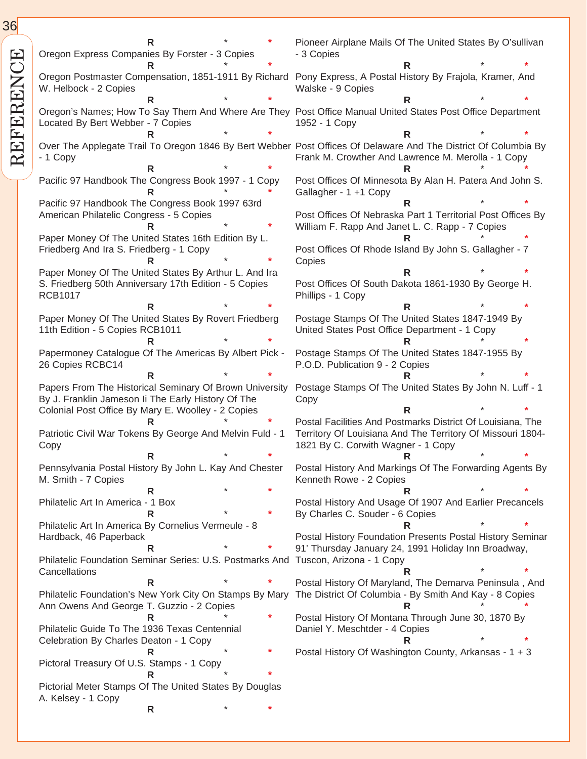R * *

Oregon Express Companies By Forster - 3 Copies

R * *

Oregon Postmaster Compensation, 1851-1911 By Richard W. Helbock - 2 Copies

R * *

Oregon's Names; How To Say Them And Where Are They Located By Bert Webber - 7 Copies

R * *

Over The Applegate Trail To Oregon 1846 By Bert Webber - 1 Copy

R * *

Pacific 97 Handbook The Congress Book 1997 - 1 Copy

R * *

Pacific 97 Handbook The Congress Book 1997 63rd American Philatelic Congress - 5 Copies

R * *

Paper Money Of The United States 16th Edition By L. Friedberg And Ira S. Friedberg - 1 Copy

R * *

Paper Money Of The United States By Arthur L. And Ira S. Friedberg 50th Anniversary 17th Edition - 5 Copies RCB1017

R * *

Paper Money Of The United States By Rovert Friedberg 11th Edition - 5 Copies RCB1011

R * *

Papermoney Catalogue Of The Americas By Albert Pick - 26 Copies RCBC14

R * *

Papers From The Historical Seminary Of Brown University By J. Franklin Jameson Ii The Early History Of The Colonial Post Office By Mary E. Woolley - 2 Copies

R * *

Patriotic Civil War Tokens By George And Melvin Fuld - 1 Copy

R * *

Pennsylvania Postal History By John L. Kay And Chester M. Smith - 7 Copies

R * *

Philatelic Art In America - 1 Box

R * *

Philatelic Art In America By Cornelius Vermeule - 8 Hardback, 46 Paperback

R * *

Philatelic Foundation Seminar Series: U.S. Postmarks And Cancellations

R * *

Philatelic Foundation's New York City On Stamps By Mary Ann Owens And George T. Guzzio - 2 Copies

R * *

Philatelic Guide To The 1936 Texas Centennial Celebration By Charles Deaton - 1 Copy

R * *

Pictoral Treasury Of U.S. Stamps - 1 Copy

R * *

Pictorial Meter Stamps Of The United States By Douglas A. Kelsey - 1 Copy

R * *

Pioneer Airplane Mails Of The United States By O'sullivan - 3 Copies

R * *

Pony Express, A Postal History By Frajola, Kramer, And Walske - 9 Copies

R * *

Post Office Manual United States Post Office Department 1952 - 1 Copy

R * *

Post Offices Of Delaware And The District Of Columbia By Frank M. Crowther And Lawrence M. Merolla - 1 Copy

R * *

Post Offices Of Minnesota By Alan H. Patera And John S. Gallagher - 1 +1 Copy

R * *

Post Offices Of Nebraska Part 1 Territorial Post Offices By William F. Rapp And Janet L. C. Rapp - 7 Copies

R * *

Post Offices Of Rhode Island By John S. Gallagher - 7 Copies

R * *

Post Offices Of South Dakota 1861-1930 By George H. Phillips - 1 Copy

R * *

Postage Stamps Of The United States 1847-1949 By United States Post Office Department - 1 Copy

R * *

Postage Stamps Of The United States 1847-1955 By P.O.D. Publication 9 - 2 Copies

R * *

Postage Stamps Of The United States By John N. Luff - 1 Copy

R * *

Postal Facilities And Postmarks District Of Louisiana, The Territory Of Louisiana And The Territory Of Missouri 1804-1821 By C. Corwith Wagner - 1 Copy

R * *

Postal History And Markings Of The Forwarding Agents By Kenneth Rowe - 2 Copies

R * *

Postal History And Usage Of 1907 And Earlier Precancels By Charles C. Souder - 6 Copies

R * *

Postal History Foundation Presents Postal History Seminar 91' Thursday January 24, 1991 Holiday Inn Broadway, Tuscon, Arizona - 1 Copy

R * *

Postal History Of Maryland, The Demarva Peninsula , And The District Of Columbia - By Smith And Kay - 8 Copies

R * *

Postal History Of Montana Through June 30, 1870 By Daniel Y. Meschtder - 4 Copies

R * *

Postal History Of Washington County, Arkansas - 1 + 3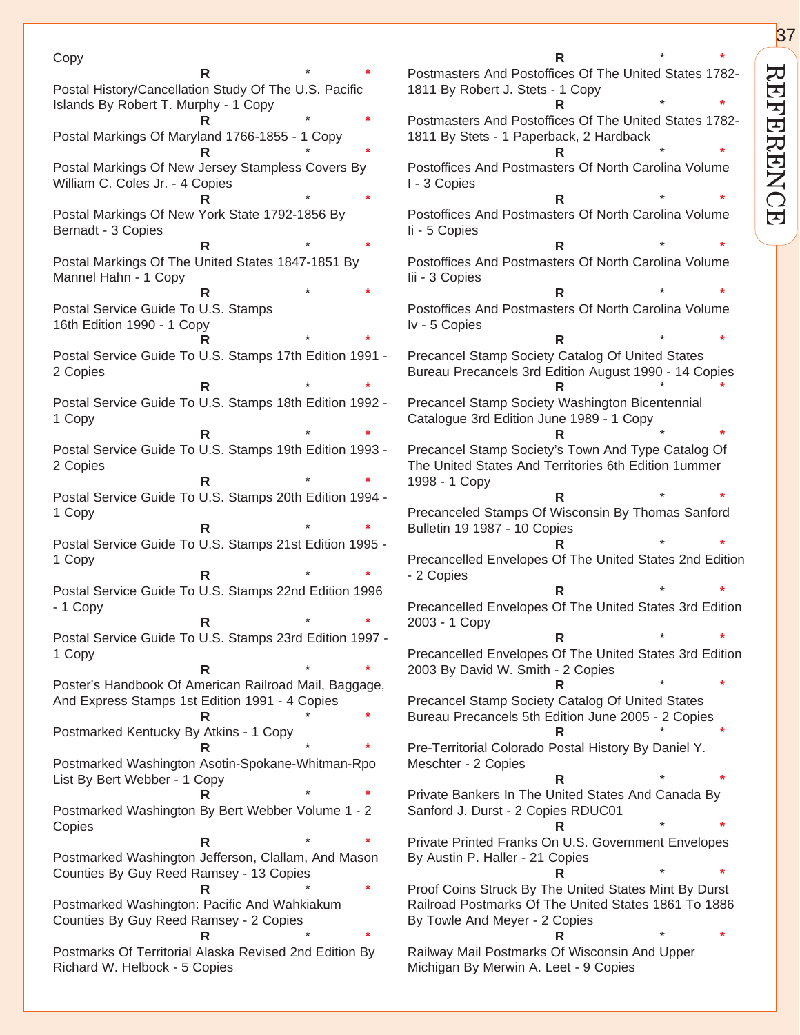Copy

R * *

Postal History/Cancellation Study Of The U.S. Pacific Islands By Robert T. Murphy - 1 Copy

R * *

Postal Markings Of Maryland 1766-1855 - 1 Copy

R * *

Postal Markings Of New Jersey Stampless Covers By William C. Coles Jr. - 4 Copies

R * *

Postal Markings Of New York State 1792-1856 By Bernadt - 3 Copies

R * *

Postal Markings Of The United States 1847-1851 By Mannel Hahn - 1 Copy

R * *

Postal Service Guide To U.S. Stamps 16th Edition 1990 - 1 Copy

R * *

Postal Service Guide To U.S. Stamps 17th Edition 1991 - 2 Copies

R * *

Postal Service Guide To U.S. Stamps 18th Edition 1992 - 1 Copy

R * *

Postal Service Guide To U.S. Stamps 19th Edition 1993 - 2 Copies

R * *

Postal Service Guide To U.S. Stamps 20th Edition 1994 - 1 Copy

R * *

Postal Service Guide To U.S. Stamps 21st Edition 1995 - 1 Copy

R * *

Postal Service Guide To U.S. Stamps 22nd Edition 1996 - 1 Copy

R * *

Postal Service Guide To U.S. Stamps 23rd Edition 1997 - 1 Copy

R * *

Poster's Handbook Of American Railroad Mail, Baggage, And Express Stamps 1st Edition 1991 - 4 Copies

R * *

Postmarked Kentucky By Atkins - 1 Copy

R * *

Postmarked Washington Asotin-Spokane-Whitman-Rpo List By Bert Webber - 1 Copy

R * *

Postmarked Washington By Bert Webber Volume 1 - 2 Copies

R * *

Postmarked Washington Jefferson, Clallam, And Mason Counties By Guy Reed Ramsey - 13 Copies

R * *

Postmarked Washington: Pacific And Wahkiakum Counties By Guy Reed Ramsey - 2 Copies

R * *

Postmarks Of Territorial Alaska Revised 2nd Edition By Richard W. Helbock - 5 Copies

R * *

Postmasters And Postoffices Of The United States 1782-1811 By Robert J. Stets - 1 Copy

R * *

Postmasters And Postoffices Of The United States 1782-1811 By Stets - 1 Paperback, 2 Hardback

R * *

Postoffices And Postmasters Of North Carolina Volume I - 3 Copies

R * *

Postoffices And Postmasters Of North Carolina Volume Ii - 5 Copies

R * *

Postoffices And Postmasters Of North Carolina Volume Iii - 3 Copies

R * *

Postoffices And Postmasters Of North Carolina Volume Iv - 5 Copies

R * *

Precancel Stamp Society Catalog Of United States Bureau Precancels 3rd Edition August 1990 - 14 Copies

R * *

Precancel Stamp Society Washington Bicentennial Catalogue 3rd Edition June 1989 - 1 Copy

R * *

Precancel Stamp Society's Town And Type Catalog Of The United States And Territories 6th Edition 1ummer 1998 - 1 Copy

R * *

Precanceled Stamps Of Wisconsin By Thomas Sanford Bulletin 19 1987 - 10 Copies

R * *

Precancelled Envelopes Of The United States 2nd Edition - 2 Copies

R * *

Precancelled Envelopes Of The United States 3rd Edition 2003 - 1 Copy

R * *

Precancelled Envelopes Of The United States 3rd Edition 2003 By David W. Smith - 2 Copies

R * *

Precancel Stamp Society Catalog Of United States Bureau Precancels 5th Edition June 2005 - 2 Copies

R * *

Pre-Territorial Colorado Postal History By Daniel Y. Meschter - 2 Copies

R * *

Private Bankers In The United States And Canada By Sanford J. Durst - 2 Copies RDUC01

R * *

Private Printed Franks On U.S. Government Envelopes By Austin P. Haller - 21 Copies

R * *

Proof Coins Struck By The United States Mint By Durst Railroad Postmarks Of The United States 1861 To 1886 By Towle And Meyer - 2 Copies

R * *

Railway Mail Postmarks Of Wisconsin And Upper Michigan By Merwin A. Leet - 9 Copies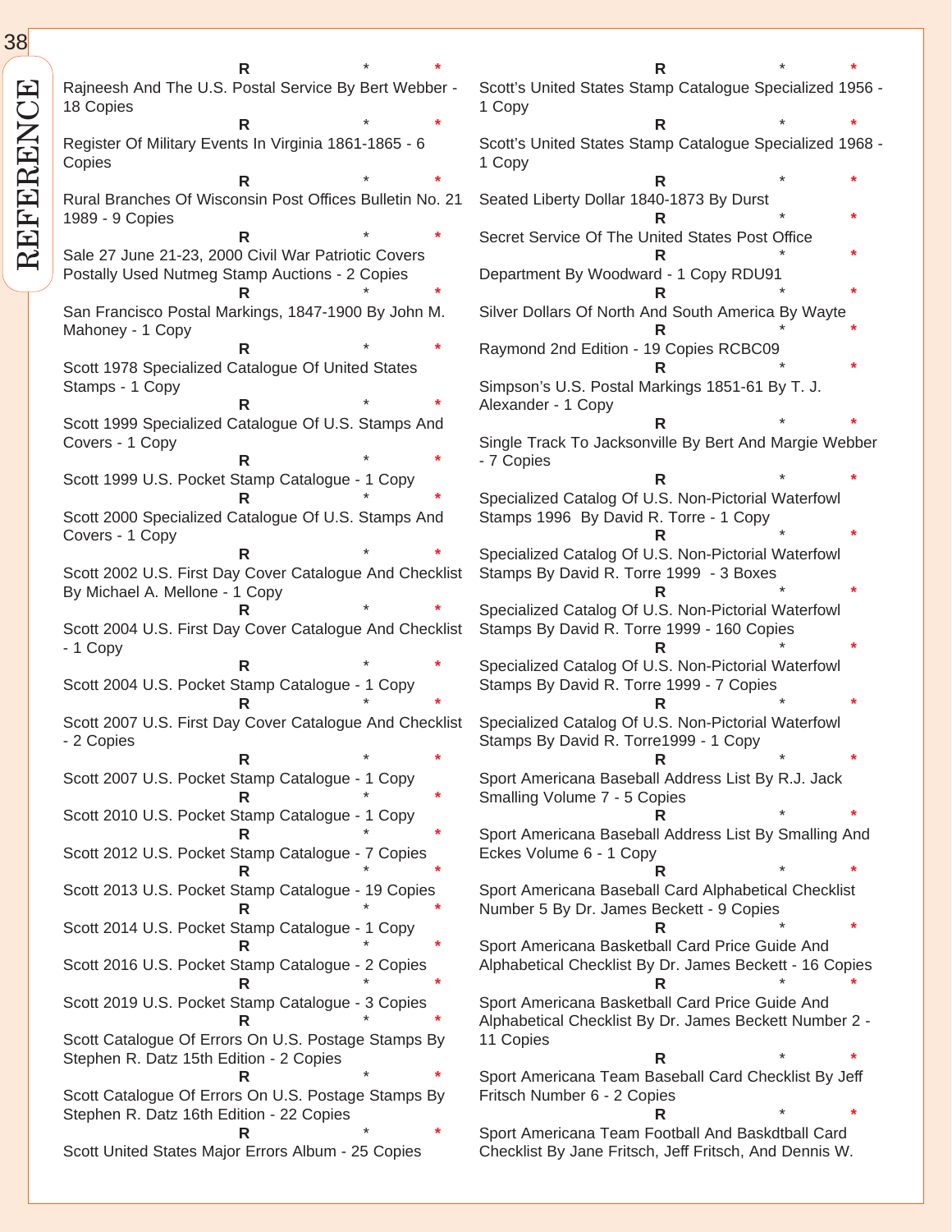R * *
Rajneesh And The U.S. Postal Service By Bert Webber - 18 Copies

R * *
Register Of Military Events In Virginia 1861-1865 - 6 Copies

R * *
Rural Branches Of Wisconsin Post Offices Bulletin No. 21 1989 - 9 Copies

R * *
Sale 27 June 21-23, 2000 Civil War Patriotic Covers Postally Used Nutmeg Stamp Auctions - 2 Copies

R * *
San Francisco Postal Markings, 1847-1900 By John M. Mahoney - 1 Copy

R * *
Scott 1978 Specialized Catalogue Of United States Stamps - 1 Copy

R * *
Scott 1999 Specialized Catalogue Of U.S. Stamps And Covers - 1 Copy

R * *
Scott 1999 U.S. Pocket Stamp Catalogue - 1 Copy

R * *
Scott 2000 Specialized Catalogue Of U.S. Stamps And Covers - 1 Copy

R * *
Scott 2002 U.S. First Day Cover Catalogue And Checklist By Michael A. Mellone - 1 Copy

R * *
Scott 2004 U.S. First Day Cover Catalogue And Checklist - 1 Copy

R * *
Scott 2004 U.S. Pocket Stamp Catalogue - 1 Copy

R * *
Scott 2007 U.S. First Day Cover Catalogue And Checklist - 2 Copies

R * *
Scott 2007 U.S. Pocket Stamp Catalogue - 1 Copy

R * *
Scott 2010 U.S. Pocket Stamp Catalogue - 1 Copy

R * *
Scott 2012 U.S. Pocket Stamp Catalogue - 7 Copies

R * *
Scott 2013 U.S. Pocket Stamp Catalogue - 19 Copies

R * *
Scott 2014 U.S. Pocket Stamp Catalogue - 1 Copy

R * *
Scott 2016 U.S. Pocket Stamp Catalogue - 2 Copies

R * *
Scott 2019 U.S. Pocket Stamp Catalogue - 3 Copies

R * *
Scott Catalogue Of Errors On U.S. Postage Stamps By Stephen R. Datz 15th Edition - 2 Copies

R * *
Scott Catalogue Of Errors On U.S. Postage Stamps By Stephen R. Datz 16th Edition - 22 Copies

R * *
Scott United States Major Errors Album - 25 Copies

R * *
Scott's United States Stamp Catalogue Specialized 1956 - 1 Copy

R * *
Scott's United States Stamp Catalogue Specialized 1968 - 1 Copy

R * *
Seated Liberty Dollar 1840-1873 By Durst

R * *
Secret Service Of The United States Post Office

R * *
Department By Woodward - 1 Copy RDU91

R * *
Silver Dollars Of North And South America By Wayte

R * *
Raymond 2nd Edition - 19 Copies RCBC09

R * *
Simpson's U.S. Postal Markings 1851-61 By T. J. Alexander - 1 Copy

R * *
Single Track To Jacksonville By Bert And Margie Webber - 7 Copies

R * *
Specialized Catalog Of U.S. Non-Pictorial Waterfowl Stamps 1996 By David R. Torre - 1 Copy

R * *
Specialized Catalog Of U.S. Non-Pictorial Waterfowl Stamps By David R. Torre 1999 - 3 Boxes

R * *
Specialized Catalog Of U.S. Non-Pictorial Waterfowl Stamps By David R. Torre 1999 - 160 Copies

R * *
Specialized Catalog Of U.S. Non-Pictorial Waterfowl Stamps By David R. Torre 1999 - 7 Copies

R * *
Specialized Catalog Of U.S. Non-Pictorial Waterfowl Stamps By David R. Torre1999 - 1 Copy

R * *
Sport Americana Baseball Address List By R.J. Jack Smalling Volume 7 - 5 Copies

R * *
Sport Americana Baseball Address List By Smalling And Eckes Volume 6 - 1 Copy

R * *
Sport Americana Baseball Card Alphabetical Checklist Number 5 By Dr. James Beckett - 9 Copies

R * *
Sport Americana Basketball Card Price Guide And Alphabetical Checklist By Dr. James Beckett - 16 Copies

R * *
Sport Americana Basketball Card Price Guide And Alphabetical Checklist By Dr. James Beckett Number 2 - 11 Copies

R * *
Sport Americana Team Baseball Card Checklist By Jeff Fritsch Number 6 - 2 Copies

R * *
Sport Americana Team Football And Baskdtball Card Checklist By Jane Fritsch, Jeff Fritsch, And Dennis W.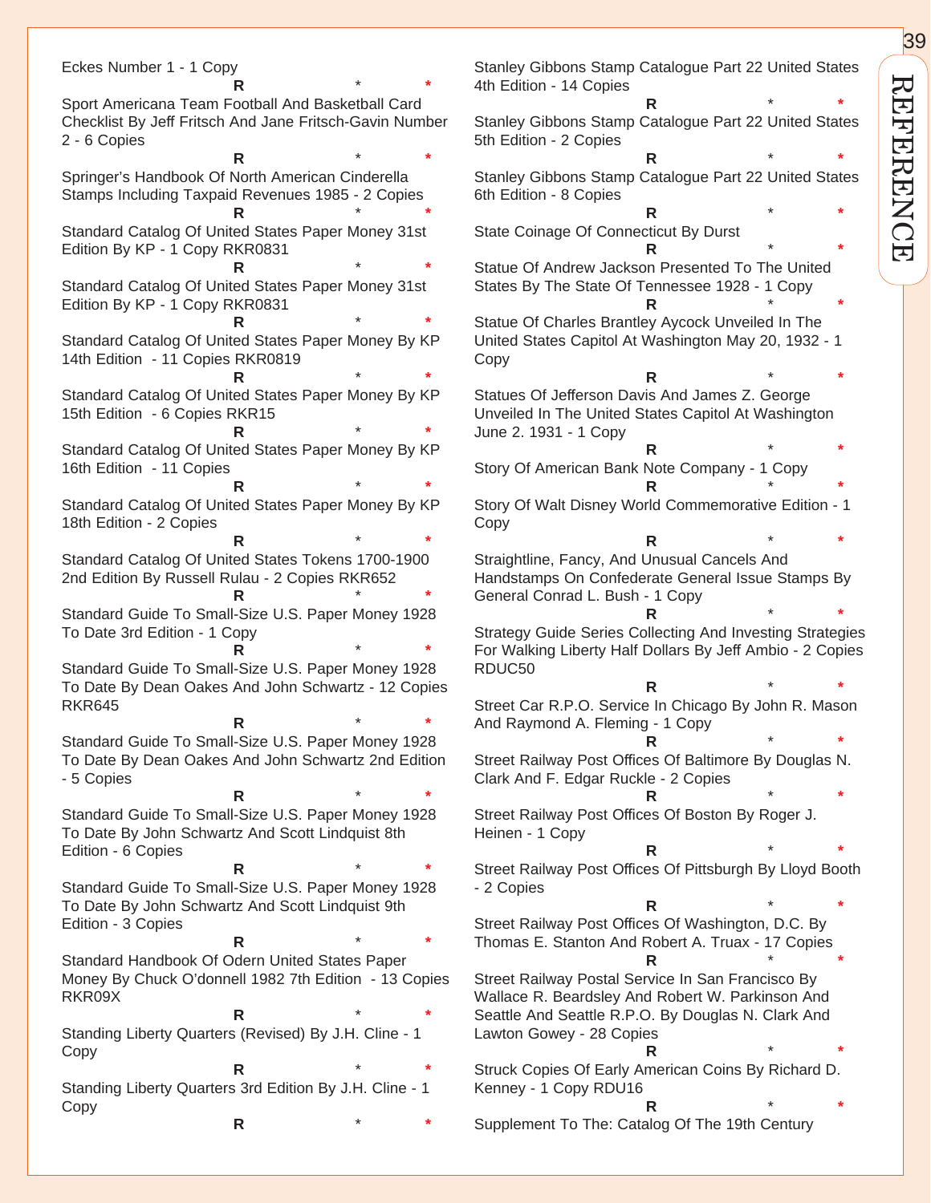Eckes Number 1 - 1 Copy

R * *

Sport Americana Team Football And Basketball Card Checklist By Jeff Fritsch And Jane Fritsch-Gavin Number 2 - 6 Copies

R * *

Springer's Handbook Of North American Cinderella Stamps Including Taxpaid Revenues 1985 - 2 Copies

R * *

Standard Catalog Of United States Paper Money 31st Edition By KP - 1 Copy RKR0831

R * *

Standard Catalog Of United States Paper Money 31st Edition By KP - 1 Copy RKR0831

R * *

Standard Catalog Of United States Paper Money By KP 14th Edition - 11 Copies RKR0819

R * *

Standard Catalog Of United States Paper Money By KP 15th Edition - 6 Copies RKR15

R * *

Standard Catalog Of United States Paper Money By KP 16th Edition - 11 Copies

R * *

Standard Catalog Of United States Paper Money By KP 18th Edition - 2 Copies

R * *

Standard Catalog Of United States Tokens 1700-1900 2nd Edition By Russell Rulau - 2 Copies RKR652

R * *

Standard Guide To Small-Size U.S. Paper Money 1928 To Date 3rd Edition - 1 Copy

R * *

Standard Guide To Small-Size U.S. Paper Money 1928 To Date By Dean Oakes And John Schwartz - 12 Copies RKR645

R * *

Standard Guide To Small-Size U.S. Paper Money 1928 To Date By Dean Oakes And John Schwartz 2nd Edition - 5 Copies

R * *

Standard Guide To Small-Size U.S. Paper Money 1928 To Date By John Schwartz And Scott Lindquist 8th Edition - 6 Copies

R * *

Standard Guide To Small-Size U.S. Paper Money 1928 To Date By John Schwartz And Scott Lindquist 9th Edition - 3 Copies

R * *

Standard Handbook Of Odern United States Paper Money By Chuck O'donnell 1982 7th Edition - 13 Copies RKR09X

R * *

Standing Liberty Quarters (Revised) By J.H. Cline - 1 Copy

R * *

Standing Liberty Quarters 3rd Edition By J.H. Cline - 1 Copy

R * *

Stanley Gibbons Stamp Catalogue Part 22 United States 4th Edition - 14 Copies

R * *

Stanley Gibbons Stamp Catalogue Part 22 United States 5th Edition - 2 Copies

R * *

Stanley Gibbons Stamp Catalogue Part 22 United States 6th Edition - 8 Copies

R * *

State Coinage Of Connecticut By Durst

R * *

Statue Of Andrew Jackson Presented To The United States By The State Of Tennessee 1928 - 1 Copy

R * *

Statue Of Charles Brantley Aycock Unveiled In The United States Capitol At Washington May 20, 1932 - 1 Copy

R * *

Statues Of Jefferson Davis And James Z. George Unveiled In The United States Capitol At Washington June 2. 1931 - 1 Copy

R * *

Story Of American Bank Note Company - 1 Copy

R * *

Story Of Walt Disney World Commemorative Edition - 1 Copy

R * *

Straightline, Fancy, And Unusual Cancels And Handstamps On Confederate General Issue Stamps By General Conrad L. Bush - 1 Copy

R * *

Strategy Guide Series Collecting And Investing Strategies For Walking Liberty Half Dollars By Jeff Ambio - 2 Copies RDUC50

R * *

Street Car R.P.O. Service In Chicago By John R. Mason And Raymond A. Fleming - 1 Copy

R * *

Street Railway Post Offices Of Baltimore By Douglas N. Clark And F. Edgar Ruckle - 2 Copies

R * *

Street Railway Post Offices Of Boston By Roger J. Heinen - 1 Copy

R * *

Street Railway Post Offices Of Pittsburgh By Lloyd Booth - 2 Copies

R * *

Street Railway Post Offices Of Washington, D.C. By Thomas E. Stanton And Robert A. Truax - 17 Copies

R * *

Street Railway Postal Service In San Francisco By Wallace R. Beardsley And Robert W. Parkinson And Seattle And Seattle R.P.O. By Douglas N. Clark And Lawton Gowey - 28 Copies

R * *

Struck Copies Of Early American Coins By Richard D. Kenney - 1 Copy RDU16

R * *

Supplement To The: Catalog Of The 19th Century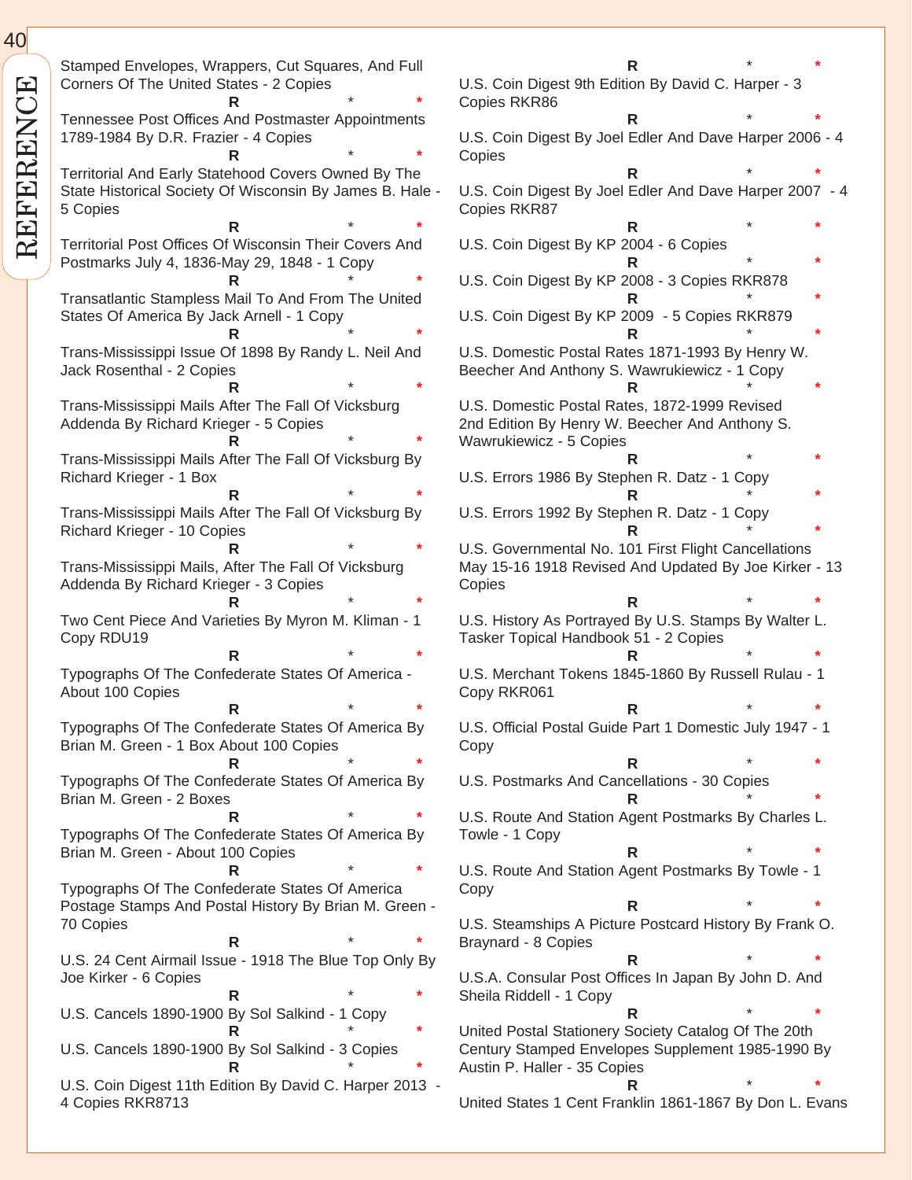Stamped Envelopes, Wrappers, Cut Squares, And Full Corners Of The United States - 2 Copies

R * *

Tennessee Post Offices And Postmaster Appointments 1789-1984 By D.R. Frazier - 4 Copies

R * *

Territorial And Early Statehood Covers Owned By The State Historical Society Of Wisconsin By James B. Hale - 5 Copies

R * *

Territorial Post Offices Of Wisconsin Their Covers And Postmarks July 4, 1836-May 29, 1848 - 1 Copy

R * *

Transatlantic Stampless Mail To And From The United States Of America By Jack Arnell - 1 Copy

R * *

Trans-Mississippi Issue Of 1898 By Randy L. Neil And Jack Rosenthal - 2 Copies

R * *

Trans-Mississippi Mails After The Fall Of Vicksburg Addenda By Richard Krieger - 5 Copies

R * *

Trans-Mississippi Mails After The Fall Of Vicksburg By Richard Krieger - 1 Box

R * *

Trans-Mississippi Mails After The Fall Of Vicksburg By Richard Krieger - 10 Copies

R * *

Trans-Mississippi Mails, After The Fall Of Vicksburg Addenda By Richard Krieger - 3 Copies

R * *

Two Cent Piece And Varieties By Myron M. Kliman - 1 Copy RDU19

R * *

Typographs Of The Confederate States Of America - About 100 Copies

R * *

Typographs Of The Confederate States Of America By Brian M. Green - 1 Box About 100 Copies

R * *

Typographs Of The Confederate States Of America By Brian M. Green - 2 Boxes

R * *

Typographs Of The Confederate States Of America By Brian M. Green - About 100 Copies

R * *

Typographs Of The Confederate States Of America Postage Stamps And Postal History By Brian M. Green - 70 Copies

R * *

U.S. 24 Cent Airmail Issue - 1918 The Blue Top Only By Joe Kirker - 6 Copies

R * *

U.S. Cancels 1890-1900 By Sol Salkind - 1 Copy

R * *

U.S. Cancels 1890-1900 By Sol Salkind - 3 Copies

R * *

U.S. Coin Digest 11th Edition By David C. Harper 2013 - 4 Copies RKR8713

R * *

U.S. Coin Digest 9th Edition By David C. Harper - 3 Copies RKR86

R * *

U.S. Coin Digest By Joel Edler And Dave Harper 2006 - 4 Copies

R * *

U.S. Coin Digest By Joel Edler And Dave Harper 2007 - 4 Copies RKR87

R * *

U.S. Coin Digest By KP 2004 - 6 Copies

R * *

U.S. Coin Digest By KP 2008 - 3 Copies RKR878

R * *

U.S. Coin Digest By KP 2009 - 5 Copies RKR879

R * *

U.S. Domestic Postal Rates 1871-1993 By Henry W. Beecher And Anthony S. Wawrukiewicz - 1 Copy

R * *

U.S. Domestic Postal Rates, 1872-1999 Revised 2nd Edition By Henry W. Beecher And Anthony S. Wawrukiewicz - 5 Copies

R * *

U.S. Errors 1986 By Stephen R. Datz - 1 Copy

R * *

U.S. Errors 1992 By Stephen R. Datz - 1 Copy

R * *

U.S. Governmental No. 101 First Flight Cancellations May 15-16 1918 Revised And Updated By Joe Kirker - 13 Copies

R * *

U.S. History As Portrayed By U.S. Stamps By Walter L. Tasker Topical Handbook 51 - 2 Copies

R * *

U.S. Merchant Tokens 1845-1860 By Russell Rulau - 1 Copy RKR061

R * *

U.S. Official Postal Guide Part 1 Domestic July 1947 - 1 Copy

R * *

U.S. Postmarks And Cancellations - 30 Copies

R * *

U.S. Route And Station Agent Postmarks By Charles L. Towle - 1 Copy

R * *

U.S. Route And Station Agent Postmarks By Towle - 1 Copy

R * *

U.S. Steamships A Picture Postcard History By Frank O. Braynard - 8 Copies

R * *

U.S.A. Consular Post Offices In Japan By John D. And Sheila Riddell - 1 Copy

R * *

United Postal Stationery Society Catalog Of The 20th Century Stamped Envelopes Supplement 1985-1990 By Austin P. Haller - 35 Copies

R * *

United States 1 Cent Franklin 1861-1867 By Don L. Evans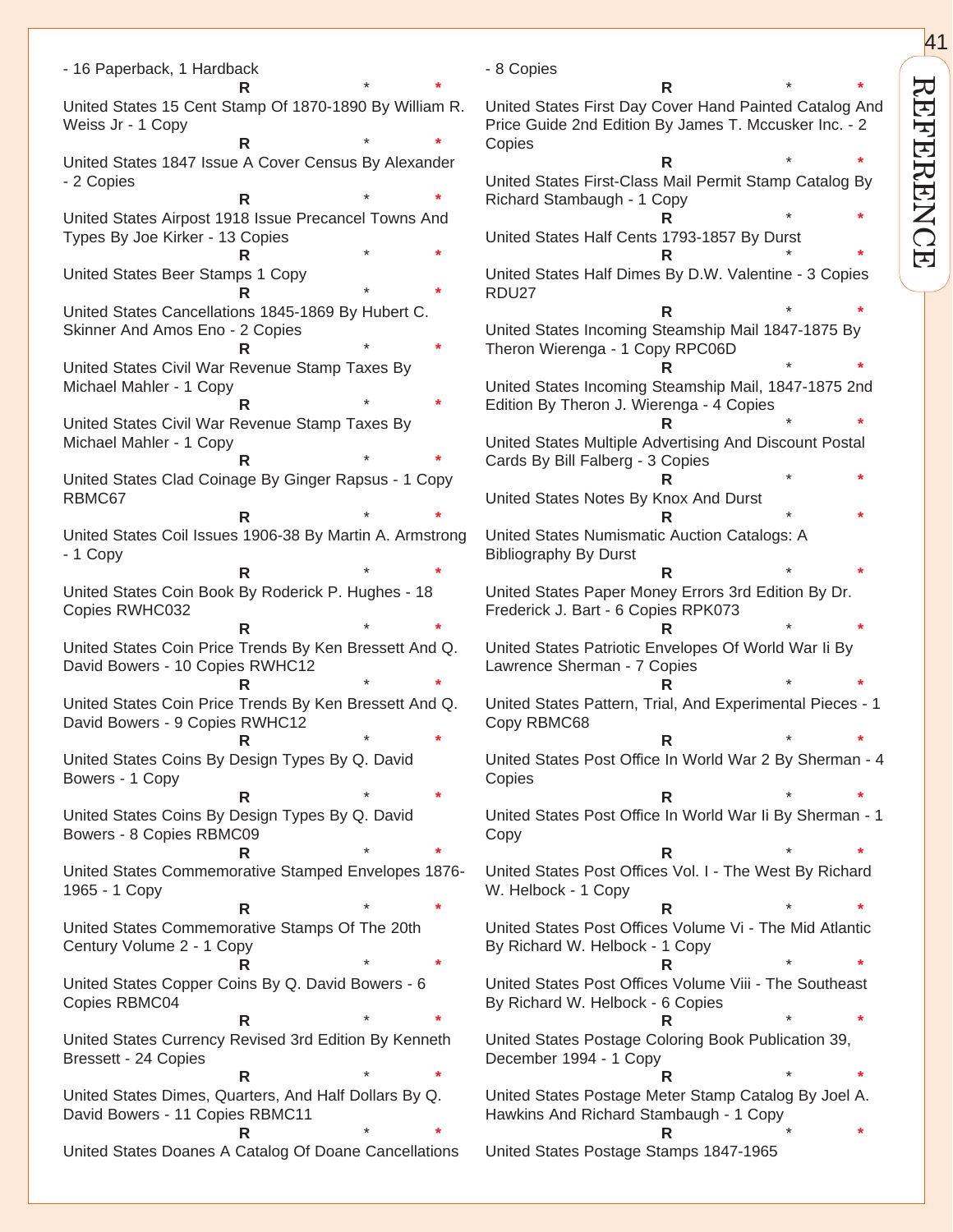- 16 Paperback, 1 Hardback

R * *

United States 15 Cent Stamp Of 1870-1890 By William R. Weiss Jr - 1 Copy

R * *

United States 1847 Issue A Cover Census By Alexander - 2 Copies

R * *

United States Airpost 1918 Issue Precancel Towns And Types By Joe Kirker - 13 Copies

R * *

United States Beer Stamps 1 Copy

R * *

United States Cancellations 1845-1869 By Hubert C. Skinner And Amos Eno - 2 Copies

R * *

United States Civil War Revenue Stamp Taxes By Michael Mahler - 1 Copy

R * *

United States Civil War Revenue Stamp Taxes By Michael Mahler - 1 Copy

R * *

United States Clad Coinage By Ginger Rapsus - 1 Copy RBMC67

R * *

United States Coil Issues 1906-38 By Martin A. Armstrong - 1 Copy

R * *

United States Coin Book By Roderick P. Hughes - 18 Copies RWHC032

R * *

United States Coin Price Trends By Ken Bressett And Q. David Bowers - 10 Copies RWHC12

R * *

United States Coin Price Trends By Ken Bressett And Q. David Bowers - 9 Copies RWHC12

R * *

United States Coins By Design Types By Q. David Bowers - 1 Copy

R * *

United States Coins By Design Types By Q. David Bowers - 8 Copies RBMC09

R * *

United States Commemorative Stamped Envelopes 1876-1965 - 1 Copy

R * *

United States Commemorative Stamps Of The 20th Century Volume 2 - 1 Copy

R * *

United States Copper Coins By Q. David Bowers - 6 Copies RBMC04

R * *

United States Currency Revised 3rd Edition By Kenneth Bressett - 24 Copies

R * *

United States Dimes, Quarters, And Half Dollars By Q. David Bowers - 11 Copies RBMC11

R * *

United States Doanes A Catalog Of Doane Cancellations - 8 Copies

R * *

United States First Day Cover Hand Painted Catalog And Price Guide 2nd Edition By James T. Mccusker Inc. - 2 Copies

R * *

United States First-Class Mail Permit Stamp Catalog By Richard Stambaugh - 1 Copy

R * *

United States Half Cents 1793-1857 By Durst

R * *

United States Half Dimes By D.W. Valentine - 3 Copies RDU27

R * *

United States Incoming Steamship Mail 1847-1875 By Theron Wierenga - 1 Copy RPC06D

R * *

United States Incoming Steamship Mail, 1847-1875 2nd Edition By Theron J. Wierenga - 4 Copies

R * *

United States Multiple Advertising And Discount Postal Cards By Bill Falberg - 3 Copies

R * *

United States Notes By Knox And Durst

R * *

United States Numismatic Auction Catalogs: A Bibliography By Durst

R * *

United States Paper Money Errors 3rd Edition By Dr. Frederick J. Bart - 6 Copies RPK073

R * *

United States Patriotic Envelopes Of World War Ii By Lawrence Sherman - 7 Copies

R * *

United States Pattern, Trial, And Experimental Pieces - 1 Copy RBMC68

R * *

United States Post Office In World War 2 By Sherman - 4 Copies

R * *

United States Post Office In World War Ii By Sherman - 1 Copy

R * *

United States Post Offices Vol. I - The West By Richard W. Helbock - 1 Copy

R * *

United States Post Offices Volume Vi - The Mid Atlantic By Richard W. Helbock - 1 Copy

R * *

United States Post Offices Volume Viii - The Southeast By Richard W. Helbock - 6 Copies

R * *

United States Postage Coloring Book Publication 39, December 1994 - 1 Copy

R * *

United States Postage Meter Stamp Catalog By Joel A. Hawkins And Richard Stambaugh - 1 Copy

R * *

United States Postage Stamps 1847-1965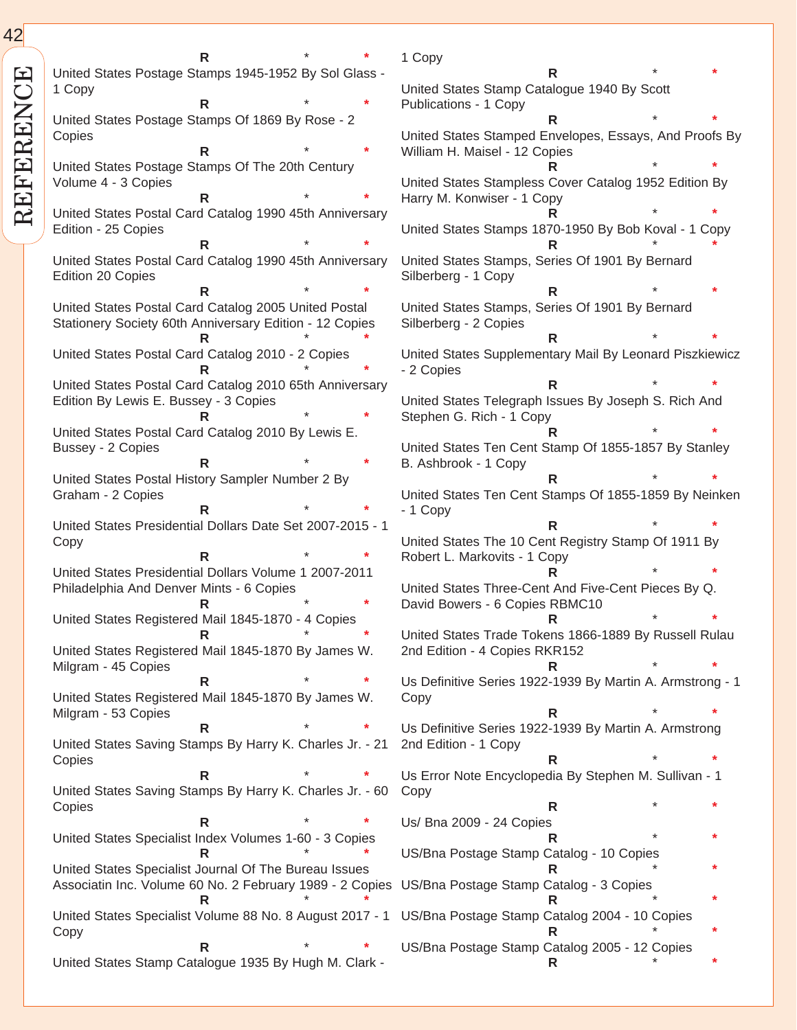R * *

United States Postage Stamps 1945-1952 By Sol Glass - 1 Copy

R * *

United States Postage Stamps Of 1869 By Rose - 2 Copies

R * *

United States Postage Stamps Of The 20th Century Volume 4 - 3 Copies

R * *

United States Postal Card Catalog 1990 45th Anniversary Edition - 25 Copies

R * *

United States Postal Card Catalog 1990 45th Anniversary Edition 20 Copies

R * *

United States Postal Card Catalog 2005 United Postal Stationery Society 60th Anniversary Edition - 12 Copies

R * *

United States Postal Card Catalog 2010 - 2 Copies

R * *

United States Postal Card Catalog 2010 65th Anniversary Edition By Lewis E. Bussey - 3 Copies

R * *

United States Postal Card Catalog 2010 By Lewis E. Bussey - 2 Copies

R * *

United States Postal History Sampler Number 2 By Graham - 2 Copies

R * *

United States Presidential Dollars Date Set 2007-2015 - 1 Copy

R * *

United States Presidential Dollars Volume 1 2007-2011 Philadelphia And Denver Mints - 6 Copies

R * *

United States Registered Mail 1845-1870 - 4 Copies

R * *

United States Registered Mail 1845-1870 By James W. Milgram - 45 Copies

R * *

United States Registered Mail 1845-1870 By James W. Milgram - 53 Copies

R * *

United States Saving Stamps By Harry K. Charles Jr. - 21 Copies

R * *

United States Saving Stamps By Harry K. Charles Jr. - 60 Copies

R * *

United States Specialist Index Volumes 1-60 - 3 Copies

R * *

United States Specialist Journal Of The Bureau Issues Associatin Inc. Volume 60 No. 2 February 1989 - 2 Copies

R * *

United States Specialist Volume 88 No. 8 August 2017 - 1 Copy

R * *

United States Stamp Catalogue 1935 By Hugh M. Clark - 1 Copy

R * *

United States Stamp Catalogue 1940 By Scott Publications - 1 Copy

R * *

United States Stamped Envelopes, Essays, And Proofs By William H. Maisel - 12 Copies

R * *

United States Stampless Cover Catalog 1952 Edition By Harry M. Konwiser - 1 Copy

R * *

United States Stamps 1870-1950 By Bob Koval - 1 Copy

R * *

United States Stamps, Series Of 1901 By Bernard Silberberg - 1 Copy

R * *

United States Stamps, Series Of 1901 By Bernard Silberberg - 2 Copies

R * *

United States Supplementary Mail By Leonard Piszkiewicz - 2 Copies

R * *

United States Telegraph Issues By Joseph S. Rich And Stephen G. Rich - 1 Copy

R * *

United States Ten Cent Stamp Of 1855-1857 By Stanley B. Ashbrook - 1 Copy

R * *

United States Ten Cent Stamps Of 1855-1859 By Neinken - 1 Copy

R * *

United States The 10 Cent Registry Stamp Of 1911 By Robert L. Markovits - 1 Copy

R * *

United States Three-Cent And Five-Cent Pieces By Q. David Bowers - 6 Copies RBMC10

R * *

United States Trade Tokens 1866-1889 By Russell Rulau 2nd Edition - 4 Copies RKR152

R * *

Us Definitive Series 1922-1939 By Martin A. Armstrong - 1 Copy

R * *

Us Definitive Series 1922-1939 By Martin A. Armstrong 2nd Edition - 1 Copy

R * *

Us Error Note Encyclopedia By Stephen M. Sullivan - 1 Copy

R * *

Us/ Bna 2009 - 24 Copies

R * *

US/Bna Postage Stamp Catalog - 10 Copies

R * *

US/Bna Postage Stamp Catalog - 3 Copies

R * *

US/Bna Postage Stamp Catalog 2004 - 10 Copies

R * *

US/Bna Postage Stamp Catalog 2005 - 12 Copies

R * *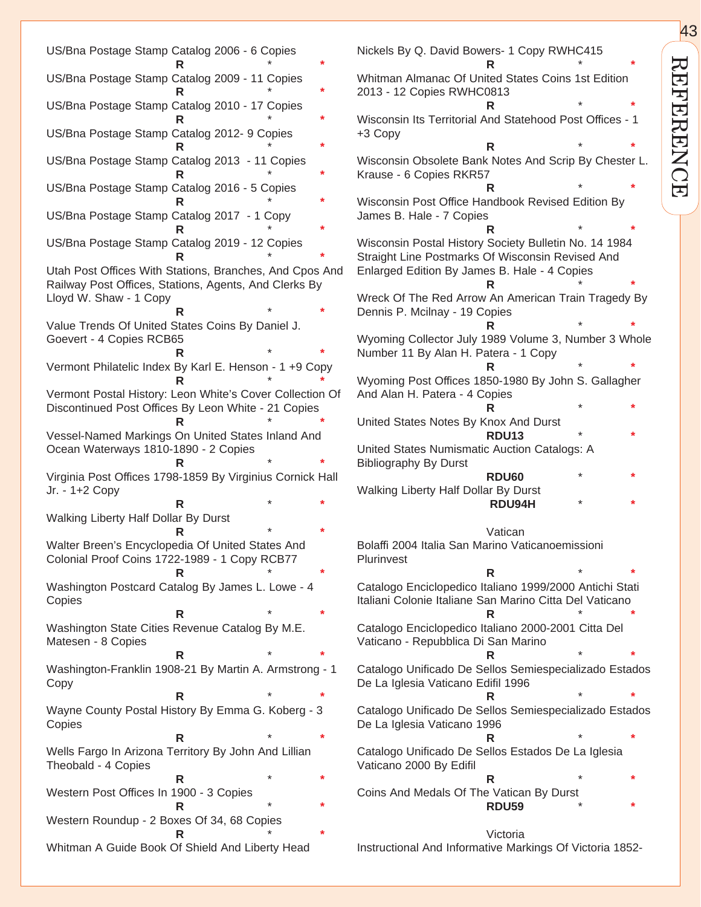US/Bna Postage Stamp Catalog 2006 - 6 Copies

R * *

US/Bna Postage Stamp Catalog 2009 - 11 Copies

R * *

US/Bna Postage Stamp Catalog 2010 - 17 Copies

R * *

US/Bna Postage Stamp Catalog 2012- 9 Copies

R * *

US/Bna Postage Stamp Catalog 2013 - 11 Copies

R * *

US/Bna Postage Stamp Catalog 2016 - 5 Copies

R * *

US/Bna Postage Stamp Catalog 2017 - 1 Copy

R * *

US/Bna Postage Stamp Catalog 2019 - 12 Copies

R * *

Utah Post Offices With Stations, Branches, And Cpos And Railway Post Offices, Stations, Agents, And Clerks By Lloyd W. Shaw - 1 Copy

R * *

Value Trends Of United States Coins By Daniel J. Goevert - 4 Copies RCB65

R * *

Vermont Philatelic Index By Karl E. Henson - 1 +9 Copy

R * *

Vermont Postal History: Leon White's Cover Collection Of Discontinued Post Offices By Leon White - 21 Copies

R * *

Vessel-Named Markings On United States Inland And Ocean Waterways 1810-1890 - 2 Copies

R * *

Virginia Post Offices 1798-1859 By Virginius Cornick Hall Jr. - 1+2 Copy

R * *

Walking Liberty Half Dollar By Durst

R * *

Walter Breen's Encyclopedia Of United States And Colonial Proof Coins 1722-1989 - 1 Copy RCB77

R * *

Washington Postcard Catalog By James L. Lowe - 4 Copies

R * *

Washington State Cities Revenue Catalog By M.E. Matesen - 8 Copies

R * *

Washington-Franklin 1908-21 By Martin A. Armstrong - 1 Copy

R * *

Wayne County Postal History By Emma G. Koberg - 3 Copies

R * *

Wells Fargo In Arizona Territory By John And Lillian Theobald - 4 Copies

R * *

Western Post Offices In 1900 - 3 Copies

R * *

Western Roundup - 2 Boxes Of 34, 68 Copies

R * *

Whitman A Guide Book Of Shield And Liberty Head Nickels By Q. David Bowers- 1 Copy RWHC415

R * *

Whitman Almanac Of United States Coins 1st Edition 2013 - 12 Copies RWHC0813

R * *

Wisconsin Its Territorial And Statehood Post Offices - 1 +3 Copy

R * *

Wisconsin Obsolete Bank Notes And Scrip By Chester L. Krause - 6 Copies RKR57

R * *

Wisconsin Post Office Handbook Revised Edition By James B. Hale - 7 Copies

R * *

Wisconsin Postal History Society Bulletin No. 14 1984 Straight Line Postmarks Of Wisconsin Revised And Enlarged Edition By James B. Hale - 4 Copies

R * *

Wreck Of The Red Arrow An American Train Tragedy By Dennis P. Mcilnay - 19 Copies

R * *

Wyoming Collector July 1989 Volume 3, Number 3 Whole Number 11 By Alan H. Patera - 1 Copy

R * *

Wyoming Post Offices 1850-1980 By John S. Gallagher And Alan H. Patera - 4 Copies

R * *

United States Notes By Knox And Durst

**RDU13** * *

United States Numismatic Auction Catalogs: A Bibliography By Durst

**RDU60** * *

Walking Liberty Half Dollar By Durst

**RDU94H** * *

Vatican

Bolaffi 2004 Italia San Marino Vaticanoemissioni Plurinvest

R * *

Catalogo Enciclopedico Italiano 1999/2000 Antichi Stati Italiani Colonie Italiane San Marino Citta Del Vaticano

R * *

Catalogo Enciclopedico Italiano 2000-2001 Citta Del Vaticano - Repubblica Di San Marino

R * *

Catalogo Unificado De Sellos Semiespecializado Estados De La Iglesia Vaticano Edifil 1996

R * *

Catalogo Unificado De Sellos Semiespecializado Estados De La Iglesia Vaticano 1996

R * *

Catalogo Unificado De Sellos Estados De La Iglesia Vaticano 2000 By Edifil

R * *

Coins And Medals Of The Vatican By Durst

**RDU59** * *

Victoria

Instructional And Informative Markings Of Victoria 1852-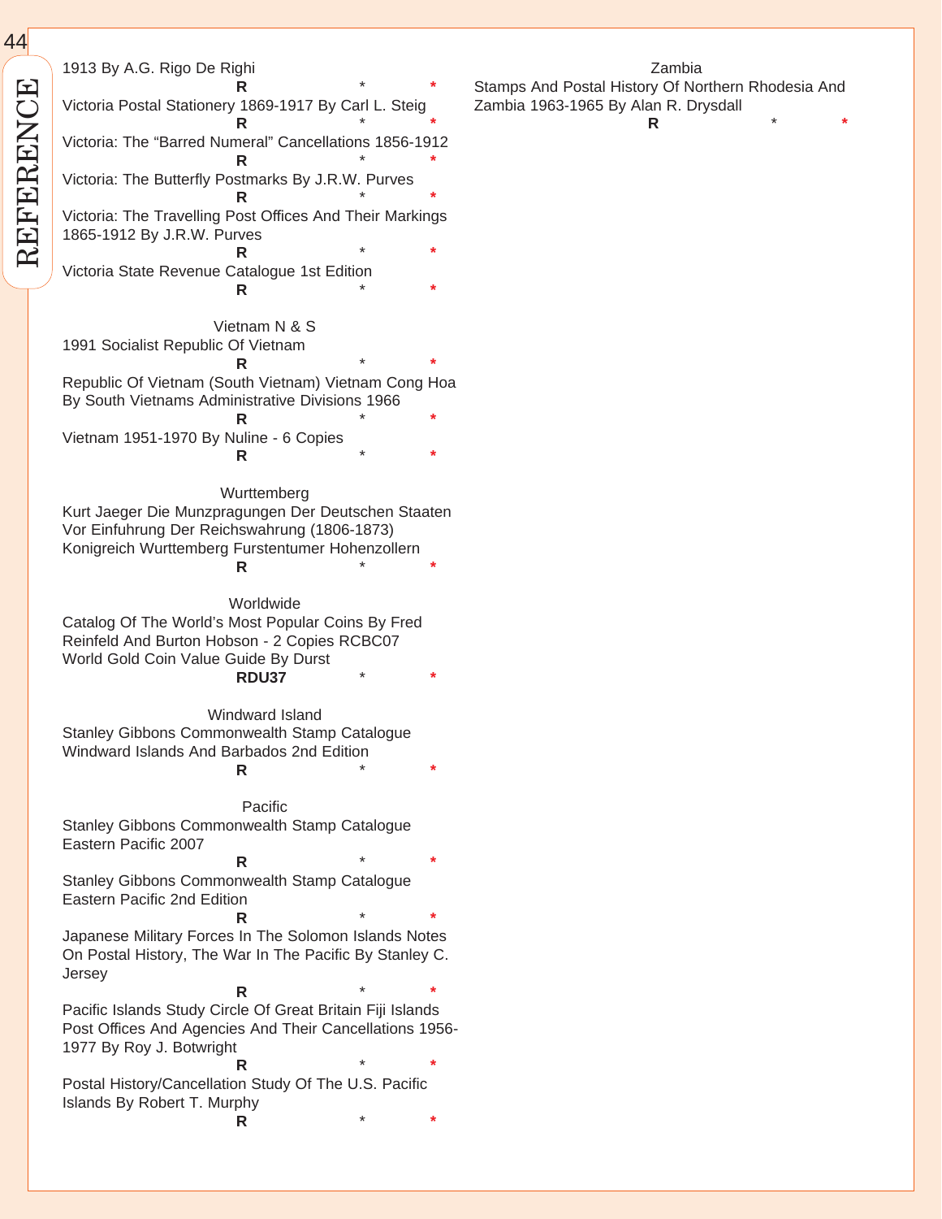1913 By A.G. Rigo De Righi

**R** * *

Victoria Postal Stationery 1869-1917 By Carl L. Steig

**R** * *

Victoria: The "Barred Numeral" Cancellations 1856-1912

**R** * *

Victoria: The Butterfly Postmarks By J.R.W. Purves

**R** * *

Victoria: The Travelling Post Offices And Their Markings 1865-1912 By J.R.W. Purves

**R** * *

Victoria State Revenue Catalogue 1st Edition

**R** * *

## Vietnam N & S

1991 Socialist Republic Of Vietnam

**R** * *

Republic Of Vietnam (South Vietnam) Vietnam Cong Hoa By South Vietnams Administrative Divisions 1966

**R** * *

Vietnam 1951-1970 By Nuline - 6 Copies

**R** * *

## Wurttemberg

Kurt Jaeger Die Munzpragungen Der Deutschen Staaten Vor Einfuhrung Der Reichswahrung (1806-1873) Konigreich Wurttemberg Furstentumer Hohenzollern

**R** * *

## Worldwide

Catalog Of The World's Most Popular Coins By Fred Reinfeld And Burton Hobson - 2 Copies RCBC07

World Gold Coin Value Guide By Durst

**RDU37** * *

## Windward Island

Stanley Gibbons Commonwealth Stamp Catalogue Windward Islands And Barbados 2nd Edition

**R** * *

## Pacific

Stanley Gibbons Commonwealth Stamp Catalogue Eastern Pacific 2007

**R** * *

Stanley Gibbons Commonwealth Stamp Catalogue Eastern Pacific 2nd Edition

**R** * *

Japanese Military Forces In The Solomon Islands Notes On Postal History, The War In The Pacific By Stanley C. Jersey

**R** * *

Pacific Islands Study Circle Of Great Britain Fiji Islands Post Offices And Agencies And Their Cancellations 1956-1977 By Roy J. Botwright

**R** * *

Postal History/Cancellation Study Of The U.S. Pacific Islands By Robert T. Murphy

**R** * *

## Zambia

Stamps And Postal History Of Northern Rhodesia And Zambia 1963-1965 By Alan R. Drysdall

**R** * *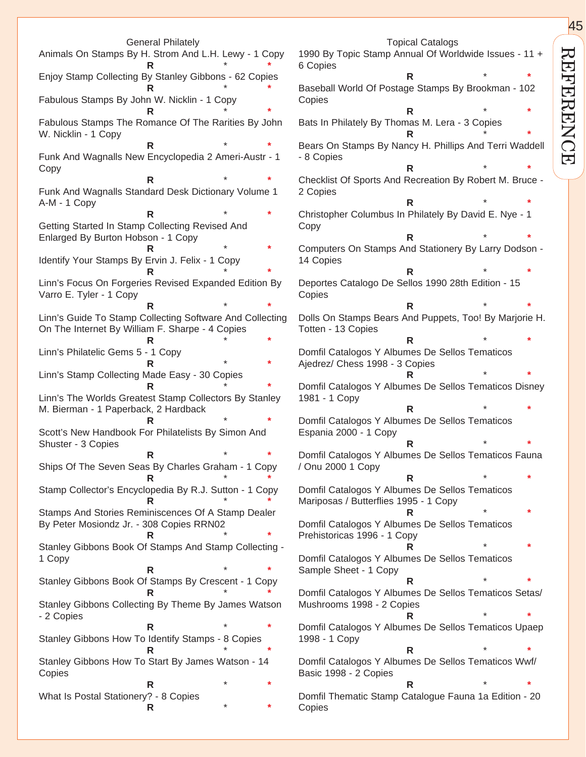## General Philately

Animals On Stamps By H. Strom And L.H. Lewy - 1 Copy
R * *

Enjoy Stamp Collecting By Stanley Gibbons - 62 Copies
R * *

Fabulous Stamps By John W. Nicklin - 1 Copy
R * *

Fabulous Stamps The Romance Of The Rarities By John W. Nicklin - 1 Copy
R * *

Funk And Wagnalls New Encyclopedia 2 Ameri-Austr - 1 Copy
R * *

Funk And Wagnalls Standard Desk Dictionary Volume 1 A-M - 1 Copy
R * *

Getting Started In Stamp Collecting Revised And Enlarged By Burton Hobson - 1 Copy
R * *

Identify Your Stamps By Ervin J. Felix - 1 Copy
R * *

Linn's Focus On Forgeries Revised Expanded Edition By Varro E. Tyler - 1 Copy
R * *

Linn's Guide To Stamp Collecting Software And Collecting On The Internet By William F. Sharpe - 4 Copies
R * *

Linn's Philatelic Gems 5 - 1 Copy
R * *

Linn's Stamp Collecting Made Easy - 30 Copies
R * *

Linn's The Worlds Greatest Stamp Collectors By Stanley M. Bierman - 1 Paperback, 2 Hardback
R * *

Scott's New Handbook For Philatelists By Simon And Shuster - 3 Copies
R * *

Ships Of The Seven Seas By Charles Graham - 1 Copy
R * *

Stamp Collector's Encyclopedia By R.J. Sutton - 1 Copy
R * *

Stamps And Stories Reminiscences Of A Stamp Dealer By Peter Mosiondz Jr. - 308 Copies RRN02
R * *

Stanley Gibbons Book Of Stamps And Stamp Collecting - 1 Copy
R * *

Stanley Gibbons Book Of Stamps By Crescent - 1 Copy
R * *

Stanley Gibbons Collecting By Theme By James Watson - 2 Copies
R * *

Stanley Gibbons How To Identify Stamps - 8 Copies
R * *

Stanley Gibbons How To Start By James Watson - 14 Copies
R * *

What Is Postal Stationery? - 8 Copies
R * *

## Topical Catalogs

1990 By Topic Stamp Annual Of Worldwide Issues - 11 + 6 Copies
R * *

Baseball World Of Postage Stamps By Brookman - 102 Copies
R * *

Bats In Philately By Thomas M. Lera - 3 Copies
R * *

Bears On Stamps By Nancy H. Phillips And Terri Waddell - 8 Copies
R * *

Checklist Of Sports And Recreation By Robert M. Bruce - 2 Copies
R * *

Christopher Columbus In Philately By David E. Nye - 1 Copy
R * *

Computers On Stamps And Stationery By Larry Dodson - 14 Copies
R * *

Deportes Catalogo De Sellos 1990 28th Edition - 15 Copies
R * *

Dolls On Stamps Bears And Puppets, Too! By Marjorie H. Totten - 13 Copies
R * *

Domfil Catalogos Y Albumes De Sellos Tematicos Ajedrez/ Chess 1998 - 3 Copies
R * *

Domfil Catalogos Y Albumes De Sellos Tematicos Disney 1981 - 1 Copy
R * *

Domfil Catalogos Y Albumes De Sellos Tematicos Espania 2000 - 1 Copy
R * *

Domfil Catalogos Y Albumes De Sellos Tematicos Fauna / Onu 2000 1 Copy
R * *

Domfil Catalogos Y Albumes De Sellos Tematicos Mariposas / Butterflies 1995 - 1 Copy
R * *

Domfil Catalogos Y Albumes De Sellos Tematicos Prehistoricas 1996 - 1 Copy
R * *

Domfil Catalogos Y Albumes De Sellos Tematicos Sample Sheet - 1 Copy
R * *

Domfil Catalogos Y Albumes De Sellos Tematicos Setas/ Mushrooms 1998 - 2 Copies
R * *

Domfil Catalogos Y Albumes De Sellos Tematicos Upaep 1998 - 1 Copy
R * *

Domfil Catalogos Y Albumes De Sellos Tematicos Wwf/ Basic 1998 - 2 Copies
R * *

Domfil Thematic Stamp Catalogue Fauna 1a Edition - 20 Copies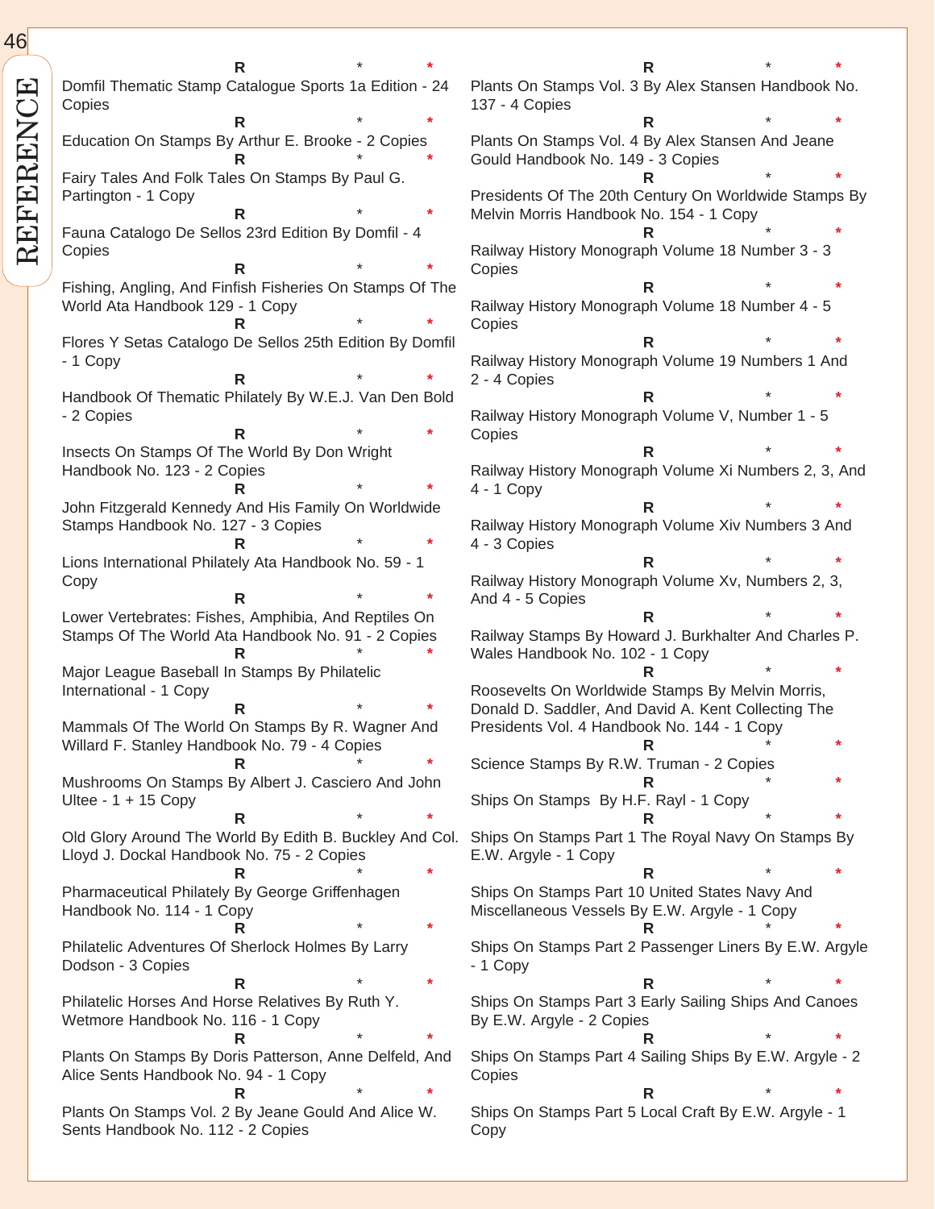REFERENCE

R * *
Domfil Thematic Stamp Catalogue Sports 1a Edition - 24 Copies

R * *
Education On Stamps By Arthur E. Brooke - 2 Copies

R * *
Fairy Tales And Folk Tales On Stamps By Paul G. Partington - 1 Copy

R * *
Fauna Catalogo De Sellos 23rd Edition By Domfil - 4 Copies

R * *
Fishing, Angling, And Finfish Fisheries On Stamps Of The World Ata Handbook 129 - 1 Copy

R * *
Flores Y Setas Catalogo De Sellos 25th Edition By Domfil - 1 Copy

R * *
Handbook Of Thematic Philately By W.E.J. Van Den Bold - 2 Copies

R * *
Insects On Stamps Of The World By Don Wright Handbook No. 123 - 2 Copies

R * *
John Fitzgerald Kennedy And His Family On Worldwide Stamps Handbook No. 127 - 3 Copies

R * *
Lions International Philately Ata Handbook No. 59 - 1 Copy

R * *
Lower Vertebrates: Fishes, Amphibia, And Reptiles On Stamps Of The World Ata Handbook No. 91 - 2 Copies

R * *
Major League Baseball In Stamps By Philatelic International - 1 Copy

R * *
Mammals Of The World On Stamps By R. Wagner And Willard F. Stanley Handbook No. 79 - 4 Copies

R * *
Mushrooms On Stamps By Albert J. Casciero And John Ultee - 1 + 15 Copy

R * *
Old Glory Around The World By Edith B. Buckley And Col. Lloyd J. Dockal Handbook No. 75 - 2 Copies

R * *
Pharmaceutical Philately By George Griffenhagen Handbook No. 114 - 1 Copy

R * *
Philatelic Adventures Of Sherlock Holmes By Larry Dodson - 3 Copies

R * *
Philatelic Horses And Horse Relatives By Ruth Y. Wetmore Handbook No. 116 - 1 Copy

R * *
Plants On Stamps By Doris Patterson, Anne Delfeld, And Alice Sents Handbook No. 94 - 1 Copy

R * *
Plants On Stamps Vol. 2 By Jeane Gould And Alice W. Sents Handbook No. 112 - 2 Copies

R * *
Plants On Stamps Vol. 3 By Alex Stansen Handbook No. 137 - 4 Copies

R * *
Plants On Stamps Vol. 4 By Alex Stansen And Jeane Gould Handbook No. 149 - 3 Copies

R * *
Presidents Of The 20th Century On Worldwide Stamps By Melvin Morris Handbook No. 154 - 1 Copy

R * *
Railway History Monograph Volume 18 Number 3 - 3 Copies

R * *
Railway History Monograph Volume 18 Number 4 - 5 Copies

R * *
Railway History Monograph Volume 19 Numbers 1 And 2 - 4 Copies

R * *
Railway History Monograph Volume V, Number 1 - 5 Copies

R * *
Railway History Monograph Volume Xi Numbers 2, 3, And 4 - 1 Copy

R * *
Railway History Monograph Volume Xiv Numbers 3 And 4 - 3 Copies

R * *
Railway History Monograph Volume Xv, Numbers 2, 3, And 4 - 5 Copies

R * *
Railway Stamps By Howard J. Burkhalter And Charles P. Wales Handbook No. 102 - 1 Copy

R * *
Roosevelts On Worldwide Stamps By Melvin Morris, Donald D. Saddler, And David A. Kent Collecting The Presidents Vol. 4 Handbook No. 144 - 1 Copy

R * *
Science Stamps By R.W. Truman - 2 Copies

R * *
Ships On Stamps  By H.F. Rayl - 1 Copy

R * *
Ships On Stamps Part 1 The Royal Navy On Stamps By E.W. Argyle - 1 Copy

R * *
Ships On Stamps Part 10 United States Navy And Miscellaneous Vessels By E.W. Argyle - 1 Copy

R * *
Ships On Stamps Part 2 Passenger Liners By E.W. Argyle - 1 Copy

R * *
Ships On Stamps Part 3 Early Sailing Ships And Canoes By E.W. Argyle - 2 Copies

R * *
Ships On Stamps Part 4 Sailing Ships By E.W. Argyle - 2 Copies

R * *
Ships On Stamps Part 5 Local Craft By E.W. Argyle - 1 Copy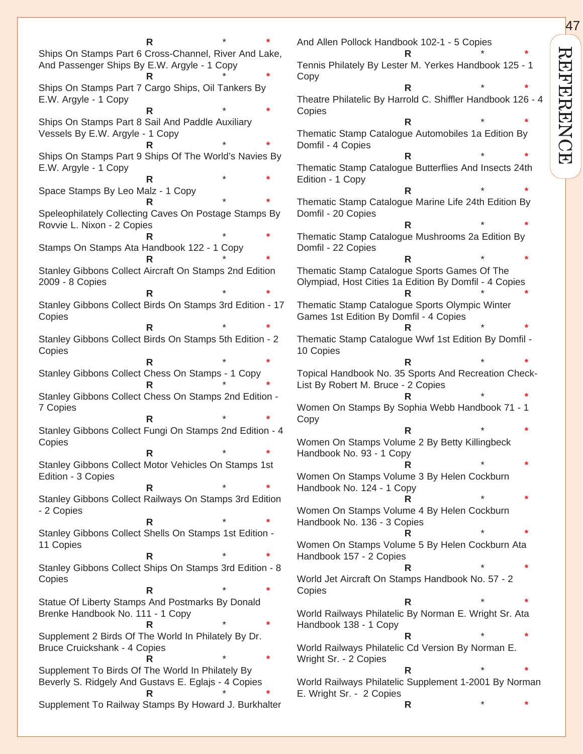R * *

Ships On Stamps Part 6 Cross-Channel, River And Lake, And Passenger Ships By E.W. Argyle - 1 Copy

R * *

Ships On Stamps Part 7 Cargo Ships, Oil Tankers By E.W. Argyle - 1 Copy

R * *

Ships On Stamps Part 8 Sail And Paddle Auxiliary Vessels By E.W. Argyle - 1 Copy

R * *

Ships On Stamps Part 9 Ships Of The World's Navies By E.W. Argyle - 1 Copy

R * *

Space Stamps By Leo Malz - 1 Copy

R * *

Speleophilately Collecting Caves On Postage Stamps By Rovvie L. Nixon - 2 Copies

R * *

Stamps On Stamps Ata Handbook 122 - 1 Copy

R * *

Stanley Gibbons Collect Aircraft On Stamps 2nd Edition 2009 - 8 Copies

R * *

Stanley Gibbons Collect Birds On Stamps 3rd Edition - 17 Copies

R * *

Stanley Gibbons Collect Birds On Stamps 5th Edition - 2 Copies

R * *

Stanley Gibbons Collect Chess On Stamps - 1 Copy

R * *

Stanley Gibbons Collect Chess On Stamps 2nd Edition - 7 Copies

R * *

Stanley Gibbons Collect Fungi On Stamps 2nd Edition - 4 Copies

R * *

Stanley Gibbons Collect Motor Vehicles On Stamps 1st Edition - 3 Copies

R * *

Stanley Gibbons Collect Railways On Stamps 3rd Edition - 2 Copies

R * *

Stanley Gibbons Collect Shells On Stamps 1st Edition - 11 Copies

R * *

Stanley Gibbons Collect Ships On Stamps 3rd Edition - 8 Copies

R * *

Statue Of Liberty Stamps And Postmarks By Donald Brenke Handbook No. 111 - 1 Copy

R * *

Supplement 2 Birds Of The World In Philately By Dr. Bruce Cruickshank - 4 Copies

R * *

Supplement To Birds Of The World In Philately By Beverly S. Ridgely And Gustavs E. Eglajs - 4 Copies

R * *

Supplement To Railway Stamps By Howard J. Burkhalter And Allen Pollock Handbook 102-1 - 5 Copies

R * *

Tennis Philately By Lester M. Yerkes Handbook 125 - 1 Copy

R * *

Theatre Philatelic By Harrold C. Shiffler Handbook 126 - 4 Copies

R * *

Thematic Stamp Catalogue Automobiles 1a Edition By Domfil - 4 Copies

R * *

Thematic Stamp Catalogue Butterflies And Insects 24th Edition - 1 Copy

R * *

Thematic Stamp Catalogue Marine Life 24th Edition By Domfil - 20 Copies

R * *

Thematic Stamp Catalogue Mushrooms 2a Edition By Domfil - 22 Copies

R * *

Thematic Stamp Catalogue Sports Games Of The Olympiad, Host Cities 1a Edition By Domfil - 4 Copies

R * *

Thematic Stamp Catalogue Sports Olympic Winter Games 1st Edition By Domfil - 4 Copies

R * *

Thematic Stamp Catalogue Wwf 1st Edition By Domfil - 10 Copies

R * *

Topical Handbook No. 35 Sports And Recreation Check-List By Robert M. Bruce - 2 Copies

R * *

Women On Stamps By Sophia Webb Handbook 71 - 1 Copy

R * *

Women On Stamps Volume 2 By Betty Killingbeck Handbook No. 93 - 1 Copy

R * *

Women On Stamps Volume 3 By Helen Cockburn Handbook No. 124 - 1 Copy

R * *

Women On Stamps Volume 4 By Helen Cockburn Handbook No. 136 - 3 Copies

R * *

Women On Stamps Volume 5 By Helen Cockburn Ata Handbook 157 - 2 Copies

R * *

World Jet Aircraft On Stamps Handbook No. 57 - 2 Copies

R * *

World Railways Philatelic By Norman E. Wright Sr. Ata Handbook 138 - 1 Copy

R * *

World Railways Philatelic Cd Version By Norman E. Wright Sr. - 2 Copies

R * *

World Railways Philatelic Supplement 1-2001 By Norman E. Wright Sr. - 2 Copies

R * *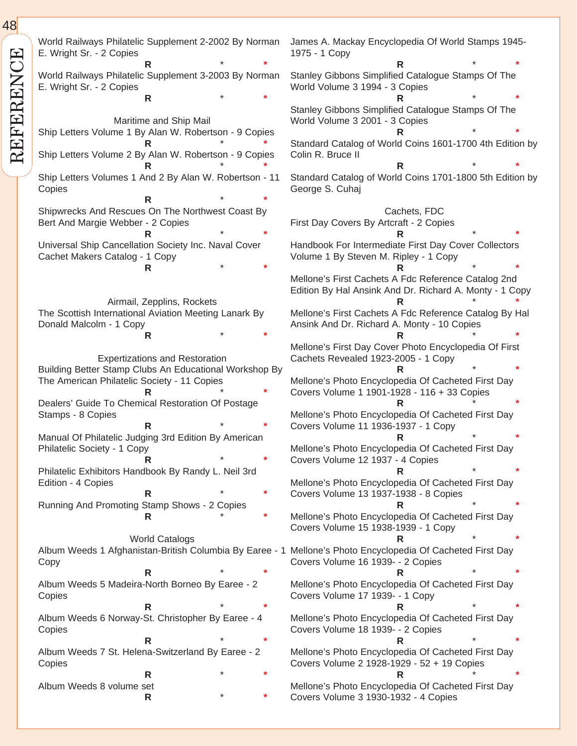World Railways Philatelic Supplement 2-2002 By Norman E. Wright Sr. - 2 Copies

R * *

World Railways Philatelic Supplement 3-2003 By Norman E. Wright Sr. - 2 Copies

R * *

## Maritime and Ship Mail

Ship Letters Volume 1 By Alan W. Robertson - 9 Copies

R * *

Ship Letters Volume 2 By Alan W. Robertson - 9 Copies

R * *

Ship Letters Volumes 1 And 2 By Alan W. Robertson - 11 Copies

R * *

Shipwrecks And Rescues On The Northwest Coast By Bert And Margie Webber - 2 Copies

R * *

Universal Ship Cancellation Society Inc. Naval Cover Cachet Makers Catalog - 1 Copy

R * *

## Airmail, Zepplins, Rockets

The Scottish International Aviation Meeting Lanark By Donald Malcolm - 1 Copy

R * *

## Expertizations and Restoration

Building Better Stamp Clubs An Educational Workshop By The American Philatelic Society - 11 Copies

R * *

Dealers' Guide To Chemical Restoration Of Postage Stamps - 8 Copies

R * *

Manual Of Philatelic Judging 3rd Edition By American Philatelic Society - 1 Copy

R * *

Philatelic Exhibitors Handbook By Randy L. Neil 3rd Edition - 4 Copies

R * *

Running And Promoting Stamp Shows - 2 Copies

R * *

## World Catalogs

Album Weeds 1 Afghanistan-British Columbia By Earee - 1 Copy

R * *

Album Weeds 5 Madeira-North Borneo By Earee - 2 Copies

R * *

Album Weeds 6 Norway-St. Christopher By Earee - 4 Copies

R * *

Album Weeds 7 St. Helena-Switzerland By Earee - 2 Copies

R * *

Album Weeds 8 volume set

R * *

James A. Mackay Encyclopedia Of World Stamps 1945-1975 - 1 Copy

R * *

Stanley Gibbons Simplified Catalogue Stamps Of The World Volume 3 1994 - 3 Copies

R * *

Stanley Gibbons Simplified Catalogue Stamps Of The World Volume 3 2001 - 3 Copies

R * *

Standard Catalog of World Coins 1601-1700 4th Edition by Colin R. Bruce II

R * *

Standard Catalog of World Coins 1701-1800 5th Edition by George S. Cuhaj

## Cachets, FDC

First Day Covers By Artcraft - 2 Copies

R * *

Handbook For Intermediate First Day Cover Collectors Volume 1 By Steven M. Ripley - 1 Copy

R * *

Mellone's First Cachets A Fdc Reference Catalog 2nd Edition By Hal Ansink And Dr. Richard A. Monty - 1 Copy

R * *

Mellone's First Cachets A Fdc Reference Catalog By Hal Ansink And Dr. Richard A. Monty - 10 Copies

R * *

Mellone's First Day Cover Photo Encyclopedia Of First Cachets Revealed 1923-2005 - 1 Copy

R * *

Mellone's Photo Encyclopedia Of Cacheted First Day Covers Volume 1 1901-1928 - 116 + 33 Copies

R * *

Mellone's Photo Encyclopedia Of Cacheted First Day Covers Volume 11 1936-1937 - 1 Copy

R * *

Mellone's Photo Encyclopedia Of Cacheted First Day Covers Volume 12 1937 - 4 Copies

R * *

Mellone's Photo Encyclopedia Of Cacheted First Day Covers Volume 13 1937-1938 - 8 Copies

R * *

Mellone's Photo Encyclopedia Of Cacheted First Day Covers Volume 15 1938-1939 - 1 Copy

R * *

Mellone's Photo Encyclopedia Of Cacheted First Day Covers Volume 16 1939- - 2 Copies

R * *

Mellone's Photo Encyclopedia Of Cacheted First Day Covers Volume 17 1939- - 1 Copy

R * *

Mellone's Photo Encyclopedia Of Cacheted First Day Covers Volume 18 1939- - 2 Copies

R * *

Mellone's Photo Encyclopedia Of Cacheted First Day Covers Volume 2 1928-1929 - 52 + 19 Copies

R * *

Mellone's Photo Encyclopedia Of Cacheted First Day Covers Volume 3 1930-1932 - 4 Copies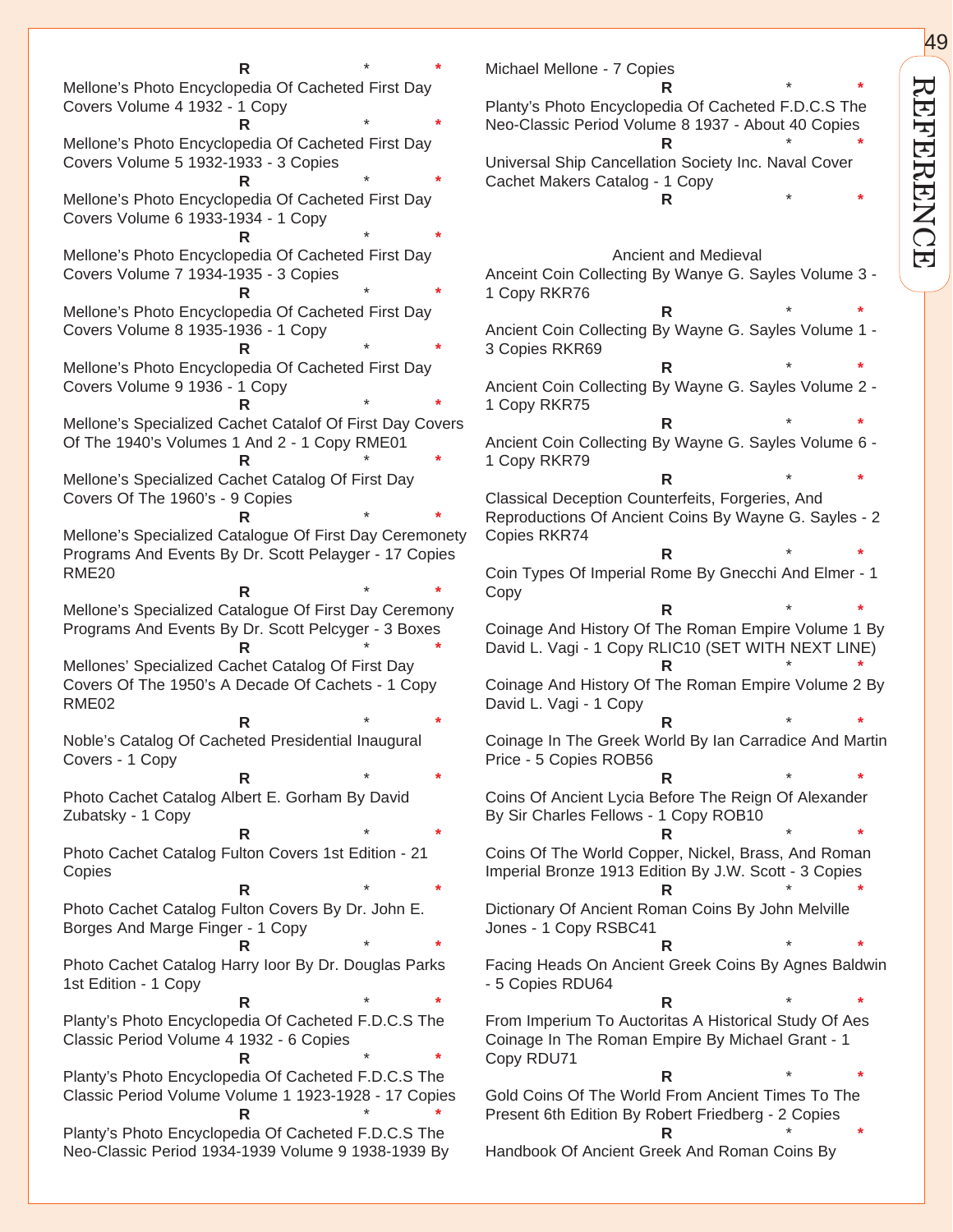R * *

Mellone's Photo Encyclopedia Of Cacheted First Day Covers Volume 4 1932 - 1 Copy

R * *

Mellone's Photo Encyclopedia Of Cacheted First Day Covers Volume 5 1932-1933 - 3 Copies

R * *

Mellone's Photo Encyclopedia Of Cacheted First Day Covers Volume 6 1933-1934 - 1 Copy

R * *

Mellone's Photo Encyclopedia Of Cacheted First Day Covers Volume 7 1934-1935 - 3 Copies

R * *

Mellone's Photo Encyclopedia Of Cacheted First Day Covers Volume 8 1935-1936 - 1 Copy

R * *

Mellone's Photo Encyclopedia Of Cacheted First Day Covers Volume 9 1936 - 1 Copy

R * *

Mellone's Specialized Cachet Catalof Of First Day Covers Of The 1940's Volumes 1 And 2 - 1 Copy RME01

R * *

Mellone's Specialized Cachet Catalog Of First Day Covers Of The 1960's - 9 Copies

R * *

Mellone's Specialized Catalogue Of First Day Ceremonety Programs And Events By Dr. Scott Pelayger - 17 Copies RME20

R * *

Mellone's Specialized Catalogue Of First Day Ceremony Programs And Events By Dr. Scott Pelcyger - 3 Boxes

R * *

Mellones' Specialized Cachet Catalog Of First Day Covers Of The 1950's A Decade Of Cachets - 1 Copy RME02

R * *

Noble's Catalog Of Cacheted Presidential Inaugural Covers - 1 Copy

R * *

Photo Cachet Catalog Albert E. Gorham By David Zubatsky - 1 Copy

R * *

Photo Cachet Catalog Fulton Covers 1st Edition - 21 Copies

R * *

Photo Cachet Catalog Fulton Covers By Dr. John E. Borges And Marge Finger - 1 Copy

R * *

Photo Cachet Catalog Harry Ioor By Dr. Douglas Parks 1st Edition - 1 Copy

R * *

Planty's Photo Encyclopedia Of Cacheted F.D.C.S The Classic Period Volume 4 1932 - 6 Copies

R * *

Planty's Photo Encyclopedia Of Cacheted F.D.C.S The Classic Period Volume Volume 1 1923-1928 - 17 Copies

R * *

Planty's Photo Encyclopedia Of Cacheted F.D.C.S The Neo-Classic Period 1934-1939 Volume 9 1938-1939 By Michael Mellone - 7 Copies

R * *

Planty's Photo Encyclopedia Of Cacheted F.D.C.S The Neo-Classic Period Volume 8 1937 - About 40 Copies

R * *

Universal Ship Cancellation Society Inc. Naval Cover Cachet Makers Catalog - 1 Copy

R * *

## Ancient and Medieval

Anceint Coin Collecting By Wanye G. Sayles Volume 3 - 1 Copy RKR76

R * *

Ancient Coin Collecting By Wayne G. Sayles Volume 1 - 3 Copies RKR69

R * *

Ancient Coin Collecting By Wayne G. Sayles Volume 2 - 1 Copy RKR75

R * *

Ancient Coin Collecting By Wayne G. Sayles Volume 6 - 1 Copy RKR79

R * *

Classical Deception Counterfeits, Forgeries, And Reproductions Of Ancient Coins By Wayne G. Sayles - 2 Copies RKR74

R * *

Coin Types Of Imperial Rome By Gnecchi And Elmer - 1 Copy

R * *

Coinage And History Of The Roman Empire Volume 1 By David L. Vagi - 1 Copy RLIC10 (SET WITH NEXT LINE)

R * *

Coinage And History Of The Roman Empire Volume 2 By David L. Vagi - 1 Copy

R * *

Coinage In The Greek World By Ian Carradice And Martin Price - 5 Copies ROB56

R * *

Coins Of Ancient Lycia Before The Reign Of Alexander By Sir Charles Fellows - 1 Copy ROB10

R * *

Coins Of The World Copper, Nickel, Brass, And Roman Imperial Bronze 1913 Edition By J.W. Scott - 3 Copies

R * *

Dictionary Of Ancient Roman Coins By John Melville Jones - 1 Copy RSBC41

R * *

Facing Heads On Ancient Greek Coins By Agnes Baldwin - 5 Copies RDU64

R * *

From Imperium To Auctoritas A Historical Study Of Aes Coinage In The Roman Empire By Michael Grant - 1 Copy RDU71

R * *

Gold Coins Of The World From Ancient Times To The Present 6th Edition By Robert Friedberg - 2 Copies

R * *

Handbook Of Ancient Greek And Roman Coins By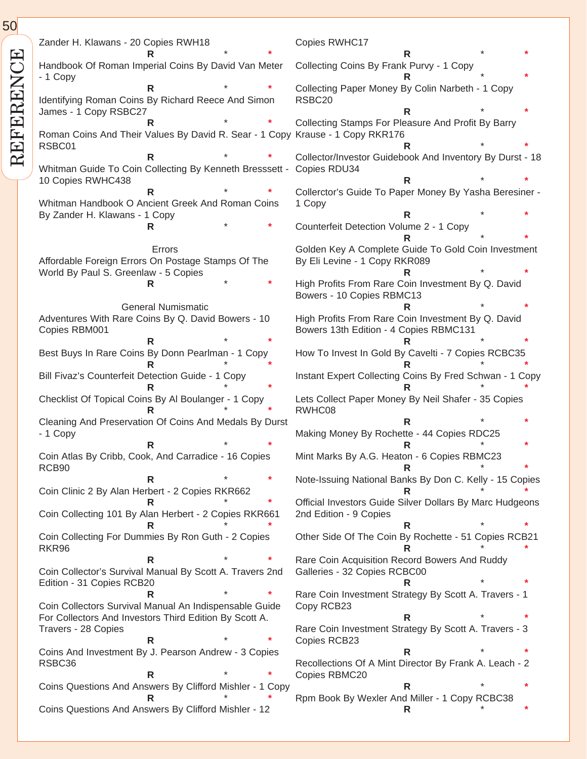Zander H. Klawans - 20 Copies RWH18

R * *

Handbook Of Roman Imperial Coins By David Van Meter - 1 Copy

R * *

Identifying Roman Coins By Richard Reece And Simon James - 1 Copy RSBC27

R * *

Roman Coins And Their Values By David R. Sear - 1 Copy RSBC01

R * *

Whitman Guide To Coin Collecting By Kenneth Bresssett - 10 Copies RWHC438

R * *

Whitman Handbook O Ancient Greek And Roman Coins By Zander H. Klawans - 1 Copy

R * *

Errors

Affordable Foreign Errors On Postage Stamps Of The World By Paul S. Greenlaw - 5 Copies

R * *

General Numismatic

Adventures With Rare Coins By Q. David Bowers - 10 Copies RBM001

R * *

Best Buys In Rare Coins By Donn Pearlman - 1 Copy

R * *

Bill Fivaz's Counterfeit Detection Guide - 1 Copy

R * *

Checklist Of Topical Coins By Al Boulanger - 1 Copy

R * *

Cleaning And Preservation Of Coins And Medals By Durst - 1 Copy

R * *

Coin Atlas By Cribb, Cook, And Carradice - 16 Copies RCB90

R * *

Coin Clinic 2 By Alan Herbert - 2 Copies RKR662

R * *

Coin Collecting 101 By Alan Herbert - 2 Copies RKR661

R * *

Coin Collecting For Dummies By Ron Guth - 2 Copies RKR96

R * *

Coin Collector's Survival Manual By Scott A. Travers 2nd Edition - 31 Copies RCB20

R * *

Coin Collectors Survival Manual An Indispensable Guide For Collectors And Investors Third Edition By Scott A. Travers - 28 Copies

R * *

Coins And Investment By J. Pearson Andrew - 3 Copies RSBC36

R * *

Coins Questions And Answers By Clifford Mishler - 1 Copy

R * *

Coins Questions And Answers By Clifford Mishler - 12 Copies RWHC17

R * *

Collecting Coins By Frank Purvy - 1 Copy

R * *

Collecting Paper Money By Colin Narbeth - 1 Copy RSBC20

R * *

Collecting Stamps For Pleasure And Profit By Barry Krause - 1 Copy RKR176

R * *

Collector/Investor Guidebook And Inventory By Durst - 18 Copies RDU34

R * *

Collerctor's Guide To Paper Money By Yasha Beresiner - 1 Copy

R * *

Counterfeit Detection Volume 2 - 1 Copy

R * *

Golden Key A Complete Guide To Gold Coin Investment By Eli Levine - 1 Copy RKR089

R * *

High Profits From Rare Coin Investment By Q. David Bowers - 10 Copies RBMC13

R * *

High Profits From Rare Coin Investment By Q. David Bowers 13th Edition - 4 Copies RBMC131

R * *

How To Invest In Gold By Cavelti - 7 Copies RCBC35

R * *

Instant Expert Collecting Coins By Fred Schwan - 1 Copy

R * *

Lets Collect Paper Money By Neil Shafer - 35 Copies RWHC08

R * *

Making Money By Rochette - 44 Copies RDC25

R * *

Mint Marks By A.G. Heaton - 6 Copies RBMC23

R * *

Note-Issuing National Banks By Don C. Kelly - 15 Copies

R * *

Official Investors Guide Silver Dollars By Marc Hudgeons 2nd Edition - 9 Copies

R * *

Other Side Of The Coin By Rochette - 51 Copies RCB21

R * *

Rare Coin Acquisition Record Bowers And Ruddy Galleries - 32 Copies RCBC00

R * *

Rare Coin Investment Strategy By Scott A. Travers - 1 Copy RCB23

R * *

Rare Coin Investment Strategy By Scott A. Travers - 3 Copies RCB23

R * *

Recollections Of A Mint Director By Frank A. Leach - 2 Copies RBMC20

R * *

Rpm Book By Wexler And Miller - 1 Copy RCBC38

R * *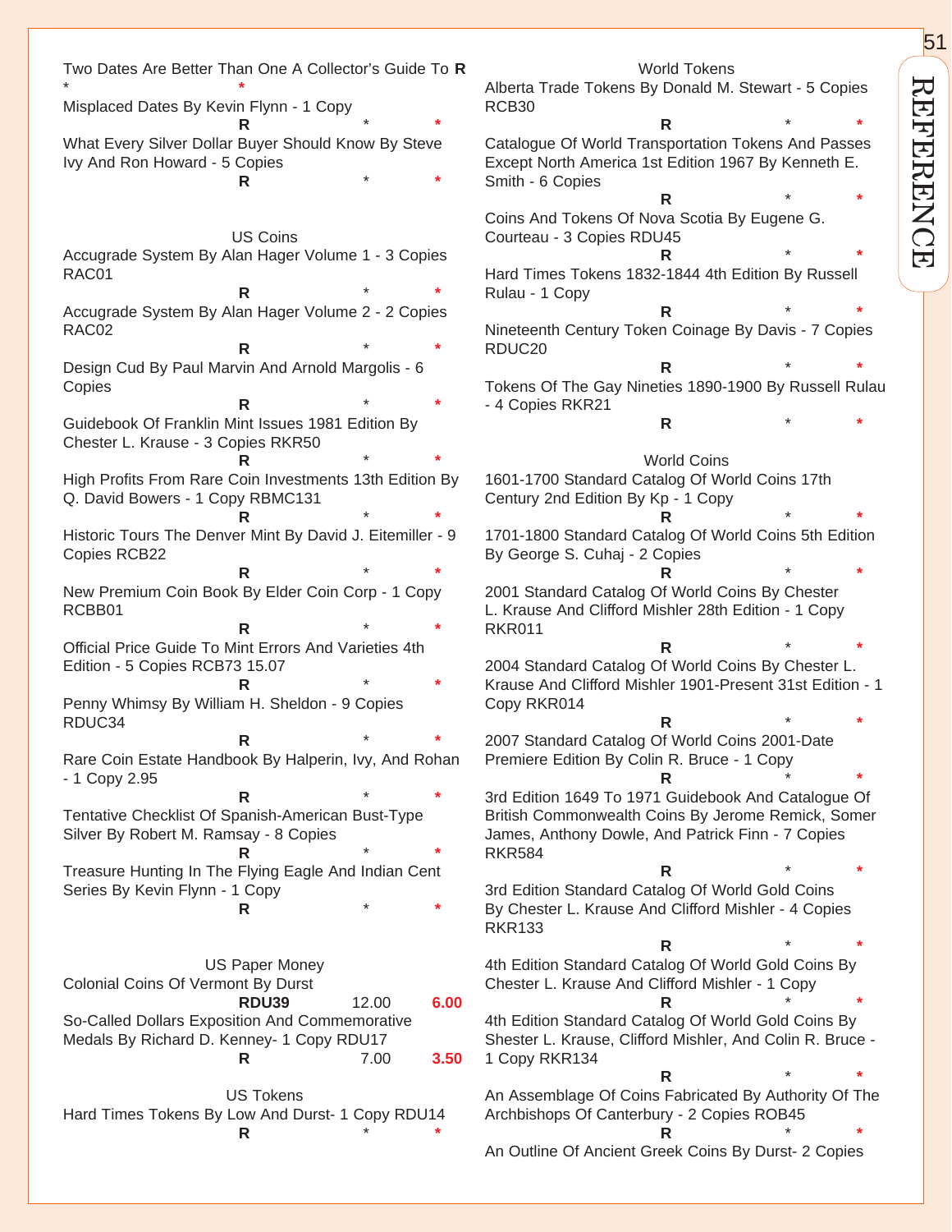Two Dates Are Better Than One A Collector's Guide To **R** * *

Misplaced Dates By Kevin Flynn - 1 Copy
**R** * *

What Every Silver Dollar Buyer Should Know By Steve Ivy And Ron Howard - 5 Copies
**R** * *

## US Coins

Accugrade System By Alan Hager Volume 1 - 3 Copies RAC01
**R** * *

Accugrade System By Alan Hager Volume 2 - 2 Copies RAC02
**R** * *

Design Cud By Paul Marvin And Arnold Margolis - 6 Copies
**R** * *

Guidebook Of Franklin Mint Issues 1981 Edition By Chester L. Krause - 3 Copies RKR50
**R** * *

High Profits From Rare Coin Investments 13th Edition By Q. David Bowers - 1 Copy RBMC131
**R** * *

Historic Tours The Denver Mint By David J. Eitemiller - 9 Copies RCB22
**R** * *

New Premium Coin Book By Elder Coin Corp - 1 Copy RCBB01
**R** * *

Official Price Guide To Mint Errors And Varieties 4th Edition - 5 Copies RCB73 15.07
**R** * *

Penny Whimsy By William H. Sheldon - 9 Copies RDUC34
**R** * *

Rare Coin Estate Handbook By Halperin, Ivy, And Rohan - 1 Copy 2.95
**R** * *

Tentative Checklist Of Spanish-American Bust-Type Silver By Robert M. Ramsay - 8 Copies
**R** * *

Treasure Hunting In The Flying Eagle And Indian Cent Series By Kevin Flynn - 1 Copy
**R** * *

## US Paper Money

Colonial Coins Of Vermont By Durst
**RDU39** 12.00 **6.00**

So-Called Dollars Exposition And Commemorative Medals By Richard D. Kenney- 1 Copy RDU17
**R** 7.00 **3.50**

## US Tokens

Hard Times Tokens By Low And Durst- 1 Copy RDU14
**R** * *

## World Tokens

Alberta Trade Tokens By Donald M. Stewart - 5 Copies RCB30
**R** * *

Catalogue Of World Transportation Tokens And Passes Except North America 1st Edition 1967 By Kenneth E. Smith - 6 Copies
**R** * *

Coins And Tokens Of Nova Scotia By Eugene G. Courteau - 3 Copies RDU45
**R** * *

Hard Times Tokens 1832-1844 4th Edition By Russell Rulau - 1 Copy
**R** * *

Nineteenth Century Token Coinage By Davis - 7 Copies RDUC20
**R** * *

Tokens Of The Gay Nineties 1890-1900 By Russell Rulau - 4 Copies RKR21
**R** * *

## World Coins

1601-1700 Standard Catalog Of World Coins 17th Century 2nd Edition By Kp - 1 Copy
**R** * *

1701-1800 Standard Catalog Of World Coins 5th Edition By George S. Cuhaj - 2 Copies
**R** * *

2001 Standard Catalog Of World Coins By Chester L. Krause And Clifford Mishler 28th Edition - 1 Copy RKR011
**R** * *

2004 Standard Catalog Of World Coins By Chester L. Krause And Clifford Mishler 1901-Present 31st Edition - 1 Copy RKR014
**R** * *

2007 Standard Catalog Of World Coins 2001-Date Premiere Edition By Colin R. Bruce - 1 Copy
**R** * *

3rd Edition 1649 To 1971 Guidebook And Catalogue Of British Commonwealth Coins By Jerome Remick, Somer James, Anthony Dowle, And Patrick Finn - 7 Copies RKR584
**R** * *

3rd Edition Standard Catalog Of World Gold Coins By Chester L. Krause And Clifford Mishler - 4 Copies RKR133
**R** * *

4th Edition Standard Catalog Of World Gold Coins By Chester L. Krause And Clifford Mishler - 1 Copy
**R** * *

4th Edition Standard Catalog Of World Gold Coins By Shester L. Krause, Clifford Mishler, And Colin R. Bruce - 1 Copy RKR134
**R** * *

An Assemblage Of Coins Fabricated By Authority Of The Archbishops Of Canterbury - 2 Copies ROB45
**R** * *

An Outline Of Ancient Greek Coins By Durst- 2 Copies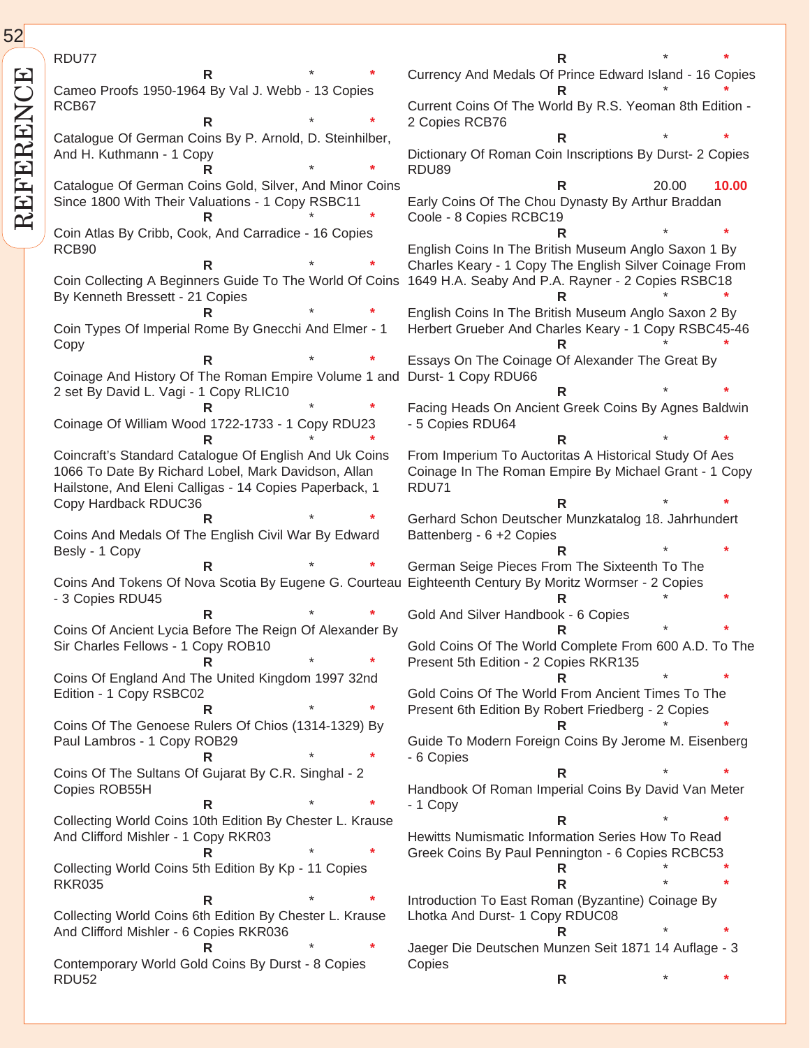RDU77

R * *

Cameo Proofs 1950-1964 By Val J. Webb - 13 Copies RCB67

R * *

Catalogue Of German Coins By P. Arnold, D. Steinhilber, And H. Kuthmann - 1 Copy

R * *

Catalogue Of German Coins Gold, Silver, And Minor Coins Since 1800 With Their Valuations - 1 Copy RSBC11

R * *

Coin Atlas By Cribb, Cook, And Carradice - 16 Copies RCB90

R * *

Coin Collecting A Beginners Guide To The World Of Coins By Kenneth Bressett - 21 Copies

R * *

Coin Types Of Imperial Rome By Gnecchi And Elmer - 1 Copy

R * *

Coinage And History Of The Roman Empire Volume 1 and 2 set By David L. Vagi - 1 Copy RLIC10

R * *

Coinage Of William Wood 1722-1733 - 1 Copy RDU23

R * *

Coincraft's Standard Catalogue Of English And Uk Coins 1066 To Date By Richard Lobel, Mark Davidson, Allan Hailstone, And Eleni Calligas - 14 Copies Paperback, 1 Copy Hardback RDUC36

R * *

Coins And Medals Of The English Civil War By Edward Besly - 1 Copy

R * *

Coins And Tokens Of Nova Scotia By Eugene G. Courteau - 3 Copies RDU45

R * *

Coins Of Ancient Lycia Before The Reign Of Alexander By Sir Charles Fellows - 1 Copy ROB10

R * *

Coins Of England And The United Kingdom 1997 32nd Edition - 1 Copy RSBC02

R * *

Coins Of The Genoese Rulers Of Chios (1314-1329) By Paul Lambros - 1 Copy ROB29

R * *

Coins Of The Sultans Of Gujarat By C.R. Singhal - 2 Copies ROB55H

R * *

Collecting World Coins 10th Edition By Chester L. Krause And Clifford Mishler - 1 Copy RKR03

R * *

Collecting World Coins 5th Edition By Kp - 11 Copies RKR035

R * *

Collecting World Coins 6th Edition By Chester L. Krause And Clifford Mishler - 6 Copies RKR036

R * *

Contemporary World Gold Coins By Durst - 8 Copies RDU52

R * *

Currency And Medals Of Prince Edward Island - 16 Copies

R * *

Current Coins Of The World By R.S. Yeoman 8th Edition - 2 Copies RCB76

R * *

Dictionary Of Roman Coin Inscriptions By Durst- 2 Copies RDU89

R 20.00 **10.00**

Early Coins Of The Chou Dynasty By Arthur Braddan Coole - 8 Copies RCBC19

R * *

English Coins In The British Museum Anglo Saxon 1 By Charles Keary - 1 Copy The English Silver Coinage From 1649 H.A. Seaby And P.A. Rayner - 2 Copies RSBC18

R * *

English Coins In The British Museum Anglo Saxon 2 By Herbert Grueber And Charles Keary - 1 Copy RSBC45-46

R * *

Essays On The Coinage Of Alexander The Great By Durst- 1 Copy RDU66

R * *

Facing Heads On Ancient Greek Coins By Agnes Baldwin - 5 Copies RDU64

R * *

From Imperium To Auctoritas A Historical Study Of Aes Coinage In The Roman Empire By Michael Grant - 1 Copy RDU71

R * *

Gerhard Schon Deutscher Munzkatalog 18. Jahrhundert Battenberg - 6 +2 Copies

R * *

German Seige Pieces From The Sixteenth To The Eighteenth Century By Moritz Wormser - 2 Copies

R * *

Gold And Silver Handbook - 6 Copies

R * *

Gold Coins Of The World Complete From 600 A.D. To The Present 5th Edition - 2 Copies RKR135

R * *

Gold Coins Of The World From Ancient Times To The Present 6th Edition By Robert Friedberg - 2 Copies

R * *

Guide To Modern Foreign Coins By Jerome M. Eisenberg - 6 Copies

R * *

Handbook Of Roman Imperial Coins By David Van Meter - 1 Copy

R * *

Hewitts Numismatic Information Series How To Read Greek Coins By Paul Pennington - 6 Copies RCBC53

R * *

R * *

Introduction To East Roman (Byzantine) Coinage By Lhotka And Durst- 1 Copy RDUC08

R * *

Jaeger Die Deutschen Munzen Seit 1871 14 Auflage - 3 Copies

R * *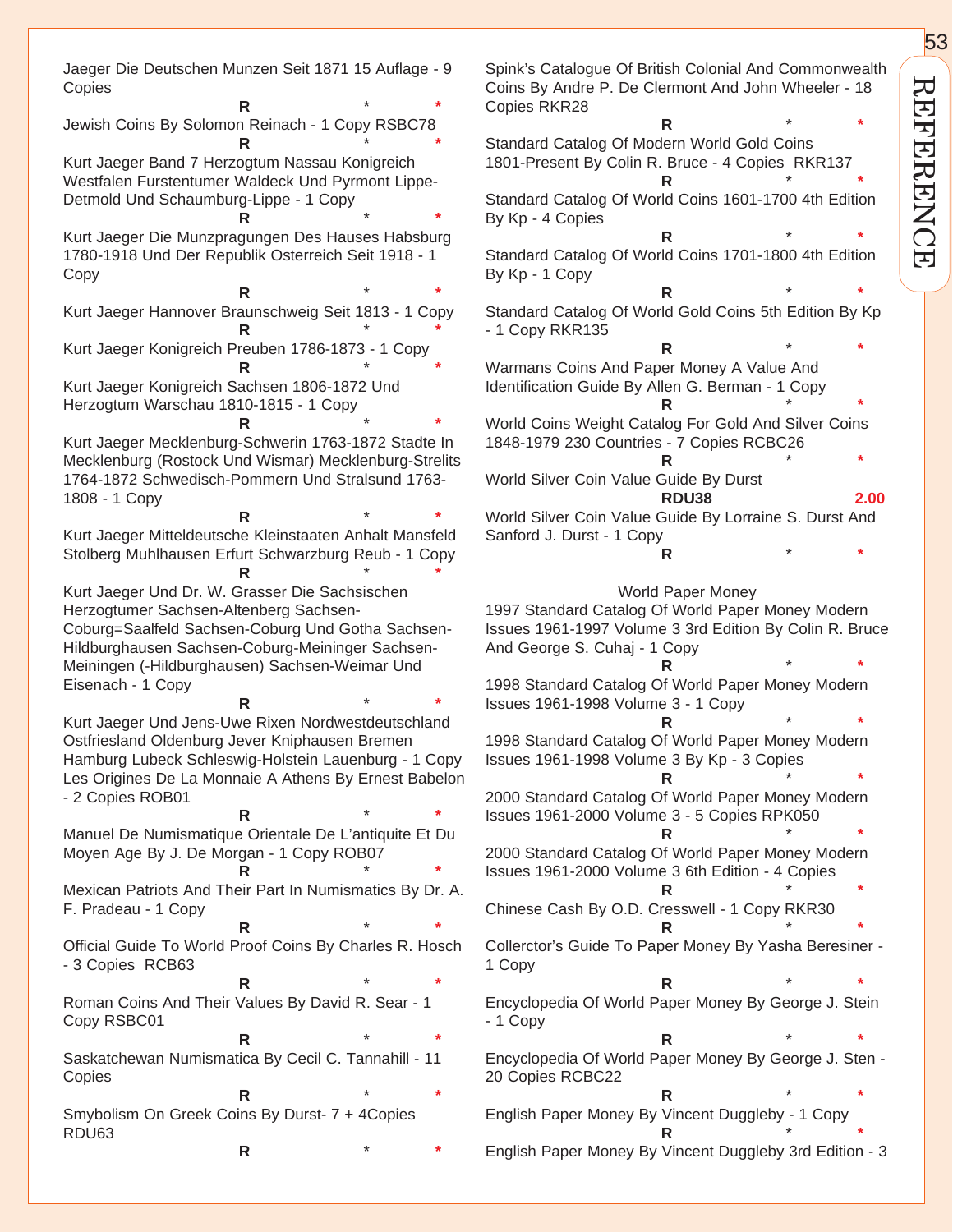Jaeger Die Deutschen Munzen Seit 1871 15 Auflage - 9 Copies

R * *

Jewish Coins By Solomon Reinach - 1 Copy RSBC78

R * *

Kurt Jaeger Band 7 Herzogtum Nassau Konigreich Westfalen Furstentumer Waldeck Und Pyrmont Lippe-Detmold Und Schaumburg-Lippe - 1 Copy

R * *

Kurt Jaeger Die Munzpragungen Des Hauses Habsburg 1780-1918 Und Der Republik Osterreich Seit 1918 - 1 Copy

R * *

Kurt Jaeger Hannover Braunschweig Seit 1813 - 1 Copy

R * *

Kurt Jaeger Konigreich Preuben 1786-1873 - 1 Copy

R * *

Kurt Jaeger Konigreich Sachsen 1806-1872 Und Herzogtum Warschau 1810-1815 - 1 Copy

R * *

Kurt Jaeger Mecklenburg-Schwerin 1763-1872 Stadte In Mecklenburg (Rostock Und Wismar) Mecklenburg-Strelits 1764-1872 Schwedisch-Pommern Und Stralsund 1763-1808 - 1 Copy

R * *

Kurt Jaeger Mitteldeutsche Kleinstaaten Anhalt Mansfeld Stolberg Muhlhausen Erfurt Schwarzburg Reub - 1 Copy

R * *

Kurt Jaeger Und Dr. W. Grasser Die Sachsischen Herzogtumer Sachsen-Altenberg Sachsen-Coburg=Saalfeld Sachsen-Coburg Und Gotha Sachsen-Hildburghausen Sachsen-Coburg-Meininger Sachsen-Meiningen (-Hildburghausen) Sachsen-Weimar Und Eisenach - 1 Copy

R * *

Kurt Jaeger Und Jens-Uwe Rixen Nordwestdeutschland Ostfriesland Oldenburg Jever Kniphausen Bremen Hamburg Lubeck Schleswig-Holstein Lauenburg - 1 Copy

Les Origines De La Monnaie A Athens By Ernest Babelon - 2 Copies ROB01

R * *

Manuel De Numismatique Orientale De L'antiquite Et Du Moyen Age By J. De Morgan - 1 Copy ROB07

R * *

Mexican Patriots And Their Part In Numismatics By Dr. A. F. Pradeau - 1 Copy

R * *

Official Guide To World Proof Coins By Charles R. Hosch - 3 Copies RCB63

R * *

Roman Coins And Their Values By David R. Sear - 1 Copy RSBC01

R * *

Saskatchewan Numismatica By Cecil C. Tannahill - 11 Copies

R * *

Smybolism On Greek Coins By Durst- 7 + 4Copies RDU63

R * *

Spink's Catalogue Of British Colonial And Commonwealth Coins By Andre P. De Clermont And John Wheeler - 18 Copies RKR28

R * *

Standard Catalog Of Modern World Gold Coins 1801-Present By Colin R. Bruce - 4 Copies RKR137

R * *

Standard Catalog Of World Coins 1601-1700 4th Edition By Kp - 4 Copies

R * *

Standard Catalog Of World Coins 1701-1800 4th Edition By Kp - 1 Copy

R * *

Standard Catalog Of World Gold Coins 5th Edition By Kp - 1 Copy RKR135

R * *

Warmans Coins And Paper Money A Value And Identification Guide By Allen G. Berman - 1 Copy

R * *

World Coins Weight Catalog For Gold And Silver Coins 1848-1979 230 Countries - 7 Copies RCBC26

R * *

World Silver Coin Value Guide By Durst

**RDU38** **2.00**

World Silver Coin Value Guide By Lorraine S. Durst And Sanford J. Durst - 1 Copy

R * *

World Paper Money

1997 Standard Catalog Of World Paper Money Modern Issues 1961-1997 Volume 3 3rd Edition By Colin R. Bruce And George S. Cuhaj - 1 Copy

R * *

1998 Standard Catalog Of World Paper Money Modern Issues 1961-1998 Volume 3 - 1 Copy

R * *

1998 Standard Catalog Of World Paper Money Modern Issues 1961-1998 Volume 3 By Kp - 3 Copies

R * *

2000 Standard Catalog Of World Paper Money Modern Issues 1961-2000 Volume 3 - 5 Copies RPK050

R * *

2000 Standard Catalog Of World Paper Money Modern Issues 1961-2000 Volume 3 6th Edition - 4 Copies

R * *

Chinese Cash By O.D. Cresswell - 1 Copy RKR30

R * *

Collerctor's Guide To Paper Money By Yasha Beresiner - 1 Copy

R * *

Encyclopedia Of World Paper Money By George J. Stein - 1 Copy

R * *

Encyclopedia Of World Paper Money By George J. Sten - 20 Copies RCBC22

R * *

English Paper Money By Vincent Duggleby - 1 Copy

R * *

English Paper Money By Vincent Duggleby 3rd Edition - 3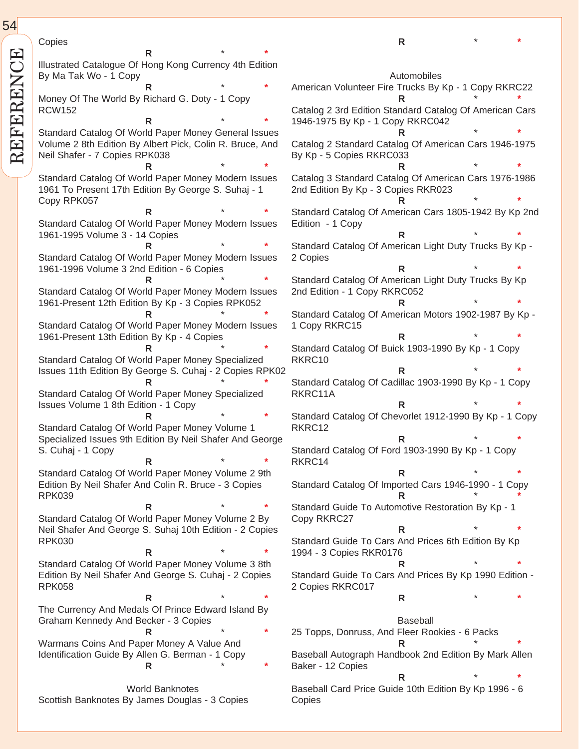Copies

R * *

Illustrated Catalogue Of Hong Kong Currency 4th Edition By Ma Tak Wo - 1 Copy

R * *

Money Of The World By Richard G. Doty - 1 Copy RCW152

R * *

Standard Catalog Of World Paper Money General Issues Volume 2 8th Edition By Albert Pick, Colin R. Bruce, And Neil Shafer - 7 Copies RPK038

R * *

Standard Catalog Of World Paper Money Modern Issues 1961 To Present 17th Edition By George S. Suhaj - 1 Copy RPK057

R * *

Standard Catalog Of World Paper Money Modern Issues 1961-1995 Volume 3 - 14 Copies

R * *

Standard Catalog Of World Paper Money Modern Issues 1961-1996 Volume 3 2nd Edition - 6 Copies

R * *

Standard Catalog Of World Paper Money Modern Issues 1961-Present 12th Edition By Kp - 3 Copies RPK052

R * *

Standard Catalog Of World Paper Money Modern Issues 1961-Present 13th Edition By Kp - 4 Copies

R * *

Standard Catalog Of World Paper Money Specialized Issues 11th Edition By George S. Cuhaj - 2 Copies RPK02

R * *

Standard Catalog Of World Paper Money Specialized Issues Volume 1 8th Edition - 1 Copy

R * *

Standard Catalog Of World Paper Money Volume 1 Specialized Issues 9th Edition By Neil Shafer And George S. Cuhaj - 1 Copy

R * *

Standard Catalog Of World Paper Money Volume 2 9th Edition By Neil Shafer And Colin R. Bruce - 3 Copies RPK039

R * *

Standard Catalog Of World Paper Money Volume 2 By Neil Shafer And George S. Suhaj 10th Edition - 2 Copies RPK030

R * *

Standard Catalog Of World Paper Money Volume 3 8th Edition By Neil Shafer And George S. Cuhaj - 2 Copies RPK058

R * *

The Currency And Medals Of Prince Edward Island By Graham Kennedy And Becker - 3 Copies

R * *

Warmans Coins And Paper Money A Value And Identification Guide By Allen G. Berman - 1 Copy

R * *

World Banknotes

Scottish Banknotes By James Douglas - 3 Copies

R * *

Automobiles

American Volunteer Fire Trucks By Kp - 1 Copy RKRC22

R * *

Catalog 2 3rd Edition Standard Catalog Of American Cars 1946-1975 By Kp - 1 Copy RKRC042

R * *

Catalog 2 Standard Catalog Of American Cars 1946-1975 By Kp - 5 Copies RKRC033

R * *

Catalog 3 Standard Catalog Of American Cars 1976-1986 2nd Edition By Kp - 3 Copies RKR023

R * *

Standard Catalog Of American Cars 1805-1942 By Kp 2nd Edition - 1 Copy

R * *

Standard Catalog Of American Light Duty Trucks By Kp - 2 Copies

R * *

Standard Catalog Of American Light Duty Trucks By Kp 2nd Edition - 1 Copy RKRC052

R * *

Standard Catalog Of American Motors 1902-1987 By Kp - 1 Copy RKRC15

R * *

Standard Catalog Of Buick 1903-1990 By Kp - 1 Copy RKRC10

R * *

Standard Catalog Of Cadillac 1903-1990 By Kp - 1 Copy RKRC11A

R * *

Standard Catalog Of Chevorlet 1912-1990 By Kp - 1 Copy RKRC12

R * *

Standard Catalog Of Ford 1903-1990 By Kp - 1 Copy RKRC14

R * *

Standard Catalog Of Imported Cars 1946-1990 - 1 Copy

R * *

Standard Guide To Automotive Restoration By Kp - 1 Copy RKRC27

R * *

Standard Guide To Cars And Prices 6th Edition By Kp 1994 - 3 Copies RKR0176

R * *

Standard Guide To Cars And Prices By Kp 1990 Edition - 2 Copies RKRC017

R * *

Baseball

25 Topps, Donruss, And Fleer Rookies - 6 Packs

R * *

Baseball Autograph Handbook 2nd Edition By Mark Allen Baker - 12 Copies

R * *

Baseball Card Price Guide 10th Edition By Kp 1996 - 6 Copies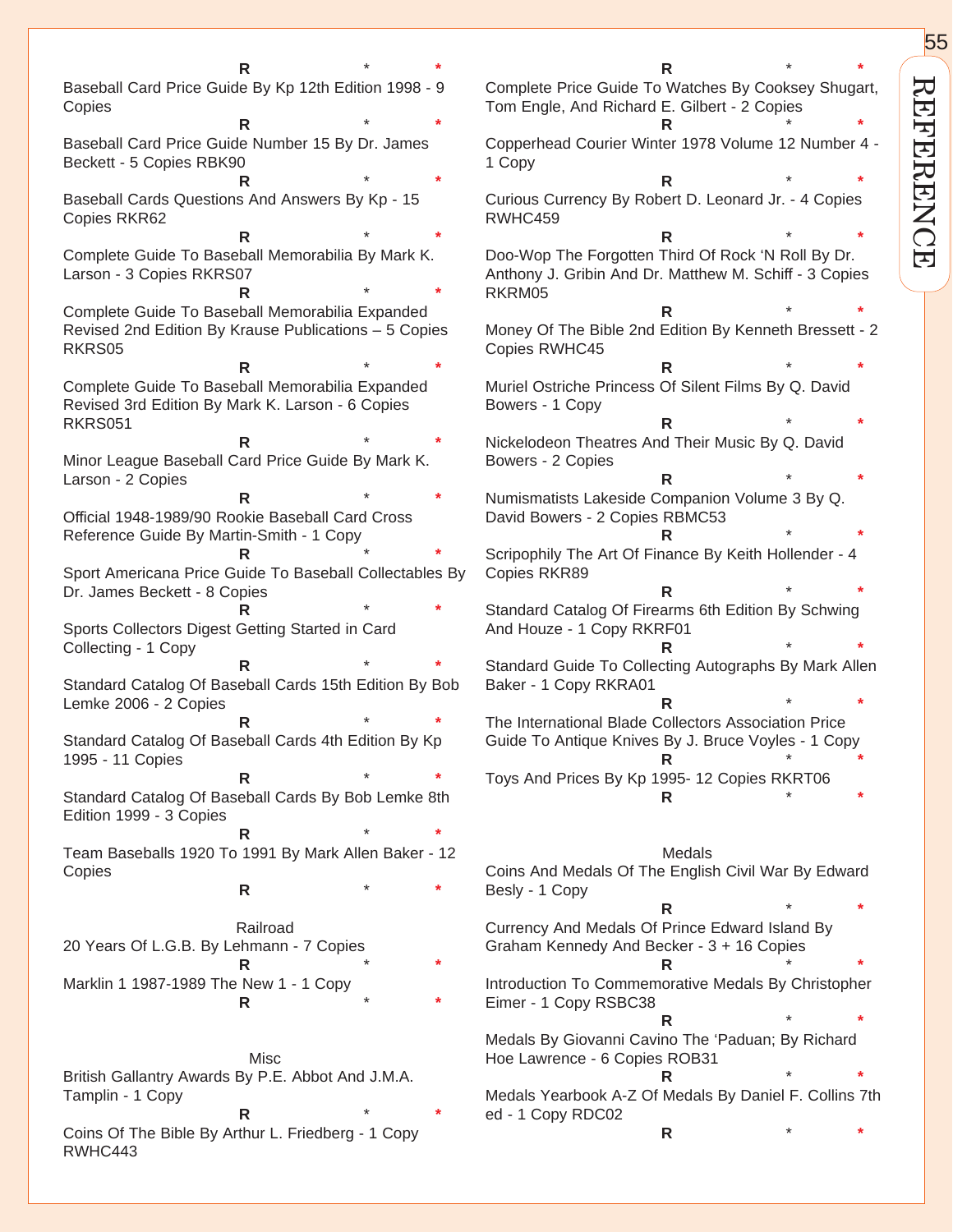R * *

Baseball Card Price Guide By Kp 12th Edition 1998 - 9 Copies

R * *

Baseball Card Price Guide Number 15 By Dr. James Beckett - 5 Copies RBK90

R * *

Baseball Cards Questions And Answers By Kp - 15 Copies RKR62

R * *

Complete Guide To Baseball Memorabilia By Mark K. Larson - 3 Copies RKRS07

R * *

Complete Guide To Baseball Memorabilia Expanded Revised 2nd Edition By Krause Publications – 5 Copies RKRS05

R * *

Complete Guide To Baseball Memorabilia Expanded Revised 3rd Edition By Mark K. Larson - 6 Copies RKRS051

R * *

Minor League Baseball Card Price Guide By Mark K. Larson - 2 Copies

R * *

Official 1948-1989/90 Rookie Baseball Card Cross Reference Guide By Martin-Smith - 1 Copy

R * *

Sport Americana Price Guide To Baseball Collectables By Dr. James Beckett - 8 Copies

R * *

Sports Collectors Digest Getting Started in Card Collecting - 1 Copy

R * *

Standard Catalog Of Baseball Cards 15th Edition By Bob Lemke 2006 - 2 Copies

R * *

Standard Catalog Of Baseball Cards 4th Edition By Kp 1995 - 11 Copies

R * *

Standard Catalog Of Baseball Cards By Bob Lemke 8th Edition 1999 - 3 Copies

R * *

Team Baseballs 1920 To 1991 By Mark Allen Baker - 12 Copies

R * *

## Railroad

20 Years Of L.G.B. By Lehmann - 7 Copies

R * *

Marklin 1 1987-1989 The New 1 - 1 Copy

R * *

## Misc

British Gallantry Awards By P.E. Abbot And J.M.A. Tamplin - 1 Copy

R * *

Coins Of The Bible By Arthur L. Friedberg - 1 Copy RWHC443

R * *

Complete Price Guide To Watches By Cooksey Shugart, Tom Engle, And Richard E. Gilbert - 2 Copies

R * *

Copperhead Courier Winter 1978 Volume 12 Number 4 - 1 Copy

R * *

Curious Currency By Robert D. Leonard Jr. - 4 Copies RWHC459

R * *

Doo-Wop The Forgotten Third Of Rock 'N Roll By Dr. Anthony J. Gribin And Dr. Matthew M. Schiff - 3 Copies RKRM05

R * *

Money Of The Bible 2nd Edition By Kenneth Bressett - 2 Copies RWHC45

R * *

Muriel Ostriche Princess Of Silent Films By Q. David Bowers - 1 Copy

R * *

Nickelodeon Theatres And Their Music By Q. David Bowers - 2 Copies

R * *

Numismatists Lakeside Companion Volume 3 By Q. David Bowers - 2 Copies RBMC53

R * *

Scripophily The Art Of Finance By Keith Hollender - 4 Copies RKR89

R * *

Standard Catalog Of Firearms 6th Edition By Schwing And Houze - 1 Copy RKRF01

R * *

Standard Guide To Collecting Autographs By Mark Allen Baker - 1 Copy RKRA01

R * *

The International Blade Collectors Association Price Guide To Antique Knives By J. Bruce Voyles - 1 Copy

R * *

Toys And Prices By Kp 1995- 12 Copies RKRT06

R * *

## Medals

Coins And Medals Of The English Civil War By Edward Besly - 1 Copy

R * *

Currency And Medals Of Prince Edward Island By Graham Kennedy And Becker - 3 + 16 Copies

R * *

Introduction To Commemorative Medals By Christopher Eimer - 1 Copy RSBC38

R * *

Medals By Giovanni Cavino The 'Paduan; By Richard Hoe Lawrence - 6 Copies ROB31

R * *

Medals Yearbook A-Z Of Medals By Daniel F. Collins 7th ed - 1 Copy RDC02

R * *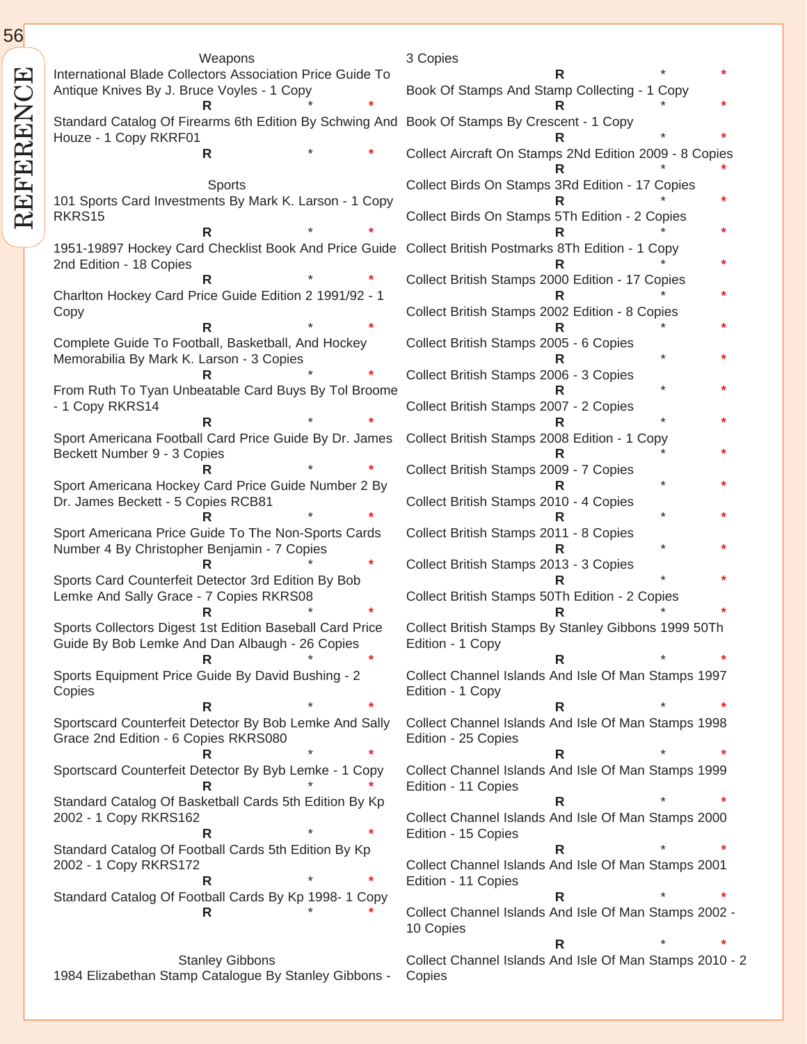### Weapons

International Blade Collectors Association Price Guide To Antique Knives By J. Bruce Voyles - 1 Copy

R * *

Standard Catalog Of Firearms 6th Edition By Schwing And Houze - 1 Copy RKRF01

R * *

### Sports

101 Sports Card Investments By Mark K. Larson - 1 Copy RKRS15

R * *

1951-19897 Hockey Card Checklist Book And Price Guide 2nd Edition - 18 Copies

R * *

Charlton Hockey Card Price Guide Edition 2 1991/92 - 1 Copy

R * *

Complete Guide To Football, Basketball, And Hockey Memorabilia By Mark K. Larson - 3 Copies

R * *

From Ruth To Tyan Unbeatable Card Buys By Tol Broome - 1 Copy RKRS14

R * *

Sport Americana Football Card Price Guide By Dr. James Beckett Number 9 - 3 Copies

R * *

Sport Americana Hockey Card Price Guide Number 2 By Dr. James Beckett - 5 Copies RCB81

R * *

Sport Americana Price Guide To The Non-Sports Cards Number 4 By Christopher Benjamin - 7 Copies

R * *

Sports Card Counterfeit Detector 3rd Edition By Bob Lemke And Sally Grace - 7 Copies RKRS08

R * *

Sports Collectors Digest 1st Edition Baseball Card Price Guide By Bob Lemke And Dan Albaugh - 26 Copies

R * *

Sports Equipment Price Guide By David Bushing - 2 Copies

R * *

Sportscard Counterfeit Detector By Bob Lemke And Sally Grace 2nd Edition - 6 Copies RKRS080

R * *

Sportscard Counterfeit Detector By Byb Lemke - 1 Copy

R * *

Standard Catalog Of Basketball Cards 5th Edition By Kp 2002 - 1 Copy RKRS162

R * *

Standard Catalog Of Football Cards 5th Edition By Kp 2002 - 1 Copy RKRS172

R * *

Standard Catalog Of Football Cards By Kp 1998- 1 Copy

R * *

### Stanley Gibbons

1984 Elizabethan Stamp Catalogue By Stanley Gibbons - 3 Copies

R * *

Book Of Stamps And Stamp Collecting - 1 Copy

R * *

Book Of Stamps By Crescent - 1 Copy

R * *

Collect Aircraft On Stamps 2Nd Edition 2009 - 8 Copies

R * *

Collect Birds On Stamps 3Rd Edition - 17 Copies

R * *

Collect Birds On Stamps 5Th Edition - 2 Copies

R * *

Collect British Postmarks 8Th Edition - 1 Copy

R * *

Collect British Stamps 2000 Edition - 17 Copies

R * *

Collect British Stamps 2002 Edition - 8 Copies

R * *

Collect British Stamps 2005 - 6 Copies

R * *

Collect British Stamps 2006 - 3 Copies

R * *

Collect British Stamps 2007 - 2 Copies

R * *

Collect British Stamps 2008 Edition - 1 Copy

R * *

Collect British Stamps 2009 - 7 Copies

R * *

Collect British Stamps 2010 - 4 Copies

R * *

Collect British Stamps 2011 - 8 Copies

R * *

Collect British Stamps 2013 - 3 Copies

R * *

Collect British Stamps 50Th Edition - 2 Copies

R * *

Collect British Stamps By Stanley Gibbons 1999 50Th Edition - 1 Copy

R * *

Collect Channel Islands And Isle Of Man Stamps 1997 Edition - 1 Copy

R * *

Collect Channel Islands And Isle Of Man Stamps 1998 Edition - 25 Copies

R * *

Collect Channel Islands And Isle Of Man Stamps 1999 Edition - 11 Copies

R * *

Collect Channel Islands And Isle Of Man Stamps 2000 Edition - 15 Copies

R * *

Collect Channel Islands And Isle Of Man Stamps 2001 Edition - 11 Copies

R * *

Collect Channel Islands And Isle Of Man Stamps 2002 - 10 Copies

R * *

Collect Channel Islands And Isle Of Man Stamps 2010 - 2 Copies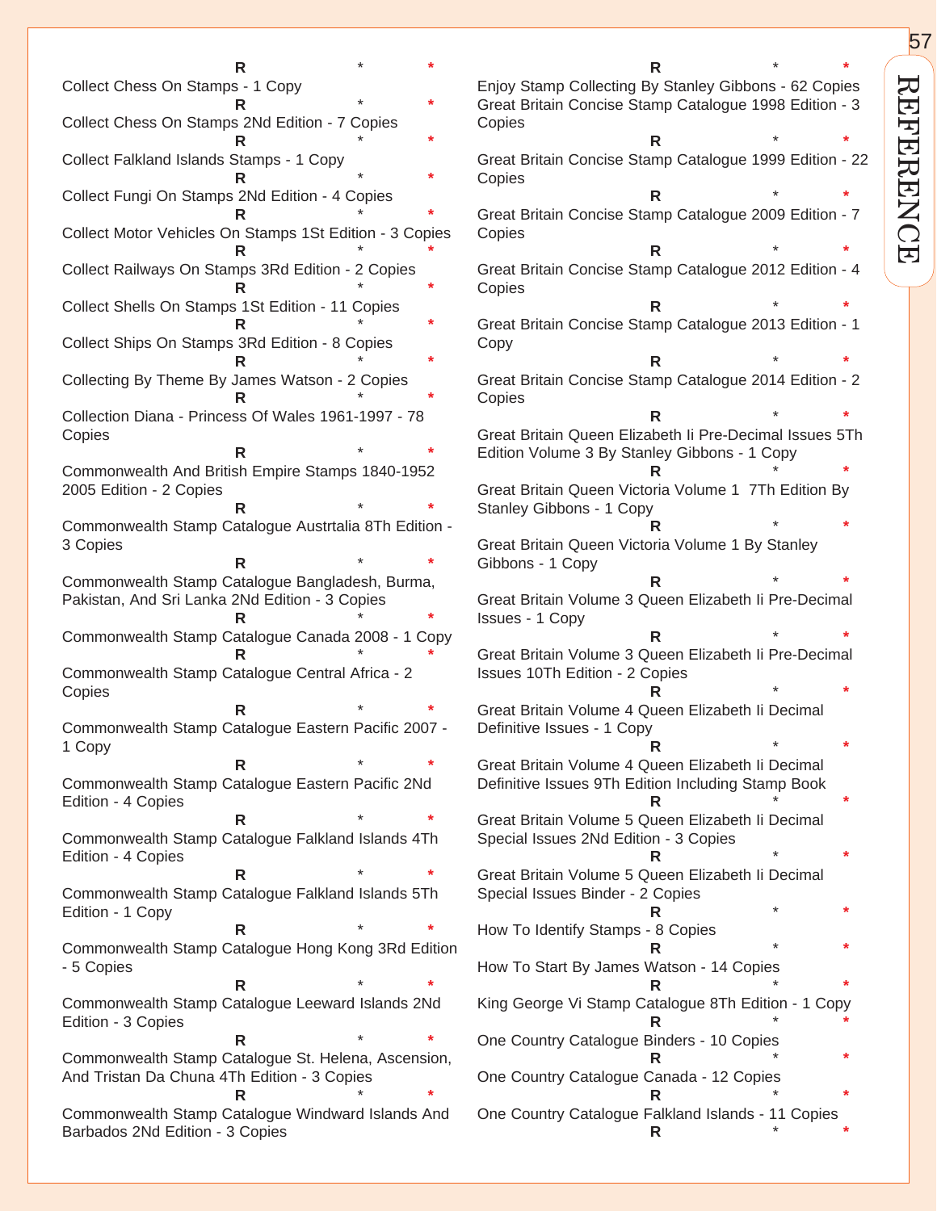R * *

Collect Chess On Stamps - 1 Copy

R * *

Collect Chess On Stamps 2Nd Edition - 7 Copies

R * *

Collect Falkland Islands Stamps - 1 Copy

R * *

Collect Fungi On Stamps 2Nd Edition - 4 Copies

R * *

Collect Motor Vehicles On Stamps 1St Edition - 3 Copies

R * *

Collect Railways On Stamps 3Rd Edition - 2 Copies

R * *

Collect Shells On Stamps 1St Edition - 11 Copies

R * *

Collect Ships On Stamps 3Rd Edition - 8 Copies

R * *

Collecting By Theme By James Watson - 2 Copies

R * *

Collection Diana - Princess Of Wales 1961-1997 - 78 Copies

R * *

Commonwealth And British Empire Stamps 1840-1952 2005 Edition - 2 Copies

R * *

Commonwealth Stamp Catalogue Austrtalia 8Th Edition - 3 Copies

R * *

Commonwealth Stamp Catalogue Bangladesh, Burma, Pakistan, And Sri Lanka 2Nd Edition - 3 Copies

R * *

Commonwealth Stamp Catalogue Canada 2008 - 1 Copy

R * *

Commonwealth Stamp Catalogue Central Africa - 2 Copies

R * *

Commonwealth Stamp Catalogue Eastern Pacific 2007 - 1 Copy

R * *

Commonwealth Stamp Catalogue Eastern Pacific 2Nd Edition - 4 Copies

R * *

Commonwealth Stamp Catalogue Falkland Islands 4Th Edition - 4 Copies

R * *

Commonwealth Stamp Catalogue Falkland Islands 5Th Edition - 1 Copy

R * *

Commonwealth Stamp Catalogue Hong Kong 3Rd Edition - 5 Copies

R * *

Commonwealth Stamp Catalogue Leeward Islands 2Nd Edition - 3 Copies

R * *

Commonwealth Stamp Catalogue St. Helena, Ascension, And Tristan Da Chuna 4Th Edition - 3 Copies

R * *

Commonwealth Stamp Catalogue Windward Islands And Barbados 2Nd Edition - 3 Copies

R * *

Enjoy Stamp Collecting By Stanley Gibbons - 62 Copies

Great Britain Concise Stamp Catalogue 1998 Edition - 3 Copies

R * *

Great Britain Concise Stamp Catalogue 1999 Edition - 22 Copies

R * *

Great Britain Concise Stamp Catalogue 2009 Edition - 7 Copies

R * *

Great Britain Concise Stamp Catalogue 2012 Edition - 4 Copies

R * *

Great Britain Concise Stamp Catalogue 2013 Edition - 1 Copy

R * *

Great Britain Concise Stamp Catalogue 2014 Edition - 2 Copies

R * *

Great Britain Queen Elizabeth Ii Pre-Decimal Issues 5Th Edition Volume 3 By Stanley Gibbons - 1 Copy

R * *

Great Britain Queen Victoria Volume 1 7Th Edition By Stanley Gibbons - 1 Copy

R * *

Great Britain Queen Victoria Volume 1 By Stanley Gibbons - 1 Copy

R * *

Great Britain Volume 3 Queen Elizabeth Ii Pre-Decimal Issues - 1 Copy

R * *

Great Britain Volume 3 Queen Elizabeth Ii Pre-Decimal Issues 10Th Edition - 2 Copies

R * *

Great Britain Volume 4 Queen Elizabeth Ii Decimal Definitive Issues - 1 Copy

R * *

Great Britain Volume 4 Queen Elizabeth Ii Decimal Definitive Issues 9Th Edition Including Stamp Book

R * *

Great Britain Volume 5 Queen Elizabeth Ii Decimal Special Issues 2Nd Edition - 3 Copies

R * *

Great Britain Volume 5 Queen Elizabeth Ii Decimal Special Issues Binder - 2 Copies

R * *

How To Identify Stamps - 8 Copies

R * *

How To Start By James Watson - 14 Copies

R * *

King George Vi Stamp Catalogue 8Th Edition - 1 Copy

R * *

One Country Catalogue Binders - 10 Copies

R * *

One Country Catalogue Canada - 12 Copies

R * *

One Country Catalogue Falkland Islands - 11 Copies

R * *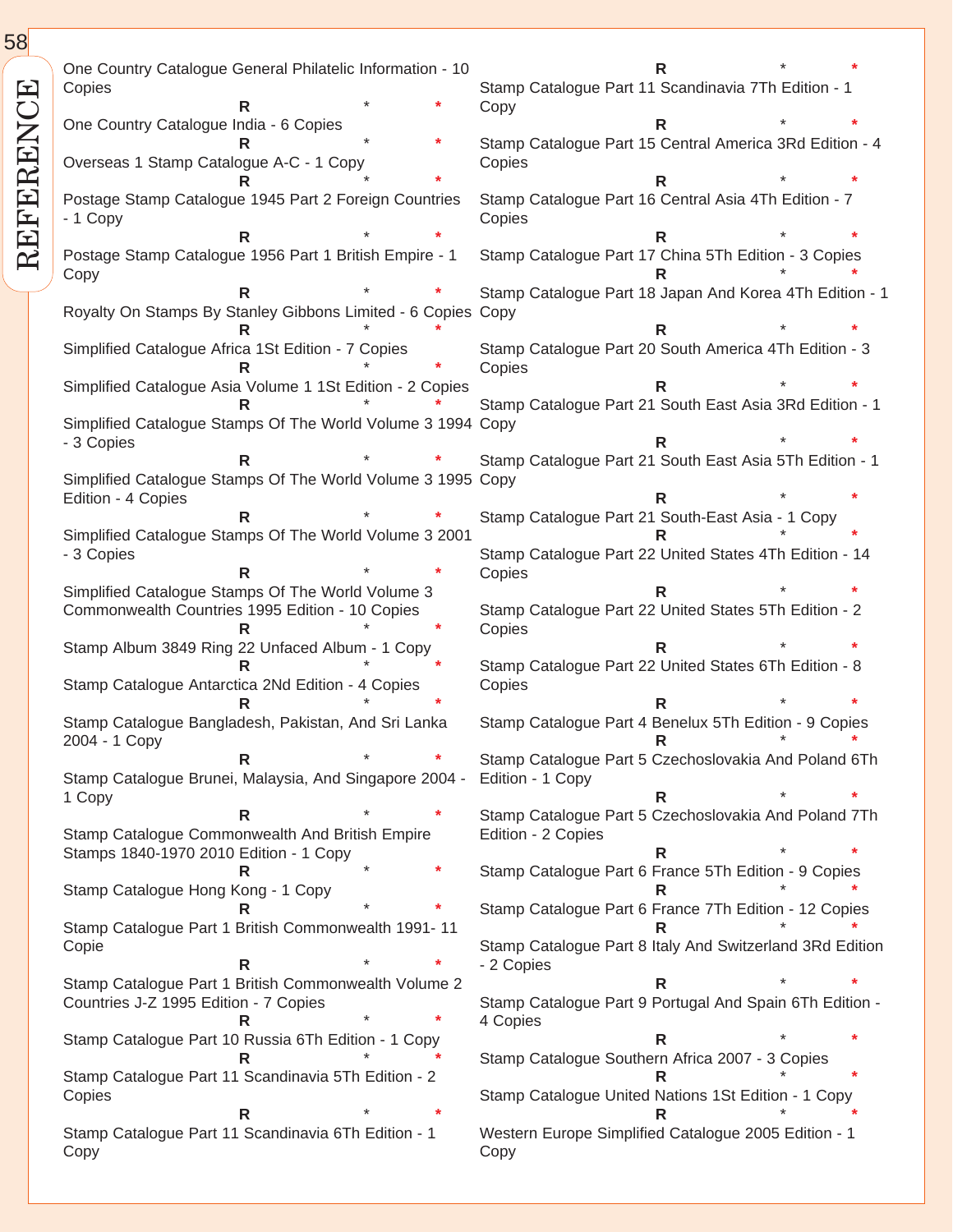One Country Catalogue General Philatelic Information - 10 Copies

R * *

One Country Catalogue India - 6 Copies

R * *

Overseas 1 Stamp Catalogue A-C - 1 Copy

R * *

Postage Stamp Catalogue 1945 Part 2 Foreign Countries - 1 Copy

R * *

Postage Stamp Catalogue 1956 Part 1 British Empire - 1 Copy

R * *

Royalty On Stamps By Stanley Gibbons Limited - 6 Copies

R * *

Simplified Catalogue Africa 1St Edition - 7 Copies

R * *

Simplified Catalogue Asia Volume 1 1St Edition - 2 Copies

R * *

Simplified Catalogue Stamps Of The World Volume 3 1994 - 3 Copies

R * *

Simplified Catalogue Stamps Of The World Volume 3 1995 Edition - 4 Copies

R * *

Simplified Catalogue Stamps Of The World Volume 3 2001 - 3 Copies

R * *

Simplified Catalogue Stamps Of The World Volume 3 Commonwealth Countries 1995 Edition - 10 Copies

R * *

Stamp Album 3849 Ring 22 Unfaced Album - 1 Copy

R * *

Stamp Catalogue Antarctica 2Nd Edition - 4 Copies

R * *

Stamp Catalogue Bangladesh, Pakistan, And Sri Lanka 2004 - 1 Copy

R * *

Stamp Catalogue Brunei, Malaysia, And Singapore 2004 - 1 Copy

R * *

Stamp Catalogue Commonwealth And British Empire Stamps 1840-1970 2010 Edition - 1 Copy

R * *

Stamp Catalogue Hong Kong - 1 Copy

R * *

Stamp Catalogue Part 1 British Commonwealth 1991- 11 Copie

R * *

Stamp Catalogue Part 1 British Commonwealth Volume 2 Countries J-Z 1995 Edition - 7 Copies

R * *

Stamp Catalogue Part 10 Russia 6Th Edition - 1 Copy

R * *

Stamp Catalogue Part 11 Scandinavia 5Th Edition - 2 Copies

R * *

Stamp Catalogue Part 11 Scandinavia 6Th Edition - 1 Copy

R * *

Stamp Catalogue Part 11 Scandinavia 7Th Edition - 1 Copy

R * *

Stamp Catalogue Part 15 Central America 3Rd Edition - 4 Copies

R * *

Stamp Catalogue Part 16 Central Asia 4Th Edition - 7 Copies

R * *

Stamp Catalogue Part 17 China 5Th Edition - 3 Copies

R * *

Stamp Catalogue Part 18 Japan And Korea 4Th Edition - 1 Copy

R * *

Stamp Catalogue Part 20 South America 4Th Edition - 3 Copies

R * *

Stamp Catalogue Part 21 South East Asia 3Rd Edition - 1 Copy

R * *

Stamp Catalogue Part 21 South East Asia 5Th Edition - 1 Copy

R * *

Stamp Catalogue Part 21 South-East Asia - 1 Copy

R * *

Stamp Catalogue Part 22 United States 4Th Edition - 14 Copies

R * *

Stamp Catalogue Part 22 United States 5Th Edition - 2 Copies

R * *

Stamp Catalogue Part 22 United States 6Th Edition - 8 Copies

R * *

Stamp Catalogue Part 4 Benelux 5Th Edition - 9 Copies

R * *

Stamp Catalogue Part 5 Czechoslovakia And Poland 6Th Edition - 1 Copy

R * *

Stamp Catalogue Part 5 Czechoslovakia And Poland 7Th Edition - 2 Copies

R * *

Stamp Catalogue Part 6 France 5Th Edition - 9 Copies

R * *

Stamp Catalogue Part 6 France 7Th Edition - 12 Copies

R * *

Stamp Catalogue Part 8 Italy And Switzerland 3Rd Edition - 2 Copies

R * *

Stamp Catalogue Part 9 Portugal And Spain 6Th Edition - 4 Copies

R * *

Stamp Catalogue Southern Africa 2007 - 3 Copies

R * *

Stamp Catalogue United Nations 1St Edition - 1 Copy

R * *

Western Europe Simplified Catalogue 2005 Edition - 1 Copy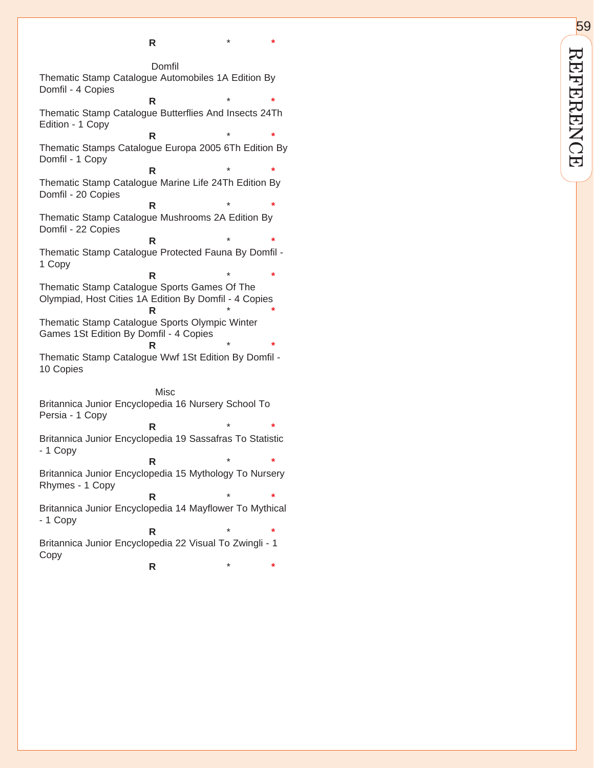R * *

Domfil

Thematic Stamp Catalogue Automobiles 1A Edition By Domfil - 4 Copies

R * *

Thematic Stamp Catalogue Butterflies And Insects 24Th Edition - 1 Copy

R * *

Thematic Stamps Catalogue Europa 2005 6Th Edition By Domfil - 1 Copy

R * *

Thematic Stamp Catalogue Marine Life 24Th Edition By Domfil - 20 Copies

R * *

Thematic Stamp Catalogue Mushrooms 2A Edition By Domfil - 22 Copies

R * *

Thematic Stamp Catalogue Protected Fauna By Domfil - 1 Copy

R * *

Thematic Stamp Catalogue Sports Games Of The Olympiad, Host Cities 1A Edition By Domfil - 4 Copies

R * *

Thematic Stamp Catalogue Sports Olympic Winter Games 1St Edition By Domfil - 4 Copies

R * *

Thematic Stamp Catalogue Wwf 1St Edition By Domfil - 10 Copies

Misc

Britannica Junior Encyclopedia 16 Nursery School To Persia - 1 Copy

R * *

Britannica Junior Encyclopedia 19 Sassafras To Statistic - 1 Copy

R * *

Britannica Junior Encyclopedia 15 Mythology To Nursery Rhymes - 1 Copy

R * *

Britannica Junior Encyclopedia 14 Mayflower To Mythical - 1 Copy

R * *

Britannica Junior Encyclopedia 22 Visual To Zwingli - 1 Copy

R * *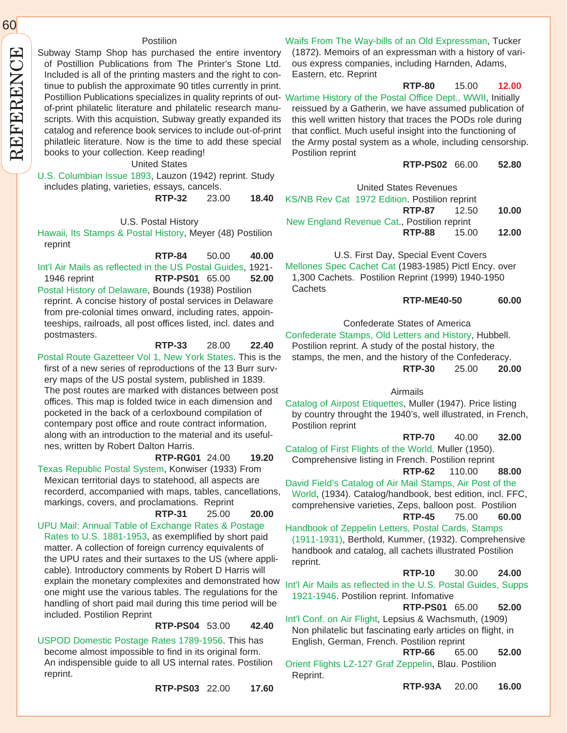## Postilion

Subway Stamp Shop has purchased the entire inventory of Postillion Publications from The Printer's Stone Ltd. Included is all of the printing masters and the right to continue to publish the approximate 90 titles currently in print. Postillion Publications specializes in quality reprints of out-of-print philatelic literature and philatelic research manuscripts. With this acquistion, Subway greatly expanded its catalog and reference book services to include out-of-print philatleic literature. Now is the time to add these special books to your collection. Keep reading!

### United States

U.S. Columbian Issue 1893, Lauzon (1942) reprint. Study includes plating, varieties, essays, cancels.
**RTP-32** 23.00 **18.40**

### U.S. Postal History

Hawaii, Its Stamps & Postal History, Meyer (48) Postilion reprint
**RTP-84** 50.00 **40.00**

Int'l Air Mails as reflected in the US Postal Guides, 1921-1946 reprint **RTP-PS01** 65.00 **52.00**

Postal History of Delaware, Bounds (1938) Postilion reprint. A concise history of postal services in Delaware from pre-colonial times onward, including rates, appointeeships, railroads, all post offices listed, incl. dates and postmasters.
**RTP-33** 28.00 **22.40**

Postal Route Gazetteer Vol 1, New York States. This is the first of a new series of reproductions of the 13 Burr survery maps of the US postal system, published in 1839. The post routes are marked with distances between post offices. This map is folded twice in each dimension and pocketed in the back of a cerloxbound compilation of contempary post office and route contract information, along with an introduction to the material and its usefulnes, written by Robert Dalton Harris.
**RTP-RG01** 24.00 **19.20**

Texas Republic Postal System, Konwiser (1933) From Mexican territorial days to statehood, all aspects are recorderd, accompanied with maps, tables, cancellations, markings, covers, and proclamations. Reprint
**RTP-31** 25.00 **20.00**

UPU Mail: Annual Table of Exchange Rates & Postage Rates to U.S. 1881-1953, as exemplified by short paid matter. A collection of foreign currency equivalents of the UPU rates and their surtaxes to the US (where applicable). Introductory comments by Robert D Harris will explain the monetary complexites and demonstrated how one might use the various tables. The regulations for the handling of short paid mail during this time period will be included. Postilion Reprint
**RTP-PS04** 53.00 **42.40**

USPOD Domestic Postage Rates 1789-1956. This has become almost impossible to find in its original form. An indispensible guide to all US internal rates. Postilion reprint.
**RTP-PS03** 22.00 **17.60**

Waifs From The Way-bills of an Old Expressman, Tucker (1872). Memoirs of an expressman with a history of various express companies, including Harnden, Adams, Eastern, etc. Reprint
**RTP-80** 15.00 **12.00**

Wartime History of the Postal Office Dept., WWII, Initially reissued by a Gatherin, we have assumed publication of this well written history that traces the PODs role during that conflict. Much useful insight into the functioning of the Army postal system as a whole, including censorship. Postilion reprint
**RTP-PS02** 66.00 **52.80**

### United States Revenues

KS/NB Rev Cat 1972 Edition. Postilion reprint
**RTP-87** 12.50 **10.00**

New England Revenue Cat., Postilion reprint
**RTP-88** 15.00 **12.00**

### U.S. First Day, Special Event Covers

Mellones Spec Cachet Cat (1983-1985) Pictl Ency. over 1,300 Cachets. Postilion Reprint (1999) 1940-1950 Cachets
**RTP-ME40-50** **60.00**

### Confederate States of America

Confederate Stamps, Old Letters and History, Hubbell. Postilion reprint. A study of the postal history, the stamps, the men, and the history of the Confederacy.
**RTP-30** 25.00 **20.00**

### Airmails

Catalog of Airpost Etiquettes, Muller (1947). Price listing by country throught the 1940's, well illustrated, in French, Postilion reprint
**RTP-70** 40.00 **32.00**

Catalog of First Flights of the World, Muller (1950). Comprehensive listing in French. Postilion reprint
**RTP-62** 110.00 **88.00**

David Field's Catalog of Air Mail Stamps, Air Post of the World, (1934). Catalog/handbook, best edition, incl. FFC, comprehensive varieties, Zeps, balloon post. Postilion
**RTP-45** 75.00 **60.00**

Handbook of Zeppelin Letters, Postal Cards, Stamps (1911-1931), Berthold, Kummer, (1932). Comprehensive handbook and catalog, all cachets illustrated Postilion reprint.
**RTP-10** 30.00 **24.00**

Int'l Air Mails as reflected in the U.S. Postal Guides, Supps 1921-1946. Postilion reprint. Infomative
**RTP-PS01** 65.00 **52.00**

Int'l Conf. on Air Flight, Lepsius & Wachsmuth, (1909) Non philatelic but fascinating early articles on flight, in English, German, French. Postilion reprint
**RTP-66** 65.00 **52.00**

Orient Flights LZ-127 Graf Zeppelin, Blau. Postilion Reprint.
**RTP-93A** 20.00 **16.00**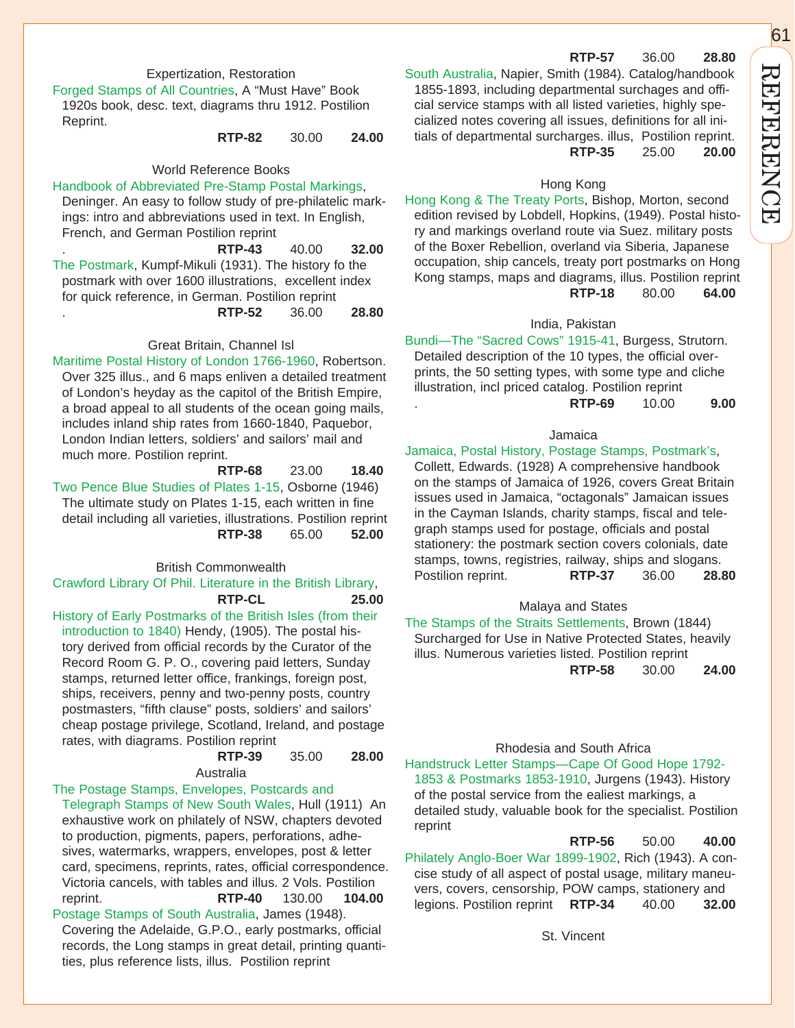### Expertization, Restoration

Forged Stamps of All Countries, A "Must Have" Book 1920s book, desc. text, diagrams thru 1912. Postilion Reprint.
**RTP-82** 30.00 **24.00**

### World Reference Books

Handbook of Abbreviated Pre-Stamp Postal Markings, Deninger. An easy to follow study of pre-philatelic markings: intro and abbreviations used in text. In English, French, and German Postilion reprint
. **RTP-43** 40.00 **32.00**

The Postmark, Kumpf-Mikuli (1931). The history fo the postmark with over 1600 illustrations, excellent index for quick reference, in German. Postilion reprint
. **RTP-52** 36.00 **28.80**

### Great Britain, Channel Isl

Maritime Postal History of London 1766-1960, Robertson. Over 325 illus., and 6 maps enliven a detailed treatment of London's heyday as the capitol of the British Empire, a broad appeal to all students of the ocean going mails, includes inland ship rates from 1660-1840, Paquebor, London Indian letters, soldiers' and sailors' mail and much more. Postilion reprint.
**RTP-68** 23.00 **18.40**

Two Pence Blue Studies of Plates 1-15, Osborne (1946) The ultimate study on Plates 1-15, each written in fine detail including all varieties, illustrations. Postilion reprint
**RTP-38** 65.00 **52.00**

### British Commonwealth

Crawford Library Of Phil. Literature in the British Library,
**RTP-CL** **25.00**

History of Early Postmarks of the British Isles (from their introduction to 1840) Hendy, (1905). The postal history derived from official records by the Curator of the Record Room G. P. O., covering paid letters, Sunday stamps, returned letter office, frankings, foreign post, ships, receivers, penny and two-penny posts, country postmasters, "fifth clause" posts, soldiers' and sailors' cheap postage privilege, Scotland, Ireland, and postage rates, with diagrams. Postilion reprint
**RTP-39** 35.00 **28.00**

### Australia

The Postage Stamps, Envelopes, Postcards and Telegraph Stamps of New South Wales, Hull (1911) An exhaustive work on philately of NSW, chapters devoted to production, pigments, papers, perforations, adhesives, watermarks, wrappers, envelopes, post & letter card, specimens, reprints, rates, official correspondence. Victoria cancels, with tables and illus. 2 Vols. Postilion reprint. **RTP-40** 130.00 **104.00**

Postage Stamps of South Australia, James (1948). Covering the Adelaide, G.P.O., early postmarks, official records, the Long stamps in great detail, printing quantities, plus reference lists, illus. Postilion reprint
**RTP-57** 36.00 **28.80**

South Australia, Napier, Smith (1984). Catalog/handbook 1855-1893, including departmental surchages and official service stamps with all listed varieties, highly specialized notes covering all issues, definitions for all initials of departmental surcharges. illus, Postilion reprint.
**RTP-35** 25.00 **20.00**

### Hong Kong

Hong Kong & The Treaty Ports, Bishop, Morton, second edition revised by Lobdell, Hopkins, (1949). Postal history and markings overland route via Suez. military posts of the Boxer Rebellion, overland via Siberia, Japanese occupation, ship cancels, treaty port postmarks on Hong Kong stamps, maps and diagrams, illus. Postilion reprint
**RTP-18** 80.00 **64.00**

### India, Pakistan

Bundi—The "Sacred Cows" 1915-41, Burgess, Strutorn. Detailed description of the 10 types, the official overprints, the 50 setting types, with some type and cliche illustration, incl priced catalog. Postilion reprint
. **RTP-69** 10.00 **9.00**

### Jamaica

Jamaica, Postal History, Postage Stamps, Postmark's, Collett, Edwards. (1928) A comprehensive handbook on the stamps of Jamaica of 1926, covers Great Britain issues used in Jamaica, "octagonals" Jamaican issues in the Cayman Islands, charity stamps, fiscal and telegraph stamps used for postage, officials and postal stationery: the postmark section covers colonials, date stamps, towns, registries, railway, ships and slogans. Postilion reprint. **RTP-37** 36.00 **28.80**

### Malaya and States

The Stamps of the Straits Settlements, Brown (1844) Surcharged for Use in Native Protected States, heavily illus. Numerous varieties listed. Postilion reprint
**RTP-58** 30.00 **24.00**

### Rhodesia and South Africa

Handstruck Letter Stamps—Cape Of Good Hope 1792-1853 & Postmarks 1853-1910, Jurgens (1943). History of the postal service from the ealiest markings, a detailed study, valuable book for the specialist. Postilion reprint
**RTP-56** 50.00 **40.00**

Philately Anglo-Boer War 1899-1902, Rich (1943). A concise study of all aspect of postal usage, military maneuvers, covers, censorship, POW camps, stationery and legions. Postilion reprint **RTP-34** 40.00 **32.00**

### St. Vincent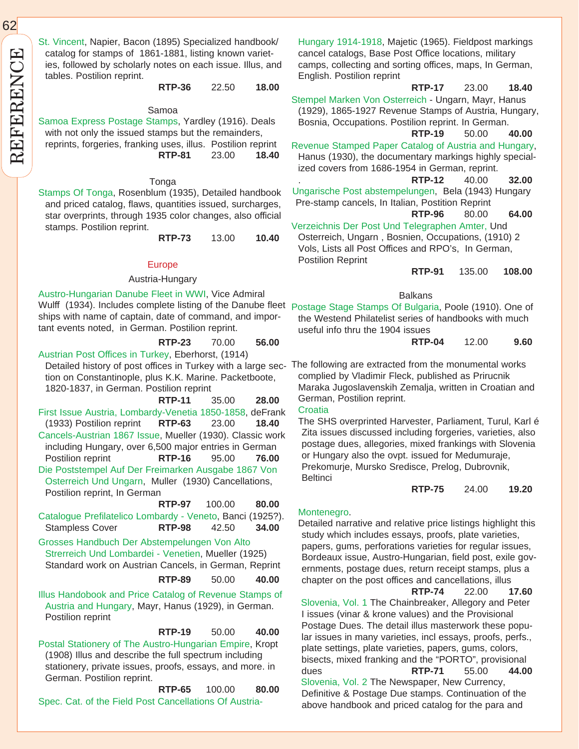**St. Vincent**, Napier, Bacon (1895) Specialized handbook/catalog for stamps of 1861-1881, listing known varieties, followed by scholarly notes on each issue. Illus, and tables. Postilion reprint.
**RTP-36** 22.50 **18.00**

### Samoa

**Samoa Express Postage Stamps**, Yardley (1916). Deals with not only the issued stamps but the remainders, reprints, forgeries, franking uses, illus. Postilion reprint
**RTP-81** 23.00 **18.40**

### Tonga

**Stamps Of Tonga**, Rosenblum (1935), Detailed handbook and priced catalog, flaws, quantities issued, surcharges, star overprints, through 1935 color changes, also official stamps. Postilion reprint.
**RTP-73** 13.00 **10.40**

## Europe

### Austria-Hungary

**Austro-Hungarian Danube Fleet in WWI**, Vice Admiral Wulff (1934). Includes complete listing of the Danube fleet ships with name of captain, date of command, and important events noted, in German. Postilion reprint.
**RTP-23** 70.00 **56.00**

**Austrian Post Offices in Turkey**, Eberhorst, (1914) Detailed history of post offices in Turkey with a large section on Constantinople, plus K.K. Marine. Packetboote, 1820-1837, in German. Postilion reprint
**RTP-11** 35.00 **28.00**

**First Issue Austria, Lombardy-Venetia 1850-1858**, deFrank (1933) Postilion reprint **RTP-63** 23.00 **18.40**

**Cancels-Austrian 1867 Issue**, Mueller (1930). Classic work including Hungary, over 6,500 major entries in German Postilion reprint **RTP-16** 95.00 **76.00**

**Die Poststempel Auf Der Freimarken Ausgabe 1867 Von Osterreich Und Ungarn**, Muller (1930) Cancellations, Postilion reprint, In German
**RTP-97** 100.00 **80.00**

**Catalogue Prefilatelico Lombardy - Veneto**, Banci (1925?). Stampless Cover **RTP-98** 42.50 **34.00**

**Grosses Handbuch Der Abstempelungen Von Alto Strerreich Und Lombardei - Venetien**, Mueller (1925) Standard work on Austrian Cancels, in German, Reprint
**RTP-89** 50.00 **40.00**

**Illus Handobook and Price Catalog of Revenue Stamps of Austria and Hungary**, Mayr, Hanus (1929), in German. Postilion reprint
**RTP-19** 50.00 **40.00**

**Postal Stationery of The Austro-Hungarian Empire**, Kropt (1908) Illus and describe the full spectrum including stationery, private issues, proofs, essays, and more. in German. Postilion reprint.
**RTP-65** 100.00 **80.00**

**Spec. Cat. of the Field Post Cancellations Of Austria-Hungary 1914-1918**, Majetic (1965). Fieldpost markings cancel catalogs, Base Post Office locations, military camps, collecting and sorting offices, maps, In German, English. Postilion reprint
**RTP-17** 23.00 **18.40**

**Stempel Marken Von Osterreich** - Ungarn, Mayr, Hanus (1929), 1865-1927 Revenue Stamps of Austria, Hungary, Bosnia, Occupations. Postilion reprint. In German.
**RTP-19** 50.00 **40.00**

**Revenue Stamped Paper Catalog of Austria and Hungary**, Hanus (1930), the documentary markings highly specialized covers from 1686-1954 in German, reprint.
. **RTP-12** 40.00 **32.00**

**Ungarische Post abstempelungen**, Bela (1943) Hungary Pre-stamp cancels, In Italian, Postition Reprint
**RTP-96** 80.00 **64.00**

**Verzeichnis Der Post Und Telegraphen Amter,** Und Osterreich, Ungarn , Bosnien, Occupations, (1910) 2 Vols, Lists all Post Offices and RPO's, In German, Postilion Reprint
**RTP-91** 135.00 **108.00**

### Balkans

**Postage Stage Stamps Of Bulgaria**, Poole (1910). One of the Westend Philatelist series of handbooks with much useful info thru the 1904 issues
**RTP-04** 12.00 **9.60**

The following are extracted from the monumental works complied by Vladimir Fleck, published as Prirucnik Maraka Jugoslavenskih Zemalja, written in Croatian and German, Postilion reprint.

**Croatia**
The SHS overprinted Harvester, Parliament, Turul, Karl é Zita issues discussed including forgeries, varieties, also postage dues, allegories, mixed frankings with Slovenia or Hungary also the ovpt. issued for Medumuraje, Prekomurje, Mursko Sredisce, Prelog, Dubrovnik, Beltinci
**RTP-75** 24.00 **19.20**

**Montenegro**.
Detailed narrative and relative price listings highlight this study which includes essays, proofs, plate varieties, papers, gums, perforations varieties for regular issues, Bordeaux issue, Austro-Hungarian, field post, exile governments, postage dues, return receipt stamps, plus a chapter on the post offices and cancellations, illus
**RTP-74** 22.00 **17.60**

**Slovenia, Vol. 1** The Chainbreaker, Allegory and Peter I issues (vinar & krone values) and the Provisional Postage Dues. The detail illus masterwork these popular issues in many varieties, incl essays, proofs, perfs., plate settings, plate varieties, papers, gums, colors, bisects, mixed franking and the "PORTO", provisional dues **RTP-71** 55.00 **44.00**

**Slovenia, Vol. 2** The Newspaper, New Currency, Definitive & Postage Due stamps. Continuation of the above handbook and priced catalog for the para and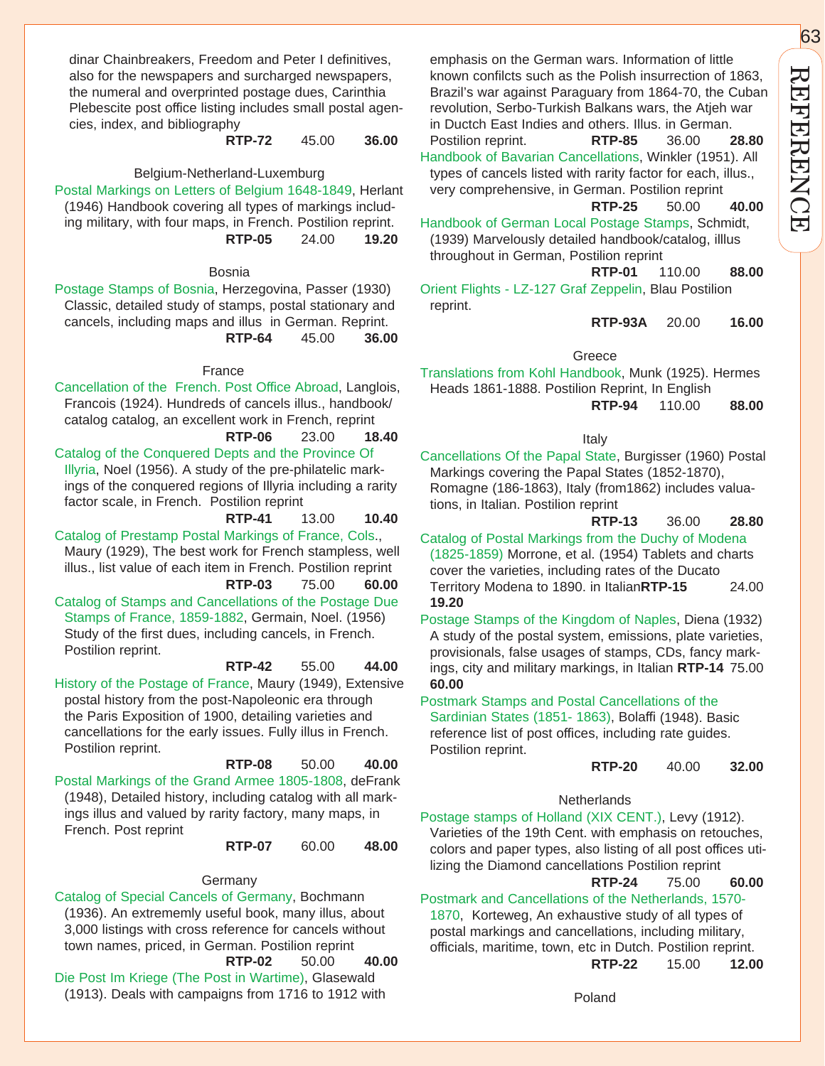dinar Chainbreakers, Freedom and Peter I definitives, also for the newspapers and surcharged newspapers, the numeral and overprinted postage dues, Carinthia Plebescite post office listing includes small postal agencies, index, and bibliography
**RTP-72** 45.00 **36.00**

### Belgium-Netherland-Luxemburg

Postal Markings on Letters of Belgium 1648-1849, Herlant (1946) Handbook covering all types of markings including military, with four maps, in French. Postilion reprint.
**RTP-05** 24.00 **19.20**

### Bosnia

Postage Stamps of Bosnia, Herzegovina, Passer (1930) Classic, detailed study of stamps, postal stationary and cancels, including maps and illus in German. Reprint.
**RTP-64** 45.00 **36.00**

### France

Cancellation of the French. Post Office Abroad, Langlois, Francois (1924). Hundreds of cancels illus., handbook/catalog catalog, an excellent work in French, reprint
**RTP-06** 23.00 **18.40**

Catalog of the Conquered Depts and the Province Of Illyria, Noel (1956). A study of the pre-philatelic markings of the conquered regions of Illyria including a rarity factor scale, in French. Postilion reprint
**RTP-41** 13.00 **10.40**

Catalog of Prestamp Postal Markings of France, Cols., Maury (1929), The best work for French stampless, well illus., list value of each item in French. Postilion reprint
**RTP-03** 75.00 **60.00**

Catalog of Stamps and Cancellations of the Postage Due Stamps of France, 1859-1882, Germain, Noel. (1956) Study of the first dues, including cancels, in French. Postilion reprint.
**RTP-42** 55.00 **44.00**

History of the Postage of France, Maury (1949), Extensive postal history from the post-Napoleonic era through the Paris Exposition of 1900, detailing varieties and cancellations for the early issues. Fully illus in French. Postilion reprint.
**RTP-08** 50.00 **40.00**

Postal Markings of the Grand Armee 1805-1808, deFrank (1948), Detailed history, including catalog with all markings illus and valued by rarity factory, many maps, in French. Post reprint
**RTP-07** 60.00 **48.00**

### Germany

Catalog of Special Cancels of Germany, Bochmann (1936). An extrememly useful book, many illus, about 3,000 listings with cross reference for cancels without town names, priced, in German. Postilion reprint
**RTP-02** 50.00 **40.00**

Die Post Im Kriege (The Post in Wartime), Glasewald (1913). Deals with campaigns from 1716 to 1912 with emphasis on the German wars. Information of little known confilcts such as the Polish insurrection of 1863, Brazil's war against Paraguary from 1864-70, the Cuban revolution, Serbo-Turkish Balkans wars, the Atjeh war in Ductch East Indies and others. Illus. in German. Postilion reprint. **RTP-85** 36.00 **28.80**

Handbook of Bavarian Cancellations, Winkler (1951). All types of cancels listed with rarity factor for each, illus., very comprehensive, in German. Postilion reprint
**RTP-25** 50.00 **40.00**

Handbook of German Local Postage Stamps, Schmidt, (1939) Marvelously detailed handbook/catalog, illlus throughout in German, Postilion reprint
**RTP-01** 110.00 **88.00**

Orient Flights - LZ-127 Graf Zeppelin, Blau Postilion reprint.
**RTP-93A** 20.00 **16.00**

### Greece

Translations from Kohl Handbook, Munk (1925). Hermes Heads 1861-1888. Postilion Reprint, In English
**RTP-94** 110.00 **88.00**

### Italy

Cancellations Of the Papal State, Burgisser (1960) Postal Markings covering the Papal States (1852-1870), Romagne (186-1863), Italy (from1862) includes valuations, in Italian. Postilion reprint
**RTP-13** 36.00 **28.80**

Catalog of Postal Markings from the Duchy of Modena (1825-1859) Morrone, et al. (1954) Tablets and charts cover the varieties, including rates of the Ducato Territory Modena to 1890. in Italian**RTP-15** 24.00 **19.20**

Postage Stamps of the Kingdom of Naples, Diena (1932) A study of the postal system, emissions, plate varieties, provisionals, false usages of stamps, CDs, fancy markings, city and military markings, in Italian **RTP-14** 75.00 **60.00**

Postmark Stamps and Postal Cancellations of the Sardinian States (1851- 1863), Bolaffi (1948). Basic reference list of post offices, including rate guides. Postilion reprint.
**RTP-20** 40.00 **32.00**

### Netherlands

Postage stamps of Holland (XIX CENT.), Levy (1912). Varieties of the 19th Cent. with emphasis on retouches, colors and paper types, also listing of all post offices utilizing the Diamond cancellations Postilion reprint
**RTP-24** 75.00 **60.00**

Postmark and Cancellations of the Netherlands, 1570-1870, Korteweg, An exhaustive study of all types of postal markings and cancellations, including military, officials, maritime, town, etc in Dutch. Postilion reprint.
**RTP-22** 15.00 **12.00**

### Poland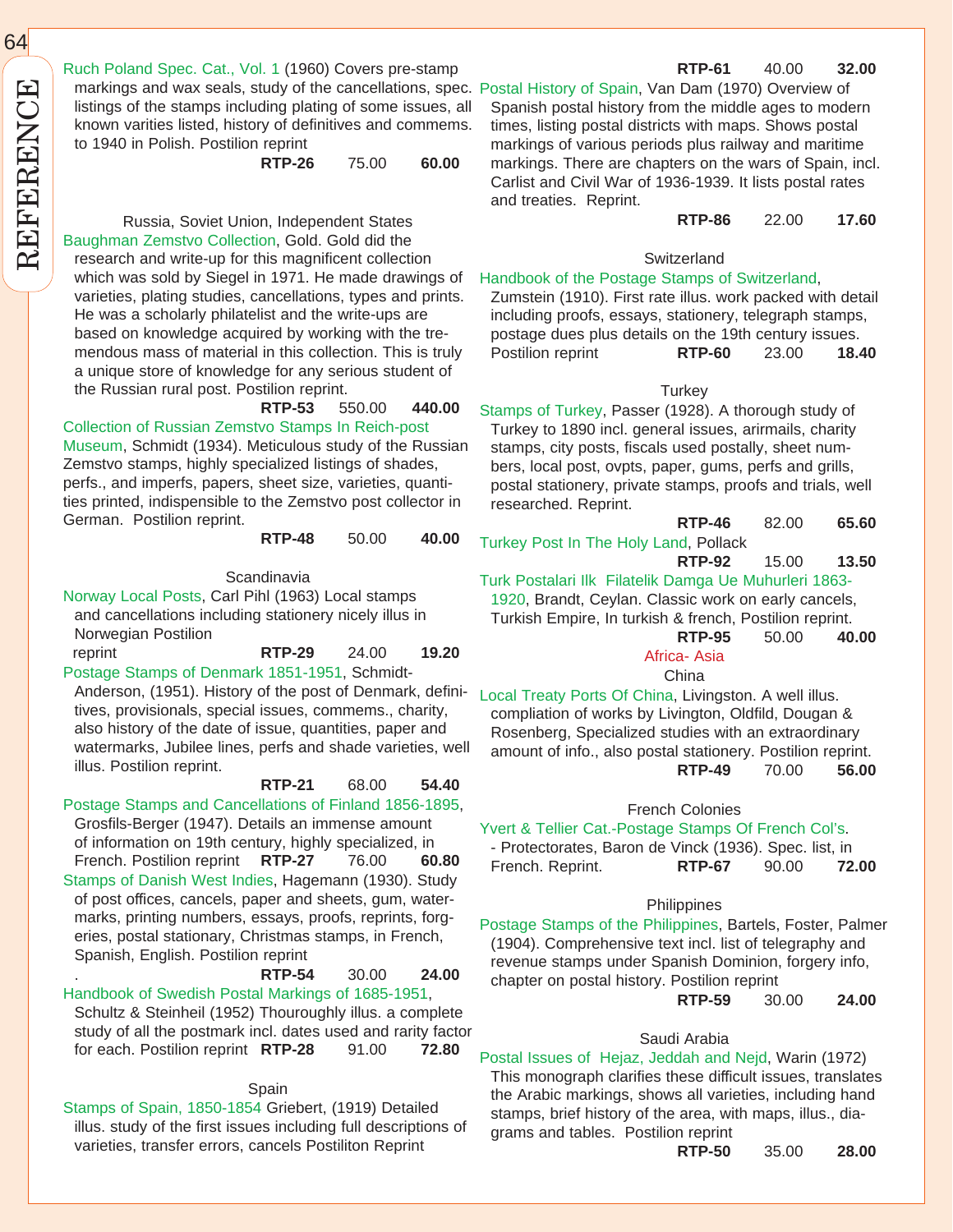Ruch Poland Spec. Cat., Vol. 1 (1960) Covers pre-stamp markings and wax seals, study of the cancellations, spec. listings of the stamps including plating of some issues, all known varities listed, history of definitives and commems. to 1940 in Polish. Postilion reprint
**RTP-26** 75.00 **60.00**

### Russia, Soviet Union, Independent States

Baughman Zemstvo Collection, Gold. Gold did the research and write-up for this magnificent collection which was sold by Siegel in 1971. He made drawings of varieties, plating studies, cancellations, types and prints. He was a scholarly philatelist and the write-ups are based on knowledge acquired by working with the tremendous mass of material in this collection. This is truly a unique store of knowledge for any serious student of the Russian rural post. Postilion reprint.
**RTP-53** 550.00 **440.00**

Collection of Russian Zemstvo Stamps In Reich-post Museum, Schmidt (1934). Meticulous study of the Russian Zemstvo stamps, highly specialized listings of shades, perfs., and imperfs, papers, sheet size, varieties, quantities printed, indispensible to the Zemstvo post collector in German. Postilion reprint.
**RTP-48** 50.00 **40.00**

### Scandinavia

Norway Local Posts, Carl Pihl (1963) Local stamps and cancellations including stationery nicely illus in Norwegian Postilion reprint
**RTP-29** 24.00 **19.20**

Postage Stamps of Denmark 1851-1951, Schmidt-Anderson, (1951). History of the post of Denmark, definitives, provisionals, special issues, commems., charity, also history of the date of issue, quantities, paper and watermarks, Jubilee lines, perfs and shade varieties, well illus. Postilion reprint.
**RTP-21** 68.00 **54.40**

Postage Stamps and Cancellations of Finland 1856-1895, Grosfils-Berger (1947). Details an immense amount of information on 19th century, highly specialized, in French. Postilion reprint **RTP-27** 76.00 **60.80**

Stamps of Danish West Indies, Hagemann (1930). Study of post offices, cancels, paper and sheets, gum, watermarks, printing numbers, essays, proofs, reprints, forgeries, postal stationary, Christmas stamps, in French, Spanish, English. Postilion reprint
. **RTP-54** 30.00 **24.00**

Handbook of Swedish Postal Markings of 1685-1951, Schultz & Steinheil (1952) Thouroughly illus. a complete study of all the postmark incl. dates used and rarity factor for each. Postilion reprint **RTP-28** 91.00 **72.80**

### Spain

Stamps of Spain, 1850-1854 Griebert, (1919) Detailed illus. study of the first issues including full descriptions of varieties, transfer errors, cancels Postiliton Reprint
**RTP-61** 40.00 **32.00**

Postal History of Spain, Van Dam (1970) Overview of Spanish postal history from the middle ages to modern times, listing postal districts with maps. Shows postal markings of various periods plus railway and maritime markings. There are chapters on the wars of Spain, incl. Carlist and Civil War of 1936-1939. It lists postal rates and treaties. Reprint.
**RTP-86** 22.00 **17.60**

### Switzerland

Handbook of the Postage Stamps of Switzerland, Zumstein (1910). First rate illus. work packed with detail including proofs, essays, stationery, telegraph stamps, postage dues plus details on the 19th century issues. Postilion reprint **RTP-60** 23.00 **18.40**

### Turkey

Stamps of Turkey, Passer (1928). A thorough study of Turkey to 1890 incl. general issues, arirmails, charity stamps, city posts, fiscals used postally, sheet numbers, local post, ovpts, paper, gums, perfs and grills, postal stationery, private stamps, proofs and trials, well researched. Reprint.
**RTP-46** 82.00 **65.60**

Turkey Post In The Holy Land, Pollack
**RTP-92** 15.00 **13.50**

Turk Postalari Ilk Filatelik Damga Ue Muhurleri 1863-1920, Brandt, Ceylan. Classic work on early cancels, Turkish Empire, In turkish & french, Postilion reprint.
**RTP-95** 50.00 **40.00**

## Africa- Asia

### China

Local Treaty Ports Of China, Livingston. A well illus. compliation of works by Livington, Oldfild, Dougan & Rosenberg, Specialized studies with an extraordinary amount of info., also postal stationery. Postilion reprint.
**RTP-49** 70.00 **56.00**

### French Colonies

Yvert & Tellier Cat.-Postage Stamps Of French Col's. - Protectorates, Baron de Vinck (1936). Spec. list, in French. Reprint. **RTP-67** 90.00 **72.00**

### Philippines

Postage Stamps of the Philippines, Bartels, Foster, Palmer (1904). Comprehensive text incl. list of telegraphy and revenue stamps under Spanish Dominion, forgery info, chapter on postal history. Postilion reprint
**RTP-59** 30.00 **24.00**

### Saudi Arabia

Postal Issues of Hejaz, Jeddah and Nejd, Warin (1972) This monograph clarifies these difficult issues, translates the Arabic markings, shows all varieties, including hand stamps, brief history of the area, with maps, illus., diagrams and tables. Postilion reprint
**RTP-50** 35.00 **28.00**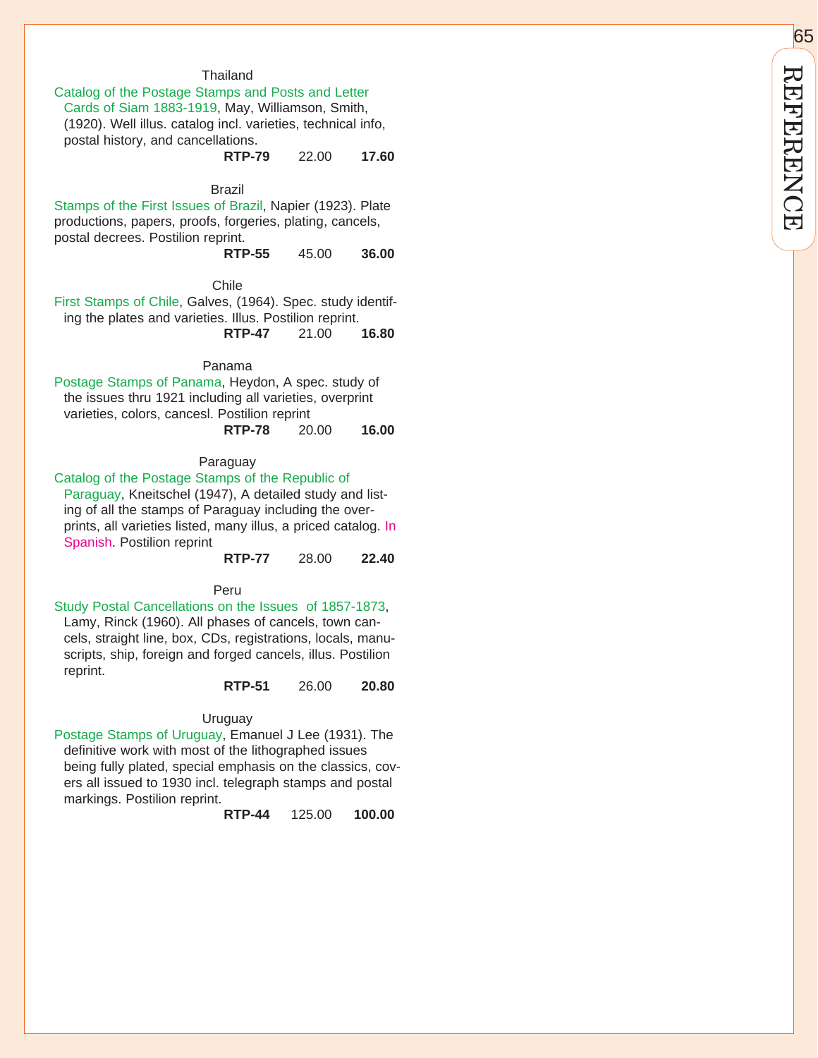### Thailand

Catalog of the Postage Stamps and Posts and Letter Cards of Siam 1883-1919, May, Williamson, Smith, (1920). Well illus. catalog incl. varieties, technical info, postal history, and cancellations.

**RTP-79** 22.00 **17.60**

### Brazil

Stamps of the First Issues of Brazil, Napier (1923). Plate productions, papers, proofs, forgeries, plating, cancels, postal decrees. Postilion reprint.

**RTP-55** 45.00 **36.00**

### Chile

First Stamps of Chile, Galves, (1964). Spec. study identifing the plates and varieties. Illus. Postilion reprint.

**RTP-47** 21.00 **16.80**

### Panama

Postage Stamps of Panama, Heydon, A spec. study of the issues thru 1921 including all varieties, overprint varieties, colors, cancesl. Postilion reprint

**RTP-78** 20.00 **16.00**

### Paraguay

Catalog of the Postage Stamps of the Republic of Paraguay, Kneitschel (1947), A detailed study and listing of all the stamps of Paraguay including the overprints, all varieties listed, many illus, a priced catalog. In Spanish. Postilion reprint

**RTP-77** 28.00 **22.40**

### Peru

Study Postal Cancellations on the Issues of 1857-1873, Lamy, Rinck (1960). All phases of cancels, town cancels, straight line, box, CDs, registrations, locals, manuscripts, ship, foreign and forged cancels, illus. Postilion reprint.

**RTP-51** 26.00 **20.80**

### Uruguay

Postage Stamps of Uruguay, Emanuel J Lee (1931). The definitive work with most of the lithographed issues being fully plated, special emphasis on the classics, covers all issued to 1930 incl. telegraph stamps and postal markings. Postilion reprint.

**RTP-44** 125.00 **100.00**